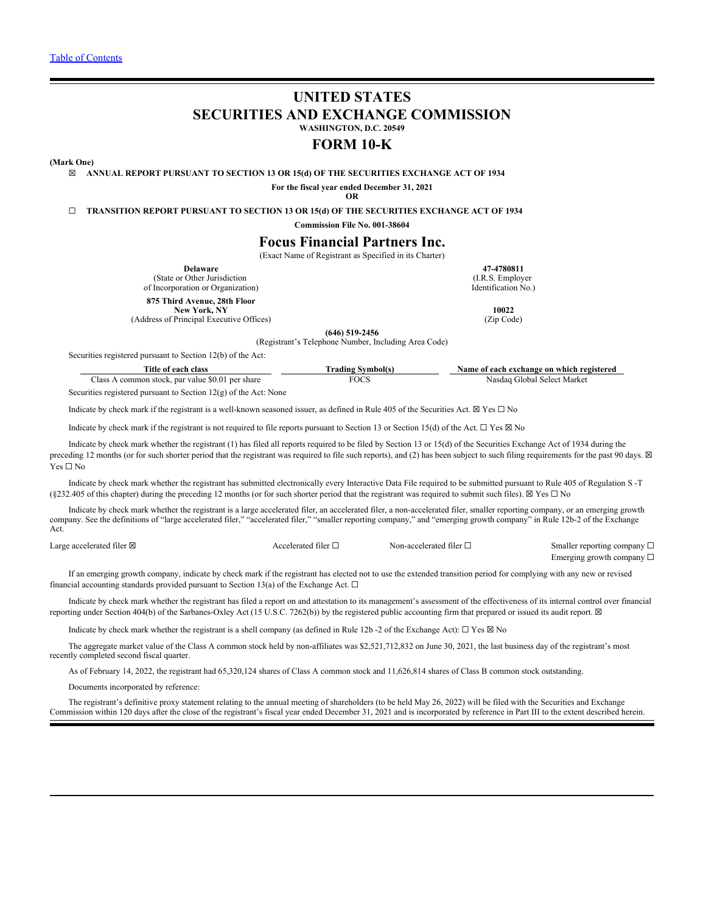[Table of Contents](#)

# UNITED STATES
# SECURITIES AND EXCHANGE COMMISSION

**WASHINGTON, D.C. 20549**

## FORM 10-K

**(Mark One)**

☒ **ANNUAL REPORT PURSUANT TO SECTION 13 OR 15(d) OF THE SECURITIES EXCHANGE ACT OF 1934**

**For the fiscal year ended December 31, 2021**

**OR**

☐ **TRANSITION REPORT PURSUANT TO SECTION 13 OR 15(d) OF THE SECURITIES EXCHANGE ACT OF 1934**

**Commission File No. 001-38604**

# Focus Financial Partners Inc.

(Exact Name of Registrant as Specified in its Charter)

| | |
|---|---|
| **Delaware**<br>(State or Other Jurisdiction of Incorporation or Organization) | **47-4780811**<br>(I.R.S. Employer Identification No.) |
| **875 Third Avenue, 28th Floor**<br>**New York, NY**<br>(Address of Principal Executive Offices) | **10022**<br>(Zip Code) |

**(646) 519-2456**

(Registrant's Telephone Number, Including Area Code)

Securities registered pursuant to Section 12(b) of the Act:

| Title of each class | Trading Symbol(s) | Name of each exchange on which registered |
|---|---|---|
| Class A common stock, par value $0.01 per share | FOCS | Nasdaq Global Select Market |

Securities registered pursuant to Section 12(g) of the Act: None

Indicate by check mark if the registrant is a well-known seasoned issuer, as defined in Rule 405 of the Securities Act. ☒ Yes ☐ No

Indicate by check mark if the registrant is not required to file reports pursuant to Section 13 or Section 15(d) of the Act. ☐ Yes ☒ No

Indicate by check mark whether the registrant (1) has filed all reports required to be filed by Section 13 or 15(d) of the Securities Exchange Act of 1934 during the preceding 12 months (or for such shorter period that the registrant was required to file such reports), and (2) has been subject to such filing requirements for the past 90 days. ☒ Yes ☐ No

Indicate by check mark whether the registrant has submitted electronically every Interactive Data File required to be submitted pursuant to Rule 405 of Regulation S -T (§232.405 of this chapter) during the preceding 12 months (or for such shorter period that the registrant was required to submit such files). ☒ Yes ☐ No

Indicate by check mark whether the registrant is a large accelerated filer, an accelerated filer, a non-accelerated filer, smaller reporting company, or an emerging growth company. See the definitions of "large accelerated filer," "accelerated filer," "smaller reporting company," and "emerging growth company" in Rule 12b-2 of the Exchange Act.

| | | | |
|---|---|---|---|
| Large accelerated filer ☒ | Accelerated filer ☐ | Non-accelerated filer ☐ | Smaller reporting company ☐ |
| | | | Emerging growth company ☐ |

If an emerging growth company, indicate by check mark if the registrant has elected not to use the extended transition period for complying with any new or revised financial accounting standards provided pursuant to Section 13(a) of the Exchange Act. ☐

Indicate by check mark whether the registrant has filed a report on and attestation to its management's assessment of the effectiveness of its internal control over financial reporting under Section 404(b) of the Sarbanes-Oxley Act (15 U.S.C. 7262(b)) by the registered public accounting firm that prepared or issued its audit report. ☒

Indicate by check mark whether the registrant is a shell company (as defined in Rule 12b -2 of the Exchange Act): ☐ Yes ☒ No

The aggregate market value of the Class A common stock held by non-affiliates was $2,521,712,832 on June 30, 2021, the last business day of the registrant's most recently completed second fiscal quarter.

As of February 14, 2022, the registrant had 65,320,124 shares of Class A common stock and 11,626,814 shares of Class B common stock outstanding.

Documents incorporated by reference:

The registrant's definitive proxy statement relating to the annual meeting of shareholders (to be held May 26, 2022) will be filed with the Securities and Exchange Commission within 120 days after the close of the registrant's fiscal year ended December 31, 2021 and is incorporated by reference in Part III to the extent described herein.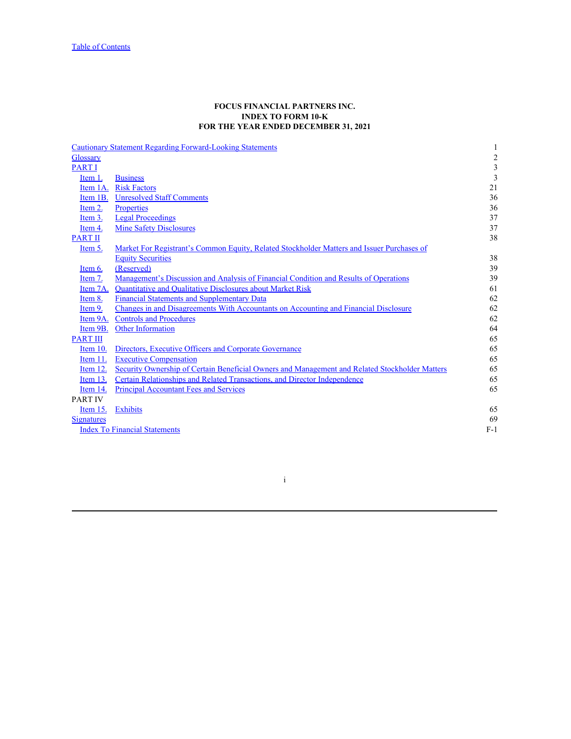[Table of Contents](#)

**FOCUS FINANCIAL PARTNERS INC.**
**INDEX TO FORM 10-K**
**FOR THE YEAR ENDED DECEMBER 31, 2021**

| | | |
|---|---|---|
| Cautionary Statement Regarding Forward-Looking Statements | | 1 |
| Glossary | | 2 |
| PART I | | 3 |
| Item 1. | Business | 3 |
| Item 1A. | Risk Factors | 21 |
| Item 1B. | Unresolved Staff Comments | 36 |
| Item 2. | Properties | 36 |
| Item 3. | Legal Proceedings | 37 |
| Item 4. | Mine Safety Disclosures | 37 |
| PART II | | 38 |
| Item 5. | Market For Registrant's Common Equity, Related Stockholder Matters and Issuer Purchases of Equity Securities | 38 |
| Item 6. | (Reserved) | 39 |
| Item 7. | Management's Discussion and Analysis of Financial Condition and Results of Operations | 39 |
| Item 7A. | Quantitative and Qualitative Disclosures about Market Risk | 61 |
| Item 8. | Financial Statements and Supplementary Data | 62 |
| Item 9. | Changes in and Disagreements With Accountants on Accounting and Financial Disclosure | 62 |
| Item 9A. | Controls and Procedures | 62 |
| Item 9B. | Other Information | 64 |
| PART III | | 65 |
| Item 10. | Directors, Executive Officers and Corporate Governance | 65 |
| Item 11. | Executive Compensation | 65 |
| Item 12. | Security Ownership of Certain Beneficial Owners and Management and Related Stockholder Matters | 65 |
| Item 13. | Certain Relationships and Related Transactions, and Director Independence | 65 |
| Item 14. | Principal Accountant Fees and Services | 65 |
| PART IV | | |
| Item 15. | Exhibits | 65 |
| Signatures | | 69 |
| Index To Financial Statements | | F-1 |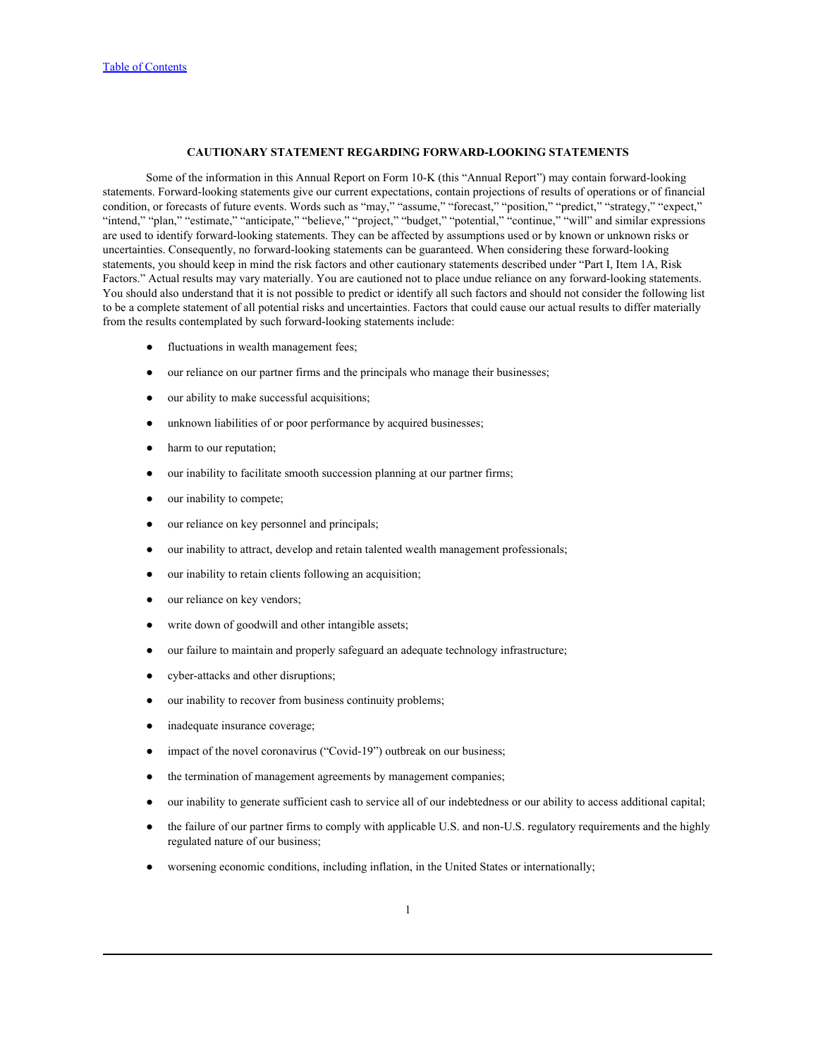## CAUTIONARY STATEMENT REGARDING FORWARD-LOOKING STATEMENTS

Some of the information in this Annual Report on Form 10-K (this "Annual Report") may contain forward-looking statements. Forward-looking statements give our current expectations, contain projections of results of operations or of financial condition, or forecasts of future events. Words such as "may," "assume," "forecast," "position," "predict," "strategy," "expect," "intend," "plan," "estimate," "anticipate," "believe," "project," "budget," "potential," "continue," "will" and similar expressions are used to identify forward-looking statements. They can be affected by assumptions used or by known or unknown risks or uncertainties. Consequently, no forward-looking statements can be guaranteed. When considering these forward-looking statements, you should keep in mind the risk factors and other cautionary statements described under "Part I, Item 1A, Risk Factors." Actual results may vary materially. You are cautioned not to place undue reliance on any forward-looking statements. You should also understand that it is not possible to predict or identify all such factors and should not consider the following list to be a complete statement of all potential risks and uncertainties. Factors that could cause our actual results to differ materially from the results contemplated by such forward-looking statements include:

- fluctuations in wealth management fees;
- our reliance on our partner firms and the principals who manage their businesses;
- our ability to make successful acquisitions;
- unknown liabilities of or poor performance by acquired businesses;
- harm to our reputation;
- our inability to facilitate smooth succession planning at our partner firms;
- our inability to compete;
- our reliance on key personnel and principals;
- our inability to attract, develop and retain talented wealth management professionals;
- our inability to retain clients following an acquisition;
- our reliance on key vendors;
- write down of goodwill and other intangible assets;
- our failure to maintain and properly safeguard an adequate technology infrastructure;
- cyber-attacks and other disruptions;
- our inability to recover from business continuity problems;
- inadequate insurance coverage;
- impact of the novel coronavirus ("Covid-19") outbreak on our business;
- the termination of management agreements by management companies;
- our inability to generate sufficient cash to service all of our indebtedness or our ability to access additional capital;
- the failure of our partner firms to comply with applicable U.S. and non-U.S. regulatory requirements and the highly regulated nature of our business;
- worsening economic conditions, including inflation, in the United States or internationally;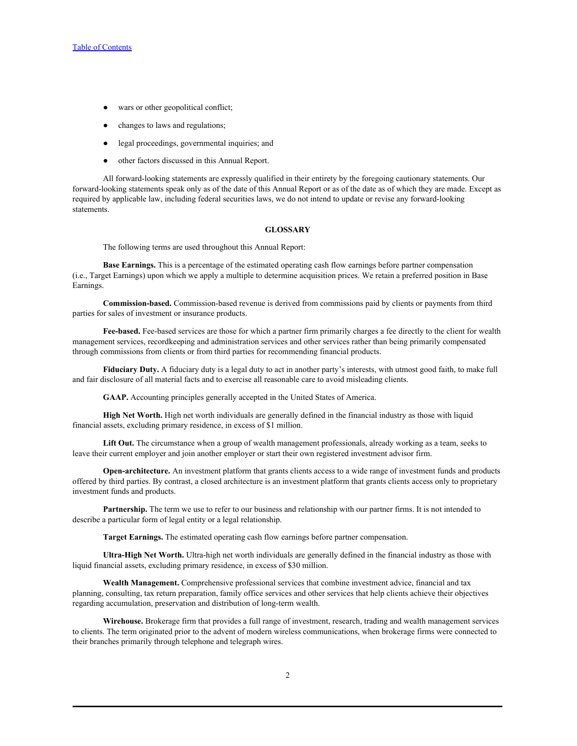- wars or other geopolitical conflict;
- changes to laws and regulations;
- legal proceedings, governmental inquiries; and
- other factors discussed in this Annual Report.

All forward-looking statements are expressly qualified in their entirety by the foregoing cautionary statements. Our forward-looking statements speak only as of the date of this Annual Report or as of the date as of which they are made. Except as required by applicable law, including federal securities laws, we do not intend to update or revise any forward-looking statements.

## GLOSSARY

The following terms are used throughout this Annual Report:

**Base Earnings.** This is a percentage of the estimated operating cash flow earnings before partner compensation (i.e., Target Earnings) upon which we apply a multiple to determine acquisition prices. We retain a preferred position in Base Earnings.

**Commission-based.** Commission-based revenue is derived from commissions paid by clients or payments from third parties for sales of investment or insurance products.

**Fee-based.** Fee-based services are those for which a partner firm primarily charges a fee directly to the client for wealth management services, recordkeeping and administration services and other services rather than being primarily compensated through commissions from clients or from third parties for recommending financial products.

**Fiduciary Duty.** A fiduciary duty is a legal duty to act in another party's interests, with utmost good faith, to make full and fair disclosure of all material facts and to exercise all reasonable care to avoid misleading clients.

**GAAP.** Accounting principles generally accepted in the United States of America.

**High Net Worth.** High net worth individuals are generally defined in the financial industry as those with liquid financial assets, excluding primary residence, in excess of $1 million.

**Lift Out.** The circumstance when a group of wealth management professionals, already working as a team, seeks to leave their current employer and join another employer or start their own registered investment advisor firm.

**Open-architecture.** An investment platform that grants clients access to a wide range of investment funds and products offered by third parties. By contrast, a closed architecture is an investment platform that grants clients access only to proprietary investment funds and products.

**Partnership.** The term we use to refer to our business and relationship with our partner firms. It is not intended to describe a particular form of legal entity or a legal relationship.

**Target Earnings.** The estimated operating cash flow earnings before partner compensation.

**Ultra-High Net Worth.** Ultra-high net worth individuals are generally defined in the financial industry as those with liquid financial assets, excluding primary residence, in excess of $30 million.

**Wealth Management.** Comprehensive professional services that combine investment advice, financial and tax planning, consulting, tax return preparation, family office services and other services that help clients achieve their objectives regarding accumulation, preservation and distribution of long-term wealth.

**Wirehouse.** Brokerage firm that provides a full range of investment, research, trading and wealth management services to clients. The term originated prior to the advent of modern wireless communications, when brokerage firms were connected to their branches primarily through telephone and telegraph wires.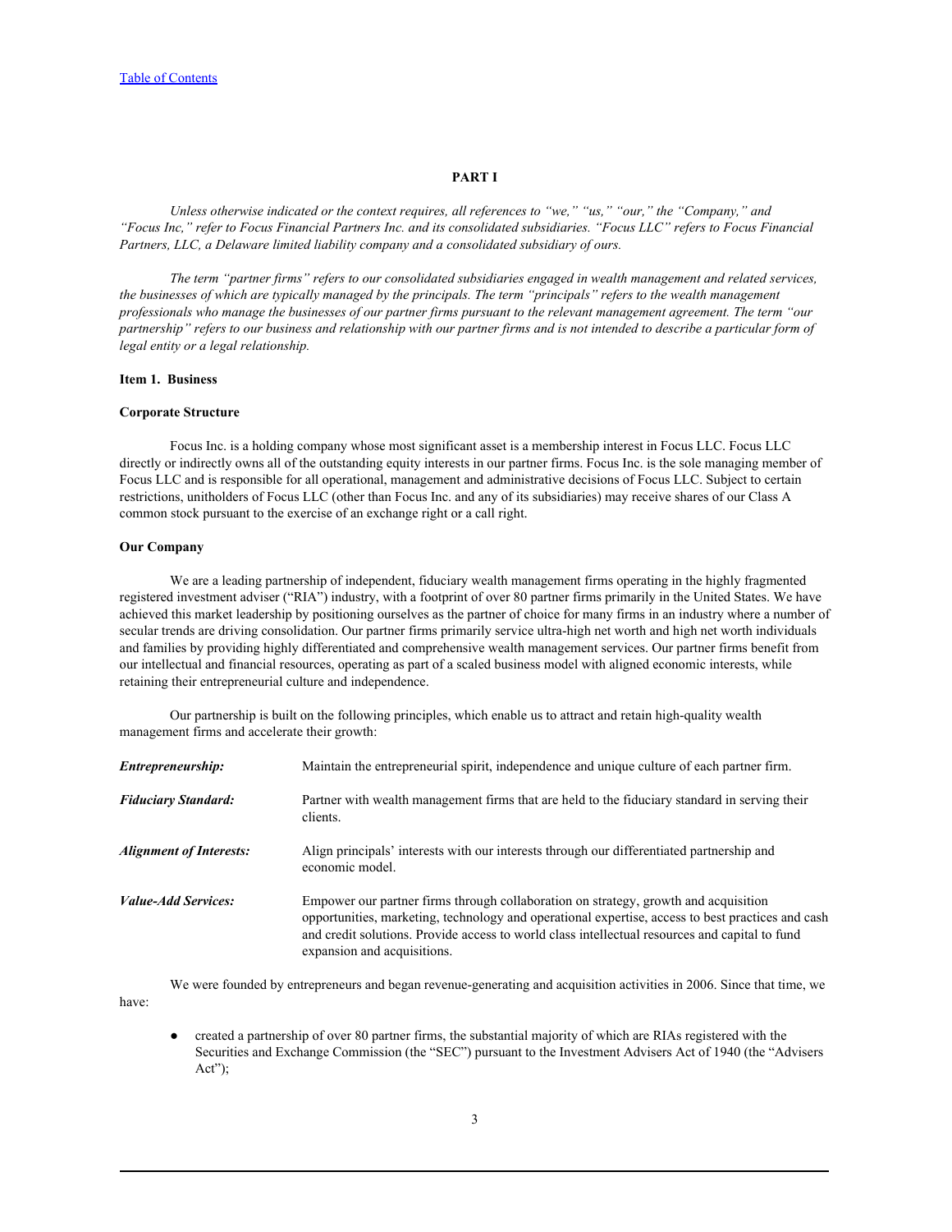**PART I**

*Unless otherwise indicated or the context requires, all references to "we," "us," "our," the "Company," and "Focus Inc," refer to Focus Financial Partners Inc. and its consolidated subsidiaries. "Focus LLC" refers to Focus Financial Partners, LLC, a Delaware limited liability company and a consolidated subsidiary of ours.*

*The term "partner firms" refers to our consolidated subsidiaries engaged in wealth management and related services, the businesses of which are typically managed by the principals. The term "principals" refers to the wealth management professionals who manage the businesses of our partner firms pursuant to the relevant management agreement. The term "our partnership" refers to our business and relationship with our partner firms and is not intended to describe a particular form of legal entity or a legal relationship.*

## Item 1. Business

### Corporate Structure

Focus Inc. is a holding company whose most significant asset is a membership interest in Focus LLC. Focus LLC directly or indirectly owns all of the outstanding equity interests in our partner firms. Focus Inc. is the sole managing member of Focus LLC and is responsible for all operational, management and administrative decisions of Focus LLC. Subject to certain restrictions, unitholders of Focus LLC (other than Focus Inc. and any of its subsidiaries) may receive shares of our Class A common stock pursuant to the exercise of an exchange right or a call right.

### Our Company

We are a leading partnership of independent, fiduciary wealth management firms operating in the highly fragmented registered investment adviser ("RIA") industry, with a footprint of over 80 partner firms primarily in the United States. We have achieved this market leadership by positioning ourselves as the partner of choice for many firms in an industry where a number of secular trends are driving consolidation. Our partner firms primarily service ultra-high net worth and high net worth individuals and families by providing highly differentiated and comprehensive wealth management services. Our partner firms benefit from our intellectual and financial resources, operating as part of a scaled business model with aligned economic interests, while retaining their entrepreneurial culture and independence.

Our partnership is built on the following principles, which enable us to attract and retain high-quality wealth management firms and accelerate their growth:

| | |
|---|---|
| ***Entrepreneurship:*** | Maintain the entrepreneurial spirit, independence and unique culture of each partner firm. |
| ***Fiduciary Standard:*** | Partner with wealth management firms that are held to the fiduciary standard in serving their clients. |
| ***Alignment of Interests:*** | Align principals' interests with our interests through our differentiated partnership and economic model. |
| ***Value-Add Services:*** | Empower our partner firms through collaboration on strategy, growth and acquisition opportunities, marketing, technology and operational expertise, access to best practices and cash and credit solutions. Provide access to world class intellectual resources and capital to fund expansion and acquisitions. |

We were founded by entrepreneurs and began revenue-generating and acquisition activities in 2006. Since that time, we have:

- created a partnership of over 80 partner firms, the substantial majority of which are RIAs registered with the Securities and Exchange Commission (the "SEC") pursuant to the Investment Advisers Act of 1940 (the "Advisers Act");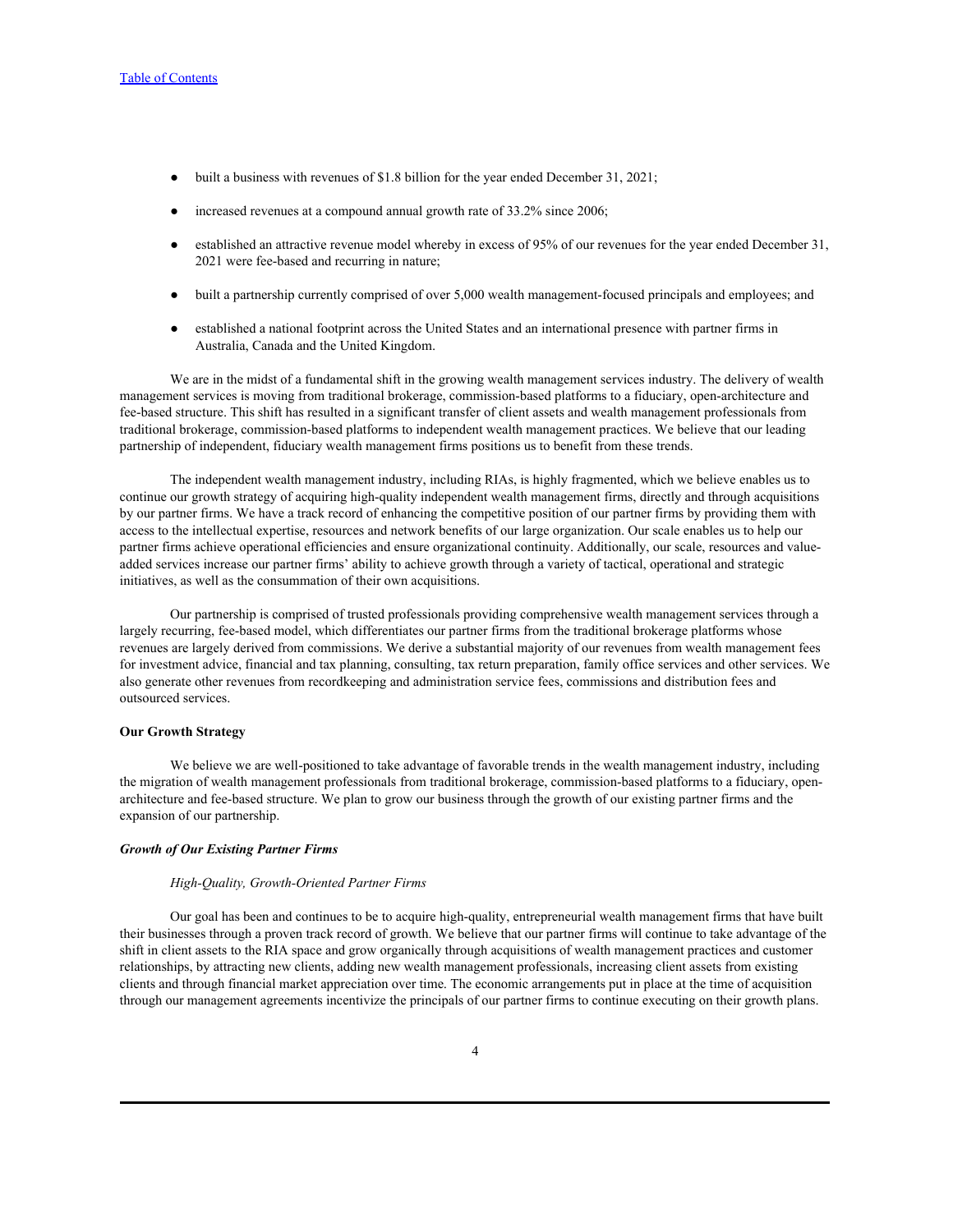- built a business with revenues of $1.8 billion for the year ended December 31, 2021;
- increased revenues at a compound annual growth rate of 33.2% since 2006;
- established an attractive revenue model whereby in excess of 95% of our revenues for the year ended December 31, 2021 were fee-based and recurring in nature;
- built a partnership currently comprised of over 5,000 wealth management-focused principals and employees; and
- established a national footprint across the United States and an international presence with partner firms in Australia, Canada and the United Kingdom.

We are in the midst of a fundamental shift in the growing wealth management services industry. The delivery of wealth management services is moving from traditional brokerage, commission-based platforms to a fiduciary, open-architecture and fee-based structure. This shift has resulted in a significant transfer of client assets and wealth management professionals from traditional brokerage, commission-based platforms to independent wealth management practices. We believe that our leading partnership of independent, fiduciary wealth management firms positions us to benefit from these trends.

The independent wealth management industry, including RIAs, is highly fragmented, which we believe enables us to continue our growth strategy of acquiring high-quality independent wealth management firms, directly and through acquisitions by our partner firms. We have a track record of enhancing the competitive position of our partner firms by providing them with access to the intellectual expertise, resources and network benefits of our large organization. Our scale enables us to help our partner firms achieve operational efficiencies and ensure organizational continuity. Additionally, our scale, resources and value-added services increase our partner firms' ability to achieve growth through a variety of tactical, operational and strategic initiatives, as well as the consummation of their own acquisitions.

Our partnership is comprised of trusted professionals providing comprehensive wealth management services through a largely recurring, fee-based model, which differentiates our partner firms from the traditional brokerage platforms whose revenues are largely derived from commissions. We derive a substantial majority of our revenues from wealth management fees for investment advice, financial and tax planning, consulting, tax return preparation, family office services and other services. We also generate other revenues from recordkeeping and administration service fees, commissions and distribution fees and outsourced services.

**Our Growth Strategy**

We believe we are well-positioned to take advantage of favorable trends in the wealth management industry, including the migration of wealth management professionals from traditional brokerage, commission-based platforms to a fiduciary, open-architecture and fee-based structure. We plan to grow our business through the growth of our existing partner firms and the expansion of our partnership.

***Growth of Our Existing Partner Firms***

*High-Quality, Growth-Oriented Partner Firms*

Our goal has been and continues to be to acquire high-quality, entrepreneurial wealth management firms that have built their businesses through a proven track record of growth. We believe that our partner firms will continue to take advantage of the shift in client assets to the RIA space and grow organically through acquisitions of wealth management practices and customer relationships, by attracting new clients, adding new wealth management professionals, increasing client assets from existing clients and through financial market appreciation over time. The economic arrangements put in place at the time of acquisition through our management agreements incentivize the principals of our partner firms to continue executing on their growth plans.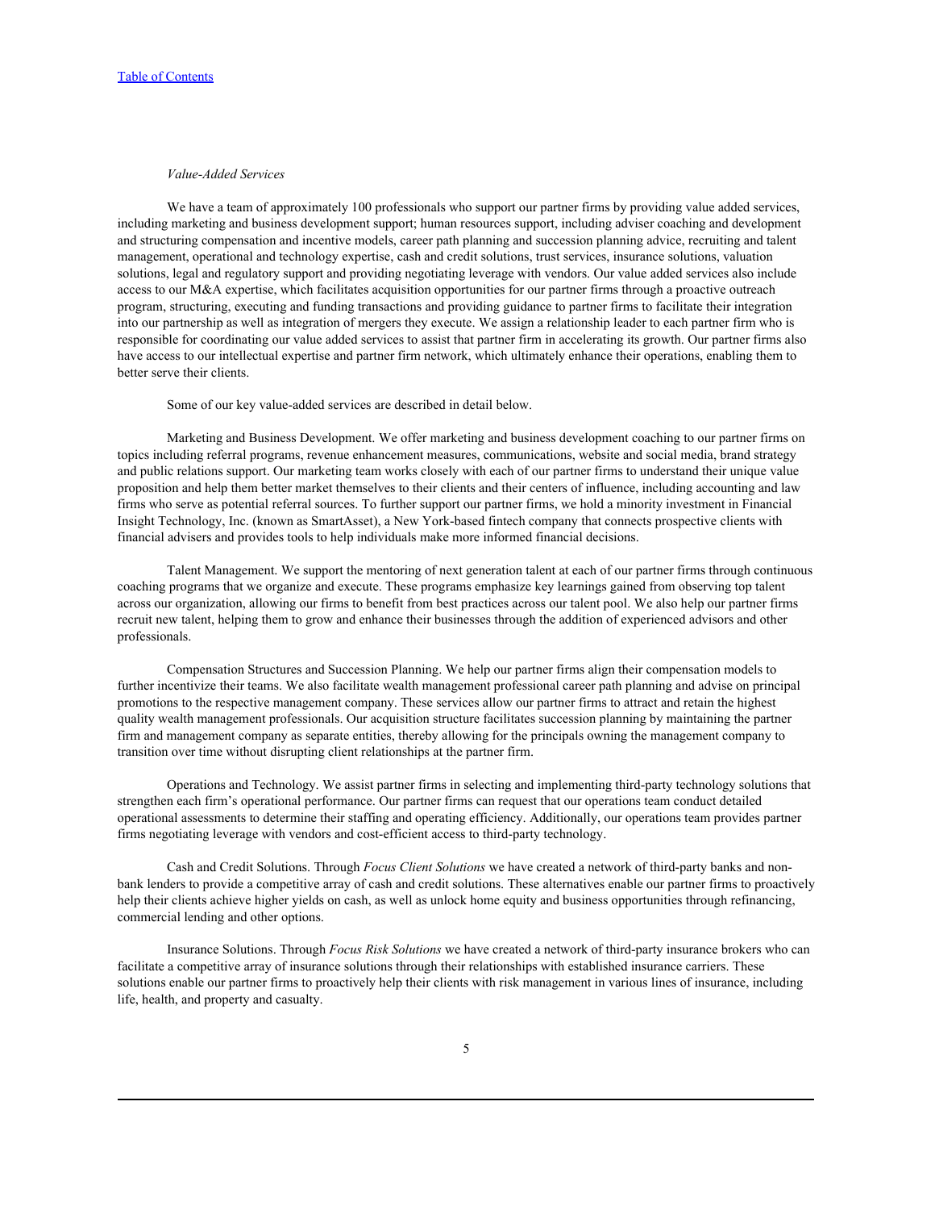*Value-Added Services*

We have a team of approximately 100 professionals who support our partner firms by providing value added services, including marketing and business development support; human resources support, including adviser coaching and development and structuring compensation and incentive models, career path planning and succession planning advice, recruiting and talent management, operational and technology expertise, cash and credit solutions, trust services, insurance solutions, valuation solutions, legal and regulatory support and providing negotiating leverage with vendors. Our value added services also include access to our M&A expertise, which facilitates acquisition opportunities for our partner firms through a proactive outreach program, structuring, executing and funding transactions and providing guidance to partner firms to facilitate their integration into our partnership as well as integration of mergers they execute. We assign a relationship leader to each partner firm who is responsible for coordinating our value added services to assist that partner firm in accelerating its growth. Our partner firms also have access to our intellectual expertise and partner firm network, which ultimately enhance their operations, enabling them to better serve their clients.

Some of our key value-added services are described in detail below.

Marketing and Business Development. We offer marketing and business development coaching to our partner firms on topics including referral programs, revenue enhancement measures, communications, website and social media, brand strategy and public relations support. Our marketing team works closely with each of our partner firms to understand their unique value proposition and help them better market themselves to their clients and their centers of influence, including accounting and law firms who serve as potential referral sources. To further support our partner firms, we hold a minority investment in Financial Insight Technology, Inc. (known as SmartAsset), a New York-based fintech company that connects prospective clients with financial advisers and provides tools to help individuals make more informed financial decisions.

Talent Management. We support the mentoring of next generation talent at each of our partner firms through continuous coaching programs that we organize and execute. These programs emphasize key learnings gained from observing top talent across our organization, allowing our firms to benefit from best practices across our talent pool. We also help our partner firms recruit new talent, helping them to grow and enhance their businesses through the addition of experienced advisors and other professionals.

Compensation Structures and Succession Planning. We help our partner firms align their compensation models to further incentivize their teams. We also facilitate wealth management professional career path planning and advise on principal promotions to the respective management company. These services allow our partner firms to attract and retain the highest quality wealth management professionals. Our acquisition structure facilitates succession planning by maintaining the partner firm and management company as separate entities, thereby allowing for the principals owning the management company to transition over time without disrupting client relationships at the partner firm.

Operations and Technology. We assist partner firms in selecting and implementing third-party technology solutions that strengthen each firm's operational performance. Our partner firms can request that our operations team conduct detailed operational assessments to determine their staffing and operating efficiency. Additionally, our operations team provides partner firms negotiating leverage with vendors and cost-efficient access to third-party technology.

Cash and Credit Solutions. Through *Focus Client Solutions* we have created a network of third-party banks and non-bank lenders to provide a competitive array of cash and credit solutions. These alternatives enable our partner firms to proactively help their clients achieve higher yields on cash, as well as unlock home equity and business opportunities through refinancing, commercial lending and other options.

Insurance Solutions. Through *Focus Risk Solutions* we have created a network of third-party insurance brokers who can facilitate a competitive array of insurance solutions through their relationships with established insurance carriers. These solutions enable our partner firms to proactively help their clients with risk management in various lines of insurance, including life, health, and property and casualty.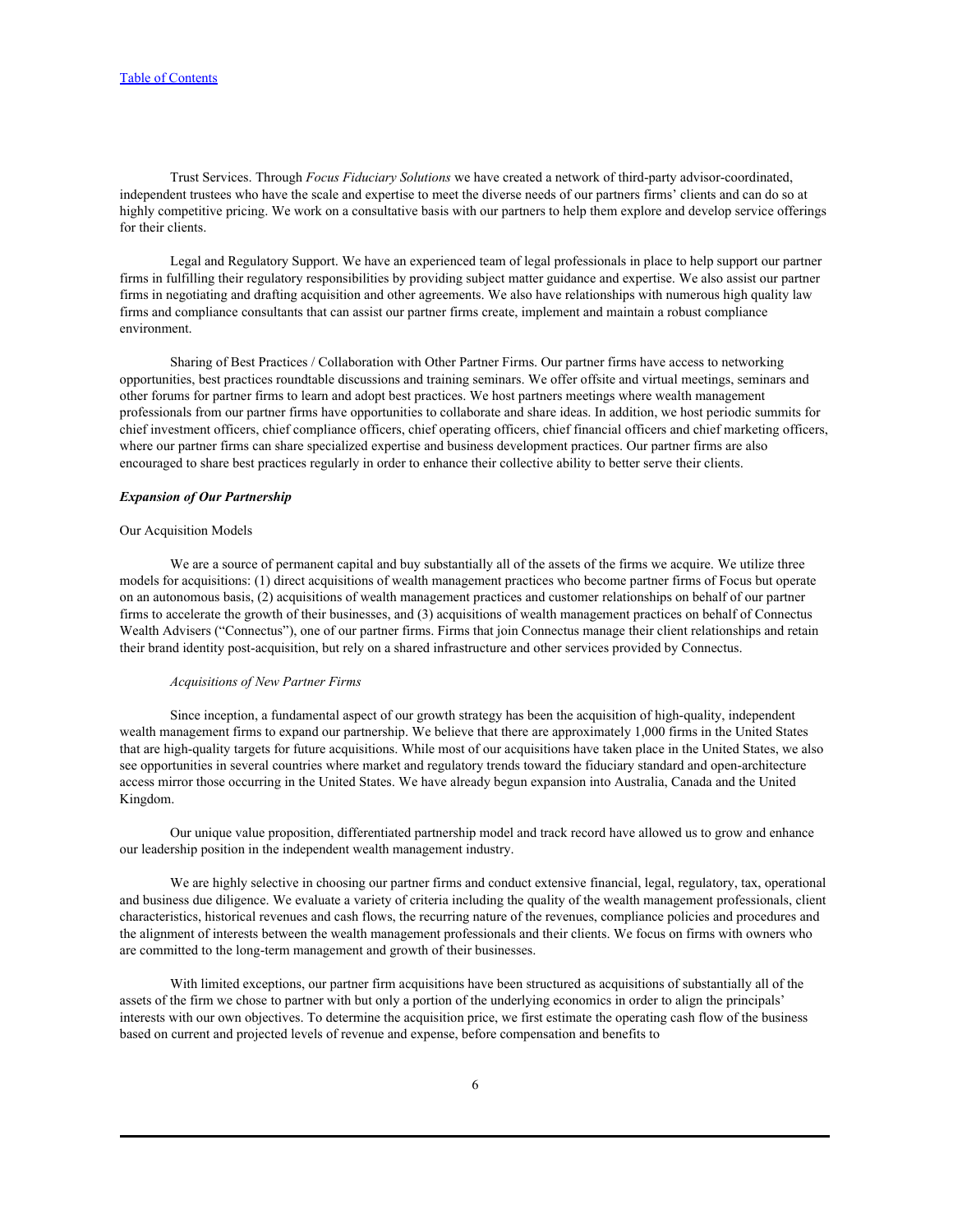Trust Services. Through *Focus Fiduciary Solutions* we have created a network of third-party advisor-coordinated, independent trustees who have the scale and expertise to meet the diverse needs of our partners firms' clients and can do so at highly competitive pricing. We work on a consultative basis with our partners to help them explore and develop service offerings for their clients.

Legal and Regulatory Support. We have an experienced team of legal professionals in place to help support our partner firms in fulfilling their regulatory responsibilities by providing subject matter guidance and expertise. We also assist our partner firms in negotiating and drafting acquisition and other agreements. We also have relationships with numerous high quality law firms and compliance consultants that can assist our partner firms create, implement and maintain a robust compliance environment.

Sharing of Best Practices / Collaboration with Other Partner Firms. Our partner firms have access to networking opportunities, best practices roundtable discussions and training seminars. We offer offsite and virtual meetings, seminars and other forums for partner firms to learn and adopt best practices. We host partners meetings where wealth management professionals from our partner firms have opportunities to collaborate and share ideas. In addition, we host periodic summits for chief investment officers, chief compliance officers, chief operating officers, chief financial officers and chief marketing officers, where our partner firms can share specialized expertise and business development practices. Our partner firms are also encouraged to share best practices regularly in order to enhance their collective ability to better serve their clients.

***Expansion of Our Partnership***

Our Acquisition Models

We are a source of permanent capital and buy substantially all of the assets of the firms we acquire. We utilize three models for acquisitions: (1) direct acquisitions of wealth management practices who become partner firms of Focus but operate on an autonomous basis, (2) acquisitions of wealth management practices and customer relationships on behalf of our partner firms to accelerate the growth of their businesses, and (3) acquisitions of wealth management practices on behalf of Connectus Wealth Advisers ("Connectus"), one of our partner firms. Firms that join Connectus manage their client relationships and retain their brand identity post-acquisition, but rely on a shared infrastructure and other services provided by Connectus.

*Acquisitions of New Partner Firms*

Since inception, a fundamental aspect of our growth strategy has been the acquisition of high-quality, independent wealth management firms to expand our partnership. We believe that there are approximately 1,000 firms in the United States that are high-quality targets for future acquisitions. While most of our acquisitions have taken place in the United States, we also see opportunities in several countries where market and regulatory trends toward the fiduciary standard and open-architecture access mirror those occurring in the United States. We have already begun expansion into Australia, Canada and the United Kingdom.

Our unique value proposition, differentiated partnership model and track record have allowed us to grow and enhance our leadership position in the independent wealth management industry.

We are highly selective in choosing our partner firms and conduct extensive financial, legal, regulatory, tax, operational and business due diligence. We evaluate a variety of criteria including the quality of the wealth management professionals, client characteristics, historical revenues and cash flows, the recurring nature of the revenues, compliance policies and procedures and the alignment of interests between the wealth management professionals and their clients. We focus on firms with owners who are committed to the long-term management and growth of their businesses.

With limited exceptions, our partner firm acquisitions have been structured as acquisitions of substantially all of the assets of the firm we chose to partner with but only a portion of the underlying economics in order to align the principals' interests with our own objectives. To determine the acquisition price, we first estimate the operating cash flow of the business based on current and projected levels of revenue and expense, before compensation and benefits to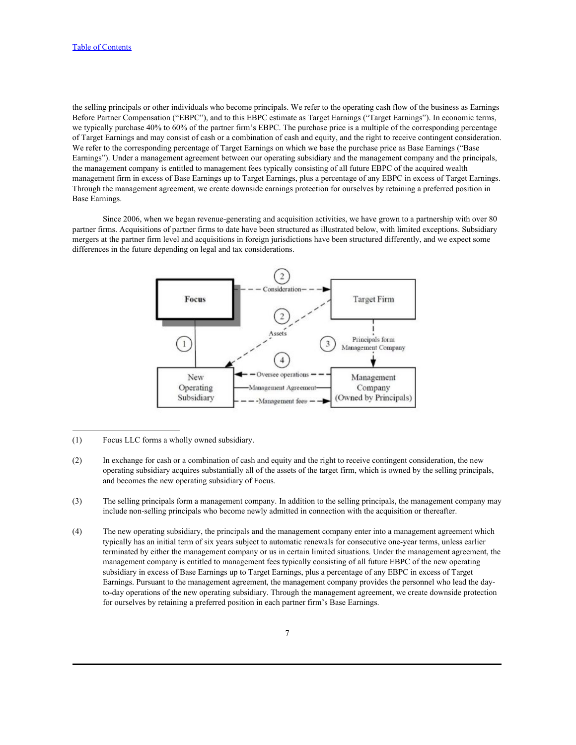the selling principals or other individuals who become principals. We refer to the operating cash flow of the business as Earnings Before Partner Compensation ("EBPC"), and to this EBPC estimate as Target Earnings ("Target Earnings"). In economic terms, we typically purchase 40% to 60% of the partner firm's EBPC. The purchase price is a multiple of the corresponding percentage of Target Earnings and may consist of cash or a combination of cash and equity, and the right to receive contingent consideration. We refer to the corresponding percentage of Target Earnings on which we base the purchase price as Base Earnings ("Base Earnings"). Under a management agreement between our operating subsidiary and the management company and the principals, the management company is entitled to management fees typically consisting of all future EBPC of the acquired wealth management firm in excess of Base Earnings up to Target Earnings, plus a percentage of any EBPC in excess of Target Earnings. Through the management agreement, we create downside earnings protection for ourselves by retaining a preferred position in Base Earnings.

Since 2006, when we began revenue-generating and acquisition activities, we have grown to a partnership with over 80 partner firms. Acquisitions of partner firms to date have been structured as illustrated below, with limited exceptions. Subsidiary mergers at the partner firm level and acquisitions in foreign jurisdictions have been structured differently, and we expect some differences in the future depending on legal and tax considerations.

(1) Focus LLC forms a wholly owned subsidiary.

(2) In exchange for cash or a combination of cash and equity and the right to receive contingent consideration, the new operating subsidiary acquires substantially all of the assets of the target firm, which is owned by the selling principals, and becomes the new operating subsidiary of Focus.

(3) The selling principals form a management company. In addition to the selling principals, the management company may include non-selling principals who become newly admitted in connection with the acquisition or thereafter.

(4) The new operating subsidiary, the principals and the management company enter into a management agreement which typically has an initial term of six years subject to automatic renewals for consecutive one-year terms, unless earlier terminated by either the management company or us in certain limited situations. Under the management agreement, the management company is entitled to management fees typically consisting of all future EBPC of the new operating subsidiary in excess of Base Earnings up to Target Earnings, plus a percentage of any EBPC in excess of Target Earnings. Pursuant to the management agreement, the management company provides the personnel who lead the day-to-day operations of the new operating subsidiary. Through the management agreement, we create downside protection for ourselves by retaining a preferred position in each partner firm's Base Earnings.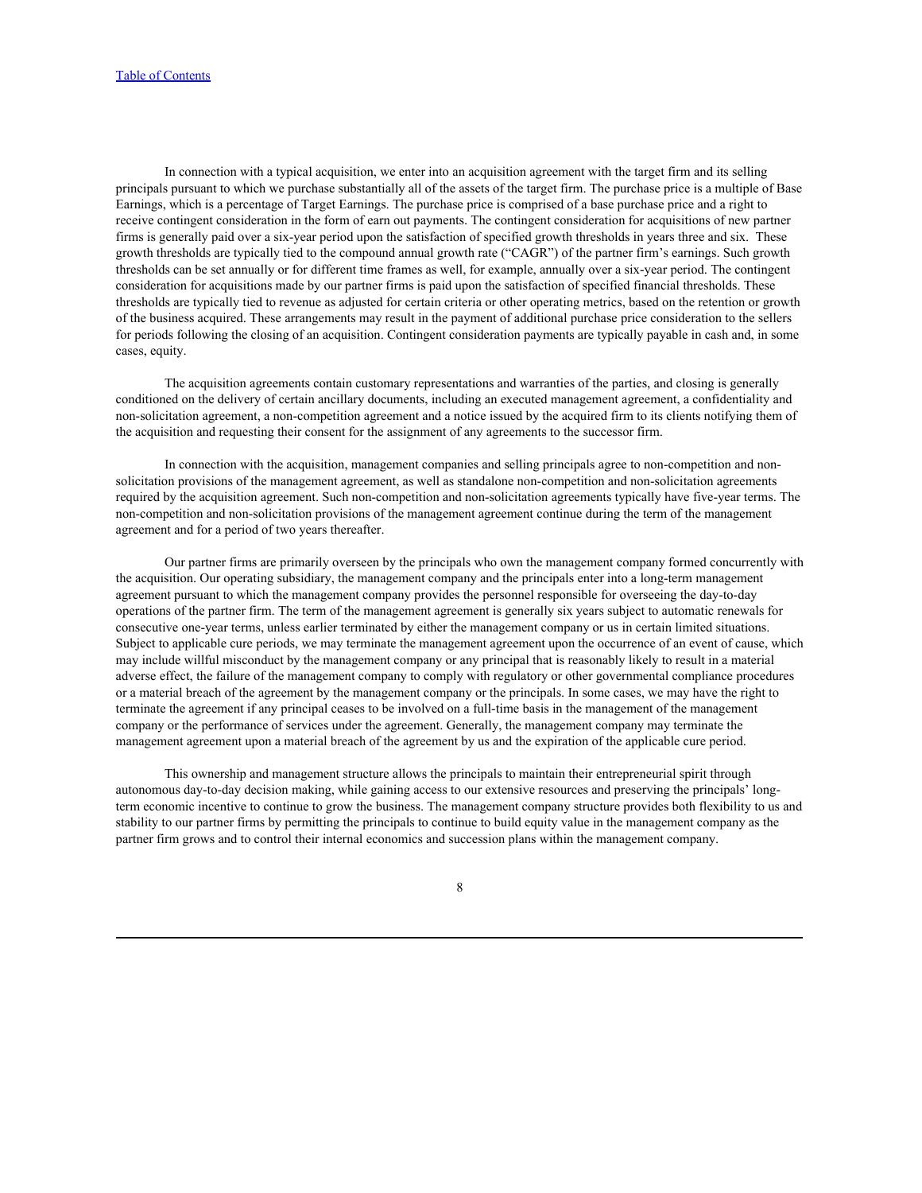In connection with a typical acquisition, we enter into an acquisition agreement with the target firm and its selling principals pursuant to which we purchase substantially all of the assets of the target firm. The purchase price is a multiple of Base Earnings, which is a percentage of Target Earnings. The purchase price is comprised of a base purchase price and a right to receive contingent consideration in the form of earn out payments. The contingent consideration for acquisitions of new partner firms is generally paid over a six-year period upon the satisfaction of specified growth thresholds in years three and six. These growth thresholds are typically tied to the compound annual growth rate ("CAGR") of the partner firm's earnings. Such growth thresholds can be set annually or for different time frames as well, for example, annually over a six-year period. The contingent consideration for acquisitions made by our partner firms is paid upon the satisfaction of specified financial thresholds. These thresholds are typically tied to revenue as adjusted for certain criteria or other operating metrics, based on the retention or growth of the business acquired. These arrangements may result in the payment of additional purchase price consideration to the sellers for periods following the closing of an acquisition. Contingent consideration payments are typically payable in cash and, in some cases, equity.

The acquisition agreements contain customary representations and warranties of the parties, and closing is generally conditioned on the delivery of certain ancillary documents, including an executed management agreement, a confidentiality and non-solicitation agreement, a non-competition agreement and a notice issued by the acquired firm to its clients notifying them of the acquisition and requesting their consent for the assignment of any agreements to the successor firm.

In connection with the acquisition, management companies and selling principals agree to non-competition and non-solicitation provisions of the management agreement, as well as standalone non-competition and non-solicitation agreements required by the acquisition agreement. Such non-competition and non-solicitation agreements typically have five-year terms. The non-competition and non-solicitation provisions of the management agreement continue during the term of the management agreement and for a period of two years thereafter.

Our partner firms are primarily overseen by the principals who own the management company formed concurrently with the acquisition. Our operating subsidiary, the management company and the principals enter into a long-term management agreement pursuant to which the management company provides the personnel responsible for overseeing the day-to-day operations of the partner firm. The term of the management agreement is generally six years subject to automatic renewals for consecutive one-year terms, unless earlier terminated by either the management company or us in certain limited situations. Subject to applicable cure periods, we may terminate the management agreement upon the occurrence of an event of cause, which may include willful misconduct by the management company or any principal that is reasonably likely to result in a material adverse effect, the failure of the management company to comply with regulatory or other governmental compliance procedures or a material breach of the agreement by the management company or the principals. In some cases, we may have the right to terminate the agreement if any principal ceases to be involved on a full-time basis in the management of the management company or the performance of services under the agreement. Generally, the management company may terminate the management agreement upon a material breach of the agreement by us and the expiration of the applicable cure period.

This ownership and management structure allows the principals to maintain their entrepreneurial spirit through autonomous day-to-day decision making, while gaining access to our extensive resources and preserving the principals' long-term economic incentive to continue to grow the business. The management company structure provides both flexibility to us and stability to our partner firms by permitting the principals to continue to build equity value in the management company as the partner firm grows and to control their internal economics and succession plans within the management company.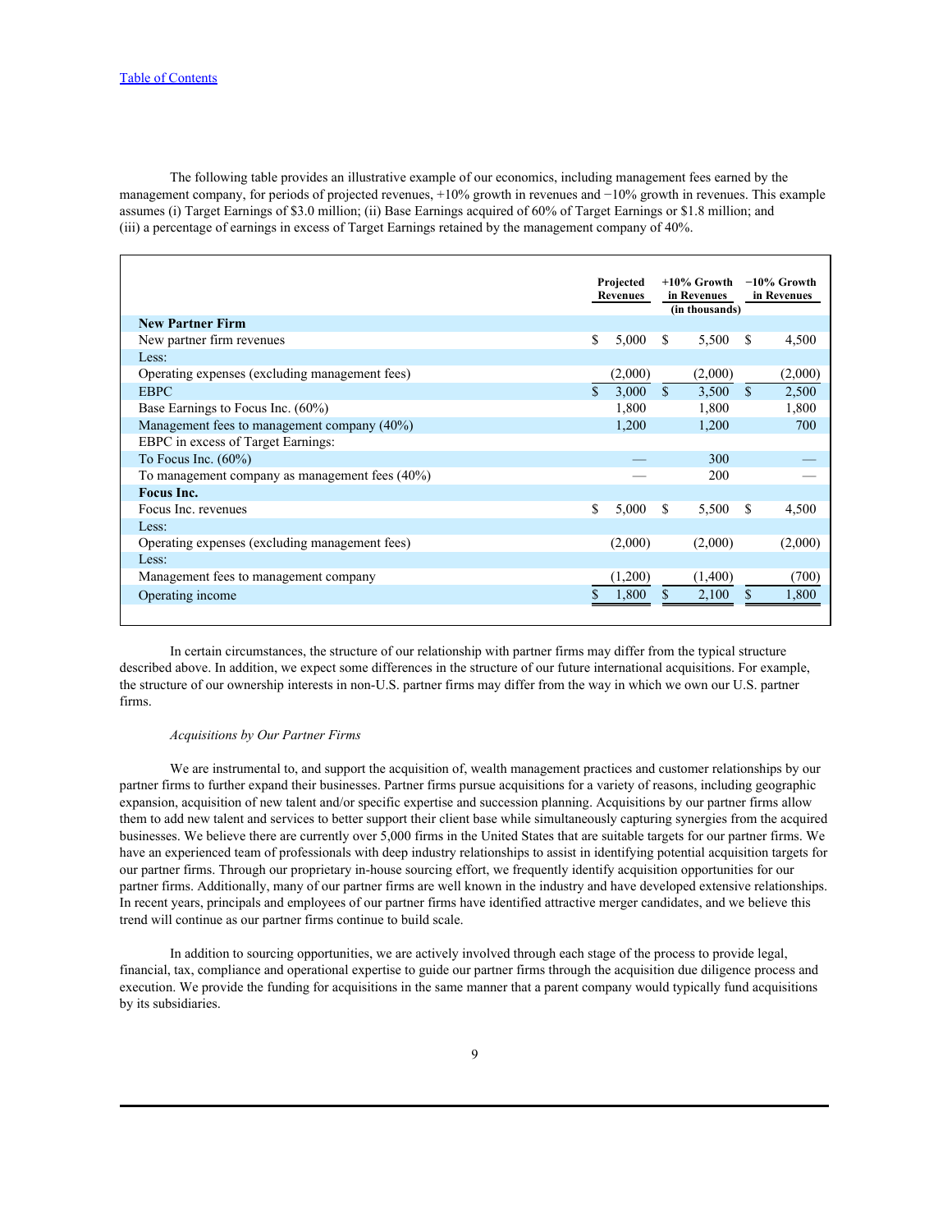The following table provides an illustrative example of our economics, including management fees earned by the management company, for periods of projected revenues, +10% growth in revenues and −10% growth in revenues. This example assumes (i) Target Earnings of \$3.0 million; (ii) Base Earnings acquired of 60% of Target Earnings or \$1.8 million; and (iii) a percentage of earnings in excess of Target Earnings retained by the management company of 40%.

| | Projected Revenues | +10% Growth in Revenues | −10% Growth in Revenues |
|---|---|---|---|
| | | (in thousands) | |
| **New Partner Firm** | | | |
| New partner firm revenues | \$ 5,000 | \$ 5,500 | \$ 4,500 |
| Less: | | | |
| Operating expenses (excluding management fees) | (2,000) | (2,000) | (2,000) |
| EBPC | \$ 3,000 | \$ 3,500 | \$ 2,500 |
| Base Earnings to Focus Inc. (60%) | 1,800 | 1,800 | 1,800 |
| Management fees to management company (40%) | 1,200 | 1,200 | 700 |
| EBPC in excess of Target Earnings: | | | |
| To Focus Inc. (60%) | — | 300 | — |
| To management company as management fees (40%) | — | 200 | — |
| **Focus Inc.** | | | |
| Focus Inc. revenues | \$ 5,000 | \$ 5,500 | \$ 4,500 |
| Less: | | | |
| Operating expenses (excluding management fees) | (2,000) | (2,000) | (2,000) |
| Less: | | | |
| Management fees to management company | (1,200) | (1,400) | (700) |
| Operating income | \$ 1,800 | \$ 2,100 | \$ 1,800 |

In certain circumstances, the structure of our relationship with partner firms may differ from the typical structure described above. In addition, we expect some differences in the structure of our future international acquisitions. For example, the structure of our ownership interests in non-U.S. partner firms may differ from the way in which we own our U.S. partner firms.

*Acquisitions by Our Partner Firms*

We are instrumental to, and support the acquisition of, wealth management practices and customer relationships by our partner firms to further expand their businesses. Partner firms pursue acquisitions for a variety of reasons, including geographic expansion, acquisition of new talent and/or specific expertise and succession planning. Acquisitions by our partner firms allow them to add new talent and services to better support their client base while simultaneously capturing synergies from the acquired businesses. We believe there are currently over 5,000 firms in the United States that are suitable targets for our partner firms. We have an experienced team of professionals with deep industry relationships to assist in identifying potential acquisition targets for our partner firms. Through our proprietary in-house sourcing effort, we frequently identify acquisition opportunities for our partner firms. Additionally, many of our partner firms are well known in the industry and have developed extensive relationships. In recent years, principals and employees of our partner firms have identified attractive merger candidates, and we believe this trend will continue as our partner firms continue to build scale.

In addition to sourcing opportunities, we are actively involved through each stage of the process to provide legal, financial, tax, compliance and operational expertise to guide our partner firms through the acquisition due diligence process and execution. We provide the funding for acquisitions in the same manner that a parent company would typically fund acquisitions by its subsidiaries.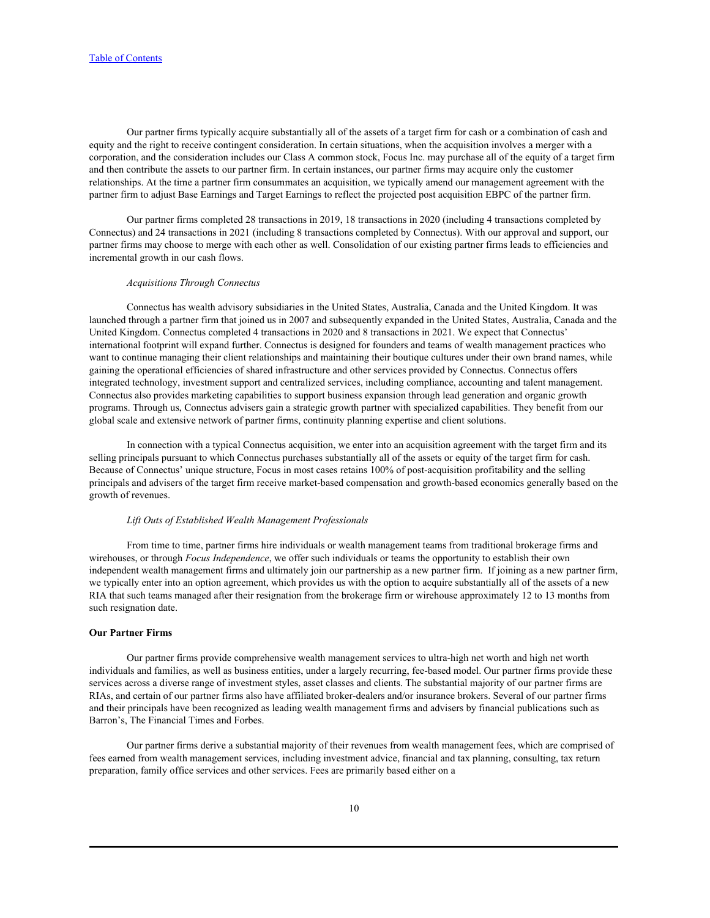Our partner firms typically acquire substantially all of the assets of a target firm for cash or a combination of cash and equity and the right to receive contingent consideration. In certain situations, when the acquisition involves a merger with a corporation, and the consideration includes our Class A common stock, Focus Inc. may purchase all of the equity of a target firm and then contribute the assets to our partner firm. In certain instances, our partner firms may acquire only the customer relationships. At the time a partner firm consummates an acquisition, we typically amend our management agreement with the partner firm to adjust Base Earnings and Target Earnings to reflect the projected post acquisition EBPC of the partner firm.

Our partner firms completed 28 transactions in 2019, 18 transactions in 2020 (including 4 transactions completed by Connectus) and 24 transactions in 2021 (including 8 transactions completed by Connectus). With our approval and support, our partner firms may choose to merge with each other as well. Consolidation of our existing partner firms leads to efficiencies and incremental growth in our cash flows.

*Acquisitions Through Connectus*

Connectus has wealth advisory subsidiaries in the United States, Australia, Canada and the United Kingdom. It was launched through a partner firm that joined us in 2007 and subsequently expanded in the United States, Australia, Canada and the United Kingdom. Connectus completed 4 transactions in 2020 and 8 transactions in 2021. We expect that Connectus' international footprint will expand further. Connectus is designed for founders and teams of wealth management practices who want to continue managing their client relationships and maintaining their boutique cultures under their own brand names, while gaining the operational efficiencies of shared infrastructure and other services provided by Connectus. Connectus offers integrated technology, investment support and centralized services, including compliance, accounting and talent management. Connectus also provides marketing capabilities to support business expansion through lead generation and organic growth programs. Through us, Connectus advisers gain a strategic growth partner with specialized capabilities. They benefit from our global scale and extensive network of partner firms, continuity planning expertise and client solutions.

In connection with a typical Connectus acquisition, we enter into an acquisition agreement with the target firm and its selling principals pursuant to which Connectus purchases substantially all of the assets or equity of the target firm for cash. Because of Connectus' unique structure, Focus in most cases retains 100% of post-acquisition profitability and the selling principals and advisers of the target firm receive market-based compensation and growth-based economics generally based on the growth of revenues.

*Lift Outs of Established Wealth Management Professionals*

From time to time, partner firms hire individuals or wealth management teams from traditional brokerage firms and wirehouses, or through *Focus Independence*, we offer such individuals or teams the opportunity to establish their own independent wealth management firms and ultimately join our partnership as a new partner firm. If joining as a new partner firm, we typically enter into an option agreement, which provides us with the option to acquire substantially all of the assets of a new RIA that such teams managed after their resignation from the brokerage firm or wirehouse approximately 12 to 13 months from such resignation date.

**Our Partner Firms**

Our partner firms provide comprehensive wealth management services to ultra-high net worth and high net worth individuals and families, as well as business entities, under a largely recurring, fee-based model. Our partner firms provide these services across a diverse range of investment styles, asset classes and clients. The substantial majority of our partner firms are RIAs, and certain of our partner firms also have affiliated broker-dealers and/or insurance brokers. Several of our partner firms and their principals have been recognized as leading wealth management firms and advisers by financial publications such as Barron's, The Financial Times and Forbes.

Our partner firms derive a substantial majority of their revenues from wealth management fees, which are comprised of fees earned from wealth management services, including investment advice, financial and tax planning, consulting, tax return preparation, family office services and other services. Fees are primarily based either on a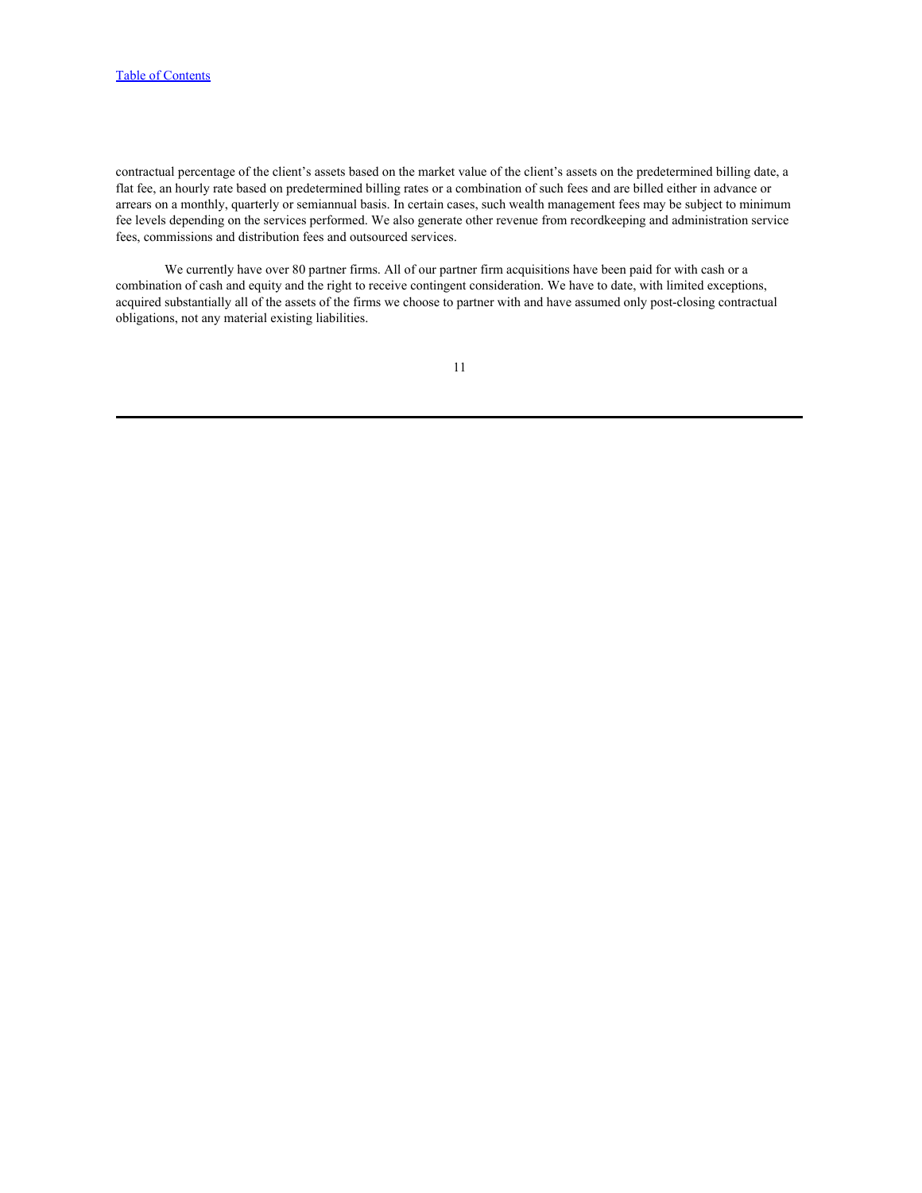contractual percentage of the client's assets based on the market value of the client's assets on the predetermined billing date, a flat fee, an hourly rate based on predetermined billing rates or a combination of such fees and are billed either in advance or arrears on a monthly, quarterly or semiannual basis. In certain cases, such wealth management fees may be subject to minimum fee levels depending on the services performed. We also generate other revenue from recordkeeping and administration service fees, commissions and distribution fees and outsourced services.

We currently have over 80 partner firms. All of our partner firm acquisitions have been paid for with cash or a combination of cash and equity and the right to receive contingent consideration. We have to date, with limited exceptions, acquired substantially all of the assets of the firms we choose to partner with and have assumed only post-closing contractual obligations, not any material existing liabilities.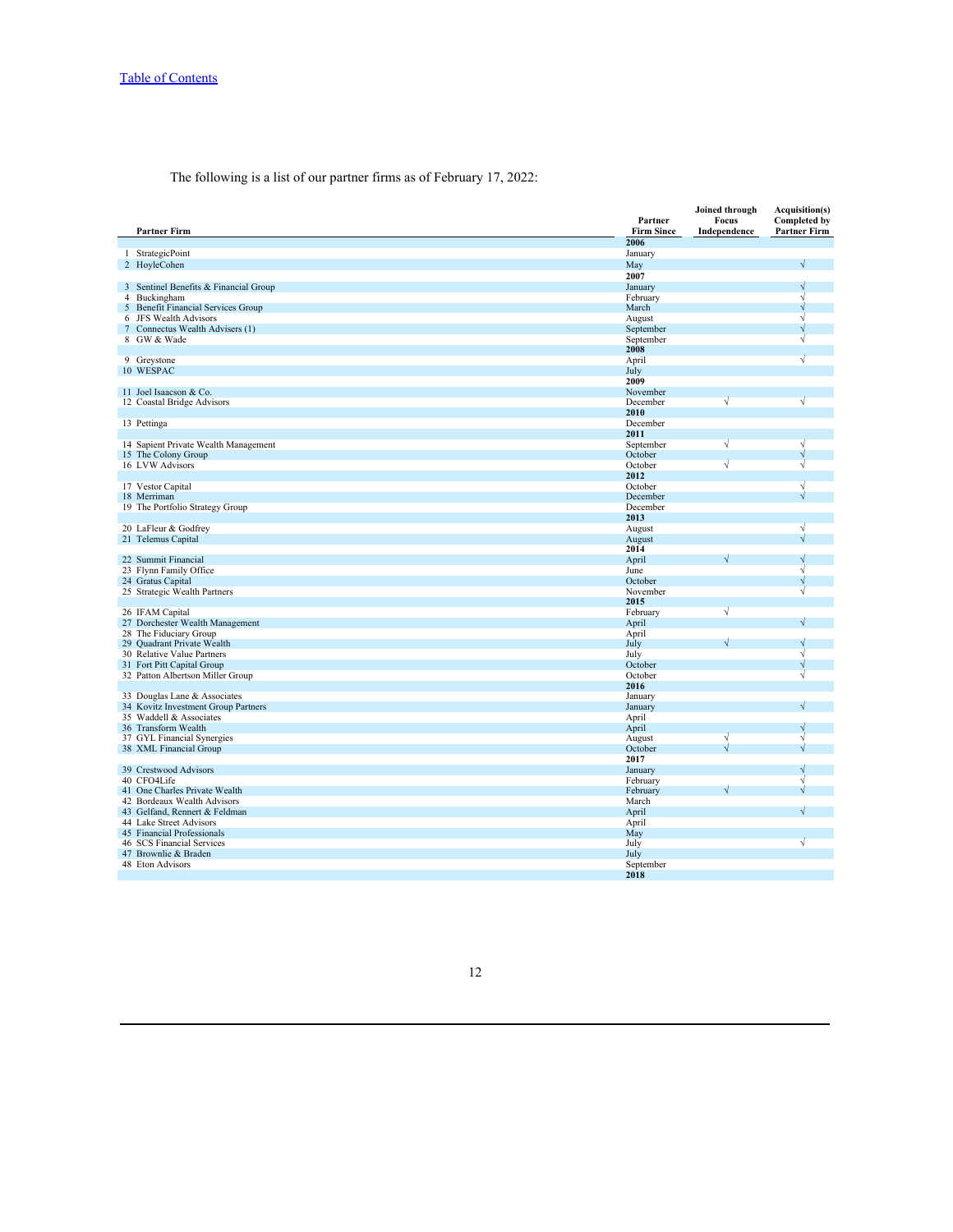The following is a list of our partner firms as of February 17, 2022:

| Partner Firm | Partner Firm Since | Joined through Focus Independence | Acquisition(s) Completed by Partner Firm |
|---|---|---|---|
| | **2006** | | |
| 1 StrategicPoint | January | | |
| 2 HoyleCohen | May | | √ |
| | **2007** | | |
| 3 Sentinel Benefits & Financial Group | January | | √ |
| 4 Buckingham | February | | √ |
| 5 Benefit Financial Services Group | March | | √ |
| 6 JFS Wealth Advisors | August | | √ |
| 7 Connectus Wealth Advisers (1) | September | | √ |
| 8 GW & Wade | September | | √ |
| | **2008** | | |
| 9 Greystone | April | | √ |
| 10 WESPAC | July | | |
| | **2009** | | |
| 11 Joel Isaacson & Co. | November | | |
| 12 Coastal Bridge Advisors | December | √ | √ |
| | **2010** | | |
| 13 Pettinga | December | | |
| | **2011** | | |
| 14 Sapient Private Wealth Management | September | √ | √ |
| 15 The Colony Group | October | | √ |
| 16 LVW Advisors | October | √ | √ |
| | **2012** | | |
| 17 Vestor Capital | October | | √ |
| 18 Merriman | December | | √ |
| 19 The Portfolio Strategy Group | December | | |
| | **2013** | | |
| 20 LaFleur & Godfrey | August | | √ |
| 21 Telemus Capital | August | | √ |
| | **2014** | | |
| 22 Summit Financial | April | √ | √ |
| 23 Flynn Family Office | June | | √ |
| 24 Gratus Capital | October | | √ |
| 25 Strategic Wealth Partners | November | | √ |
| | **2015** | | |
| 26 IFAM Capital | February | √ | |
| 27 Dorchester Wealth Management | April | | √ |
| 28 The Fiduciary Group | April | | |
| 29 Quadrant Private Wealth | July | √ | √ |
| 30 Relative Value Partners | July | | √ |
| 31 Fort Pitt Capital Group | October | | √ |
| 32 Patton Albertson Miller Group | October | | √ |
| | **2016** | | |
| 33 Douglas Lane & Associates | January | | |
| 34 Kovitz Investment Group Partners | January | | √ |
| 35 Waddell & Associates | April | | |
| 36 Transform Wealth | April | | √ |
| 37 GYL Financial Synergies | August | √ | √ |
| 38 XML Financial Group | October | √ | √ |
| | **2017** | | |
| 39 Crestwood Advisors | January | | √ |
| 40 CFO4Life | February | | √ |
| 41 One Charles Private Wealth | February | √ | √ |
| 42 Bordeaux Wealth Advisors | March | | |
| 43 Gelfand, Rennert & Feldman | April | | √ |
| 44 Lake Street Advisors | April | | |
| 45 Financial Professionals | May | | |
| 46 SCS Financial Services | July | | √ |
| 47 Brownlie & Braden | July | | |
| 48 Eton Advisors | September | | |
| | **2018** | | |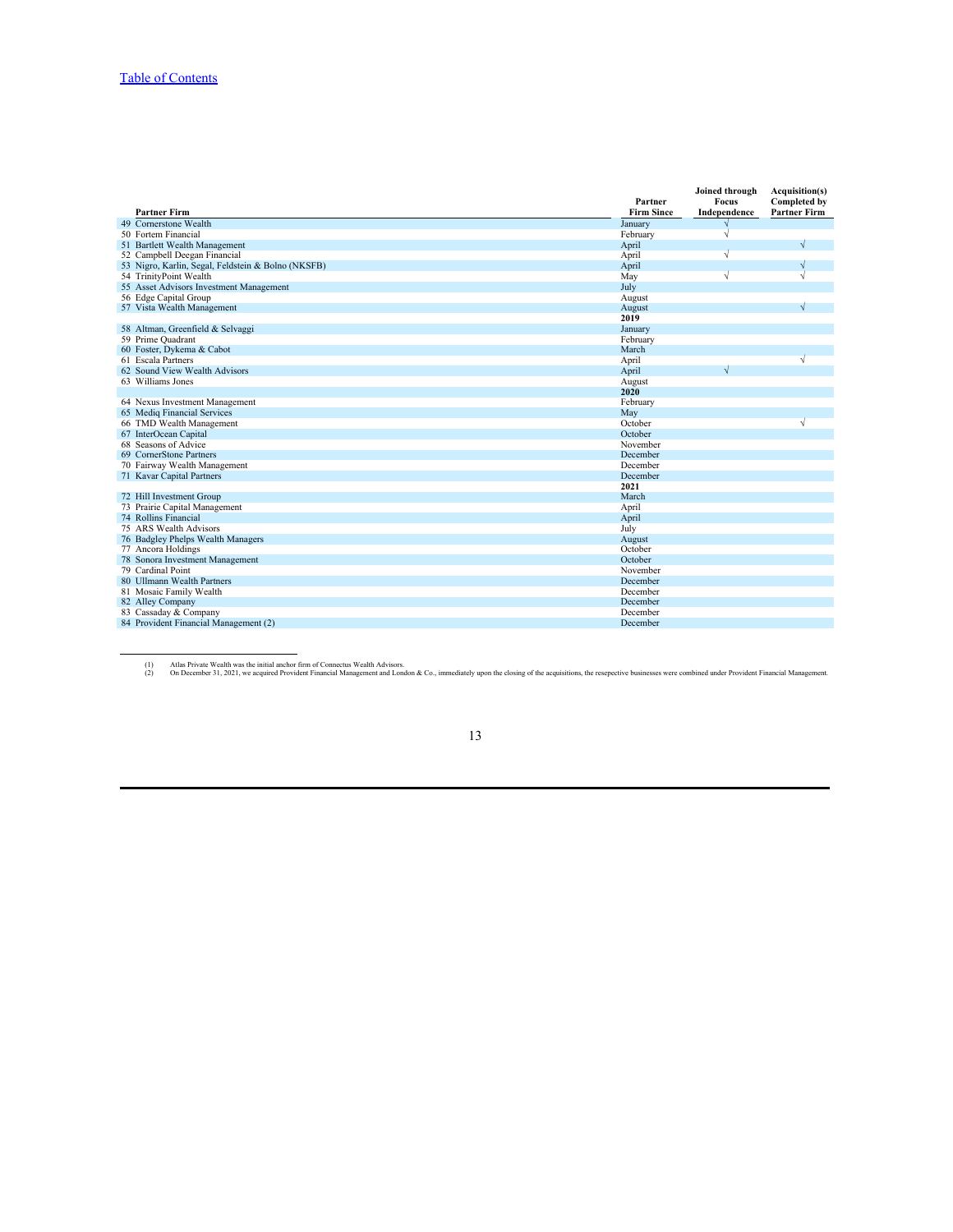[Table of Contents](#)

| Partner Firm | Partner Firm Since | Joined through Focus Independence | Acquisition(s) Completed by Partner Firm |
|---|---|---|---|
| 49 Cornerstone Wealth | January | √ | |
| 50 Fortem Financial | February | √ | |
| 51 Bartlett Wealth Management | April | | √ |
| 52 Campbell Deegan Financial | April | √ | |
| 53 Nigro, Karlin, Segal, Feldstein & Bolno (NKSFB) | April | | √ |
| 54 TrinityPoint Wealth | May | √ | √ |
| 55 Asset Advisors Investment Management | July | | |
| 56 Edge Capital Group | August | | |
| 57 Vista Wealth Management | August | | √ |
| | **2019** | | |
| 58 Altman, Greenfield & Selvaggi | January | | |
| 59 Prime Quadrant | February | | |
| 60 Foster, Dykema & Cabot | March | | |
| 61 Escala Partners | April | | √ |
| 62 Sound View Wealth Advisors | April | √ | |
| 63 Williams Jones | August | | |
| | **2020** | | |
| 64 Nexus Investment Management | February | | |
| 65 Mediq Financial Services | May | | |
| 66 TMD Wealth Management | October | | √ |
| 67 InterOcean Capital | October | | |
| 68 Seasons of Advice | November | | |
| 69 CornerStone Partners | December | | |
| 70 Fairway Wealth Management | December | | |
| 71 Kavar Capital Partners | December | | |
| | **2021** | | |
| 72 Hill Investment Group | March | | |
| 73 Prairie Capital Management | April | | |
| 74 Rollins Financial | April | | |
| 75 ARS Wealth Advisors | July | | |
| 76 Badgley Phelps Wealth Managers | August | | |
| 77 Ancora Holdings | October | | |
| 78 Sonora Investment Management | October | | |
| 79 Cardinal Point | November | | |
| 80 Ullmann Wealth Partners | December | | |
| 81 Mosaic Family Wealth | December | | |
| 82 Alley Company | December | | |
| 83 Cassaday & Company | December | | |
| 84 Provident Financial Management (2) | December | | |

(1) Atlas Private Wealth was the initial anchor firm of Connectus Wealth Advisors.
(2) On December 31, 2021, we acquired Provident Financial Management and London & Co., immediately upon the closing of the acquisitions, the resepective businesses were combined under Provident Financial Management.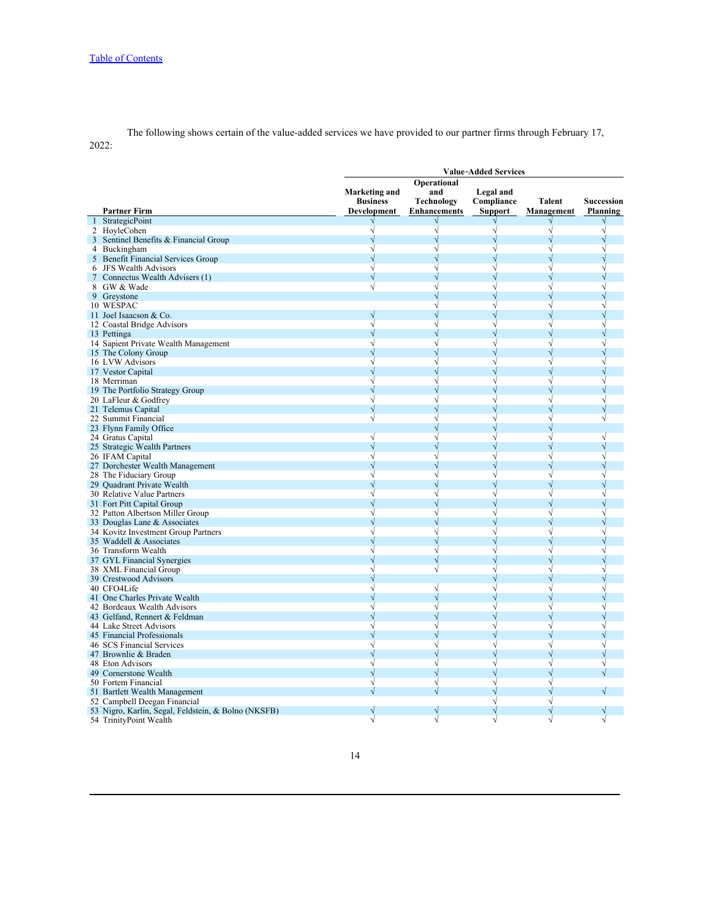The following shows certain of the value-added services we have provided to our partner firms through February 17, 2022:

| | Partner Firm | Value-Added Services | | | | |
|---|---|---|---|---|---|---|
| | | Marketing and Business Development | Operational and Technology Enhancements | Legal and Compliance Support | Talent Management | Succession Planning |
| 1 | StrategicPoint | √ | √ | √ | √ | √ |
| 2 | HoyleCohen | √ | √ | √ | √ | √ |
| 3 | Sentinel Benefits & Financial Group | √ | √ | √ | √ | √ |
| 4 | Buckingham | √ | √ | √ | √ | √ |
| 5 | Benefit Financial Services Group | √ | √ | √ | √ | √ |
| 6 | JFS Wealth Advisors | √ | √ | √ | √ | √ |
| 7 | Connectus Wealth Advisers (1) | √ | √ | √ | √ | √ |
| 8 | GW & Wade | √ | √ | √ | √ | √ |
| 9 | Greystone | | √ | √ | √ | √ |
| 10 | WESPAC | | √ | √ | √ | √ |
| 11 | Joel Isaacson & Co. | √ | √ | √ | √ | √ |
| 12 | Coastal Bridge Advisors | √ | √ | √ | √ | √ |
| 13 | Pettinga | √ | √ | √ | √ | √ |
| 14 | Sapient Private Wealth Management | √ | √ | √ | √ | √ |
| 15 | The Colony Group | √ | √ | √ | √ | √ |
| 16 | LVW Advisors | √ | √ | √ | √ | √ |
| 17 | Vestor Capital | √ | √ | √ | √ | √ |
| 18 | Merriman | √ | √ | √ | √ | √ |
| 19 | The Portfolio Strategy Group | √ | √ | √ | √ | √ |
| 20 | LaFleur & Godfrey | √ | √ | √ | √ | √ |
| 21 | Telemus Capital | √ | √ | √ | √ | √ |
| 22 | Summit Financial | √ | √ | √ | √ | √ |
| 23 | Flynn Family Office | | √ | √ | √ | |
| 24 | Gratus Capital | √ | √ | √ | √ | √ |
| 25 | Strategic Wealth Partners | √ | √ | √ | √ | √ |
| 26 | IFAM Capital | √ | √ | √ | √ | √ |
| 27 | Dorchester Wealth Management | √ | √ | √ | √ | √ |
| 28 | The Fiduciary Group | √ | √ | √ | √ | √ |
| 29 | Quadrant Private Wealth | √ | √ | √ | √ | √ |
| 30 | Relative Value Partners | √ | √ | √ | √ | √ |
| 31 | Fort Pitt Capital Group | √ | √ | √ | √ | √ |
| 32 | Patton Albertson Miller Group | √ | √ | √ | √ | √ |
| 33 | Douglas Lane & Associates | √ | √ | √ | √ | √ |
| 34 | Kovitz Investment Group Partners | √ | √ | √ | √ | √ |
| 35 | Waddell & Associates | √ | √ | √ | √ | √ |
| 36 | Transform Wealth | √ | √ | √ | √ | √ |
| 37 | GYL Financial Synergies | √ | √ | √ | √ | √ |
| 38 | XML Financial Group | √ | √ | √ | √ | √ |
| 39 | Crestwood Advisors | √ | | √ | √ | √ |
| 40 | CFO4Life | √ | √ | √ | √ | √ |
| 41 | One Charles Private Wealth | √ | √ | √ | √ | √ |
| 42 | Bordeaux Wealth Advisors | √ | √ | √ | √ | √ |
| 43 | Gelfand, Rennert & Feldman | √ | √ | √ | √ | √ |
| 44 | Lake Street Advisors | √ | √ | √ | √ | √ |
| 45 | Financial Professionals | √ | √ | √ | √ | √ |
| 46 | SCS Financial Services | √ | √ | √ | √ | √ |
| 47 | Brownlie & Braden | √ | √ | √ | √ | √ |
| 48 | Eton Advisors | √ | √ | √ | √ | √ |
| 49 | Cornerstone Wealth | √ | √ | √ | √ | √ |
| 50 | Fortem Financial | √ | √ | √ | √ | |
| 51 | Bartlett Wealth Management | √ | √ | √ | √ | √ |
| 52 | Campbell Deegan Financial | | | √ | √ | |
| 53 | Nigro, Karlin, Segal, Feldstein, & Bolno (NKSFB) | √ | √ | √ | √ | √ |
| 54 | TrinityPoint Wealth | √ | √ | √ | √ | √ |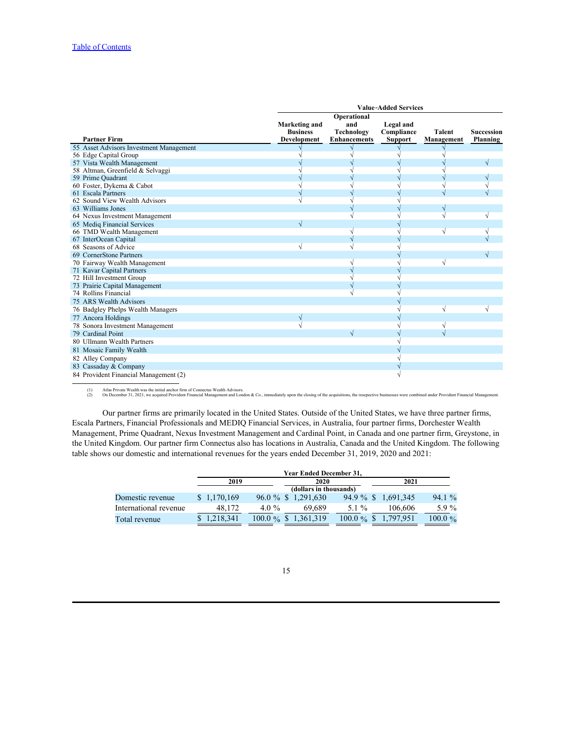| Partner Firm | Value-Added Services | | | | |
|---|---|---|---|---|---|
| | Marketing and Business Development | Operational and Technology Enhancements | Legal and Compliance Support | Talent Management | Succession Planning |
| 55 Asset Advisors Investment Management | √ | √ | √ | √ | |
| 56 Edge Capital Group | √ | √ | √ | √ | |
| 57 Vista Wealth Management | √ | √ | √ | √ | √ |
| 58 Altman, Greenfield & Selvaggi | √ | √ | √ | √ | |
| 59 Prime Quadrant | √ | √ | √ | √ | √ |
| 60 Foster, Dykema & Cabot | √ | √ | √ | √ | √ |
| 61 Escala Partners | √ | √ | √ | √ | √ |
| 62 Sound View Wealth Advisors | √ | √ | √ | | |
| 63 Williams Jones | | √ | √ | √ | |
| 64 Nexus Investment Management | | √ | √ | √ | √ |
| 65 Mediq Financial Services | √ | | √ | | |
| 66 TMD Wealth Management | | √ | √ | √ | √ |
| 67 InterOcean Capital | | √ | √ | | √ |
| 68 Seasons of Advice | √ | √ | √ | | |
| 69 CornerStone Partners | | | √ | | √ |
| 70 Fairway Wealth Management | | √ | √ | √ | |
| 71 Kavar Capital Partners | | √ | √ | | |
| 72 Hill Investment Group | | √ | √ | | |
| 73 Prairie Capital Management | | √ | √ | | |
| 74 Rollins Financial | | √ | √ | | |
| 75 ARS Wealth Advisors | | | √ | | |
| 76 Badgley Phelps Wealth Managers | | | √ | √ | √ |
| 77 Ancora Holdings | √ | | √ | | |
| 78 Sonora Investment Management | √ | | √ | √ | |
| 79 Cardinal Point | | √ | √ | √ | |
| 80 Ullmann Wealth Partners | | | √ | | |
| 81 Mosaic Family Wealth | | | √ | | |
| 82 Alley Company | | | √ | | |
| 83 Cassaday & Company | | | √ | | |
| 84 Provident Financial Management (2) | | | √ | | |

(1) Atlas Private Wealth was the initial anchor firm of Connectus Wealth Advisors.
(2) On December 31, 2021, we acquired Provident Financial Management and London & Co., immediately upon the closing of the acquisitions, the resepective businesses were combined under Provident Financial Management.

Our partner firms are primarily located in the United States. Outside of the United States, we have three partner firms, Escala Partners, Financial Professionals and MEDIQ Financial Services, in Australia, four partner firms, Dorchester Wealth Management, Prime Quadrant, Nexus Investment Management and Cardinal Point, in Canada and one partner firm, Greystone, in the United Kingdom. Our partner firm Connectus also has locations in Australia, Canada and the United Kingdom. The following table shows our domestic and international revenues for the years ended December 31, 2019, 2020 and 2021:

| | Year Ended December 31, | | | | | |
|---|---|---|---|---|---|---|
| | 2019 | | 2020 | | 2021 | |
| | (dollars in thousands) | | | | | |
| Domestic revenue | $ 1,170,169 | 96.0 % | $ 1,291,630 | 94.9 % | $ 1,691,345 | 94.1 % |
| International revenue | 48,172 | 4.0 % | 69,689 | 5.1 % | 106,606 | 5.9 % |
| Total revenue | $ 1,218,341 | 100.0 % | $ 1,361,319 | 100.0 % | $ 1,797,951 | 100.0 % |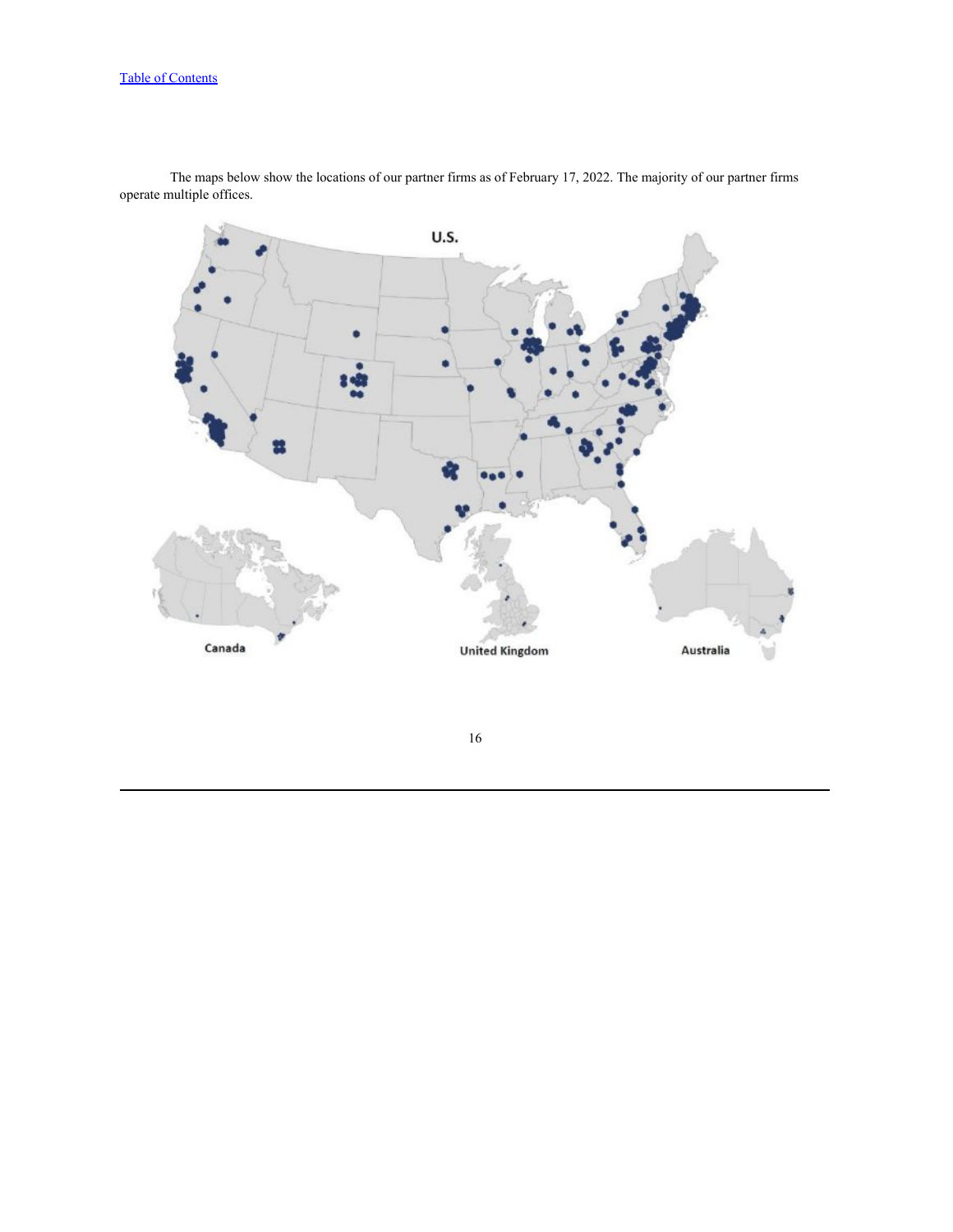The maps below show the locations of our partner firms as of February 17, 2022. The majority of our partner firms operate multiple offices.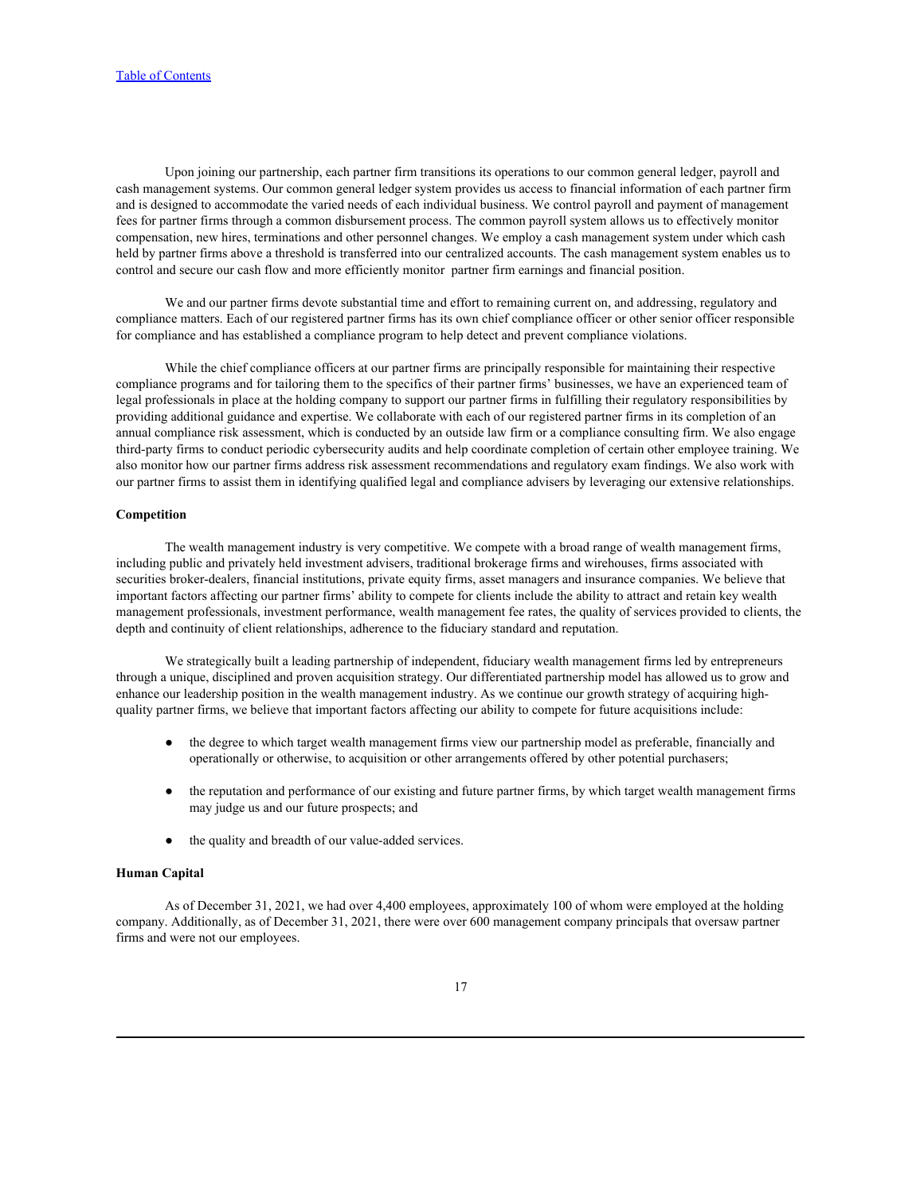Upon joining our partnership, each partner firm transitions its operations to our common general ledger, payroll and cash management systems. Our common general ledger system provides us access to financial information of each partner firm and is designed to accommodate the varied needs of each individual business. We control payroll and payment of management fees for partner firms through a common disbursement process. The common payroll system allows us to effectively monitor compensation, new hires, terminations and other personnel changes. We employ a cash management system under which cash held by partner firms above a threshold is transferred into our centralized accounts. The cash management system enables us to control and secure our cash flow and more efficiently monitor partner firm earnings and financial position.

We and our partner firms devote substantial time and effort to remaining current on, and addressing, regulatory and compliance matters. Each of our registered partner firms has its own chief compliance officer or other senior officer responsible for compliance and has established a compliance program to help detect and prevent compliance violations.

While the chief compliance officers at our partner firms are principally responsible for maintaining their respective compliance programs and for tailoring them to the specifics of their partner firms' businesses, we have an experienced team of legal professionals in place at the holding company to support our partner firms in fulfilling their regulatory responsibilities by providing additional guidance and expertise. We collaborate with each of our registered partner firms in its completion of an annual compliance risk assessment, which is conducted by an outside law firm or a compliance consulting firm. We also engage third-party firms to conduct periodic cybersecurity audits and help coordinate completion of certain other employee training. We also monitor how our partner firms address risk assessment recommendations and regulatory exam findings. We also work with our partner firms to assist them in identifying qualified legal and compliance advisers by leveraging our extensive relationships.

**Competition**

The wealth management industry is very competitive. We compete with a broad range of wealth management firms, including public and privately held investment advisers, traditional brokerage firms and wirehouses, firms associated with securities broker-dealers, financial institutions, private equity firms, asset managers and insurance companies. We believe that important factors affecting our partner firms' ability to compete for clients include the ability to attract and retain key wealth management professionals, investment performance, wealth management fee rates, the quality of services provided to clients, the depth and continuity of client relationships, adherence to the fiduciary standard and reputation.

We strategically built a leading partnership of independent, fiduciary wealth management firms led by entrepreneurs through a unique, disciplined and proven acquisition strategy. Our differentiated partnership model has allowed us to grow and enhance our leadership position in the wealth management industry. As we continue our growth strategy of acquiring high-quality partner firms, we believe that important factors affecting our ability to compete for future acquisitions include:

- the degree to which target wealth management firms view our partnership model as preferable, financially and operationally or otherwise, to acquisition or other arrangements offered by other potential purchasers;
- the reputation and performance of our existing and future partner firms, by which target wealth management firms may judge us and our future prospects; and
- the quality and breadth of our value-added services.

**Human Capital**

As of December 31, 2021, we had over 4,400 employees, approximately 100 of whom were employed at the holding company. Additionally, as of December 31, 2021, there were over 600 management company principals that oversaw partner firms and were not our employees.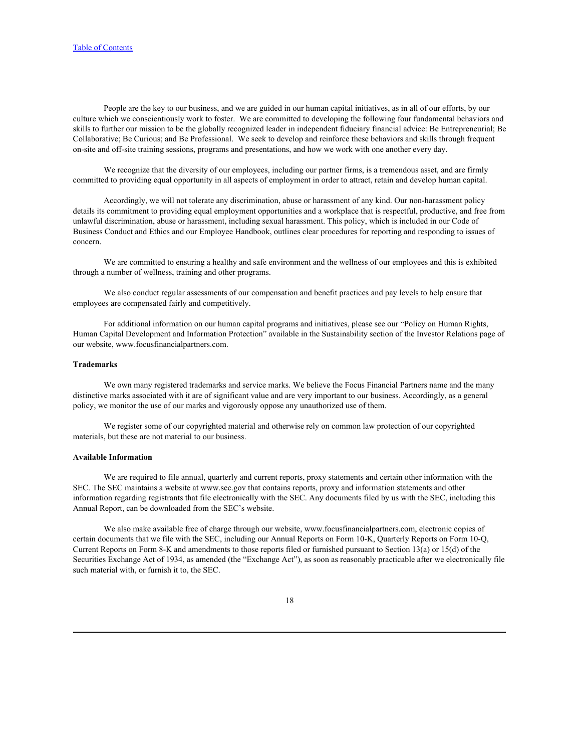People are the key to our business, and we are guided in our human capital initiatives, as in all of our efforts, by our culture which we conscientiously work to foster. We are committed to developing the following four fundamental behaviors and skills to further our mission to be the globally recognized leader in independent fiduciary financial advice: Be Entrepreneurial; Be Collaborative; Be Curious; and Be Professional. We seek to develop and reinforce these behaviors and skills through frequent on-site and off-site training sessions, programs and presentations, and how we work with one another every day.

We recognize that the diversity of our employees, including our partner firms, is a tremendous asset, and are firmly committed to providing equal opportunity in all aspects of employment in order to attract, retain and develop human capital.

Accordingly, we will not tolerate any discrimination, abuse or harassment of any kind. Our non-harassment policy details its commitment to providing equal employment opportunities and a workplace that is respectful, productive, and free from unlawful discrimination, abuse or harassment, including sexual harassment. This policy, which is included in our Code of Business Conduct and Ethics and our Employee Handbook, outlines clear procedures for reporting and responding to issues of concern.

We are committed to ensuring a healthy and safe environment and the wellness of our employees and this is exhibited through a number of wellness, training and other programs.

We also conduct regular assessments of our compensation and benefit practices and pay levels to help ensure that employees are compensated fairly and competitively.

For additional information on our human capital programs and initiatives, please see our "Policy on Human Rights, Human Capital Development and Information Protection" available in the Sustainability section of the Investor Relations page of our website, www.focusfinancialpartners.com.

**Trademarks**

We own many registered trademarks and service marks. We believe the Focus Financial Partners name and the many distinctive marks associated with it are of significant value and are very important to our business. Accordingly, as a general policy, we monitor the use of our marks and vigorously oppose any unauthorized use of them.

We register some of our copyrighted material and otherwise rely on common law protection of our copyrighted materials, but these are not material to our business.

**Available Information**

We are required to file annual, quarterly and current reports, proxy statements and certain other information with the SEC. The SEC maintains a website at www.sec.gov that contains reports, proxy and information statements and other information regarding registrants that file electronically with the SEC. Any documents filed by us with the SEC, including this Annual Report, can be downloaded from the SEC's website.

We also make available free of charge through our website, www.focusfinancialpartners.com, electronic copies of certain documents that we file with the SEC, including our Annual Reports on Form 10-K, Quarterly Reports on Form 10-Q, Current Reports on Form 8-K and amendments to those reports filed or furnished pursuant to Section 13(a) or 15(d) of the Securities Exchange Act of 1934, as amended (the "Exchange Act"), as soon as reasonably practicable after we electronically file such material with, or furnish it to, the SEC.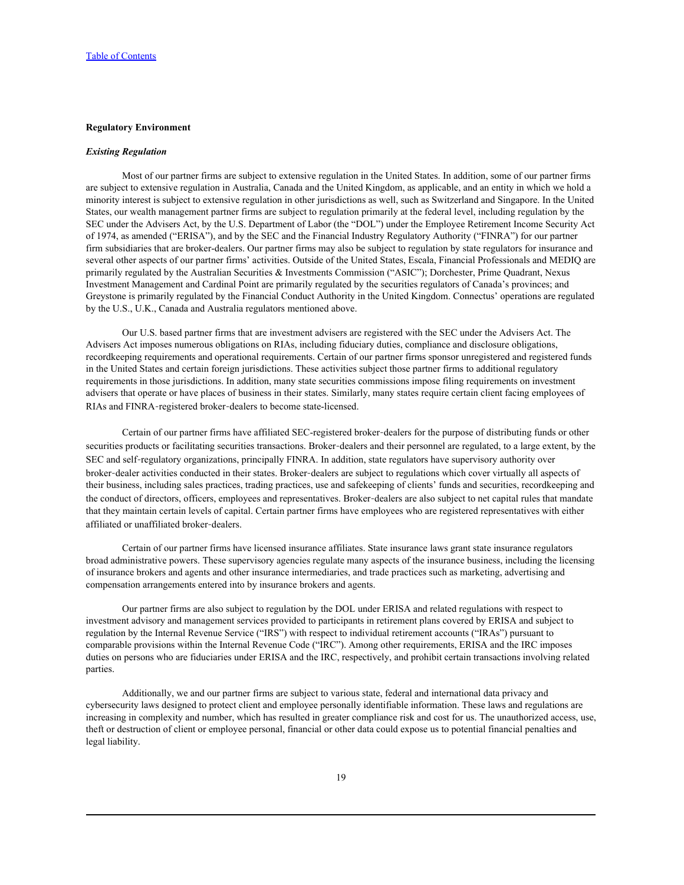**Regulatory Environment**

***Existing Regulation***

Most of our partner firms are subject to extensive regulation in the United States. In addition, some of our partner firms are subject to extensive regulation in Australia, Canada and the United Kingdom, as applicable, and an entity in which we hold a minority interest is subject to extensive regulation in other jurisdictions as well, such as Switzerland and Singapore. In the United States, our wealth management partner firms are subject to regulation primarily at the federal level, including regulation by the SEC under the Advisers Act, by the U.S. Department of Labor (the "DOL") under the Employee Retirement Income Security Act of 1974, as amended ("ERISA"), and by the SEC and the Financial Industry Regulatory Authority ("FINRA") for our partner firm subsidiaries that are broker-dealers. Our partner firms may also be subject to regulation by state regulators for insurance and several other aspects of our partner firms' activities. Outside of the United States, Escala, Financial Professionals and MEDIQ are primarily regulated by the Australian Securities & Investments Commission ("ASIC"); Dorchester, Prime Quadrant, Nexus Investment Management and Cardinal Point are primarily regulated by the securities regulators of Canada's provinces; and Greystone is primarily regulated by the Financial Conduct Authority in the United Kingdom. Connectus' operations are regulated by the U.S., U.K., Canada and Australia regulators mentioned above.

Our U.S. based partner firms that are investment advisers are registered with the SEC under the Advisers Act. The Advisers Act imposes numerous obligations on RIAs, including fiduciary duties, compliance and disclosure obligations, recordkeeping requirements and operational requirements. Certain of our partner firms sponsor unregistered and registered funds in the United States and certain foreign jurisdictions. These activities subject those partner firms to additional regulatory requirements in those jurisdictions. In addition, many state securities commissions impose filing requirements on investment advisers that operate or have places of business in their states. Similarly, many states require certain client facing employees of RIAs and FINRA-registered broker-dealers to become state-licensed.

Certain of our partner firms have affiliated SEC-registered broker-dealers for the purpose of distributing funds or other securities products or facilitating securities transactions. Broker-dealers and their personnel are regulated, to a large extent, by the SEC and self-regulatory organizations, principally FINRA. In addition, state regulators have supervisory authority over broker-dealer activities conducted in their states. Broker-dealers are subject to regulations which cover virtually all aspects of their business, including sales practices, trading practices, use and safekeeping of clients' funds and securities, recordkeeping and the conduct of directors, officers, employees and representatives. Broker-dealers are also subject to net capital rules that mandate that they maintain certain levels of capital. Certain partner firms have employees who are registered representatives with either affiliated or unaffiliated broker-dealers.

Certain of our partner firms have licensed insurance affiliates. State insurance laws grant state insurance regulators broad administrative powers. These supervisory agencies regulate many aspects of the insurance business, including the licensing of insurance brokers and agents and other insurance intermediaries, and trade practices such as marketing, advertising and compensation arrangements entered into by insurance brokers and agents.

Our partner firms are also subject to regulation by the DOL under ERISA and related regulations with respect to investment advisory and management services provided to participants in retirement plans covered by ERISA and subject to regulation by the Internal Revenue Service ("IRS") with respect to individual retirement accounts ("IRAs") pursuant to comparable provisions within the Internal Revenue Code ("IRC"). Among other requirements, ERISA and the IRC imposes duties on persons who are fiduciaries under ERISA and the IRC, respectively, and prohibit certain transactions involving related parties.

Additionally, we and our partner firms are subject to various state, federal and international data privacy and cybersecurity laws designed to protect client and employee personally identifiable information. These laws and regulations are increasing in complexity and number, which has resulted in greater compliance risk and cost for us. The unauthorized access, use, theft or destruction of client or employee personal, financial or other data could expose us to potential financial penalties and legal liability.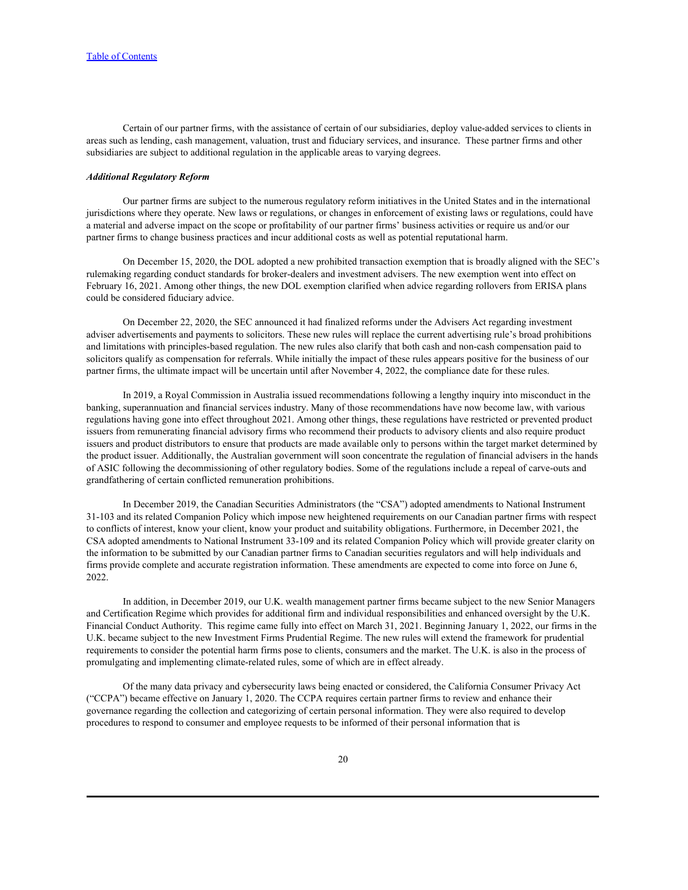Certain of our partner firms, with the assistance of certain of our subsidiaries, deploy value-added services to clients in areas such as lending, cash management, valuation, trust and fiduciary services, and insurance. These partner firms and other subsidiaries are subject to additional regulation in the applicable areas to varying degrees.

***Additional Regulatory Reform***

Our partner firms are subject to the numerous regulatory reform initiatives in the United States and in the international jurisdictions where they operate. New laws or regulations, or changes in enforcement of existing laws or regulations, could have a material and adverse impact on the scope or profitability of our partner firms' business activities or require us and/or our partner firms to change business practices and incur additional costs as well as potential reputational harm.

On December 15, 2020, the DOL adopted a new prohibited transaction exemption that is broadly aligned with the SEC's rulemaking regarding conduct standards for broker-dealers and investment advisers. The new exemption went into effect on February 16, 2021. Among other things, the new DOL exemption clarified when advice regarding rollovers from ERISA plans could be considered fiduciary advice.

On December 22, 2020, the SEC announced it had finalized reforms under the Advisers Act regarding investment adviser advertisements and payments to solicitors. These new rules will replace the current advertising rule's broad prohibitions and limitations with principles-based regulation. The new rules also clarify that both cash and non-cash compensation paid to solicitors qualify as compensation for referrals. While initially the impact of these rules appears positive for the business of our partner firms, the ultimate impact will be uncertain until after November 4, 2022, the compliance date for these rules.

In 2019, a Royal Commission in Australia issued recommendations following a lengthy inquiry into misconduct in the banking, superannuation and financial services industry. Many of those recommendations have now become law, with various regulations having gone into effect throughout 2021. Among other things, these regulations have restricted or prevented product issuers from remunerating financial advisory firms who recommend their products to advisory clients and also require product issuers and product distributors to ensure that products are made available only to persons within the target market determined by the product issuer. Additionally, the Australian government will soon concentrate the regulation of financial advisers in the hands of ASIC following the decommissioning of other regulatory bodies. Some of the regulations include a repeal of carve-outs and grandfathering of certain conflicted remuneration prohibitions.

In December 2019, the Canadian Securities Administrators (the "CSA") adopted amendments to National Instrument 31-103 and its related Companion Policy which impose new heightened requirements on our Canadian partner firms with respect to conflicts of interest, know your client, know your product and suitability obligations. Furthermore, in December 2021, the CSA adopted amendments to National Instrument 33-109 and its related Companion Policy which will provide greater clarity on the information to be submitted by our Canadian partner firms to Canadian securities regulators and will help individuals and firms provide complete and accurate registration information. These amendments are expected to come into force on June 6, 2022.

In addition, in December 2019, our U.K. wealth management partner firms became subject to the new Senior Managers and Certification Regime which provides for additional firm and individual responsibilities and enhanced oversight by the U.K. Financial Conduct Authority. This regime came fully into effect on March 31, 2021. Beginning January 1, 2022, our firms in the U.K. became subject to the new Investment Firms Prudential Regime. The new rules will extend the framework for prudential requirements to consider the potential harm firms pose to clients, consumers and the market. The U.K. is also in the process of promulgating and implementing climate-related rules, some of which are in effect already.

Of the many data privacy and cybersecurity laws being enacted or considered, the California Consumer Privacy Act ("CCPA") became effective on January 1, 2020. The CCPA requires certain partner firms to review and enhance their governance regarding the collection and categorizing of certain personal information. They were also required to develop procedures to respond to consumer and employee requests to be informed of their personal information that is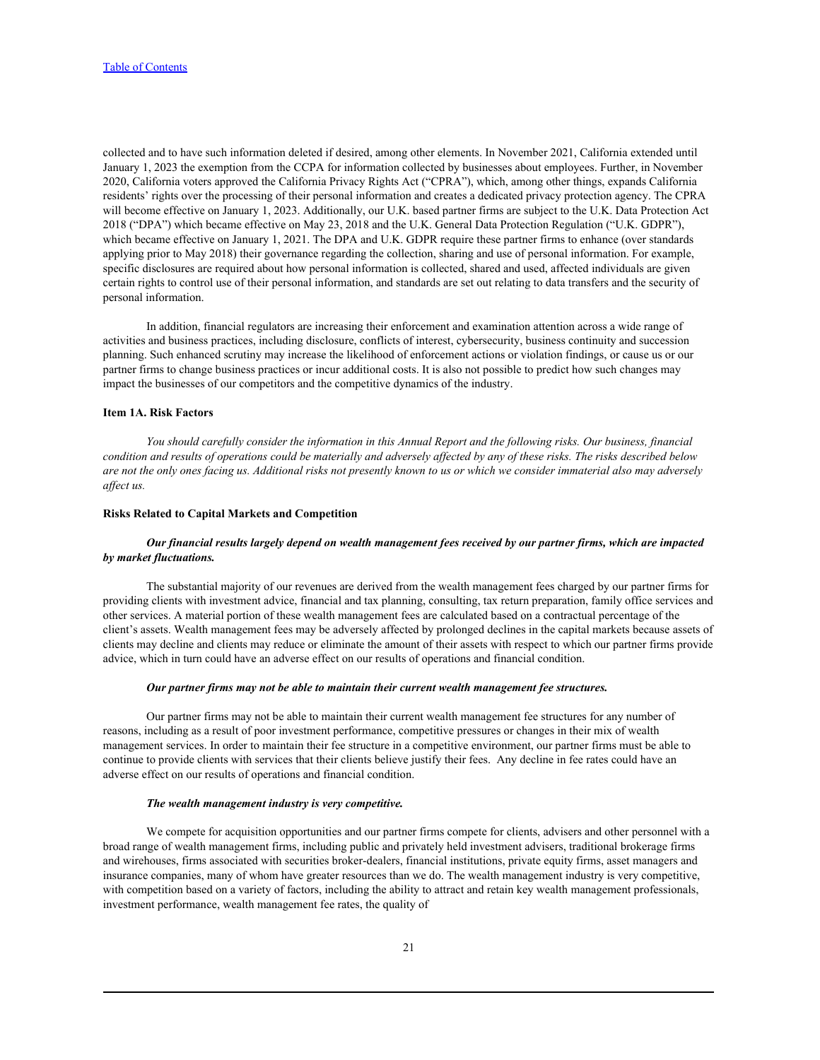collected and to have such information deleted if desired, among other elements. In November 2021, California extended until January 1, 2023 the exemption from the CCPA for information collected by businesses about employees. Further, in November 2020, California voters approved the California Privacy Rights Act ("CPRA"), which, among other things, expands California residents' rights over the processing of their personal information and creates a dedicated privacy protection agency. The CPRA will become effective on January 1, 2023. Additionally, our U.K. based partner firms are subject to the U.K. Data Protection Act 2018 ("DPA") which became effective on May 23, 2018 and the U.K. General Data Protection Regulation ("U.K. GDPR"), which became effective on January 1, 2021. The DPA and U.K. GDPR require these partner firms to enhance (over standards applying prior to May 2018) their governance regarding the collection, sharing and use of personal information. For example, specific disclosures are required about how personal information is collected, shared and used, affected individuals are given certain rights to control use of their personal information, and standards are set out relating to data transfers and the security of personal information.

In addition, financial regulators are increasing their enforcement and examination attention across a wide range of activities and business practices, including disclosure, conflicts of interest, cybersecurity, business continuity and succession planning. Such enhanced scrutiny may increase the likelihood of enforcement actions or violation findings, or cause us or our partner firms to change business practices or incur additional costs. It is also not possible to predict how such changes may impact the businesses of our competitors and the competitive dynamics of the industry.

## Item 1A. Risk Factors

*You should carefully consider the information in this Annual Report and the following risks. Our business, financial condition and results of operations could be materially and adversely affected by any of these risks. The risks described below are not the only ones facing us. Additional risks not presently known to us or which we consider immaterial also may adversely affect us.*

### Risks Related to Capital Markets and Competition

***Our financial results largely depend on wealth management fees received by our partner firms, which are impacted by market fluctuations.***

The substantial majority of our revenues are derived from the wealth management fees charged by our partner firms for providing clients with investment advice, financial and tax planning, consulting, tax return preparation, family office services and other services. A material portion of these wealth management fees are calculated based on a contractual percentage of the client's assets. Wealth management fees may be adversely affected by prolonged declines in the capital markets because assets of clients may decline and clients may reduce or eliminate the amount of their assets with respect to which our partner firms provide advice, which in turn could have an adverse effect on our results of operations and financial condition.

***Our partner firms may not be able to maintain their current wealth management fee structures.***

Our partner firms may not be able to maintain their current wealth management fee structures for any number of reasons, including as a result of poor investment performance, competitive pressures or changes in their mix of wealth management services. In order to maintain their fee structure in a competitive environment, our partner firms must be able to continue to provide clients with services that their clients believe justify their fees. Any decline in fee rates could have an adverse effect on our results of operations and financial condition.

***The wealth management industry is very competitive.***

We compete for acquisition opportunities and our partner firms compete for clients, advisers and other personnel with a broad range of wealth management firms, including public and privately held investment advisers, traditional brokerage firms and wirehouses, firms associated with securities broker-dealers, financial institutions, private equity firms, asset managers and insurance companies, many of whom have greater resources than we do. The wealth management industry is very competitive, with competition based on a variety of factors, including the ability to attract and retain key wealth management professionals, investment performance, wealth management fee rates, the quality of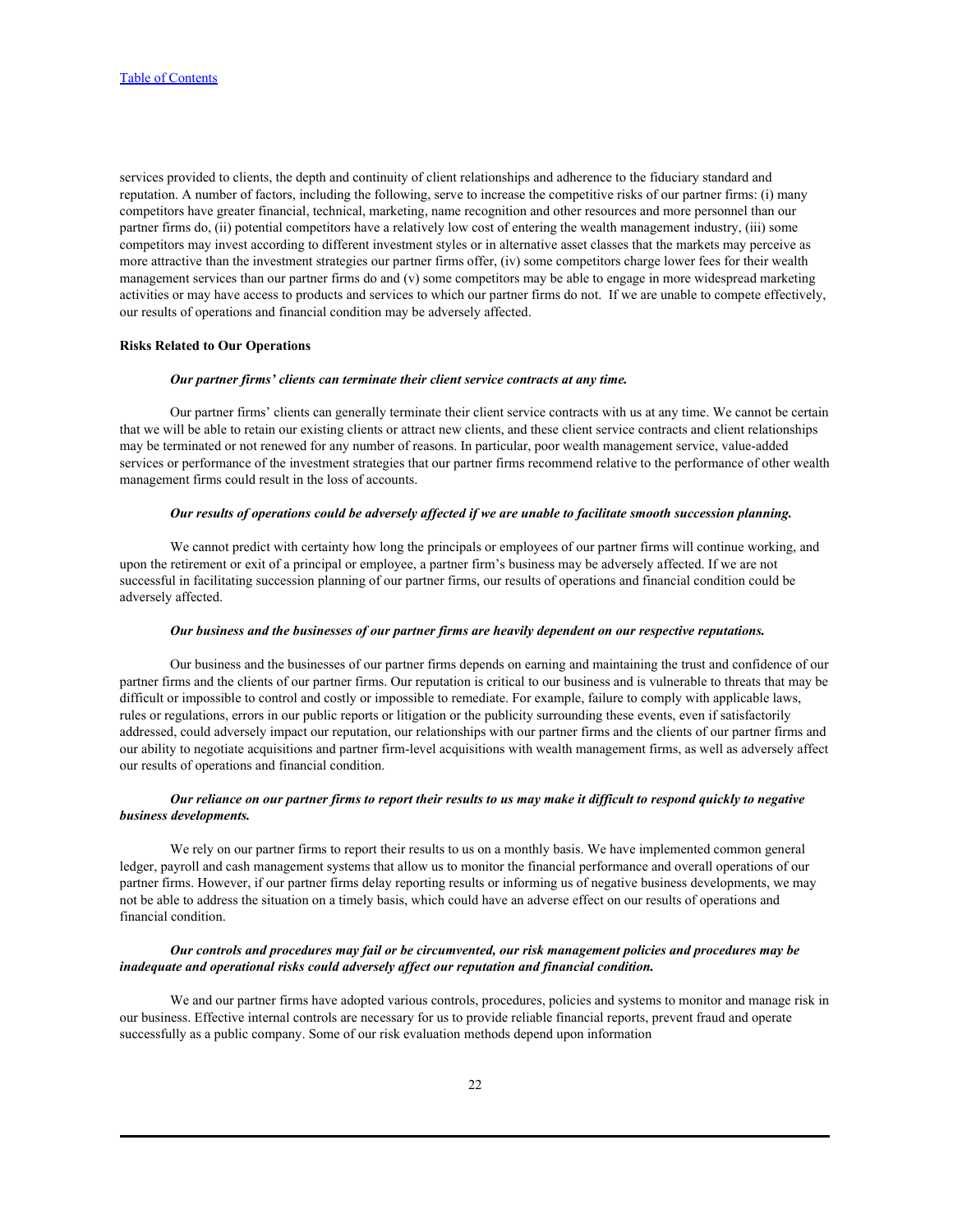services provided to clients, the depth and continuity of client relationships and adherence to the fiduciary standard and reputation. A number of factors, including the following, serve to increase the competitive risks of our partner firms: (i) many competitors have greater financial, technical, marketing, name recognition and other resources and more personnel than our partner firms do, (ii) potential competitors have a relatively low cost of entering the wealth management industry, (iii) some competitors may invest according to different investment styles or in alternative asset classes that the markets may perceive as more attractive than the investment strategies our partner firms offer, (iv) some competitors charge lower fees for their wealth management services than our partner firms do and (v) some competitors may be able to engage in more widespread marketing activities or may have access to products and services to which our partner firms do not. If we are unable to compete effectively, our results of operations and financial condition may be adversely affected.

**Risks Related to Our Operations**

***Our partner firms' clients can terminate their client service contracts at any time.***

Our partner firms' clients can generally terminate their client service contracts with us at any time. We cannot be certain that we will be able to retain our existing clients or attract new clients, and these client service contracts and client relationships may be terminated or not renewed for any number of reasons. In particular, poor wealth management service, value-added services or performance of the investment strategies that our partner firms recommend relative to the performance of other wealth management firms could result in the loss of accounts.

***Our results of operations could be adversely affected if we are unable to facilitate smooth succession planning.***

We cannot predict with certainty how long the principals or employees of our partner firms will continue working, and upon the retirement or exit of a principal or employee, a partner firm's business may be adversely affected. If we are not successful in facilitating succession planning of our partner firms, our results of operations and financial condition could be adversely affected.

***Our business and the businesses of our partner firms are heavily dependent on our respective reputations.***

Our business and the businesses of our partner firms depends on earning and maintaining the trust and confidence of our partner firms and the clients of our partner firms. Our reputation is critical to our business and is vulnerable to threats that may be difficult or impossible to control and costly or impossible to remediate. For example, failure to comply with applicable laws, rules or regulations, errors in our public reports or litigation or the publicity surrounding these events, even if satisfactorily addressed, could adversely impact our reputation, our relationships with our partner firms and the clients of our partner firms and our ability to negotiate acquisitions and partner firm-level acquisitions with wealth management firms, as well as adversely affect our results of operations and financial condition.

***Our reliance on our partner firms to report their results to us may make it difficult to respond quickly to negative business developments.***

We rely on our partner firms to report their results to us on a monthly basis. We have implemented common general ledger, payroll and cash management systems that allow us to monitor the financial performance and overall operations of our partner firms. However, if our partner firms delay reporting results or informing us of negative business developments, we may not be able to address the situation on a timely basis, which could have an adverse effect on our results of operations and financial condition.

***Our controls and procedures may fail or be circumvented, our risk management policies and procedures may be inadequate and operational risks could adversely affect our reputation and financial condition.***

We and our partner firms have adopted various controls, procedures, policies and systems to monitor and manage risk in our business. Effective internal controls are necessary for us to provide reliable financial reports, prevent fraud and operate successfully as a public company. Some of our risk evaluation methods depend upon information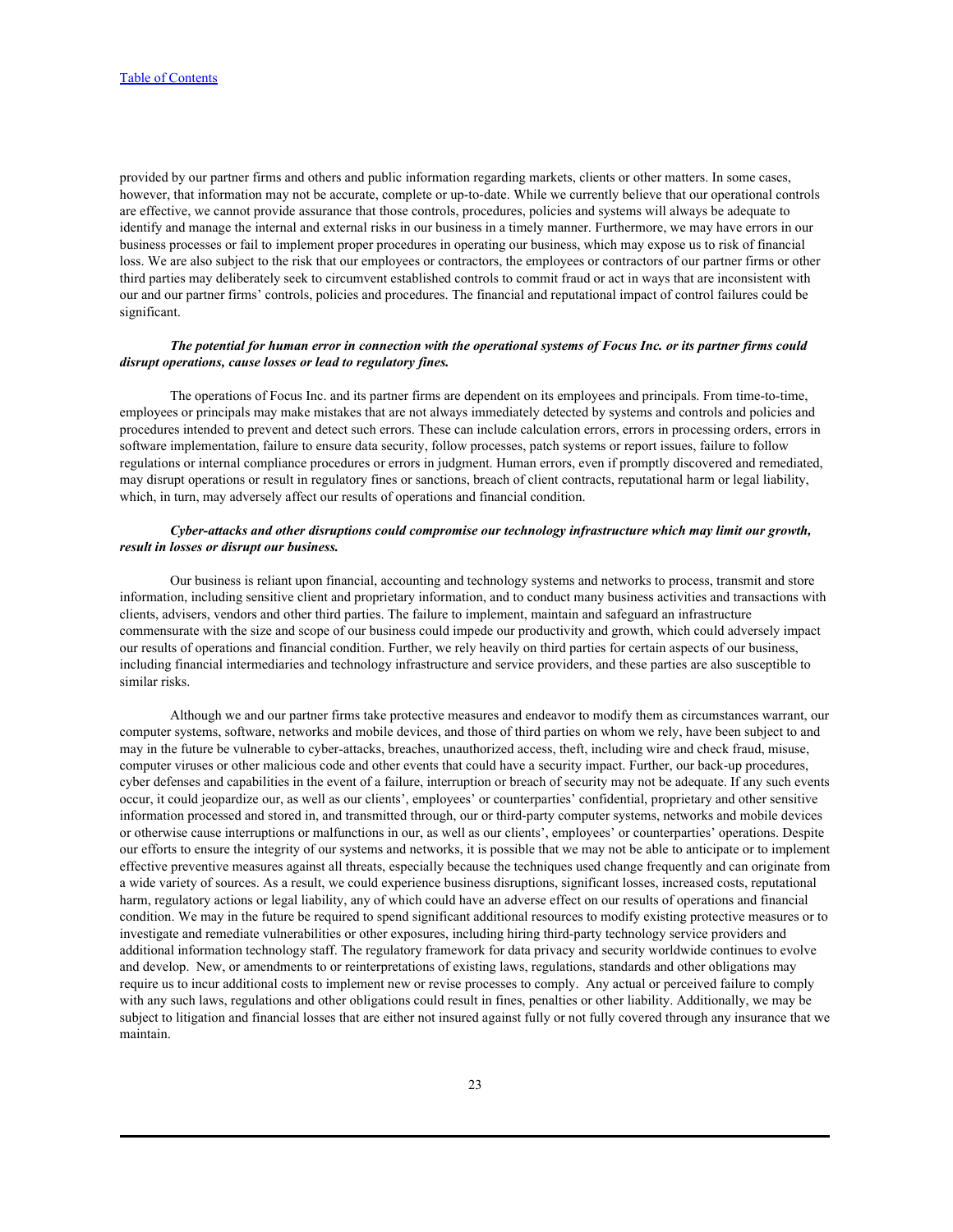provided by our partner firms and others and public information regarding markets, clients or other matters. In some cases, however, that information may not be accurate, complete or up-to-date. While we currently believe that our operational controls are effective, we cannot provide assurance that those controls, procedures, policies and systems will always be adequate to identify and manage the internal and external risks in our business in a timely manner. Furthermore, we may have errors in our business processes or fail to implement proper procedures in operating our business, which may expose us to risk of financial loss. We are also subject to the risk that our employees or contractors, the employees or contractors of our partner firms or other third parties may deliberately seek to circumvent established controls to commit fraud or act in ways that are inconsistent with our and our partner firms' controls, policies and procedures. The financial and reputational impact of control failures could be significant.

***The potential for human error in connection with the operational systems of Focus Inc. or its partner firms could disrupt operations, cause losses or lead to regulatory fines.***

The operations of Focus Inc. and its partner firms are dependent on its employees and principals. From time-to-time, employees or principals may make mistakes that are not always immediately detected by systems and controls and policies and procedures intended to prevent and detect such errors. These can include calculation errors, errors in processing orders, errors in software implementation, failure to ensure data security, follow processes, patch systems or report issues, failure to follow regulations or internal compliance procedures or errors in judgment. Human errors, even if promptly discovered and remediated, may disrupt operations or result in regulatory fines or sanctions, breach of client contracts, reputational harm or legal liability, which, in turn, may adversely affect our results of operations and financial condition.

***Cyber-attacks and other disruptions could compromise our technology infrastructure which may limit our growth, result in losses or disrupt our business.***

Our business is reliant upon financial, accounting and technology systems and networks to process, transmit and store information, including sensitive client and proprietary information, and to conduct many business activities and transactions with clients, advisers, vendors and other third parties. The failure to implement, maintain and safeguard an infrastructure commensurate with the size and scope of our business could impede our productivity and growth, which could adversely impact our results of operations and financial condition. Further, we rely heavily on third parties for certain aspects of our business, including financial intermediaries and technology infrastructure and service providers, and these parties are also susceptible to similar risks.

Although we and our partner firms take protective measures and endeavor to modify them as circumstances warrant, our computer systems, software, networks and mobile devices, and those of third parties on whom we rely, have been subject to and may in the future be vulnerable to cyber-attacks, breaches, unauthorized access, theft, including wire and check fraud, misuse, computer viruses or other malicious code and other events that could have a security impact. Further, our back-up procedures, cyber defenses and capabilities in the event of a failure, interruption or breach of security may not be adequate. If any such events occur, it could jeopardize our, as well as our clients', employees' or counterparties' confidential, proprietary and other sensitive information processed and stored in, and transmitted through, our or third-party computer systems, networks and mobile devices or otherwise cause interruptions or malfunctions in our, as well as our clients', employees' or counterparties' operations. Despite our efforts to ensure the integrity of our systems and networks, it is possible that we may not be able to anticipate or to implement effective preventive measures against all threats, especially because the techniques used change frequently and can originate from a wide variety of sources. As a result, we could experience business disruptions, significant losses, increased costs, reputational harm, regulatory actions or legal liability, any of which could have an adverse effect on our results of operations and financial condition. We may in the future be required to spend significant additional resources to modify existing protective measures or to investigate and remediate vulnerabilities or other exposures, including hiring third-party technology service providers and additional information technology staff. The regulatory framework for data privacy and security worldwide continues to evolve and develop. New, or amendments to or reinterpretations of existing laws, regulations, standards and other obligations may require us to incur additional costs to implement new or revise processes to comply. Any actual or perceived failure to comply with any such laws, regulations and other obligations could result in fines, penalties or other liability. Additionally, we may be subject to litigation and financial losses that are either not insured against fully or not fully covered through any insurance that we maintain.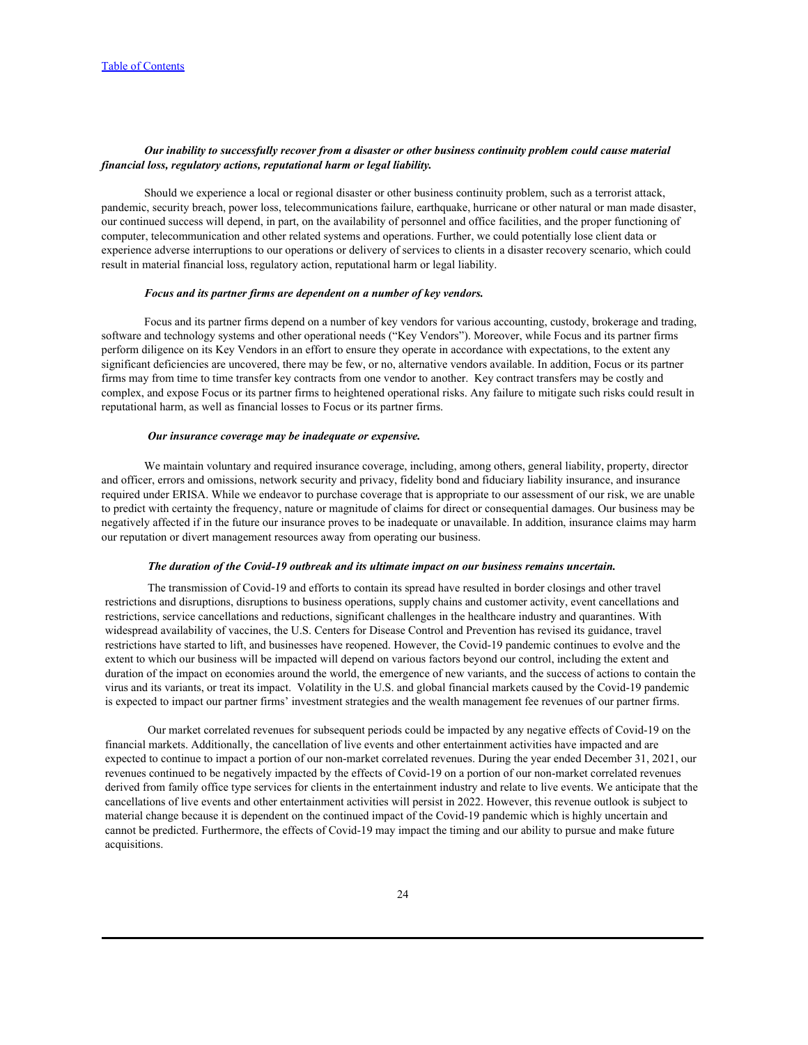***Our inability to successfully recover from a disaster or other business continuity problem could cause material financial loss, regulatory actions, reputational harm or legal liability.***

Should we experience a local or regional disaster or other business continuity problem, such as a terrorist attack, pandemic, security breach, power loss, telecommunications failure, earthquake, hurricane or other natural or man made disaster, our continued success will depend, in part, on the availability of personnel and office facilities, and the proper functioning of computer, telecommunication and other related systems and operations. Further, we could potentially lose client data or experience adverse interruptions to our operations or delivery of services to clients in a disaster recovery scenario, which could result in material financial loss, regulatory action, reputational harm or legal liability.

***Focus and its partner firms are dependent on a number of key vendors.***

Focus and its partner firms depend on a number of key vendors for various accounting, custody, brokerage and trading, software and technology systems and other operational needs ("Key Vendors"). Moreover, while Focus and its partner firms perform diligence on its Key Vendors in an effort to ensure they operate in accordance with expectations, to the extent any significant deficiencies are uncovered, there may be few, or no, alternative vendors available. In addition, Focus or its partner firms may from time to time transfer key contracts from one vendor to another. Key contract transfers may be costly and complex, and expose Focus or its partner firms to heightened operational risks. Any failure to mitigate such risks could result in reputational harm, as well as financial losses to Focus or its partner firms.

***Our insurance coverage may be inadequate or expensive.***

We maintain voluntary and required insurance coverage, including, among others, general liability, property, director and officer, errors and omissions, network security and privacy, fidelity bond and fiduciary liability insurance, and insurance required under ERISA. While we endeavor to purchase coverage that is appropriate to our assessment of our risk, we are unable to predict with certainty the frequency, nature or magnitude of claims for direct or consequential damages. Our business may be negatively affected if in the future our insurance proves to be inadequate or unavailable. In addition, insurance claims may harm our reputation or divert management resources away from operating our business.

***The duration of the Covid-19 outbreak and its ultimate impact on our business remains uncertain.***

The transmission of Covid-19 and efforts to contain its spread have resulted in border closings and other travel restrictions and disruptions, disruptions to business operations, supply chains and customer activity, event cancellations and restrictions, service cancellations and reductions, significant challenges in the healthcare industry and quarantines. With widespread availability of vaccines, the U.S. Centers for Disease Control and Prevention has revised its guidance, travel restrictions have started to lift, and businesses have reopened. However, the Covid-19 pandemic continues to evolve and the extent to which our business will be impacted will depend on various factors beyond our control, including the extent and duration of the impact on economies around the world, the emergence of new variants, and the success of actions to contain the virus and its variants, or treat its impact. Volatility in the U.S. and global financial markets caused by the Covid-19 pandemic is expected to impact our partner firms' investment strategies and the wealth management fee revenues of our partner firms.

Our market correlated revenues for subsequent periods could be impacted by any negative effects of Covid-19 on the financial markets. Additionally, the cancellation of live events and other entertainment activities have impacted and are expected to continue to impact a portion of our non-market correlated revenues. During the year ended December 31, 2021, our revenues continued to be negatively impacted by the effects of Covid-19 on a portion of our non-market correlated revenues derived from family office type services for clients in the entertainment industry and relate to live events. We anticipate that the cancellations of live events and other entertainment activities will persist in 2022. However, this revenue outlook is subject to material change because it is dependent on the continued impact of the Covid-19 pandemic which is highly uncertain and cannot be predicted. Furthermore, the effects of Covid-19 may impact the timing and our ability to pursue and make future acquisitions.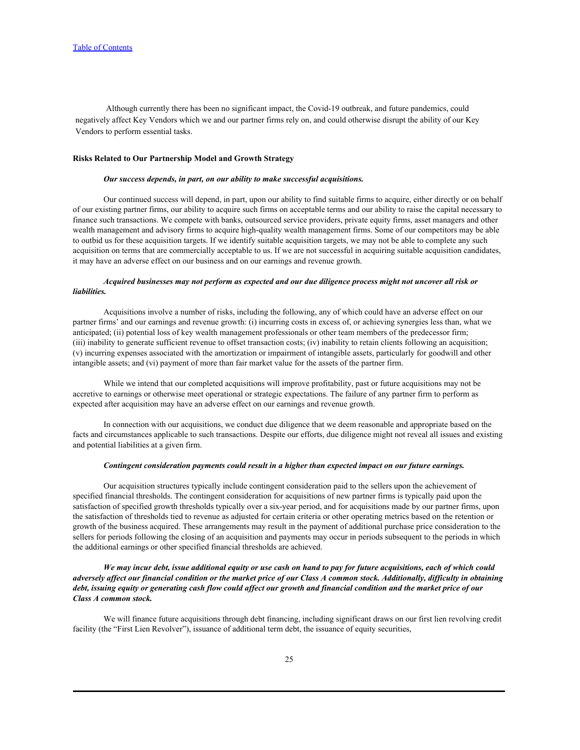Although currently there has been no significant impact, the Covid-19 outbreak, and future pandemics, could negatively affect Key Vendors which we and our partner firms rely on, and could otherwise disrupt the ability of our Key Vendors to perform essential tasks.

**Risks Related to Our Partnership Model and Growth Strategy**

***Our success depends, in part, on our ability to make successful acquisitions.***

Our continued success will depend, in part, upon our ability to find suitable firms to acquire, either directly or on behalf of our existing partner firms, our ability to acquire such firms on acceptable terms and our ability to raise the capital necessary to finance such transactions. We compete with banks, outsourced service providers, private equity firms, asset managers and other wealth management and advisory firms to acquire high-quality wealth management firms. Some of our competitors may be able to outbid us for these acquisition targets. If we identify suitable acquisition targets, we may not be able to complete any such acquisition on terms that are commercially acceptable to us. If we are not successful in acquiring suitable acquisition candidates, it may have an adverse effect on our business and on our earnings and revenue growth.

***Acquired businesses may not perform as expected and our due diligence process might not uncover all risk or liabilities.***

Acquisitions involve a number of risks, including the following, any of which could have an adverse effect on our partner firms' and our earnings and revenue growth: (i) incurring costs in excess of, or achieving synergies less than, what we anticipated; (ii) potential loss of key wealth management professionals or other team members of the predecessor firm; (iii) inability to generate sufficient revenue to offset transaction costs; (iv) inability to retain clients following an acquisition; (v) incurring expenses associated with the amortization or impairment of intangible assets, particularly for goodwill and other intangible assets; and (vi) payment of more than fair market value for the assets of the partner firm.

While we intend that our completed acquisitions will improve profitability, past or future acquisitions may not be accretive to earnings or otherwise meet operational or strategic expectations. The failure of any partner firm to perform as expected after acquisition may have an adverse effect on our earnings and revenue growth.

In connection with our acquisitions, we conduct due diligence that we deem reasonable and appropriate based on the facts and circumstances applicable to such transactions. Despite our efforts, due diligence might not reveal all issues and existing and potential liabilities at a given firm.

***Contingent consideration payments could result in a higher than expected impact on our future earnings.***

Our acquisition structures typically include contingent consideration paid to the sellers upon the achievement of specified financial thresholds. The contingent consideration for acquisitions of new partner firms is typically paid upon the satisfaction of specified growth thresholds typically over a six-year period, and for acquisitions made by our partner firms, upon the satisfaction of thresholds tied to revenue as adjusted for certain criteria or other operating metrics based on the retention or growth of the business acquired. These arrangements may result in the payment of additional purchase price consideration to the sellers for periods following the closing of an acquisition and payments may occur in periods subsequent to the periods in which the additional earnings or other specified financial thresholds are achieved.

***We may incur debt, issue additional equity or use cash on hand to pay for future acquisitions, each of which could adversely affect our financial condition or the market price of our Class A common stock. Additionally, difficulty in obtaining debt, issuing equity or generating cash flow could affect our growth and financial condition and the market price of our Class A common stock.***

We will finance future acquisitions through debt financing, including significant draws on our first lien revolving credit facility (the "First Lien Revolver"), issuance of additional term debt, the issuance of equity securities,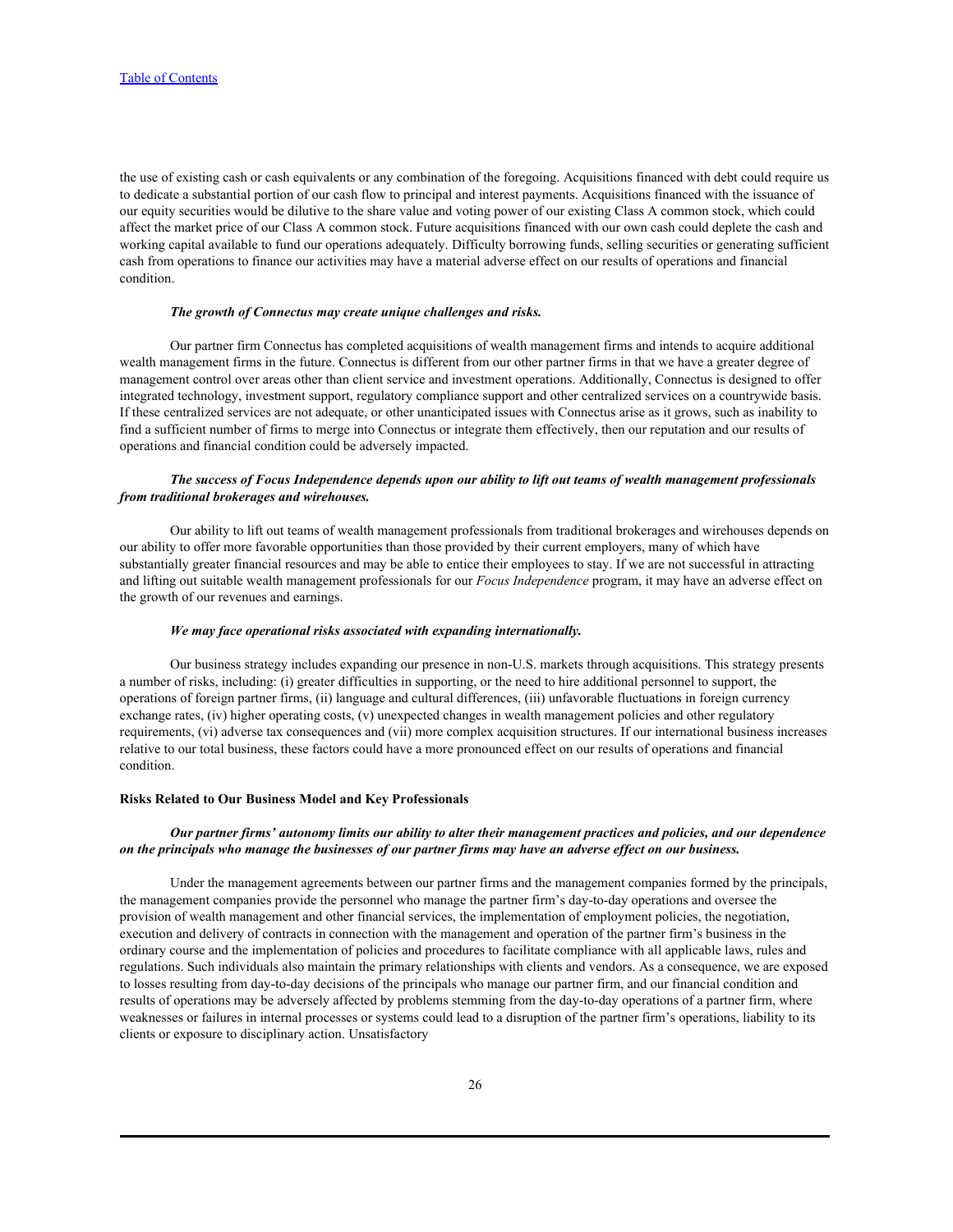the use of existing cash or cash equivalents or any combination of the foregoing. Acquisitions financed with debt could require us to dedicate a substantial portion of our cash flow to principal and interest payments. Acquisitions financed with the issuance of our equity securities would be dilutive to the share value and voting power of our existing Class A common stock, which could affect the market price of our Class A common stock. Future acquisitions financed with our own cash could deplete the cash and working capital available to fund our operations adequately. Difficulty borrowing funds, selling securities or generating sufficient cash from operations to finance our activities may have a material adverse effect on our results of operations and financial condition.

***The growth of Connectus may create unique challenges and risks.***

Our partner firm Connectus has completed acquisitions of wealth management firms and intends to acquire additional wealth management firms in the future. Connectus is different from our other partner firms in that we have a greater degree of management control over areas other than client service and investment operations. Additionally, Connectus is designed to offer integrated technology, investment support, regulatory compliance support and other centralized services on a countrywide basis. If these centralized services are not adequate, or other unanticipated issues with Connectus arise as it grows, such as inability to find a sufficient number of firms to merge into Connectus or integrate them effectively, then our reputation and our results of operations and financial condition could be adversely impacted.

***The success of Focus Independence depends upon our ability to lift out teams of wealth management professionals from traditional brokerages and wirehouses.***

Our ability to lift out teams of wealth management professionals from traditional brokerages and wirehouses depends on our ability to offer more favorable opportunities than those provided by their current employers, many of which have substantially greater financial resources and may be able to entice their employees to stay. If we are not successful in attracting and lifting out suitable wealth management professionals for our *Focus Independence* program, it may have an adverse effect on the growth of our revenues and earnings.

***We may face operational risks associated with expanding internationally.***

Our business strategy includes expanding our presence in non-U.S. markets through acquisitions. This strategy presents a number of risks, including: (i) greater difficulties in supporting, or the need to hire additional personnel to support, the operations of foreign partner firms, (ii) language and cultural differences, (iii) unfavorable fluctuations in foreign currency exchange rates, (iv) higher operating costs, (v) unexpected changes in wealth management policies and other regulatory requirements, (vi) adverse tax consequences and (vii) more complex acquisition structures. If our international business increases relative to our total business, these factors could have a more pronounced effect on our results of operations and financial condition.

**Risks Related to Our Business Model and Key Professionals**

***Our partner firms' autonomy limits our ability to alter their management practices and policies, and our dependence on the principals who manage the businesses of our partner firms may have an adverse effect on our business.***

Under the management agreements between our partner firms and the management companies formed by the principals, the management companies provide the personnel who manage the partner firm's day-to-day operations and oversee the provision of wealth management and other financial services, the implementation of employment policies, the negotiation, execution and delivery of contracts in connection with the management and operation of the partner firm's business in the ordinary course and the implementation of policies and procedures to facilitate compliance with all applicable laws, rules and regulations. Such individuals also maintain the primary relationships with clients and vendors. As a consequence, we are exposed to losses resulting from day-to-day decisions of the principals who manage our partner firm, and our financial condition and results of operations may be adversely affected by problems stemming from the day-to-day operations of a partner firm, where weaknesses or failures in internal processes or systems could lead to a disruption of the partner firm's operations, liability to its clients or exposure to disciplinary action. Unsatisfactory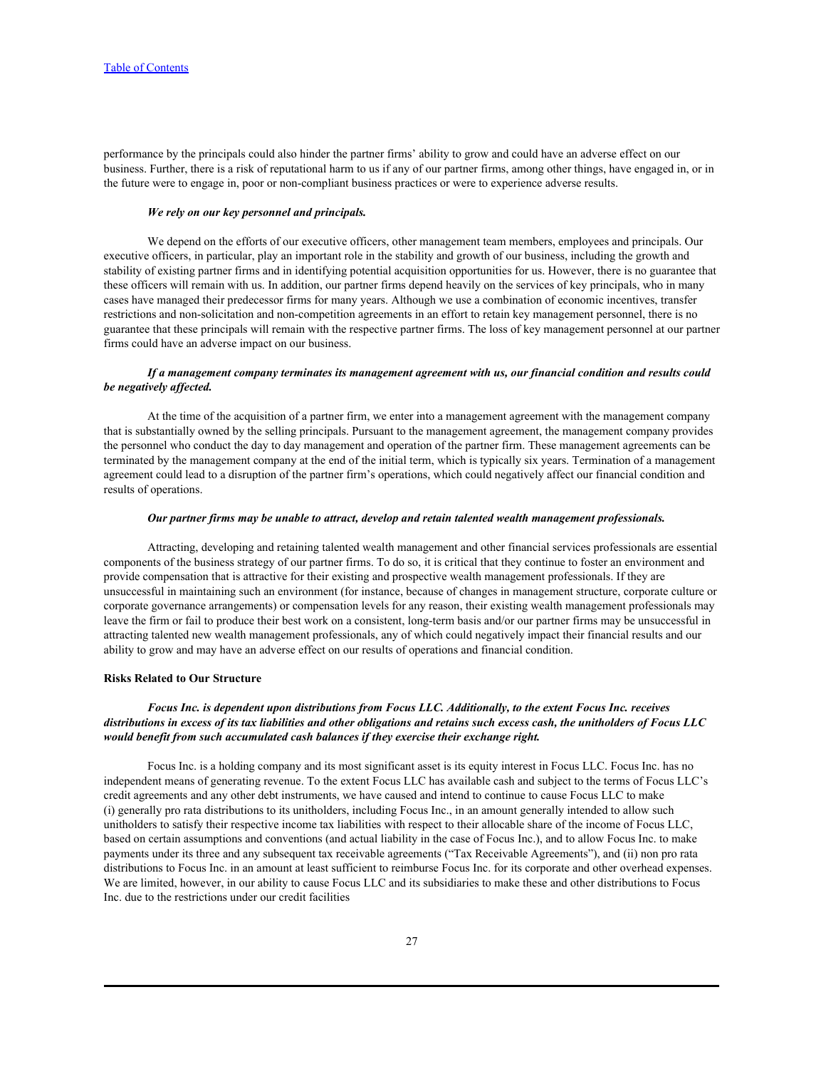performance by the principals could also hinder the partner firms' ability to grow and could have an adverse effect on our business. Further, there is a risk of reputational harm to us if any of our partner firms, among other things, have engaged in, or in the future were to engage in, poor or non-compliant business practices or were to experience adverse results.

***We rely on our key personnel and principals.***

We depend on the efforts of our executive officers, other management team members, employees and principals. Our executive officers, in particular, play an important role in the stability and growth of our business, including the growth and stability of existing partner firms and in identifying potential acquisition opportunities for us. However, there is no guarantee that these officers will remain with us. In addition, our partner firms depend heavily on the services of key principals, who in many cases have managed their predecessor firms for many years. Although we use a combination of economic incentives, transfer restrictions and non-solicitation and non-competition agreements in an effort to retain key management personnel, there is no guarantee that these principals will remain with the respective partner firms. The loss of key management personnel at our partner firms could have an adverse impact on our business.

***If a management company terminates its management agreement with us, our financial condition and results could be negatively affected.***

At the time of the acquisition of a partner firm, we enter into a management agreement with the management company that is substantially owned by the selling principals. Pursuant to the management agreement, the management company provides the personnel who conduct the day to day management and operation of the partner firm. These management agreements can be terminated by the management company at the end of the initial term, which is typically six years. Termination of a management agreement could lead to a disruption of the partner firm's operations, which could negatively affect our financial condition and results of operations.

***Our partner firms may be unable to attract, develop and retain talented wealth management professionals.***

Attracting, developing and retaining talented wealth management and other financial services professionals are essential components of the business strategy of our partner firms. To do so, it is critical that they continue to foster an environment and provide compensation that is attractive for their existing and prospective wealth management professionals. If they are unsuccessful in maintaining such an environment (for instance, because of changes in management structure, corporate culture or corporate governance arrangements) or compensation levels for any reason, their existing wealth management professionals may leave the firm or fail to produce their best work on a consistent, long-term basis and/or our partner firms may be unsuccessful in attracting talented new wealth management professionals, any of which could negatively impact their financial results and our ability to grow and may have an adverse effect on our results of operations and financial condition.

**Risks Related to Our Structure**

***Focus Inc. is dependent upon distributions from Focus LLC. Additionally, to the extent Focus Inc. receives distributions in excess of its tax liabilities and other obligations and retains such excess cash, the unitholders of Focus LLC would benefit from such accumulated cash balances if they exercise their exchange right.***

Focus Inc. is a holding company and its most significant asset is its equity interest in Focus LLC. Focus Inc. has no independent means of generating revenue. To the extent Focus LLC has available cash and subject to the terms of Focus LLC's credit agreements and any other debt instruments, we have caused and intend to continue to cause Focus LLC to make (i) generally pro rata distributions to its unitholders, including Focus Inc., in an amount generally intended to allow such unitholders to satisfy their respective income tax liabilities with respect to their allocable share of the income of Focus LLC, based on certain assumptions and conventions (and actual liability in the case of Focus Inc.), and to allow Focus Inc. to make payments under its three and any subsequent tax receivable agreements ("Tax Receivable Agreements"), and (ii) non pro rata distributions to Focus Inc. in an amount at least sufficient to reimburse Focus Inc. for its corporate and other overhead expenses. We are limited, however, in our ability to cause Focus LLC and its subsidiaries to make these and other distributions to Focus Inc. due to the restrictions under our credit facilities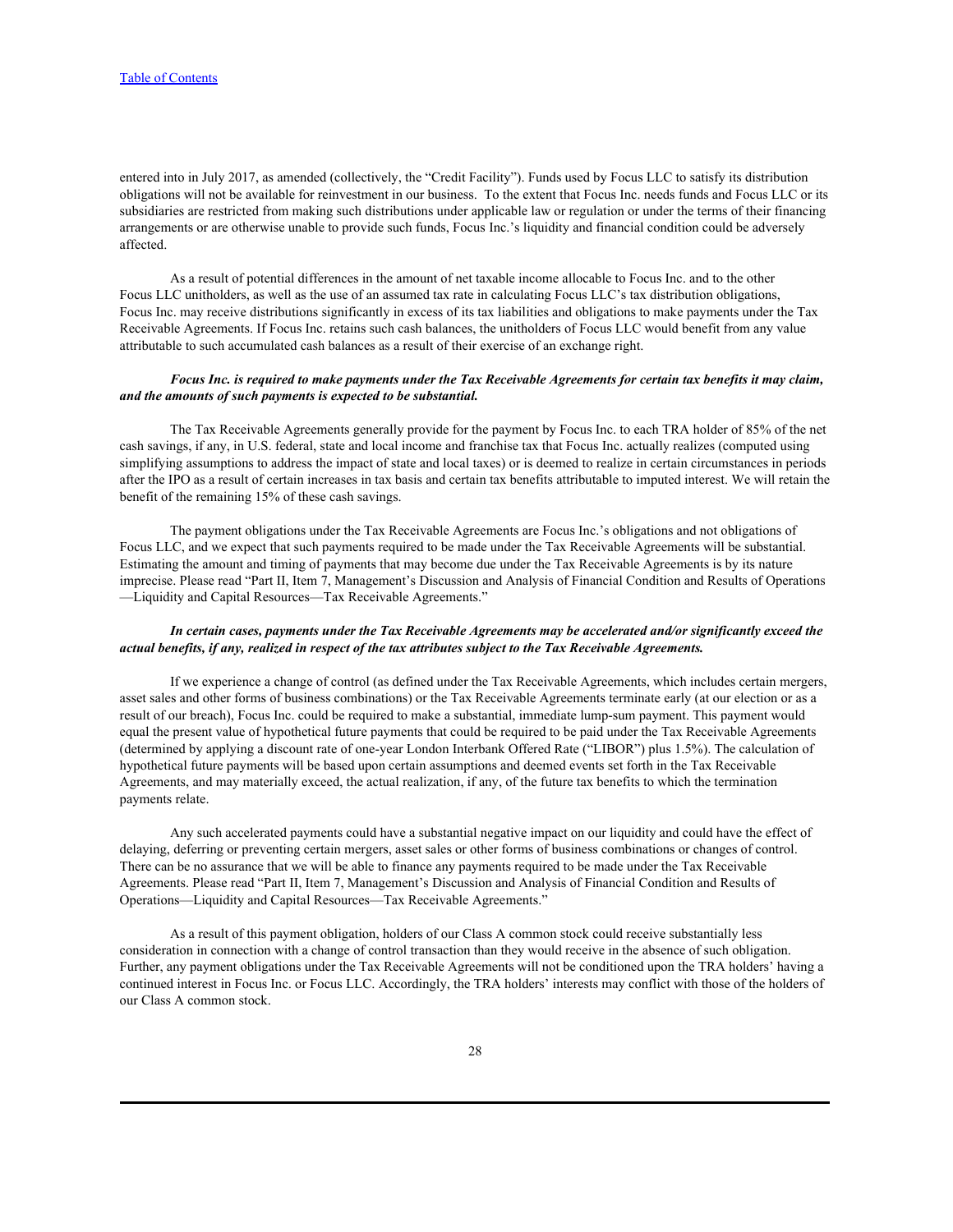entered into in July 2017, as amended (collectively, the "Credit Facility"). Funds used by Focus LLC to satisfy its distribution obligations will not be available for reinvestment in our business. To the extent that Focus Inc. needs funds and Focus LLC or its subsidiaries are restricted from making such distributions under applicable law or regulation or under the terms of their financing arrangements or are otherwise unable to provide such funds, Focus Inc.'s liquidity and financial condition could be adversely affected.

As a result of potential differences in the amount of net taxable income allocable to Focus Inc. and to the other Focus LLC unitholders, as well as the use of an assumed tax rate in calculating Focus LLC's tax distribution obligations, Focus Inc. may receive distributions significantly in excess of its tax liabilities and obligations to make payments under the Tax Receivable Agreements. If Focus Inc. retains such cash balances, the unitholders of Focus LLC would benefit from any value attributable to such accumulated cash balances as a result of their exercise of an exchange right.

***Focus Inc. is required to make payments under the Tax Receivable Agreements for certain tax benefits it may claim, and the amounts of such payments is expected to be substantial.***

The Tax Receivable Agreements generally provide for the payment by Focus Inc. to each TRA holder of 85% of the net cash savings, if any, in U.S. federal, state and local income and franchise tax that Focus Inc. actually realizes (computed using simplifying assumptions to address the impact of state and local taxes) or is deemed to realize in certain circumstances in periods after the IPO as a result of certain increases in tax basis and certain tax benefits attributable to imputed interest. We will retain the benefit of the remaining 15% of these cash savings.

The payment obligations under the Tax Receivable Agreements are Focus Inc.'s obligations and not obligations of Focus LLC, and we expect that such payments required to be made under the Tax Receivable Agreements will be substantial. Estimating the amount and timing of payments that may become due under the Tax Receivable Agreements is by its nature imprecise. Please read "Part II, Item 7, Management's Discussion and Analysis of Financial Condition and Results of Operations —Liquidity and Capital Resources—Tax Receivable Agreements."

***In certain cases, payments under the Tax Receivable Agreements may be accelerated and/or significantly exceed the actual benefits, if any, realized in respect of the tax attributes subject to the Tax Receivable Agreements.***

If we experience a change of control (as defined under the Tax Receivable Agreements, which includes certain mergers, asset sales and other forms of business combinations) or the Tax Receivable Agreements terminate early (at our election or as a result of our breach), Focus Inc. could be required to make a substantial, immediate lump-sum payment. This payment would equal the present value of hypothetical future payments that could be required to be paid under the Tax Receivable Agreements (determined by applying a discount rate of one-year London Interbank Offered Rate ("LIBOR") plus 1.5%). The calculation of hypothetical future payments will be based upon certain assumptions and deemed events set forth in the Tax Receivable Agreements, and may materially exceed, the actual realization, if any, of the future tax benefits to which the termination payments relate.

Any such accelerated payments could have a substantial negative impact on our liquidity and could have the effect of delaying, deferring or preventing certain mergers, asset sales or other forms of business combinations or changes of control. There can be no assurance that we will be able to finance any payments required to be made under the Tax Receivable Agreements. Please read "Part II, Item 7, Management's Discussion and Analysis of Financial Condition and Results of Operations—Liquidity and Capital Resources—Tax Receivable Agreements."

As a result of this payment obligation, holders of our Class A common stock could receive substantially less consideration in connection with a change of control transaction than they would receive in the absence of such obligation. Further, any payment obligations under the Tax Receivable Agreements will not be conditioned upon the TRA holders' having a continued interest in Focus Inc. or Focus LLC. Accordingly, the TRA holders' interests may conflict with those of the holders of our Class A common stock.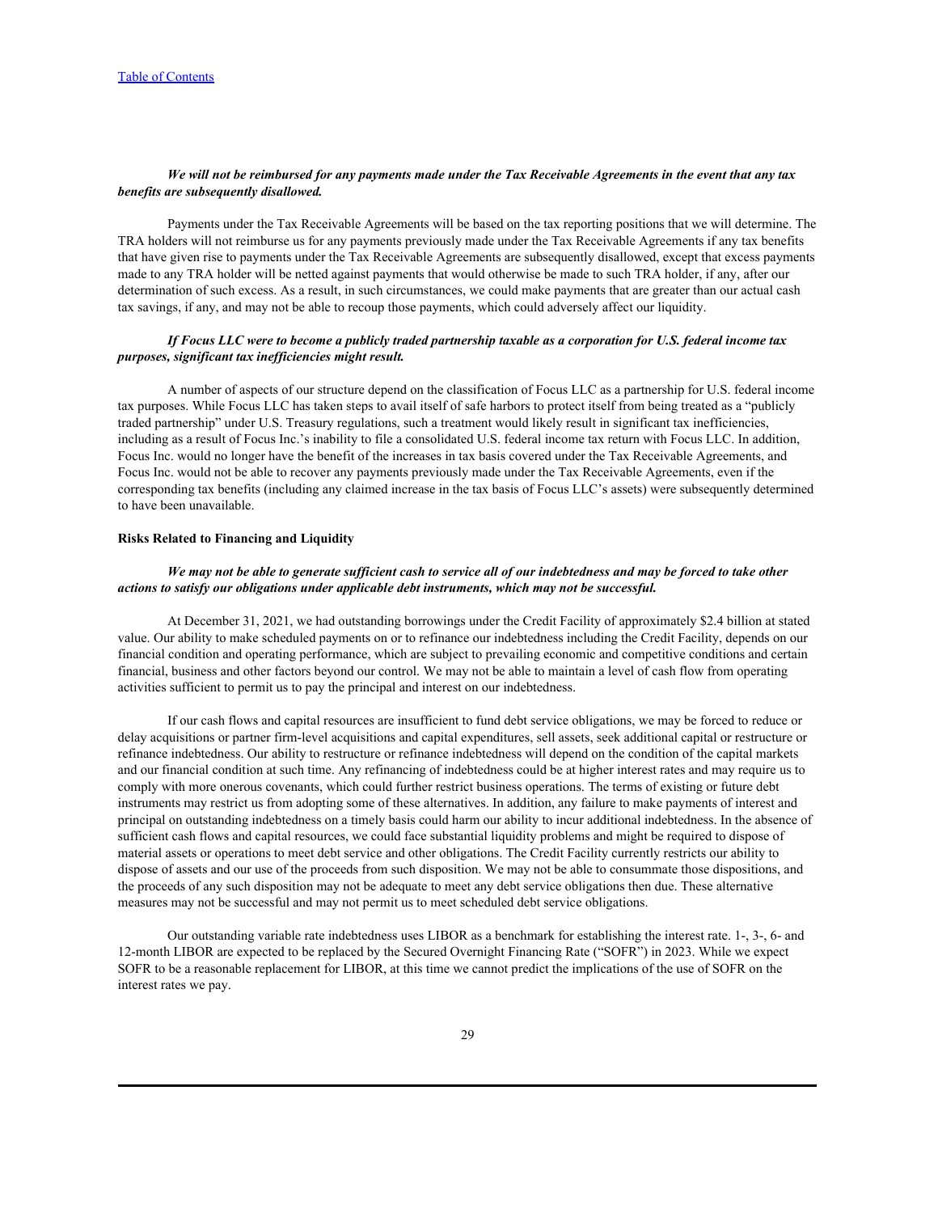***We will not be reimbursed for any payments made under the Tax Receivable Agreements in the event that any tax benefits are subsequently disallowed.***

Payments under the Tax Receivable Agreements will be based on the tax reporting positions that we will determine. The TRA holders will not reimburse us for any payments previously made under the Tax Receivable Agreements if any tax benefits that have given rise to payments under the Tax Receivable Agreements are subsequently disallowed, except that excess payments made to any TRA holder will be netted against payments that would otherwise be made to such TRA holder, if any, after our determination of such excess. As a result, in such circumstances, we could make payments that are greater than our actual cash tax savings, if any, and may not be able to recoup those payments, which could adversely affect our liquidity.

***If Focus LLC were to become a publicly traded partnership taxable as a corporation for U.S. federal income tax purposes, significant tax inefficiencies might result.***

A number of aspects of our structure depend on the classification of Focus LLC as a partnership for U.S. federal income tax purposes. While Focus LLC has taken steps to avail itself of safe harbors to protect itself from being treated as a "publicly traded partnership" under U.S. Treasury regulations, such a treatment would likely result in significant tax inefficiencies, including as a result of Focus Inc.'s inability to file a consolidated U.S. federal income tax return with Focus LLC. In addition, Focus Inc. would no longer have the benefit of the increases in tax basis covered under the Tax Receivable Agreements, and Focus Inc. would not be able to recover any payments previously made under the Tax Receivable Agreements, even if the corresponding tax benefits (including any claimed increase in the tax basis of Focus LLC's assets) were subsequently determined to have been unavailable.

**Risks Related to Financing and Liquidity**

***We may not be able to generate sufficient cash to service all of our indebtedness and may be forced to take other actions to satisfy our obligations under applicable debt instruments, which may not be successful.***

At December 31, 2021, we had outstanding borrowings under the Credit Facility of approximately $2.4 billion at stated value. Our ability to make scheduled payments on or to refinance our indebtedness including the Credit Facility, depends on our financial condition and operating performance, which are subject to prevailing economic and competitive conditions and certain financial, business and other factors beyond our control. We may not be able to maintain a level of cash flow from operating activities sufficient to permit us to pay the principal and interest on our indebtedness.

If our cash flows and capital resources are insufficient to fund debt service obligations, we may be forced to reduce or delay acquisitions or partner firm-level acquisitions and capital expenditures, sell assets, seek additional capital or restructure or refinance indebtedness. Our ability to restructure or refinance indebtedness will depend on the condition of the capital markets and our financial condition at such time. Any refinancing of indebtedness could be at higher interest rates and may require us to comply with more onerous covenants, which could further restrict business operations. The terms of existing or future debt instruments may restrict us from adopting some of these alternatives. In addition, any failure to make payments of interest and principal on outstanding indebtedness on a timely basis could harm our ability to incur additional indebtedness. In the absence of sufficient cash flows and capital resources, we could face substantial liquidity problems and might be required to dispose of material assets or operations to meet debt service and other obligations. The Credit Facility currently restricts our ability to dispose of assets and our use of the proceeds from such disposition. We may not be able to consummate those dispositions, and the proceeds of any such disposition may not be adequate to meet any debt service obligations then due. These alternative measures may not be successful and may not permit us to meet scheduled debt service obligations.

Our outstanding variable rate indebtedness uses LIBOR as a benchmark for establishing the interest rate. 1-, 3-, 6- and 12-month LIBOR are expected to be replaced by the Secured Overnight Financing Rate ("SOFR") in 2023. While we expect SOFR to be a reasonable replacement for LIBOR, at this time we cannot predict the implications of the use of SOFR on the interest rates we pay.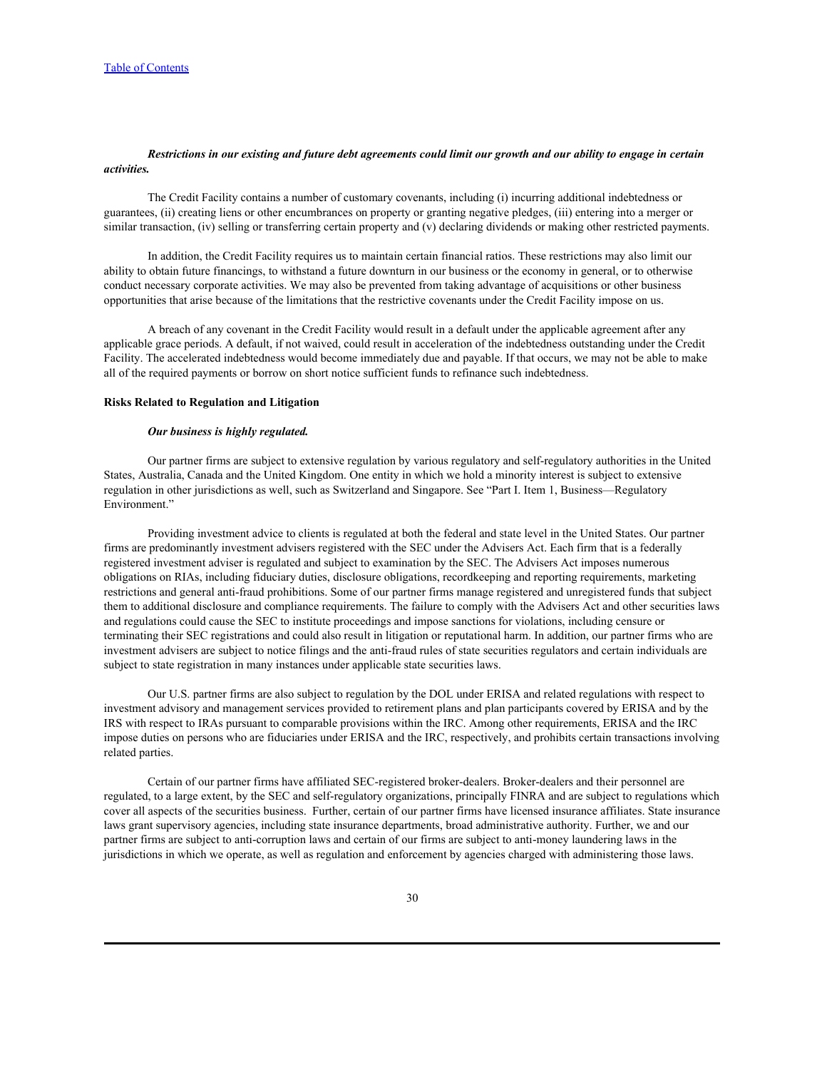***Restrictions in our existing and future debt agreements could limit our growth and our ability to engage in certain activities.***

The Credit Facility contains a number of customary covenants, including (i) incurring additional indebtedness or guarantees, (ii) creating liens or other encumbrances on property or granting negative pledges, (iii) entering into a merger or similar transaction, (iv) selling or transferring certain property and (v) declaring dividends or making other restricted payments.

In addition, the Credit Facility requires us to maintain certain financial ratios. These restrictions may also limit our ability to obtain future financings, to withstand a future downturn in our business or the economy in general, or to otherwise conduct necessary corporate activities. We may also be prevented from taking advantage of acquisitions or other business opportunities that arise because of the limitations that the restrictive covenants under the Credit Facility impose on us.

A breach of any covenant in the Credit Facility would result in a default under the applicable agreement after any applicable grace periods. A default, if not waived, could result in acceleration of the indebtedness outstanding under the Credit Facility. The accelerated indebtedness would become immediately due and payable. If that occurs, we may not be able to make all of the required payments or borrow on short notice sufficient funds to refinance such indebtedness.

**Risks Related to Regulation and Litigation**

***Our business is highly regulated.***

Our partner firms are subject to extensive regulation by various regulatory and self-regulatory authorities in the United States, Australia, Canada and the United Kingdom. One entity in which we hold a minority interest is subject to extensive regulation in other jurisdictions as well, such as Switzerland and Singapore. See "Part I. Item 1, Business—Regulatory Environment."

Providing investment advice to clients is regulated at both the federal and state level in the United States. Our partner firms are predominantly investment advisers registered with the SEC under the Advisers Act. Each firm that is a federally registered investment adviser is regulated and subject to examination by the SEC. The Advisers Act imposes numerous obligations on RIAs, including fiduciary duties, disclosure obligations, recordkeeping and reporting requirements, marketing restrictions and general anti-fraud prohibitions. Some of our partner firms manage registered and unregistered funds that subject them to additional disclosure and compliance requirements. The failure to comply with the Advisers Act and other securities laws and regulations could cause the SEC to institute proceedings and impose sanctions for violations, including censure or terminating their SEC registrations and could also result in litigation or reputational harm. In addition, our partner firms who are investment advisers are subject to notice filings and the anti-fraud rules of state securities regulators and certain individuals are subject to state registration in many instances under applicable state securities laws.

Our U.S. partner firms are also subject to regulation by the DOL under ERISA and related regulations with respect to investment advisory and management services provided to retirement plans and plan participants covered by ERISA and by the IRS with respect to IRAs pursuant to comparable provisions within the IRC. Among other requirements, ERISA and the IRC impose duties on persons who are fiduciaries under ERISA and the IRC, respectively, and prohibits certain transactions involving related parties.

Certain of our partner firms have affiliated SEC-registered broker-dealers. Broker-dealers and their personnel are regulated, to a large extent, by the SEC and self-regulatory organizations, principally FINRA and are subject to regulations which cover all aspects of the securities business. Further, certain of our partner firms have licensed insurance affiliates. State insurance laws grant supervisory agencies, including state insurance departments, broad administrative authority. Further, we and our partner firms are subject to anti-corruption laws and certain of our firms are subject to anti-money laundering laws in the jurisdictions in which we operate, as well as regulation and enforcement by agencies charged with administering those laws.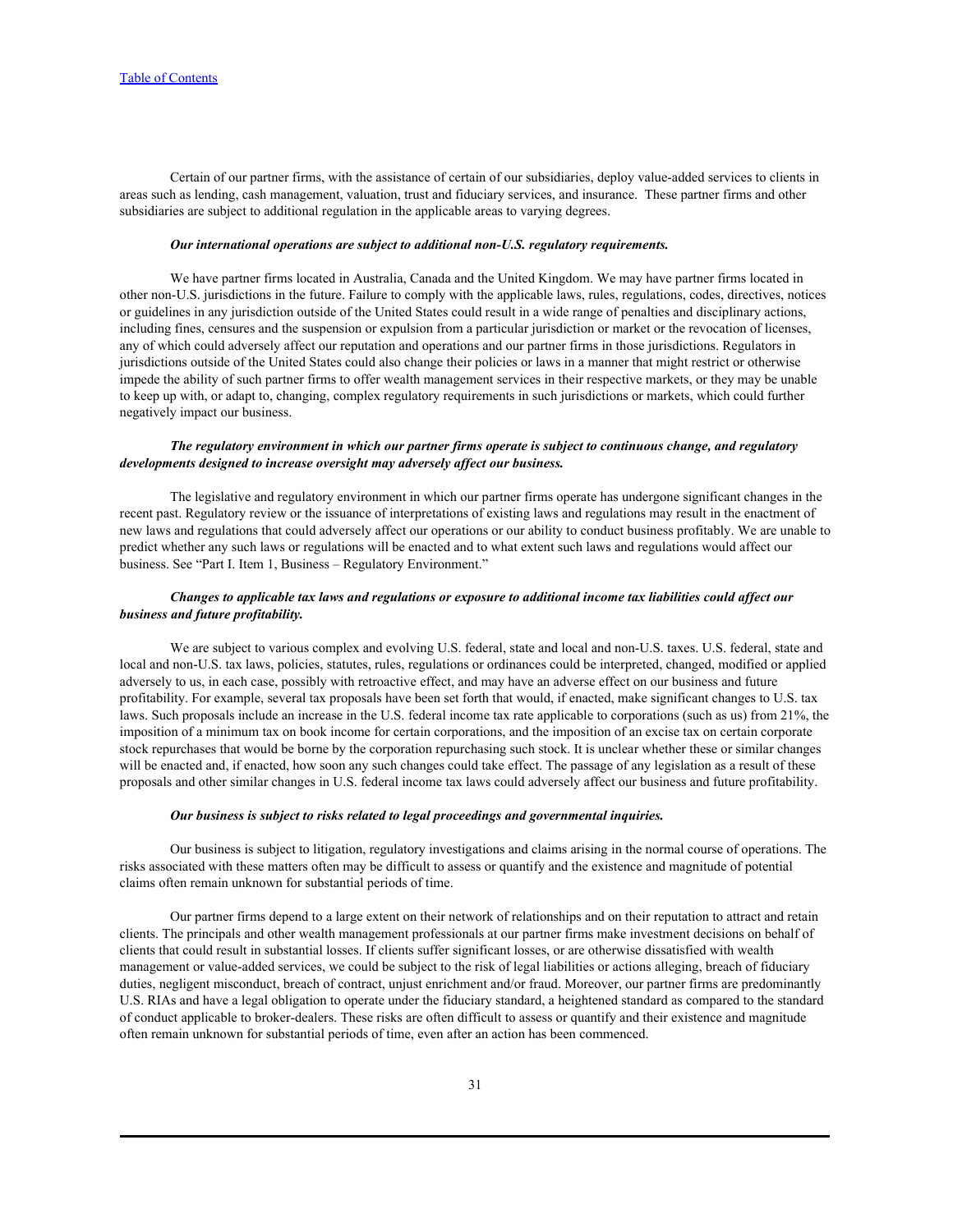Certain of our partner firms, with the assistance of certain of our subsidiaries, deploy value-added services to clients in areas such as lending, cash management, valuation, trust and fiduciary services, and insurance. These partner firms and other subsidiaries are subject to additional regulation in the applicable areas to varying degrees.

***Our international operations are subject to additional non-U.S. regulatory requirements.***

We have partner firms located in Australia, Canada and the United Kingdom. We may have partner firms located in other non-U.S. jurisdictions in the future. Failure to comply with the applicable laws, rules, regulations, codes, directives, notices or guidelines in any jurisdiction outside of the United States could result in a wide range of penalties and disciplinary actions, including fines, censures and the suspension or expulsion from a particular jurisdiction or market or the revocation of licenses, any of which could adversely affect our reputation and operations and our partner firms in those jurisdictions. Regulators in jurisdictions outside of the United States could also change their policies or laws in a manner that might restrict or otherwise impede the ability of such partner firms to offer wealth management services in their respective markets, or they may be unable to keep up with, or adapt to, changing, complex regulatory requirements in such jurisdictions or markets, which could further negatively impact our business.

***The regulatory environment in which our partner firms operate is subject to continuous change, and regulatory developments designed to increase oversight may adversely affect our business.***

The legislative and regulatory environment in which our partner firms operate has undergone significant changes in the recent past. Regulatory review or the issuance of interpretations of existing laws and regulations may result in the enactment of new laws and regulations that could adversely affect our operations or our ability to conduct business profitably. We are unable to predict whether any such laws or regulations will be enacted and to what extent such laws and regulations would affect our business. See "Part I. Item 1, Business – Regulatory Environment."

***Changes to applicable tax laws and regulations or exposure to additional income tax liabilities could affect our business and future profitability.***

We are subject to various complex and evolving U.S. federal, state and local and non-U.S. taxes. U.S. federal, state and local and non-U.S. tax laws, policies, statutes, rules, regulations or ordinances could be interpreted, changed, modified or applied adversely to us, in each case, possibly with retroactive effect, and may have an adverse effect on our business and future profitability. For example, several tax proposals have been set forth that would, if enacted, make significant changes to U.S. tax laws. Such proposals include an increase in the U.S. federal income tax rate applicable to corporations (such as us) from 21%, the imposition of a minimum tax on book income for certain corporations, and the imposition of an excise tax on certain corporate stock repurchases that would be borne by the corporation repurchasing such stock. It is unclear whether these or similar changes will be enacted and, if enacted, how soon any such changes could take effect. The passage of any legislation as a result of these proposals and other similar changes in U.S. federal income tax laws could adversely affect our business and future profitability.

***Our business is subject to risks related to legal proceedings and governmental inquiries.***

Our business is subject to litigation, regulatory investigations and claims arising in the normal course of operations. The risks associated with these matters often may be difficult to assess or quantify and the existence and magnitude of potential claims often remain unknown for substantial periods of time.

Our partner firms depend to a large extent on their network of relationships and on their reputation to attract and retain clients. The principals and other wealth management professionals at our partner firms make investment decisions on behalf of clients that could result in substantial losses. If clients suffer significant losses, or are otherwise dissatisfied with wealth management or value-added services, we could be subject to the risk of legal liabilities or actions alleging, breach of fiduciary duties, negligent misconduct, breach of contract, unjust enrichment and/or fraud. Moreover, our partner firms are predominantly U.S. RIAs and have a legal obligation to operate under the fiduciary standard, a heightened standard as compared to the standard of conduct applicable to broker-dealers. These risks are often difficult to assess or quantify and their existence and magnitude often remain unknown for substantial periods of time, even after an action has been commenced.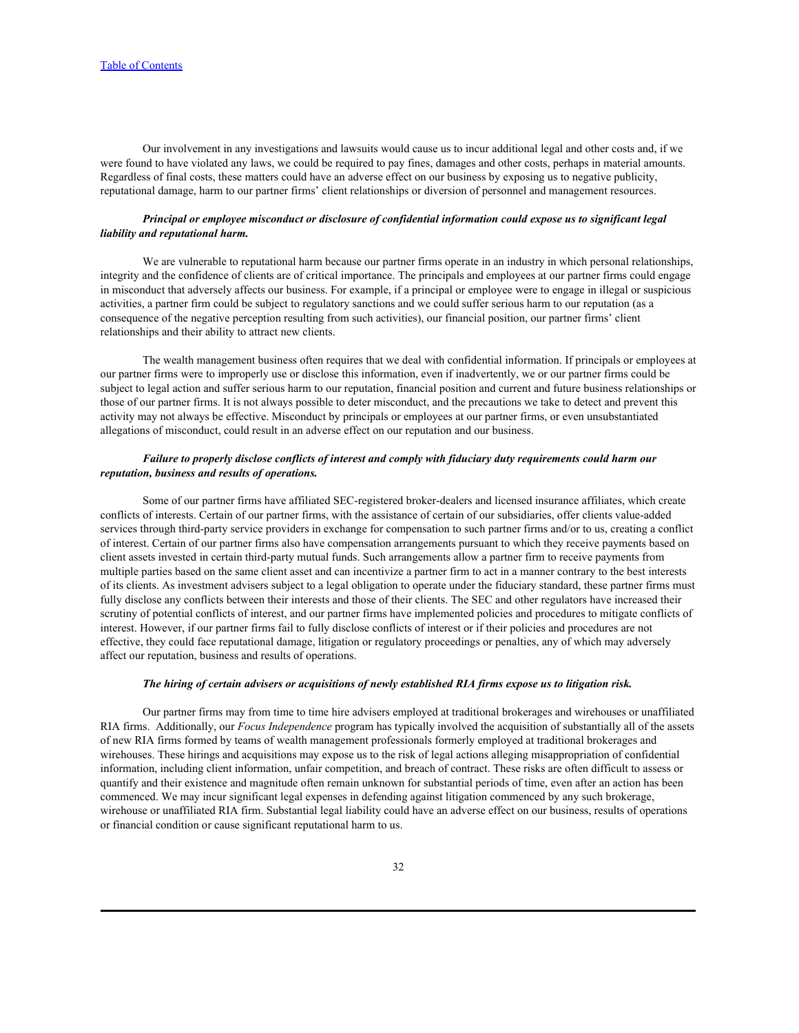Our involvement in any investigations and lawsuits would cause us to incur additional legal and other costs and, if we were found to have violated any laws, we could be required to pay fines, damages and other costs, perhaps in material amounts. Regardless of final costs, these matters could have an adverse effect on our business by exposing us to negative publicity, reputational damage, harm to our partner firms' client relationships or diversion of personnel and management resources.

***Principal or employee misconduct or disclosure of confidential information could expose us to significant legal liability and reputational harm.***

We are vulnerable to reputational harm because our partner firms operate in an industry in which personal relationships, integrity and the confidence of clients are of critical importance. The principals and employees at our partner firms could engage in misconduct that adversely affects our business. For example, if a principal or employee were to engage in illegal or suspicious activities, a partner firm could be subject to regulatory sanctions and we could suffer serious harm to our reputation (as a consequence of the negative perception resulting from such activities), our financial position, our partner firms' client relationships and their ability to attract new clients.

The wealth management business often requires that we deal with confidential information. If principals or employees at our partner firms were to improperly use or disclose this information, even if inadvertently, we or our partner firms could be subject to legal action and suffer serious harm to our reputation, financial position and current and future business relationships or those of our partner firms. It is not always possible to deter misconduct, and the precautions we take to detect and prevent this activity may not always be effective. Misconduct by principals or employees at our partner firms, or even unsubstantiated allegations of misconduct, could result in an adverse effect on our reputation and our business.

***Failure to properly disclose conflicts of interest and comply with fiduciary duty requirements could harm our reputation, business and results of operations.***

Some of our partner firms have affiliated SEC-registered broker-dealers and licensed insurance affiliates, which create conflicts of interests. Certain of our partner firms, with the assistance of certain of our subsidiaries, offer clients value-added services through third-party service providers in exchange for compensation to such partner firms and/or to us, creating a conflict of interest. Certain of our partner firms also have compensation arrangements pursuant to which they receive payments based on client assets invested in certain third-party mutual funds. Such arrangements allow a partner firm to receive payments from multiple parties based on the same client asset and can incentivize a partner firm to act in a manner contrary to the best interests of its clients. As investment advisers subject to a legal obligation to operate under the fiduciary standard, these partner firms must fully disclose any conflicts between their interests and those of their clients. The SEC and other regulators have increased their scrutiny of potential conflicts of interest, and our partner firms have implemented policies and procedures to mitigate conflicts of interest. However, if our partner firms fail to fully disclose conflicts of interest or if their policies and procedures are not effective, they could face reputational damage, litigation or regulatory proceedings or penalties, any of which may adversely affect our reputation, business and results of operations.

***The hiring of certain advisers or acquisitions of newly established RIA firms expose us to litigation risk.***

Our partner firms may from time to time hire advisers employed at traditional brokerages and wirehouses or unaffiliated RIA firms. Additionally, our *Focus Independence* program has typically involved the acquisition of substantially all of the assets of new RIA firms formed by teams of wealth management professionals formerly employed at traditional brokerages and wirehouses. These hirings and acquisitions may expose us to the risk of legal actions alleging misappropriation of confidential information, including client information, unfair competition, and breach of contract. These risks are often difficult to assess or quantify and their existence and magnitude often remain unknown for substantial periods of time, even after an action has been commenced. We may incur significant legal expenses in defending against litigation commenced by any such brokerage, wirehouse or unaffiliated RIA firm. Substantial legal liability could have an adverse effect on our business, results of operations or financial condition or cause significant reputational harm to us.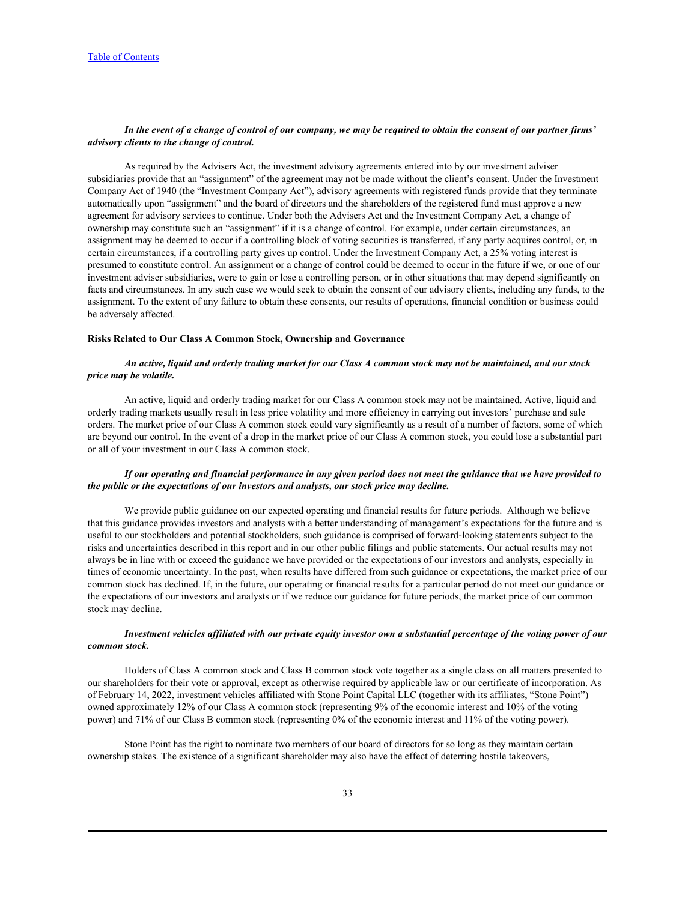***In the event of a change of control of our company, we may be required to obtain the consent of our partner firms' advisory clients to the change of control.***

As required by the Advisers Act, the investment advisory agreements entered into by our investment adviser subsidiaries provide that an "assignment" of the agreement may not be made without the client's consent. Under the Investment Company Act of 1940 (the "Investment Company Act"), advisory agreements with registered funds provide that they terminate automatically upon "assignment" and the board of directors and the shareholders of the registered fund must approve a new agreement for advisory services to continue. Under both the Advisers Act and the Investment Company Act, a change of ownership may constitute such an "assignment" if it is a change of control. For example, under certain circumstances, an assignment may be deemed to occur if a controlling block of voting securities is transferred, if any party acquires control, or, in certain circumstances, if a controlling party gives up control. Under the Investment Company Act, a 25% voting interest is presumed to constitute control. An assignment or a change of control could be deemed to occur in the future if we, or one of our investment adviser subsidiaries, were to gain or lose a controlling person, or in other situations that may depend significantly on facts and circumstances. In any such case we would seek to obtain the consent of our advisory clients, including any funds, to the assignment. To the extent of any failure to obtain these consents, our results of operations, financial condition or business could be adversely affected.

**Risks Related to Our Class A Common Stock, Ownership and Governance**

***An active, liquid and orderly trading market for our Class A common stock may not be maintained, and our stock price may be volatile.***

An active, liquid and orderly trading market for our Class A common stock may not be maintained. Active, liquid and orderly trading markets usually result in less price volatility and more efficiency in carrying out investors' purchase and sale orders. The market price of our Class A common stock could vary significantly as a result of a number of factors, some of which are beyond our control. In the event of a drop in the market price of our Class A common stock, you could lose a substantial part or all of your investment in our Class A common stock.

***If our operating and financial performance in any given period does not meet the guidance that we have provided to the public or the expectations of our investors and analysts, our stock price may decline.***

We provide public guidance on our expected operating and financial results for future periods. Although we believe that this guidance provides investors and analysts with a better understanding of management's expectations for the future and is useful to our stockholders and potential stockholders, such guidance is comprised of forward-looking statements subject to the risks and uncertainties described in this report and in our other public filings and public statements. Our actual results may not always be in line with or exceed the guidance we have provided or the expectations of our investors and analysts, especially in times of economic uncertainty. In the past, when results have differed from such guidance or expectations, the market price of our common stock has declined. If, in the future, our operating or financial results for a particular period do not meet our guidance or the expectations of our investors and analysts or if we reduce our guidance for future periods, the market price of our common stock may decline.

***Investment vehicles affiliated with our private equity investor own a substantial percentage of the voting power of our common stock.***

Holders of Class A common stock and Class B common stock vote together as a single class on all matters presented to our shareholders for their vote or approval, except as otherwise required by applicable law or our certificate of incorporation. As of February 14, 2022, investment vehicles affiliated with Stone Point Capital LLC (together with its affiliates, "Stone Point") owned approximately 12% of our Class A common stock (representing 9% of the economic interest and 10% of the voting power) and 71% of our Class B common stock (representing 0% of the economic interest and 11% of the voting power).

Stone Point has the right to nominate two members of our board of directors for so long as they maintain certain ownership stakes. The existence of a significant shareholder may also have the effect of deterring hostile takeovers,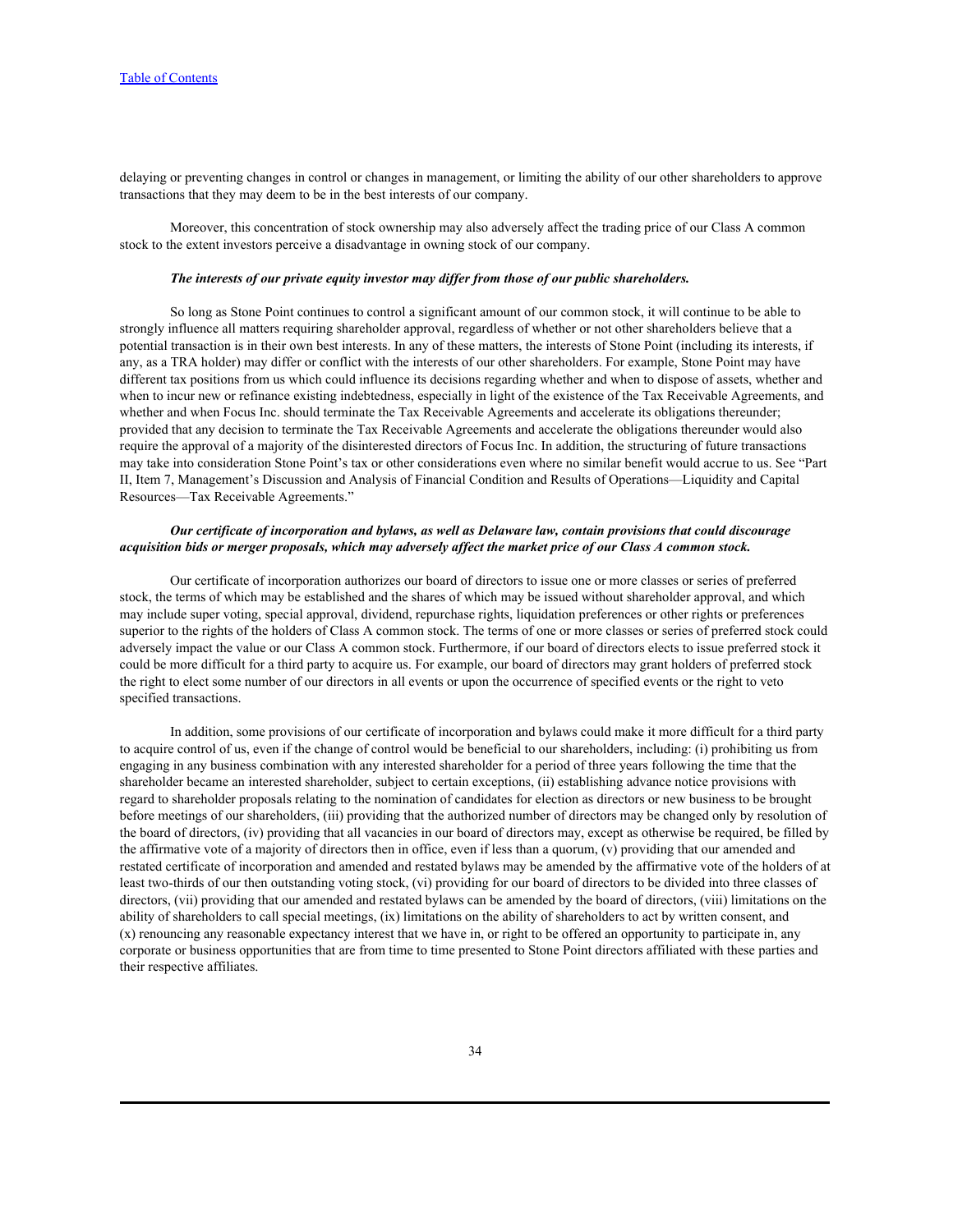delaying or preventing changes in control or changes in management, or limiting the ability of our other shareholders to approve transactions that they may deem to be in the best interests of our company.

Moreover, this concentration of stock ownership may also adversely affect the trading price of our Class A common stock to the extent investors perceive a disadvantage in owning stock of our company.

***The interests of our private equity investor may differ from those of our public shareholders.***

So long as Stone Point continues to control a significant amount of our common stock, it will continue to be able to strongly influence all matters requiring shareholder approval, regardless of whether or not other shareholders believe that a potential transaction is in their own best interests. In any of these matters, the interests of Stone Point (including its interests, if any, as a TRA holder) may differ or conflict with the interests of our other shareholders. For example, Stone Point may have different tax positions from us which could influence its decisions regarding whether and when to dispose of assets, whether and when to incur new or refinance existing indebtedness, especially in light of the existence of the Tax Receivable Agreements, and whether and when Focus Inc. should terminate the Tax Receivable Agreements and accelerate its obligations thereunder; provided that any decision to terminate the Tax Receivable Agreements and accelerate the obligations thereunder would also require the approval of a majority of the disinterested directors of Focus Inc. In addition, the structuring of future transactions may take into consideration Stone Point's tax or other considerations even where no similar benefit would accrue to us. See "Part II, Item 7, Management's Discussion and Analysis of Financial Condition and Results of Operations—Liquidity and Capital Resources—Tax Receivable Agreements."

***Our certificate of incorporation and bylaws, as well as Delaware law, contain provisions that could discourage acquisition bids or merger proposals, which may adversely affect the market price of our Class A common stock.***

Our certificate of incorporation authorizes our board of directors to issue one or more classes or series of preferred stock, the terms of which may be established and the shares of which may be issued without shareholder approval, and which may include super voting, special approval, dividend, repurchase rights, liquidation preferences or other rights or preferences superior to the rights of the holders of Class A common stock. The terms of one or more classes or series of preferred stock could adversely impact the value or our Class A common stock. Furthermore, if our board of directors elects to issue preferred stock it could be more difficult for a third party to acquire us. For example, our board of directors may grant holders of preferred stock the right to elect some number of our directors in all events or upon the occurrence of specified events or the right to veto specified transactions.

In addition, some provisions of our certificate of incorporation and bylaws could make it more difficult for a third party to acquire control of us, even if the change of control would be beneficial to our shareholders, including: (i) prohibiting us from engaging in any business combination with any interested shareholder for a period of three years following the time that the shareholder became an interested shareholder, subject to certain exceptions, (ii) establishing advance notice provisions with regard to shareholder proposals relating to the nomination of candidates for election as directors or new business to be brought before meetings of our shareholders, (iii) providing that the authorized number of directors may be changed only by resolution of the board of directors, (iv) providing that all vacancies in our board of directors may, except as otherwise be required, be filled by the affirmative vote of a majority of directors then in office, even if less than a quorum, (v) providing that our amended and restated certificate of incorporation and amended and restated bylaws may be amended by the affirmative vote of the holders of at least two-thirds of our then outstanding voting stock, (vi) providing for our board of directors to be divided into three classes of directors, (vii) providing that our amended and restated bylaws can be amended by the board of directors, (viii) limitations on the ability of shareholders to call special meetings, (ix) limitations on the ability of shareholders to act by written consent, and (x) renouncing any reasonable expectancy interest that we have in, or right to be offered an opportunity to participate in, any corporate or business opportunities that are from time to time presented to Stone Point directors affiliated with these parties and their respective affiliates.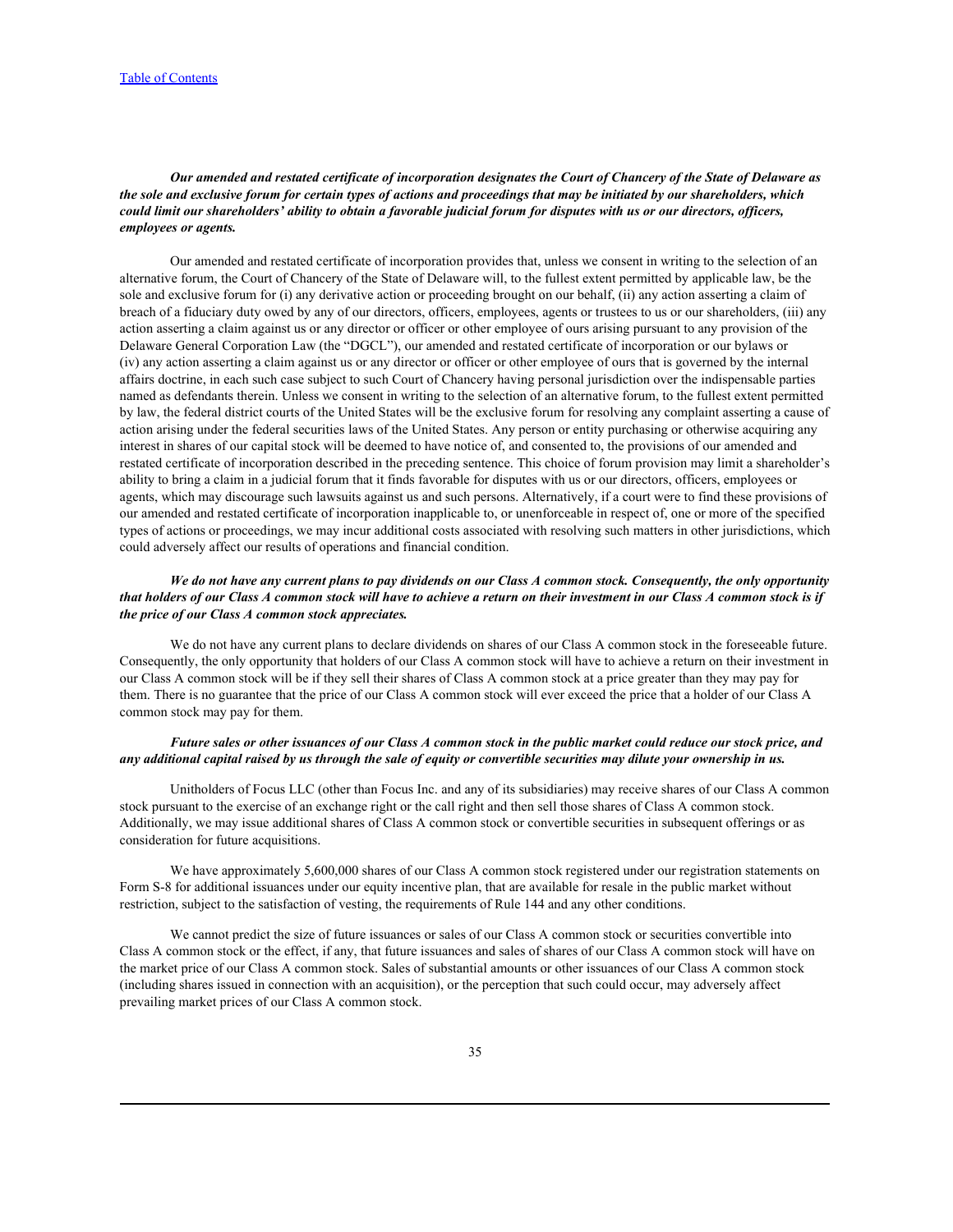***Our amended and restated certificate of incorporation designates the Court of Chancery of the State of Delaware as the sole and exclusive forum for certain types of actions and proceedings that may be initiated by our shareholders, which could limit our shareholders' ability to obtain a favorable judicial forum for disputes with us or our directors, officers, employees or agents.***

Our amended and restated certificate of incorporation provides that, unless we consent in writing to the selection of an alternative forum, the Court of Chancery of the State of Delaware will, to the fullest extent permitted by applicable law, be the sole and exclusive forum for (i) any derivative action or proceeding brought on our behalf, (ii) any action asserting a claim of breach of a fiduciary duty owed by any of our directors, officers, employees, agents or trustees to us or our shareholders, (iii) any action asserting a claim against us or any director or officer or other employee of ours arising pursuant to any provision of the Delaware General Corporation Law (the "DGCL"), our amended and restated certificate of incorporation or our bylaws or (iv) any action asserting a claim against us or any director or officer or other employee of ours that is governed by the internal affairs doctrine, in each such case subject to such Court of Chancery having personal jurisdiction over the indispensable parties named as defendants therein. Unless we consent in writing to the selection of an alternative forum, to the fullest extent permitted by law, the federal district courts of the United States will be the exclusive forum for resolving any complaint asserting a cause of action arising under the federal securities laws of the United States. Any person or entity purchasing or otherwise acquiring any interest in shares of our capital stock will be deemed to have notice of, and consented to, the provisions of our amended and restated certificate of incorporation described in the preceding sentence. This choice of forum provision may limit a shareholder's ability to bring a claim in a judicial forum that it finds favorable for disputes with us or our directors, officers, employees or agents, which may discourage such lawsuits against us and such persons. Alternatively, if a court were to find these provisions of our amended and restated certificate of incorporation inapplicable to, or unenforceable in respect of, one or more of the specified types of actions or proceedings, we may incur additional costs associated with resolving such matters in other jurisdictions, which could adversely affect our results of operations and financial condition.

***We do not have any current plans to pay dividends on our Class A common stock. Consequently, the only opportunity that holders of our Class A common stock will have to achieve a return on their investment in our Class A common stock is if the price of our Class A common stock appreciates.***

We do not have any current plans to declare dividends on shares of our Class A common stock in the foreseeable future. Consequently, the only opportunity that holders of our Class A common stock will have to achieve a return on their investment in our Class A common stock will be if they sell their shares of Class A common stock at a price greater than they may pay for them. There is no guarantee that the price of our Class A common stock will ever exceed the price that a holder of our Class A common stock may pay for them.

***Future sales or other issuances of our Class A common stock in the public market could reduce our stock price, and any additional capital raised by us through the sale of equity or convertible securities may dilute your ownership in us.***

Unitholders of Focus LLC (other than Focus Inc. and any of its subsidiaries) may receive shares of our Class A common stock pursuant to the exercise of an exchange right or the call right and then sell those shares of Class A common stock. Additionally, we may issue additional shares of Class A common stock or convertible securities in subsequent offerings or as consideration for future acquisitions.

We have approximately 5,600,000 shares of our Class A common stock registered under our registration statements on Form S-8 for additional issuances under our equity incentive plan, that are available for resale in the public market without restriction, subject to the satisfaction of vesting, the requirements of Rule 144 and any other conditions.

We cannot predict the size of future issuances or sales of our Class A common stock or securities convertible into Class A common stock or the effect, if any, that future issuances and sales of shares of our Class A common stock will have on the market price of our Class A common stock. Sales of substantial amounts or other issuances of our Class A common stock (including shares issued in connection with an acquisition), or the perception that such could occur, may adversely affect prevailing market prices of our Class A common stock.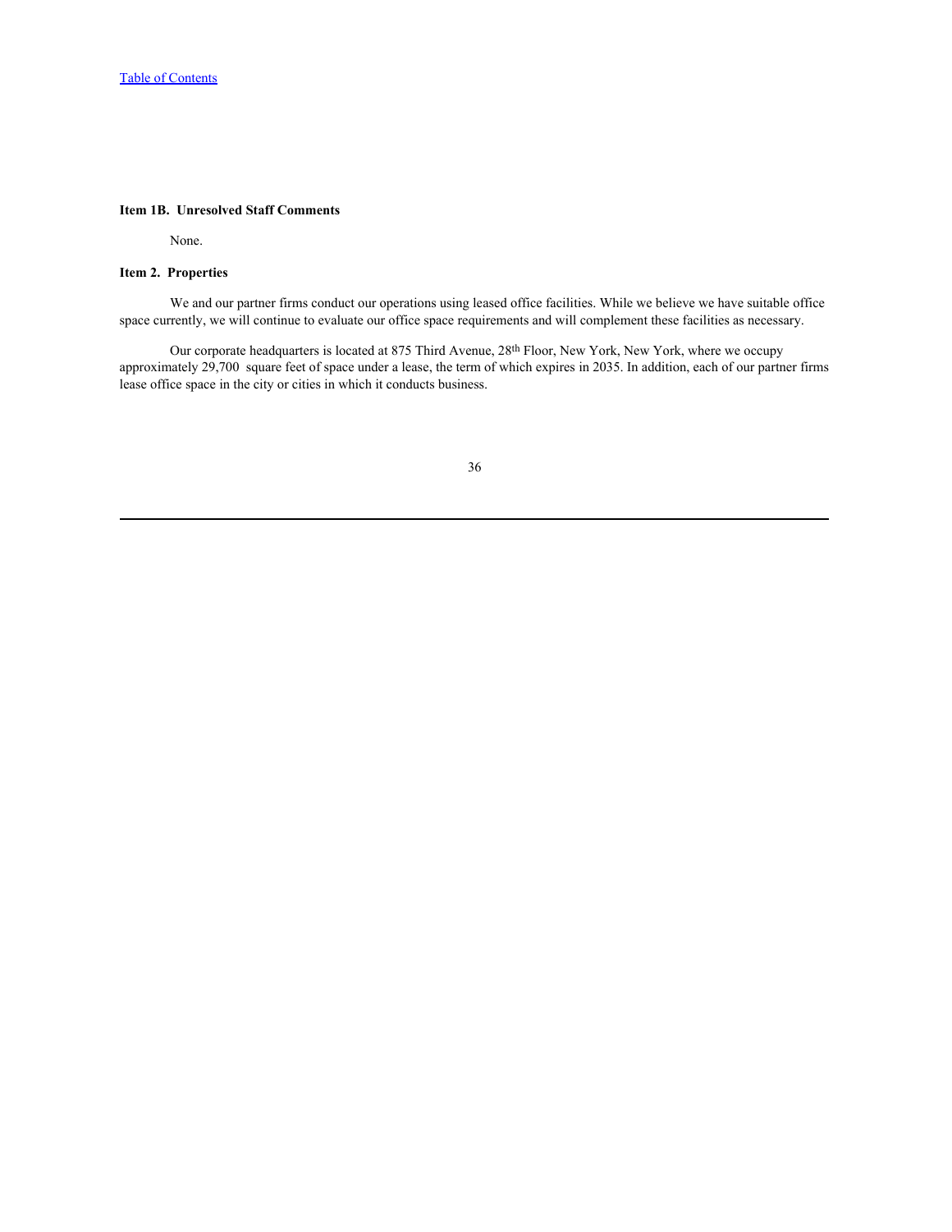### Item 1B. Unresolved Staff Comments

None.

### Item 2. Properties

We and our partner firms conduct our operations using leased office facilities. While we believe we have suitable office space currently, we will continue to evaluate our office space requirements and will complement these facilities as necessary.

Our corporate headquarters is located at 875 Third Avenue, 28th Floor, New York, New York, where we occupy approximately 29,700 square feet of space under a lease, the term of which expires in 2035. In addition, each of our partner firms lease office space in the city or cities in which it conducts business.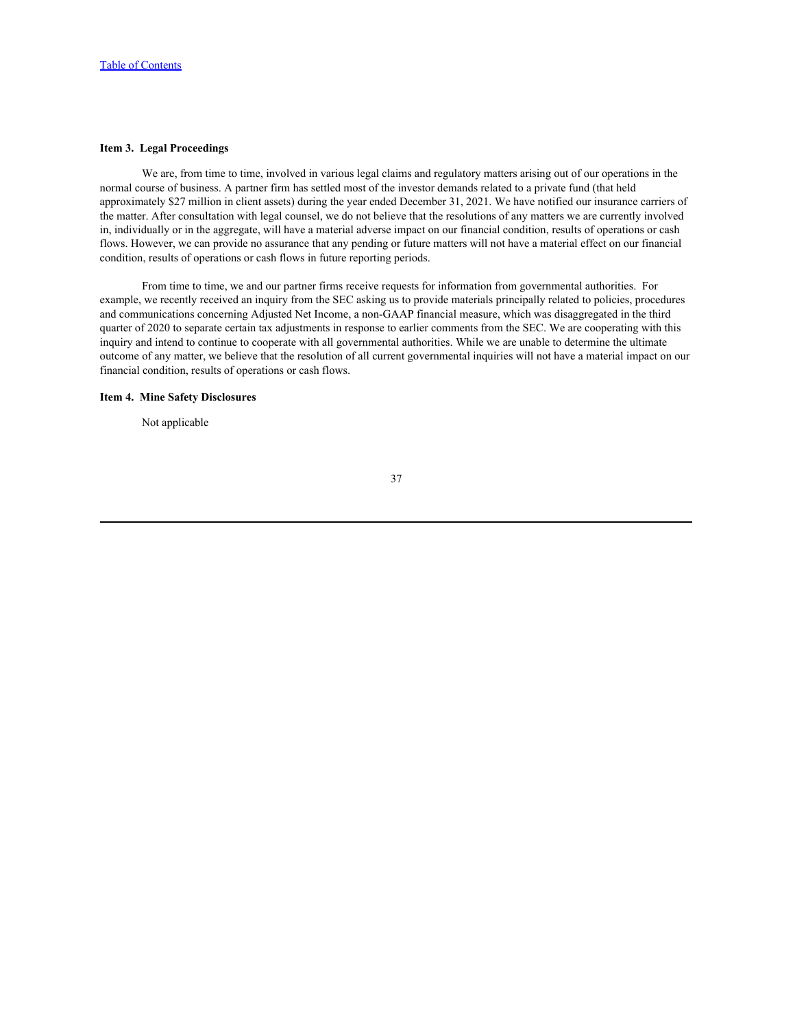### Item 3. Legal Proceedings

We are, from time to time, involved in various legal claims and regulatory matters arising out of our operations in the normal course of business. A partner firm has settled most of the investor demands related to a private fund (that held approximately $27 million in client assets) during the year ended December 31, 2021. We have notified our insurance carriers of the matter. After consultation with legal counsel, we do not believe that the resolutions of any matters we are currently involved in, individually or in the aggregate, will have a material adverse impact on our financial condition, results of operations or cash flows. However, we can provide no assurance that any pending or future matters will not have a material effect on our financial condition, results of operations or cash flows in future reporting periods.

From time to time, we and our partner firms receive requests for information from governmental authorities. For example, we recently received an inquiry from the SEC asking us to provide materials principally related to policies, procedures and communications concerning Adjusted Net Income, a non-GAAP financial measure, which was disaggregated in the third quarter of 2020 to separate certain tax adjustments in response to earlier comments from the SEC. We are cooperating with this inquiry and intend to continue to cooperate with all governmental authorities. While we are unable to determine the ultimate outcome of any matter, we believe that the resolution of all current governmental inquiries will not have a material impact on our financial condition, results of operations or cash flows.

### Item 4. Mine Safety Disclosures

Not applicable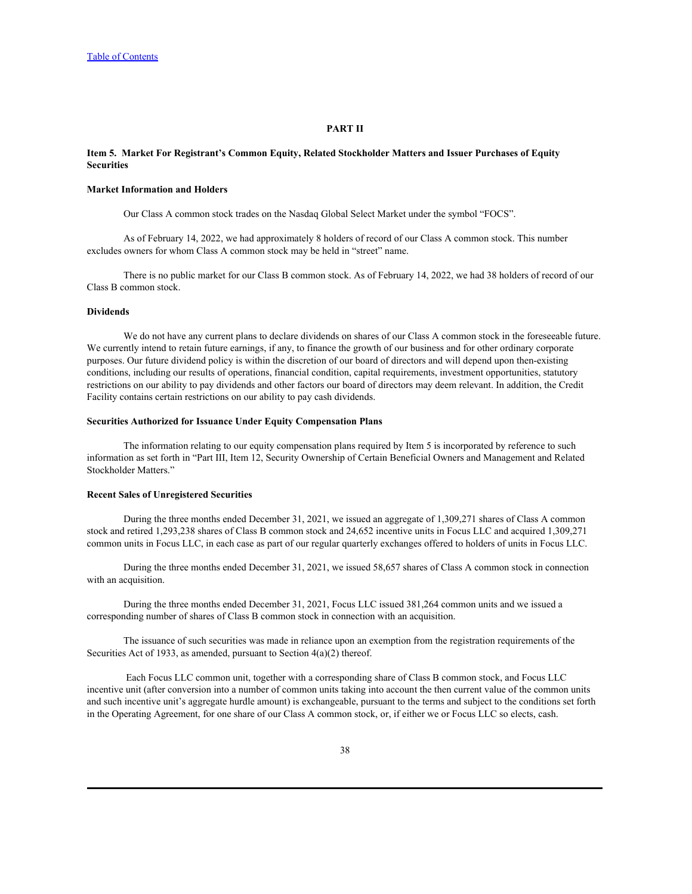## PART II

### Item 5. Market For Registrant's Common Equity, Related Stockholder Matters and Issuer Purchases of Equity Securities

#### Market Information and Holders

Our Class A common stock trades on the Nasdaq Global Select Market under the symbol "FOCS".

As of February 14, 2022, we had approximately 8 holders of record of our Class A common stock. This number excludes owners for whom Class A common stock may be held in "street" name.

There is no public market for our Class B common stock. As of February 14, 2022, we had 38 holders of record of our Class B common stock.

#### Dividends

We do not have any current plans to declare dividends on shares of our Class A common stock in the foreseeable future. We currently intend to retain future earnings, if any, to finance the growth of our business and for other ordinary corporate purposes. Our future dividend policy is within the discretion of our board of directors and will depend upon then-existing conditions, including our results of operations, financial condition, capital requirements, investment opportunities, statutory restrictions on our ability to pay dividends and other factors our board of directors may deem relevant. In addition, the Credit Facility contains certain restrictions on our ability to pay cash dividends.

#### Securities Authorized for Issuance Under Equity Compensation Plans

The information relating to our equity compensation plans required by Item 5 is incorporated by reference to such information as set forth in "Part III, Item 12, Security Ownership of Certain Beneficial Owners and Management and Related Stockholder Matters."

#### Recent Sales of Unregistered Securities

During the three months ended December 31, 2021, we issued an aggregate of 1,309,271 shares of Class A common stock and retired 1,293,238 shares of Class B common stock and 24,652 incentive units in Focus LLC and acquired 1,309,271 common units in Focus LLC, in each case as part of our regular quarterly exchanges offered to holders of units in Focus LLC.

During the three months ended December 31, 2021, we issued 58,657 shares of Class A common stock in connection with an acquisition.

During the three months ended December 31, 2021, Focus LLC issued 381,264 common units and we issued a corresponding number of shares of Class B common stock in connection with an acquisition.

The issuance of such securities was made in reliance upon an exemption from the registration requirements of the Securities Act of 1933, as amended, pursuant to Section 4(a)(2) thereof.

Each Focus LLC common unit, together with a corresponding share of Class B common stock, and Focus LLC incentive unit (after conversion into a number of common units taking into account the then current value of the common units and such incentive unit's aggregate hurdle amount) is exchangeable, pursuant to the terms and subject to the conditions set forth in the Operating Agreement, for one share of our Class A common stock, or, if either we or Focus LLC so elects, cash.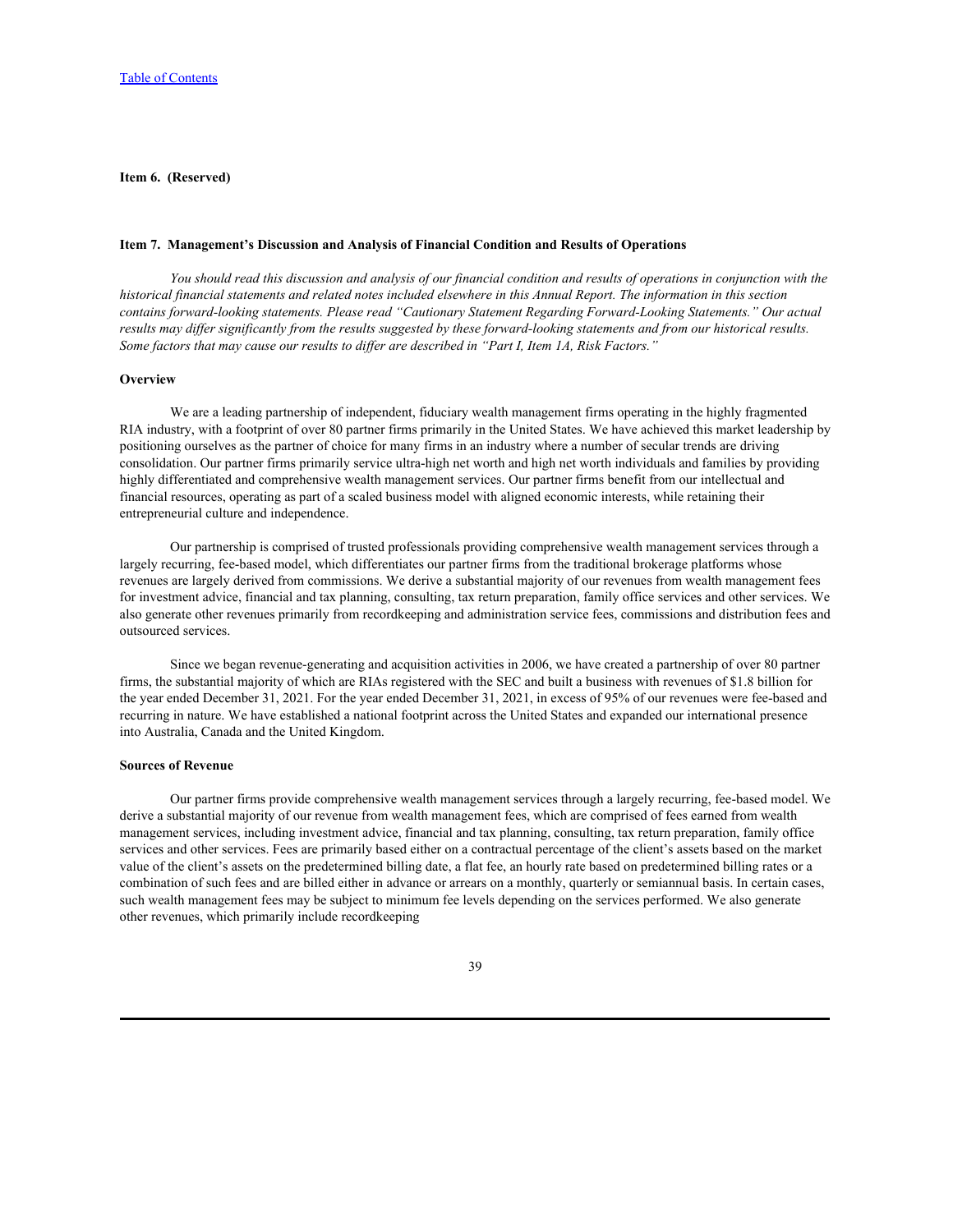**Item 6. (Reserved)**

**Item 7. Management's Discussion and Analysis of Financial Condition and Results of Operations**

*You should read this discussion and analysis of our financial condition and results of operations in conjunction with the historical financial statements and related notes included elsewhere in this Annual Report. The information in this section contains forward-looking statements. Please read "Cautionary Statement Regarding Forward-Looking Statements." Our actual results may differ significantly from the results suggested by these forward-looking statements and from our historical results. Some factors that may cause our results to differ are described in "Part I, Item 1A, Risk Factors."*

**Overview**

We are a leading partnership of independent, fiduciary wealth management firms operating in the highly fragmented RIA industry, with a footprint of over 80 partner firms primarily in the United States. We have achieved this market leadership by positioning ourselves as the partner of choice for many firms in an industry where a number of secular trends are driving consolidation. Our partner firms primarily service ultra-high net worth and high net worth individuals and families by providing highly differentiated and comprehensive wealth management services. Our partner firms benefit from our intellectual and financial resources, operating as part of a scaled business model with aligned economic interests, while retaining their entrepreneurial culture and independence.

Our partnership is comprised of trusted professionals providing comprehensive wealth management services through a largely recurring, fee-based model, which differentiates our partner firms from the traditional brokerage platforms whose revenues are largely derived from commissions. We derive a substantial majority of our revenues from wealth management fees for investment advice, financial and tax planning, consulting, tax return preparation, family office services and other services. We also generate other revenues primarily from recordkeeping and administration service fees, commissions and distribution fees and outsourced services.

Since we began revenue-generating and acquisition activities in 2006, we have created a partnership of over 80 partner firms, the substantial majority of which are RIAs registered with the SEC and built a business with revenues of $1.8 billion for the year ended December 31, 2021. For the year ended December 31, 2021, in excess of 95% of our revenues were fee-based and recurring in nature. We have established a national footprint across the United States and expanded our international presence into Australia, Canada and the United Kingdom.

**Sources of Revenue**

Our partner firms provide comprehensive wealth management services through a largely recurring, fee-based model. We derive a substantial majority of our revenue from wealth management fees, which are comprised of fees earned from wealth management services, including investment advice, financial and tax planning, consulting, tax return preparation, family office services and other services. Fees are primarily based either on a contractual percentage of the client's assets based on the market value of the client's assets on the predetermined billing date, a flat fee, an hourly rate based on predetermined billing rates or a combination of such fees and are billed either in advance or arrears on a monthly, quarterly or semiannual basis. In certain cases, such wealth management fees may be subject to minimum fee levels depending on the services performed. We also generate other revenues, which primarily include recordkeeping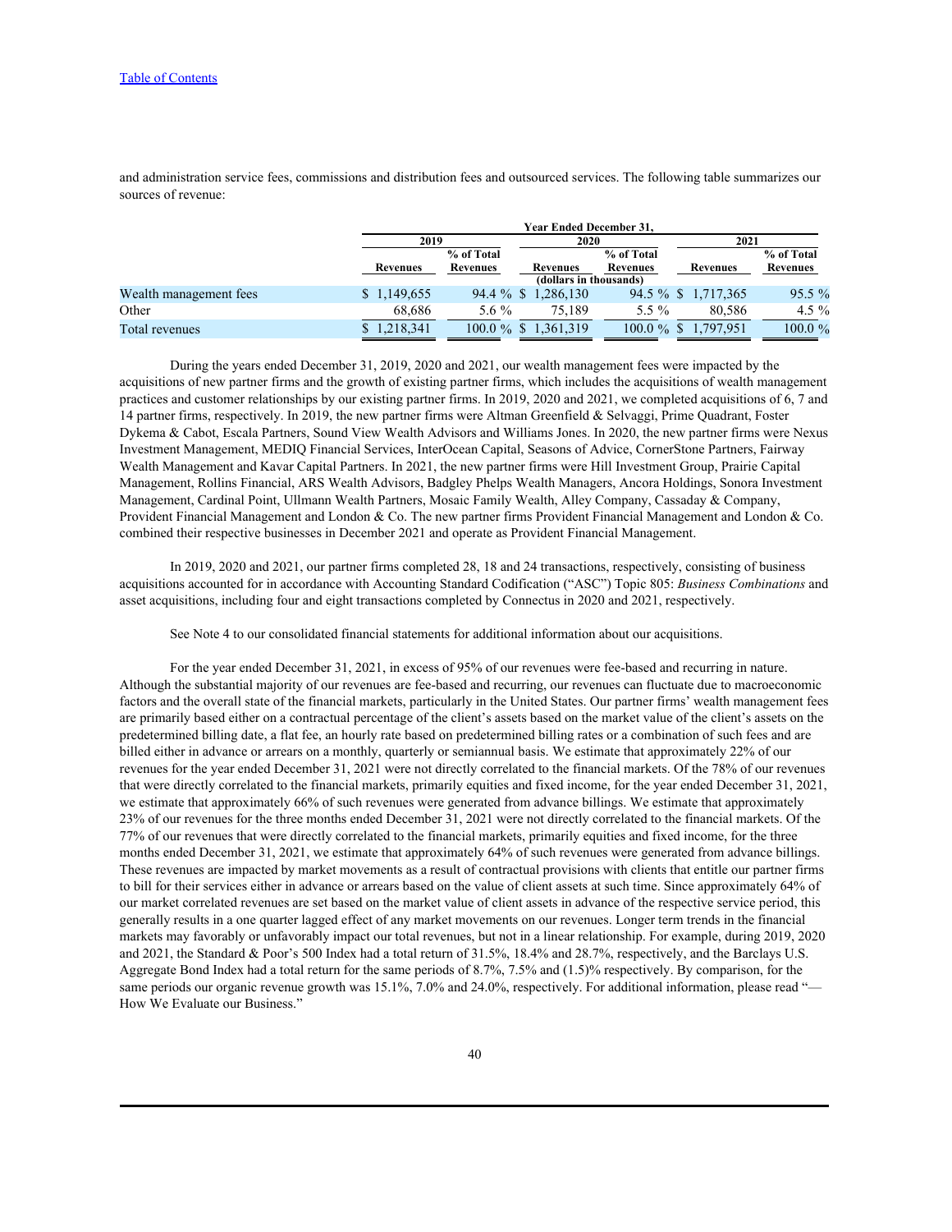and administration service fees, commissions and distribution fees and outsourced services. The following table summarizes our sources of revenue:

| | Year Ended December 31, | | | | | |
|---|---|---|---|---|---|---|
| | 2019 | | 2020 | | 2021 | |
| | Revenues | % of Total Revenues | Revenues | % of Total Revenues | Revenues | % of Total Revenues |
| | (dollars in thousands) | | | | | |
| Wealth management fees | $ 1,149,655 | 94.4 % | $ 1,286,130 | 94.5 % | $ 1,717,365 | 95.5 % |
| Other | 68,686 | 5.6 % | 75,189 | 5.5 % | 80,586 | 4.5 % |
| Total revenues | $ 1,218,341 | 100.0 % | $ 1,361,319 | 100.0 % | $ 1,797,951 | 100.0 % |

During the years ended December 31, 2019, 2020 and 2021, our wealth management fees were impacted by the acquisitions of new partner firms and the growth of existing partner firms, which includes the acquisitions of wealth management practices and customer relationships by our existing partner firms. In 2019, 2020 and 2021, we completed acquisitions of 6, 7 and 14 partner firms, respectively. In 2019, the new partner firms were Altman Greenfield & Selvaggi, Prime Quadrant, Foster Dykema & Cabot, Escala Partners, Sound View Wealth Advisors and Williams Jones. In 2020, the new partner firms were Nexus Investment Management, MEDIQ Financial Services, InterOcean Capital, Seasons of Advice, CornerStone Partners, Fairway Wealth Management and Kavar Capital Partners. In 2021, the new partner firms were Hill Investment Group, Prairie Capital Management, Rollins Financial, ARS Wealth Advisors, Badgley Phelps Wealth Managers, Ancora Holdings, Sonora Investment Management, Cardinal Point, Ullmann Wealth Partners, Mosaic Family Wealth, Alley Company, Cassaday & Company, Provident Financial Management and London & Co. The new partner firms Provident Financial Management and London & Co. combined their respective businesses in December 2021 and operate as Provident Financial Management.

In 2019, 2020 and 2021, our partner firms completed 28, 18 and 24 transactions, respectively, consisting of business acquisitions accounted for in accordance with Accounting Standard Codification ("ASC") Topic 805: *Business Combinations* and asset acquisitions, including four and eight transactions completed by Connectus in 2020 and 2021, respectively.

See Note 4 to our consolidated financial statements for additional information about our acquisitions.

For the year ended December 31, 2021, in excess of 95% of our revenues were fee-based and recurring in nature. Although the substantial majority of our revenues are fee-based and recurring, our revenues can fluctuate due to macroeconomic factors and the overall state of the financial markets, particularly in the United States. Our partner firms' wealth management fees are primarily based either on a contractual percentage of the client's assets based on the market value of the client's assets on the predetermined billing date, a flat fee, an hourly rate based on predetermined billing rates or a combination of such fees and are billed either in advance or arrears on a monthly, quarterly or semiannual basis. We estimate that approximately 22% of our revenues for the year ended December 31, 2021 were not directly correlated to the financial markets. Of the 78% of our revenues that were directly correlated to the financial markets, primarily equities and fixed income, for the year ended December 31, 2021, we estimate that approximately 66% of such revenues were generated from advance billings. We estimate that approximately 23% of our revenues for the three months ended December 31, 2021 were not directly correlated to the financial markets. Of the 77% of our revenues that were directly correlated to the financial markets, primarily equities and fixed income, for the three months ended December 31, 2021, we estimate that approximately 64% of such revenues were generated from advance billings. These revenues are impacted by market movements as a result of contractual provisions with clients that entitle our partner firms to bill for their services either in advance or arrears based on the value of client assets at such time. Since approximately 64% of our market correlated revenues are set based on the market value of client assets in advance of the respective service period, this generally results in a one quarter lagged effect of any market movements on our revenues. Longer term trends in the financial markets may favorably or unfavorably impact our total revenues, but not in a linear relationship. For example, during 2019, 2020 and 2021, the Standard & Poor's 500 Index had a total return of 31.5%, 18.4% and 28.7%, respectively, and the Barclays U.S. Aggregate Bond Index had a total return for the same periods of 8.7%, 7.5% and (1.5)% respectively. By comparison, for the same periods our organic revenue growth was 15.1%, 7.0% and 24.0%, respectively. For additional information, please read "—How We Evaluate our Business."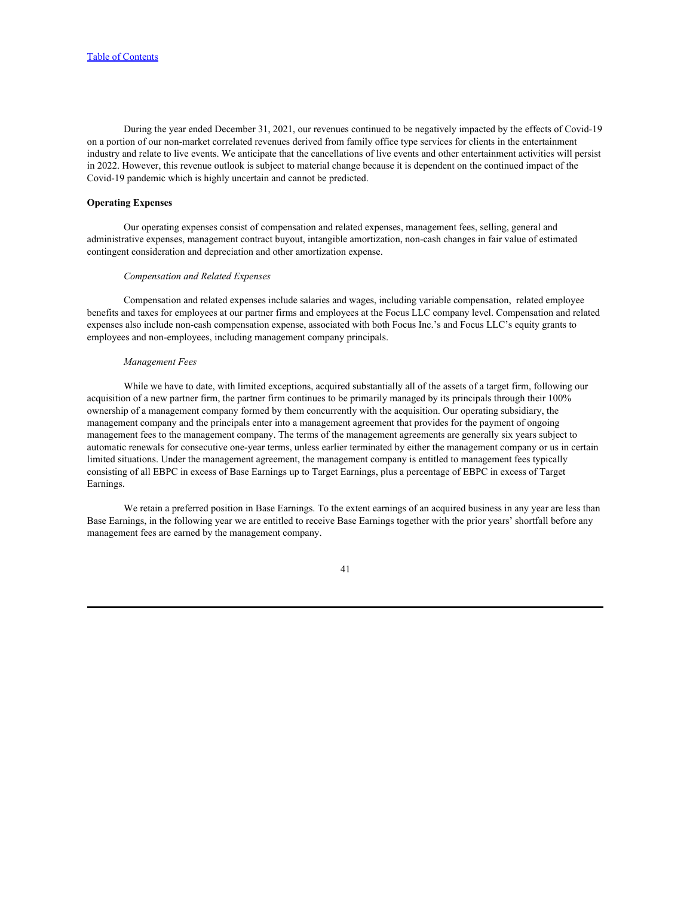During the year ended December 31, 2021, our revenues continued to be negatively impacted by the effects of Covid-19 on a portion of our non-market correlated revenues derived from family office type services for clients in the entertainment industry and relate to live events. We anticipate that the cancellations of live events and other entertainment activities will persist in 2022. However, this revenue outlook is subject to material change because it is dependent on the continued impact of the Covid-19 pandemic which is highly uncertain and cannot be predicted.

**Operating Expenses**

Our operating expenses consist of compensation and related expenses, management fees, selling, general and administrative expenses, management contract buyout, intangible amortization, non-cash changes in fair value of estimated contingent consideration and depreciation and other amortization expense.

*Compensation and Related Expenses*

Compensation and related expenses include salaries and wages, including variable compensation, related employee benefits and taxes for employees at our partner firms and employees at the Focus LLC company level. Compensation and related expenses also include non-cash compensation expense, associated with both Focus Inc.'s and Focus LLC's equity grants to employees and non-employees, including management company principals.

*Management Fees*

While we have to date, with limited exceptions, acquired substantially all of the assets of a target firm, following our acquisition of a new partner firm, the partner firm continues to be primarily managed by its principals through their 100% ownership of a management company formed by them concurrently with the acquisition. Our operating subsidiary, the management company and the principals enter into a management agreement that provides for the payment of ongoing management fees to the management company. The terms of the management agreements are generally six years subject to automatic renewals for consecutive one-year terms, unless earlier terminated by either the management company or us in certain limited situations. Under the management agreement, the management company is entitled to management fees typically consisting of all EBPC in excess of Base Earnings up to Target Earnings, plus a percentage of EBPC in excess of Target Earnings.

We retain a preferred position in Base Earnings. To the extent earnings of an acquired business in any year are less than Base Earnings, in the following year we are entitled to receive Base Earnings together with the prior years' shortfall before any management fees are earned by the management company.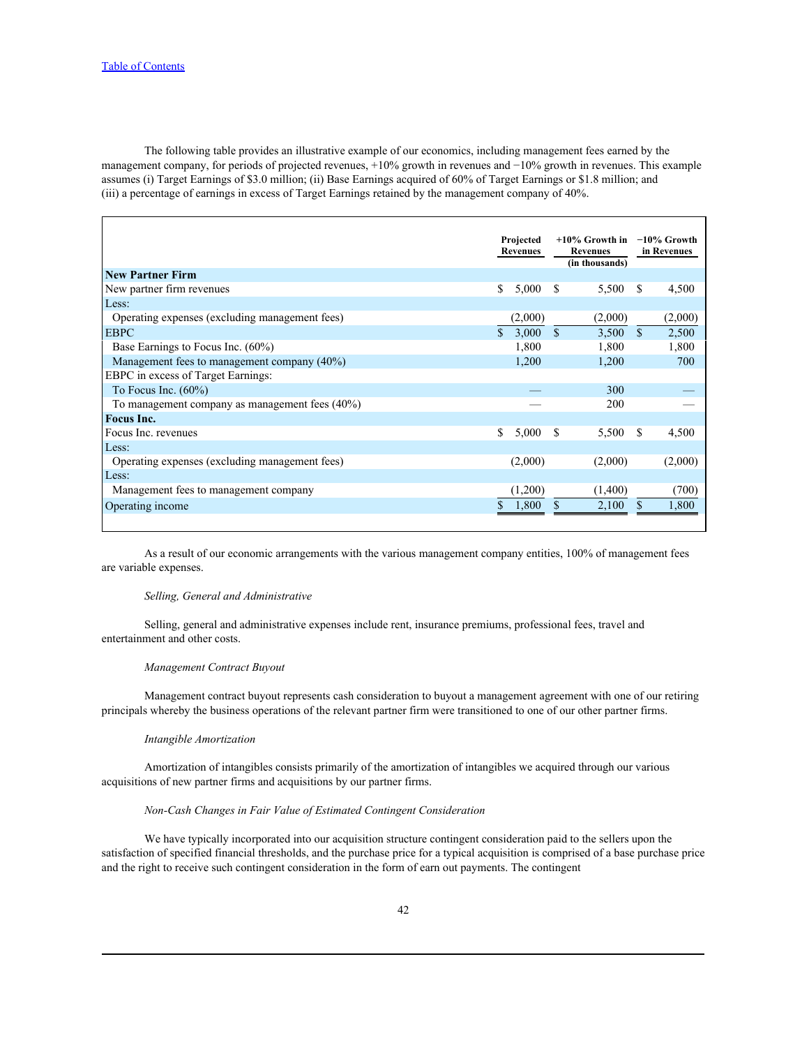The following table provides an illustrative example of our economics, including management fees earned by the management company, for periods of projected revenues, +10% growth in revenues and −10% growth in revenues. This example assumes (i) Target Earnings of $3.0 million; (ii) Base Earnings acquired of 60% of Target Earnings or $1.8 million; and (iii) a percentage of earnings in excess of Target Earnings retained by the management company of 40%.

| | Projected Revenues | +10% Growth in Revenues | −10% Growth in Revenues |
|---|---|---|---|
| | | (in thousands) | |
| **New Partner Firm** | | | |
| New partner firm revenues | $ 5,000 | $ 5,500 | $ 4,500 |
| Less: | | | |
| Operating expenses (excluding management fees) | (2,000) | (2,000) | (2,000) |
| EBPC | $ 3,000 | $ 3,500 | $ 2,500 |
| Base Earnings to Focus Inc. (60%) | 1,800 | 1,800 | 1,800 |
| Management fees to management company (40%) | 1,200 | 1,200 | 700 |
| EBPC in excess of Target Earnings: | | | |
| To Focus Inc. (60%) | — | 300 | — |
| To management company as management fees (40%) | — | 200 | — |
| **Focus Inc.** | | | |
| Focus Inc. revenues | $ 5,000 | $ 5,500 | $ 4,500 |
| Less: | | | |
| Operating expenses (excluding management fees) | (2,000) | (2,000) | (2,000) |
| Less: | | | |
| Management fees to management company | (1,200) | (1,400) | (700) |
| Operating income | $ 1,800 | $ 2,100 | $ 1,800 |

As a result of our economic arrangements with the various management company entities, 100% of management fees are variable expenses.

*Selling, General and Administrative*

Selling, general and administrative expenses include rent, insurance premiums, professional fees, travel and entertainment and other costs.

*Management Contract Buyout*

Management contract buyout represents cash consideration to buyout a management agreement with one of our retiring principals whereby the business operations of the relevant partner firm were transitioned to one of our other partner firms.

*Intangible Amortization*

Amortization of intangibles consists primarily of the amortization of intangibles we acquired through our various acquisitions of new partner firms and acquisitions by our partner firms.

*Non-Cash Changes in Fair Value of Estimated Contingent Consideration*

We have typically incorporated into our acquisition structure contingent consideration paid to the sellers upon the satisfaction of specified financial thresholds, and the purchase price for a typical acquisition is comprised of a base purchase price and the right to receive such contingent consideration in the form of earn out payments. The contingent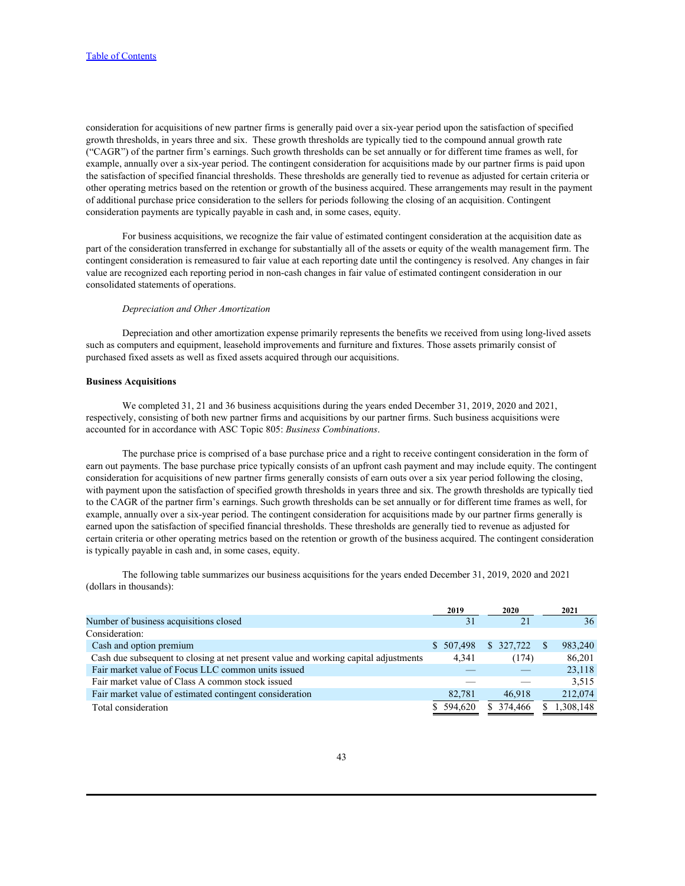consideration for acquisitions of new partner firms is generally paid over a six-year period upon the satisfaction of specified growth thresholds, in years three and six. These growth thresholds are typically tied to the compound annual growth rate ("CAGR") of the partner firm's earnings. Such growth thresholds can be set annually or for different time frames as well, for example, annually over a six-year period. The contingent consideration for acquisitions made by our partner firms is paid upon the satisfaction of specified financial thresholds. These thresholds are generally tied to revenue as adjusted for certain criteria or other operating metrics based on the retention or growth of the business acquired. These arrangements may result in the payment of additional purchase price consideration to the sellers for periods following the closing of an acquisition. Contingent consideration payments are typically payable in cash and, in some cases, equity.

For business acquisitions, we recognize the fair value of estimated contingent consideration at the acquisition date as part of the consideration transferred in exchange for substantially all of the assets or equity of the wealth management firm. The contingent consideration is remeasured to fair value at each reporting date until the contingency is resolved. Any changes in fair value are recognized each reporting period in non-cash changes in fair value of estimated contingent consideration in our consolidated statements of operations.

*Depreciation and Other Amortization*

Depreciation and other amortization expense primarily represents the benefits we received from using long-lived assets such as computers and equipment, leasehold improvements and furniture and fixtures. Those assets primarily consist of purchased fixed assets as well as fixed assets acquired through our acquisitions.

**Business Acquisitions**

We completed 31, 21 and 36 business acquisitions during the years ended December 31, 2019, 2020 and 2021, respectively, consisting of both new partner firms and acquisitions by our partner firms. Such business acquisitions were accounted for in accordance with ASC Topic 805: *Business Combinations*.

The purchase price is comprised of a base purchase price and a right to receive contingent consideration in the form of earn out payments. The base purchase price typically consists of an upfront cash payment and may include equity. The contingent consideration for acquisitions of new partner firms generally consists of earn outs over a six year period following the closing, with payment upon the satisfaction of specified growth thresholds in years three and six. The growth thresholds are typically tied to the CAGR of the partner firm's earnings. Such growth thresholds can be set annually or for different time frames as well, for example, annually over a six-year period. The contingent consideration for acquisitions made by our partner firms generally is earned upon the satisfaction of specified financial thresholds. These thresholds are generally tied to revenue as adjusted for certain criteria or other operating metrics based on the retention or growth of the business acquired. The contingent consideration is typically payable in cash and, in some cases, equity.

The following table summarizes our business acquisitions for the years ended December 31, 2019, 2020 and 2021 (dollars in thousands):

| | 2019 | 2020 | 2021 |
|---|---|---|---|
| Number of business acquisitions closed | 31 | 21 | 36 |
| Consideration: | | | |
| Cash and option premium | $ 507,498 | $ 327,722 | $ 983,240 |
| Cash due subsequent to closing at net present value and working capital adjustments | 4,341 | (174) | 86,201 |
| Fair market value of Focus LLC common units issued | — | — | 23,118 |
| Fair market value of Class A common stock issued | — | — | 3,515 |
| Fair market value of estimated contingent consideration | 82,781 | 46,918 | 212,074 |
| Total consideration | $ 594,620 | $ 374,466 | $ 1,308,148 |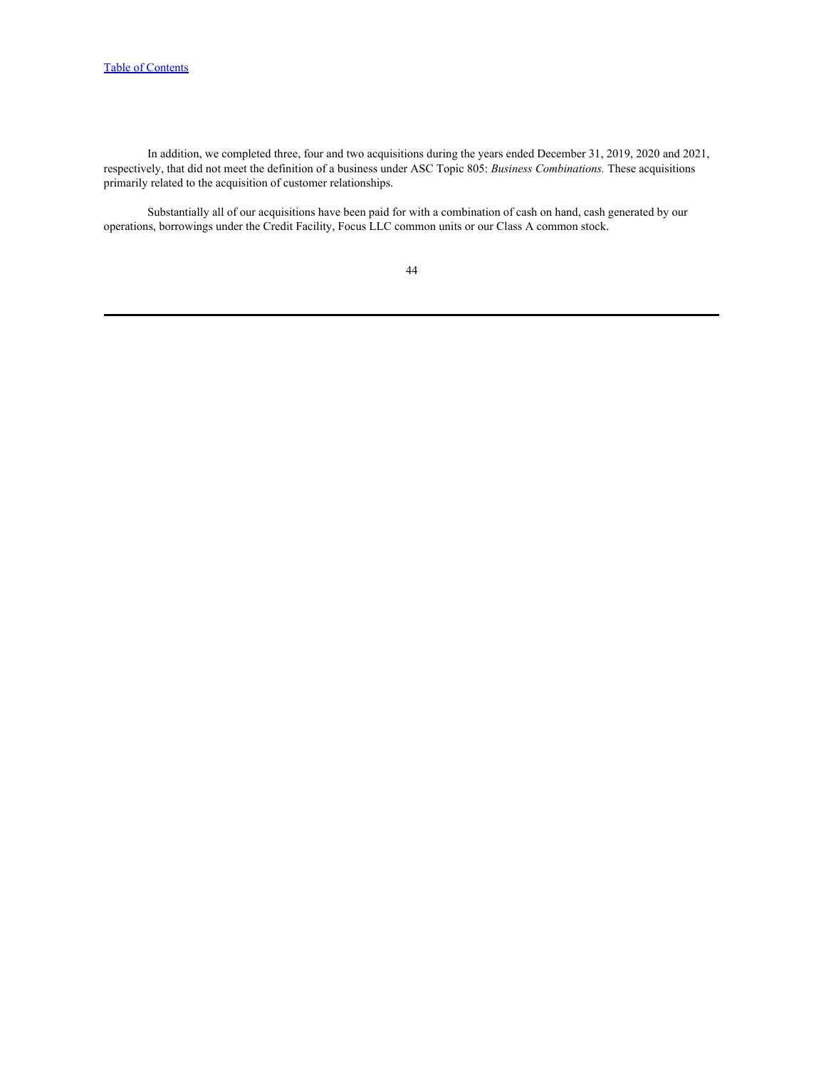In addition, we completed three, four and two acquisitions during the years ended December 31, 2019, 2020 and 2021, respectively, that did not meet the definition of a business under ASC Topic 805: *Business Combinations.* These acquisitions primarily related to the acquisition of customer relationships.

Substantially all of our acquisitions have been paid for with a combination of cash on hand, cash generated by our operations, borrowings under the Credit Facility, Focus LLC common units or our Class A common stock.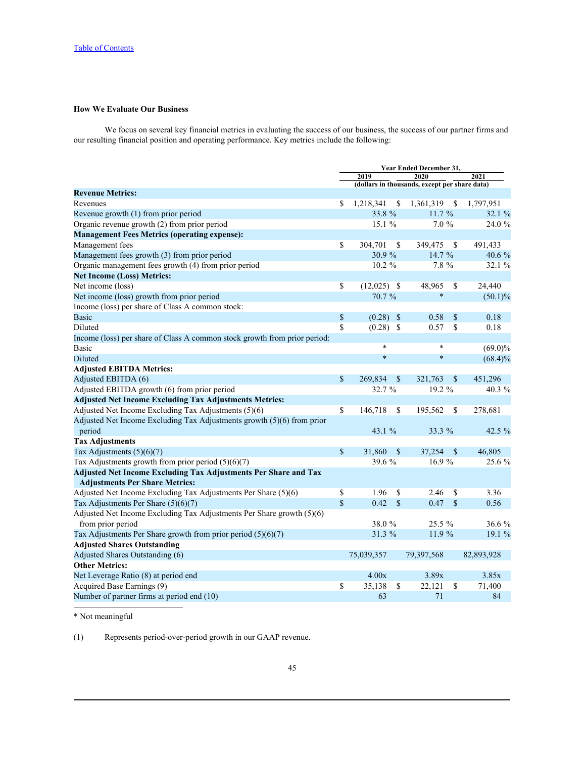[Table of Contents](#)

### How We Evaluate Our Business

We focus on several key financial metrics in evaluating the success of our business, the success of our partner firms and our resulting financial position and operating performance. Key metrics include the following:

| | Year Ended December 31, | | |
|---|---|---|---|
| | 2019 | 2020 | 2021 |
| | (dollars in thousands, except per share data) | | |
| **Revenue Metrics:** | | | |
| Revenues | $ 1,218,341 | $ 1,361,319 | $ 1,797,951 |
| Revenue growth (1) from prior period | 33.8 % | 11.7 % | 32.1 % |
| Organic revenue growth (2) from prior period | 15.1 % | 7.0 % | 24.0 % |
| **Management Fees Metrics (operating expense):** | | | |
| Management fees | $ 304,701 | $ 349,475 | $ 491,433 |
| Management fees growth (3) from prior period | 30.9 % | 14.7 % | 40.6 % |
| Organic management fees growth (4) from prior period | 10.2 % | 7.8 % | 32.1 % |
| **Net Income (Loss) Metrics:** | | | |
| Net income (loss) | $ (12,025) | $ 48,965 | $ 24,440 |
| Net income (loss) growth from prior period | 70.7 % | * | (50.1)% |
| Income (loss) per share of Class A common stock: | | | |
| Basic | $ (0.28) | $ 0.58 | $ 0.18 |
| Diluted | $ (0.28) | $ 0.57 | $ 0.18 |
| Income (loss) per share of Class A common stock growth from prior period: | | | |
| Basic | * | * | (69.0)% |
| Diluted | * | * | (68.4)% |
| **Adjusted EBITDA Metrics:** | | | |
| Adjusted EBITDA (6) | $ 269,834 | $ 321,763 | $ 451,296 |
| Adjusted EBITDA growth (6) from prior period | 32.7 % | 19.2 % | 40.3 % |
| **Adjusted Net Income Excluding Tax Adjustments Metrics:** | | | |
| Adjusted Net Income Excluding Tax Adjustments (5)(6) | $ 146,718 | $ 195,562 | $ 278,681 |
| Adjusted Net Income Excluding Tax Adjustments growth (5)(6) from prior period | 43.1 % | 33.3 % | 42.5 % |
| **Tax Adjustments** | | | |
| Tax Adjustments (5)(6)(7) | $ 31,860 | $ 37,254 | $ 46,805 |
| Tax Adjustments growth from prior period (5)(6)(7) | 39.6 % | 16.9 % | 25.6 % |
| **Adjusted Net Income Excluding Tax Adjustments Per Share and Tax Adjustments Per Share Metrics:** | | | |
| Adjusted Net Income Excluding Tax Adjustments Per Share (5)(6) | $ 1.96 | $ 2.46 | $ 3.36 |
| Tax Adjustments Per Share (5)(6)(7) | $ 0.42 | $ 0.47 | $ 0.56 |
| Adjusted Net Income Excluding Tax Adjustments Per Share growth (5)(6) from prior period | 38.0 % | 25.5 % | 36.6 % |
| Tax Adjustments Per Share growth from prior period (5)(6)(7) | 31.3 % | 11.9 % | 19.1 % |
| **Adjusted Shares Outstanding** | | | |
| Adjusted Shares Outstanding (6) | 75,039,357 | 79,397,568 | 82,893,928 |
| **Other Metrics:** | | | |
| Net Leverage Ratio (8) at period end | 4.00x | 3.89x | 3.85x |
| Acquired Base Earnings (9) | $ 35,138 | $ 22,121 | $ 71,400 |
| Number of partner firms at period end (10) | 63 | 71 | 84 |

\* Not meaningful

(1) Represents period-over-period growth in our GAAP revenue.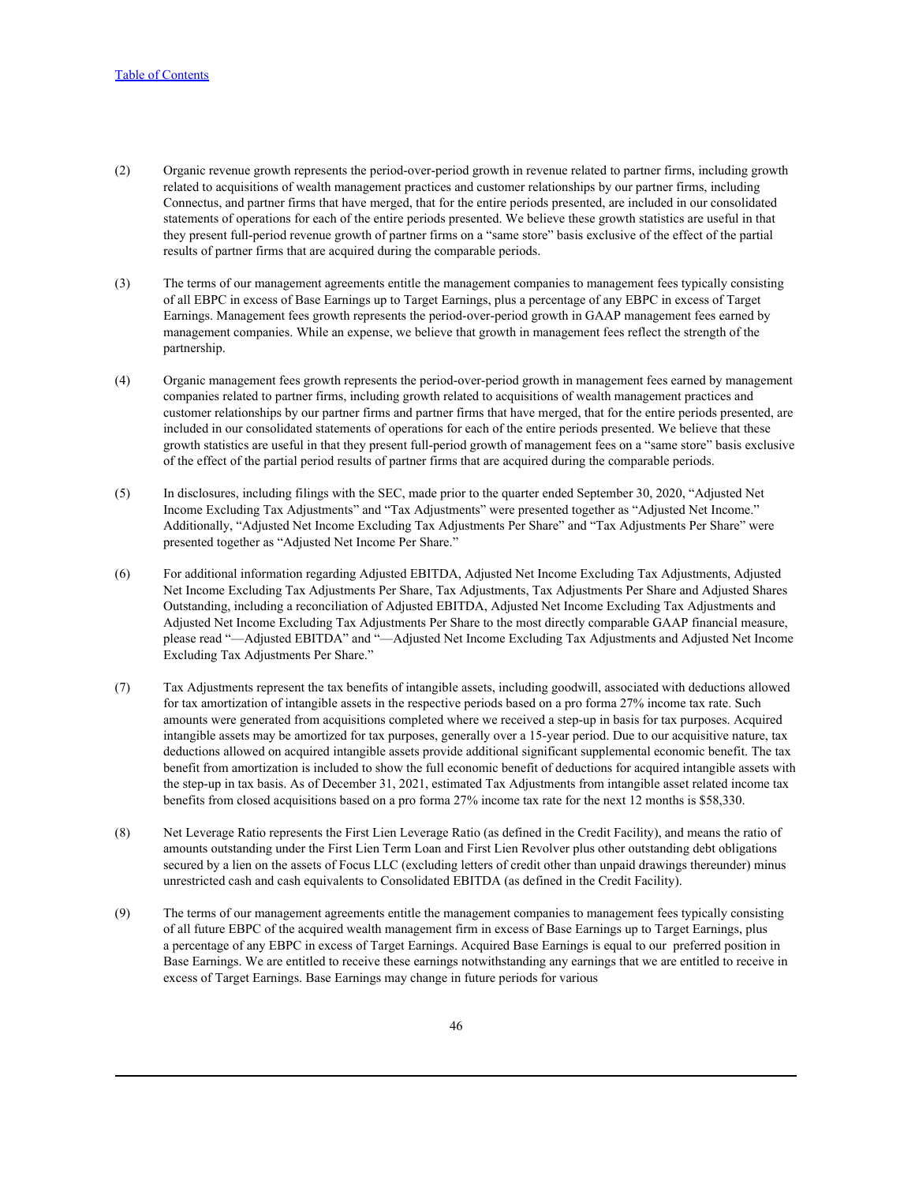(2) Organic revenue growth represents the period-over-period growth in revenue related to partner firms, including growth related to acquisitions of wealth management practices and customer relationships by our partner firms, including Connectus, and partner firms that have merged, that for the entire periods presented, are included in our consolidated statements of operations for each of the entire periods presented. We believe these growth statistics are useful in that they present full-period revenue growth of partner firms on a "same store" basis exclusive of the effect of the partial results of partner firms that are acquired during the comparable periods.

(3) The terms of our management agreements entitle the management companies to management fees typically consisting of all EBPC in excess of Base Earnings up to Target Earnings, plus a percentage of any EBPC in excess of Target Earnings. Management fees growth represents the period-over-period growth in GAAP management fees earned by management companies. While an expense, we believe that growth in management fees reflect the strength of the partnership.

(4) Organic management fees growth represents the period-over-period growth in management fees earned by management companies related to partner firms, including growth related to acquisitions of wealth management practices and customer relationships by our partner firms and partner firms that have merged, that for the entire periods presented, are included in our consolidated statements of operations for each of the entire periods presented. We believe that these growth statistics are useful in that they present full-period growth of management fees on a "same store" basis exclusive of the effect of the partial period results of partner firms that are acquired during the comparable periods.

(5) In disclosures, including filings with the SEC, made prior to the quarter ended September 30, 2020, "Adjusted Net Income Excluding Tax Adjustments" and "Tax Adjustments" were presented together as "Adjusted Net Income." Additionally, "Adjusted Net Income Excluding Tax Adjustments Per Share" and "Tax Adjustments Per Share" were presented together as "Adjusted Net Income Per Share."

(6) For additional information regarding Adjusted EBITDA, Adjusted Net Income Excluding Tax Adjustments, Adjusted Net Income Excluding Tax Adjustments Per Share, Tax Adjustments, Tax Adjustments Per Share and Adjusted Shares Outstanding, including a reconciliation of Adjusted EBITDA, Adjusted Net Income Excluding Tax Adjustments and Adjusted Net Income Excluding Tax Adjustments Per Share to the most directly comparable GAAP financial measure, please read "—Adjusted EBITDA" and "—Adjusted Net Income Excluding Tax Adjustments and Adjusted Net Income Excluding Tax Adjustments Per Share."

(7) Tax Adjustments represent the tax benefits of intangible assets, including goodwill, associated with deductions allowed for tax amortization of intangible assets in the respective periods based on a pro forma 27% income tax rate. Such amounts were generated from acquisitions completed where we received a step-up in basis for tax purposes. Acquired intangible assets may be amortized for tax purposes, generally over a 15-year period. Due to our acquisitive nature, tax deductions allowed on acquired intangible assets provide additional significant supplemental economic benefit. The tax benefit from amortization is included to show the full economic benefit of deductions for acquired intangible assets with the step-up in tax basis. As of December 31, 2021, estimated Tax Adjustments from intangible asset related income tax benefits from closed acquisitions based on a pro forma 27% income tax rate for the next 12 months is $58,330.

(8) Net Leverage Ratio represents the First Lien Leverage Ratio (as defined in the Credit Facility), and means the ratio of amounts outstanding under the First Lien Term Loan and First Lien Revolver plus other outstanding debt obligations secured by a lien on the assets of Focus LLC (excluding letters of credit other than unpaid drawings thereunder) minus unrestricted cash and cash equivalents to Consolidated EBITDA (as defined in the Credit Facility).

(9) The terms of our management agreements entitle the management companies to management fees typically consisting of all future EBPC of the acquired wealth management firm in excess of Base Earnings up to Target Earnings, plus a percentage of any EBPC in excess of Target Earnings. Acquired Base Earnings is equal to our preferred position in Base Earnings. We are entitled to receive these earnings notwithstanding any earnings that we are entitled to receive in excess of Target Earnings. Base Earnings may change in future periods for various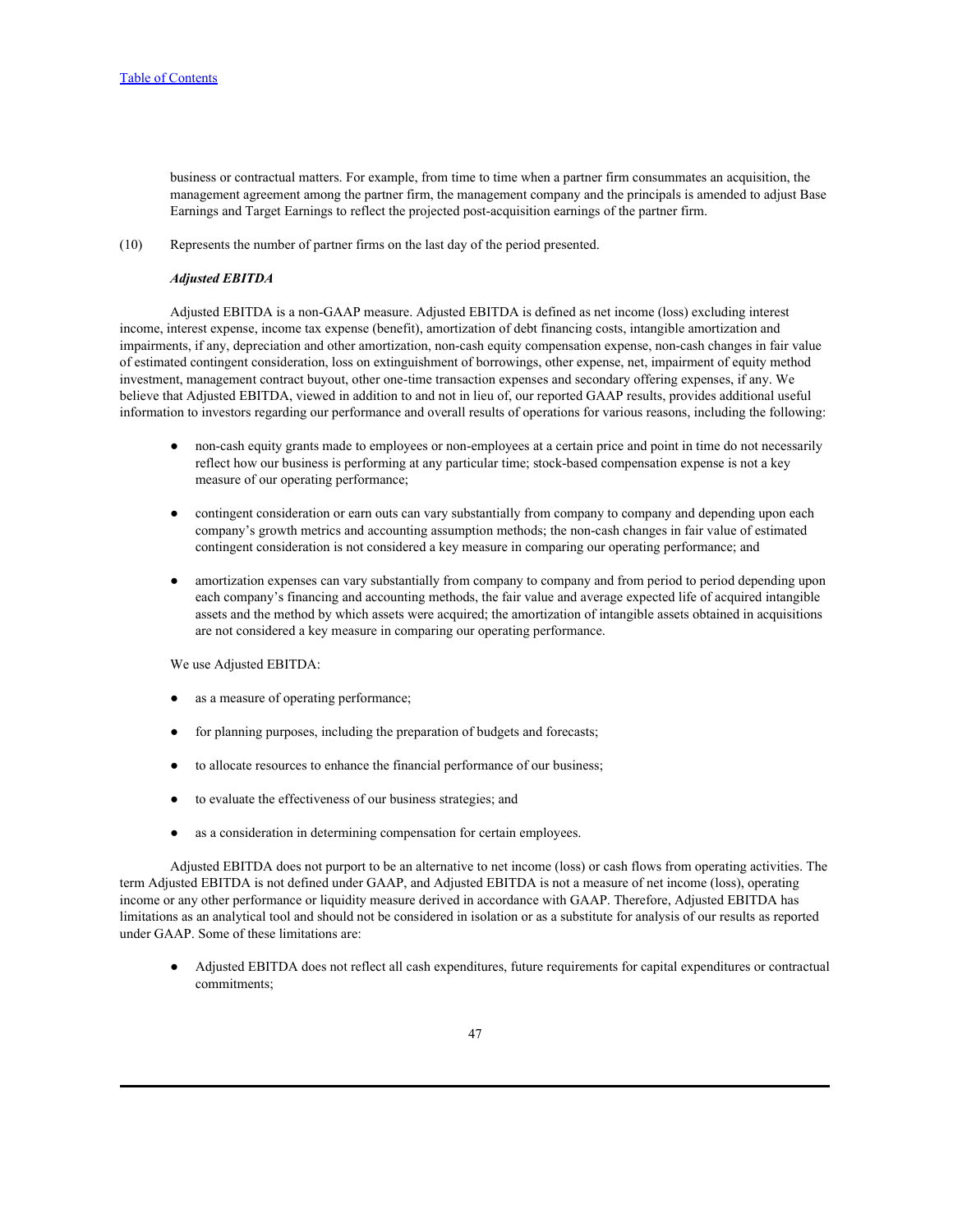business or contractual matters. For example, from time to time when a partner firm consummates an acquisition, the management agreement among the partner firm, the management company and the principals is amended to adjust Base Earnings and Target Earnings to reflect the projected post-acquisition earnings of the partner firm.

(10) Represents the number of partner firms on the last day of the period presented.

***Adjusted EBITDA***

Adjusted EBITDA is a non-GAAP measure. Adjusted EBITDA is defined as net income (loss) excluding interest income, interest expense, income tax expense (benefit), amortization of debt financing costs, intangible amortization and impairments, if any, depreciation and other amortization, non-cash equity compensation expense, non-cash changes in fair value of estimated contingent consideration, loss on extinguishment of borrowings, other expense, net, impairment of equity method investment, management contract buyout, other one-time transaction expenses and secondary offering expenses, if any. We believe that Adjusted EBITDA, viewed in addition to and not in lieu of, our reported GAAP results, provides additional useful information to investors regarding our performance and overall results of operations for various reasons, including the following:

- non-cash equity grants made to employees or non-employees at a certain price and point in time do not necessarily reflect how our business is performing at any particular time; stock-based compensation expense is not a key measure of our operating performance;
- contingent consideration or earn outs can vary substantially from company to company and depending upon each company's growth metrics and accounting assumption methods; the non-cash changes in fair value of estimated contingent consideration is not considered a key measure in comparing our operating performance; and
- amortization expenses can vary substantially from company to company and from period to period depending upon each company's financing and accounting methods, the fair value and average expected life of acquired intangible assets and the method by which assets were acquired; the amortization of intangible assets obtained in acquisitions are not considered a key measure in comparing our operating performance.

We use Adjusted EBITDA:

- as a measure of operating performance;
- for planning purposes, including the preparation of budgets and forecasts;
- to allocate resources to enhance the financial performance of our business;
- to evaluate the effectiveness of our business strategies; and
- as a consideration in determining compensation for certain employees.

Adjusted EBITDA does not purport to be an alternative to net income (loss) or cash flows from operating activities. The term Adjusted EBITDA is not defined under GAAP, and Adjusted EBITDA is not a measure of net income (loss), operating income or any other performance or liquidity measure derived in accordance with GAAP. Therefore, Adjusted EBITDA has limitations as an analytical tool and should not be considered in isolation or as a substitute for analysis of our results as reported under GAAP. Some of these limitations are:

- Adjusted EBITDA does not reflect all cash expenditures, future requirements for capital expenditures or contractual commitments;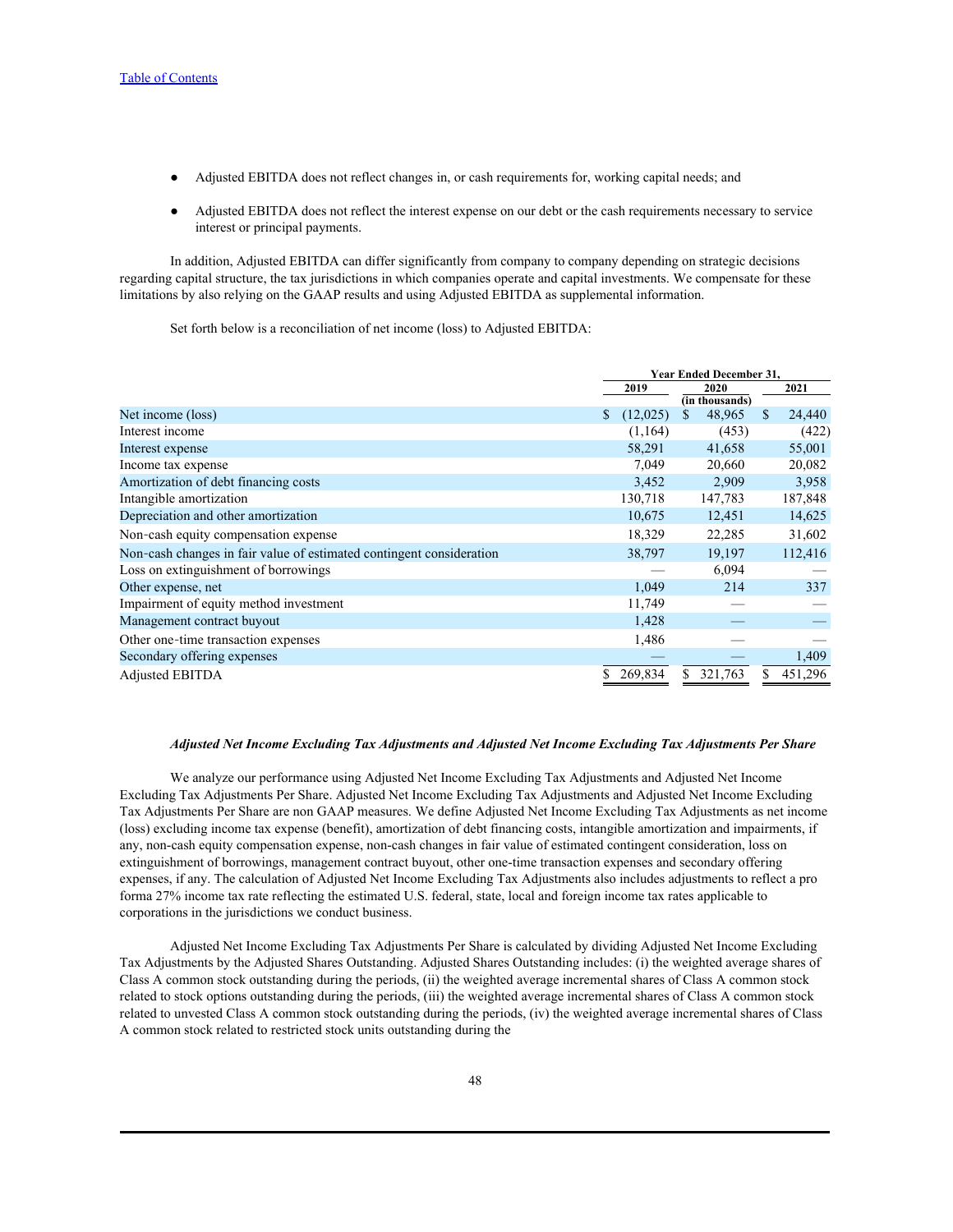- Adjusted EBITDA does not reflect changes in, or cash requirements for, working capital needs; and
- Adjusted EBITDA does not reflect the interest expense on our debt or the cash requirements necessary to service interest or principal payments.

In addition, Adjusted EBITDA can differ significantly from company to company depending on strategic decisions regarding capital structure, the tax jurisdictions in which companies operate and capital investments. We compensate for these limitations by also relying on the GAAP results and using Adjusted EBITDA as supplemental information.

Set forth below is a reconciliation of net income (loss) to Adjusted EBITDA:

| | Year Ended December 31, | | |
|---|---|---|---|
| | 2019 | 2020 | 2021 |
| | | (in thousands) | |
| Net income (loss) | $ (12,025) | $ 48,965 | $ 24,440 |
| Interest income | (1,164) | (453) | (422) |
| Interest expense | 58,291 | 41,658 | 55,001 |
| Income tax expense | 7,049 | 20,660 | 20,082 |
| Amortization of debt financing costs | 3,452 | 2,909 | 3,958 |
| Intangible amortization | 130,718 | 147,783 | 187,848 |
| Depreciation and other amortization | 10,675 | 12,451 | 14,625 |
| Non-cash equity compensation expense | 18,329 | 22,285 | 31,602 |
| Non-cash changes in fair value of estimated contingent consideration | 38,797 | 19,197 | 112,416 |
| Loss on extinguishment of borrowings | — | 6,094 | — |
| Other expense, net | 1,049 | 214 | 337 |
| Impairment of equity method investment | 11,749 | — | — |
| Management contract buyout | 1,428 | — | — |
| Other one-time transaction expenses | 1,486 | — | — |
| Secondary offering expenses | — | — | 1,409 |
| Adjusted EBITDA | $ 269,834 | $ 321,763 | $ 451,296 |

***Adjusted Net Income Excluding Tax Adjustments and Adjusted Net Income Excluding Tax Adjustments Per Share***

We analyze our performance using Adjusted Net Income Excluding Tax Adjustments and Adjusted Net Income Excluding Tax Adjustments Per Share. Adjusted Net Income Excluding Tax Adjustments and Adjusted Net Income Excluding Tax Adjustments Per Share are non GAAP measures. We define Adjusted Net Income Excluding Tax Adjustments as net income (loss) excluding income tax expense (benefit), amortization of debt financing costs, intangible amortization and impairments, if any, non-cash equity compensation expense, non-cash changes in fair value of estimated contingent consideration, loss on extinguishment of borrowings, management contract buyout, other one-time transaction expenses and secondary offering expenses, if any. The calculation of Adjusted Net Income Excluding Tax Adjustments also includes adjustments to reflect a pro forma 27% income tax rate reflecting the estimated U.S. federal, state, local and foreign income tax rates applicable to corporations in the jurisdictions we conduct business.

Adjusted Net Income Excluding Tax Adjustments Per Share is calculated by dividing Adjusted Net Income Excluding Tax Adjustments by the Adjusted Shares Outstanding. Adjusted Shares Outstanding includes: (i) the weighted average shares of Class A common stock outstanding during the periods, (ii) the weighted average incremental shares of Class A common stock related to stock options outstanding during the periods, (iii) the weighted average incremental shares of Class A common stock related to unvested Class A common stock outstanding during the periods, (iv) the weighted average incremental shares of Class A common stock related to restricted stock units outstanding during the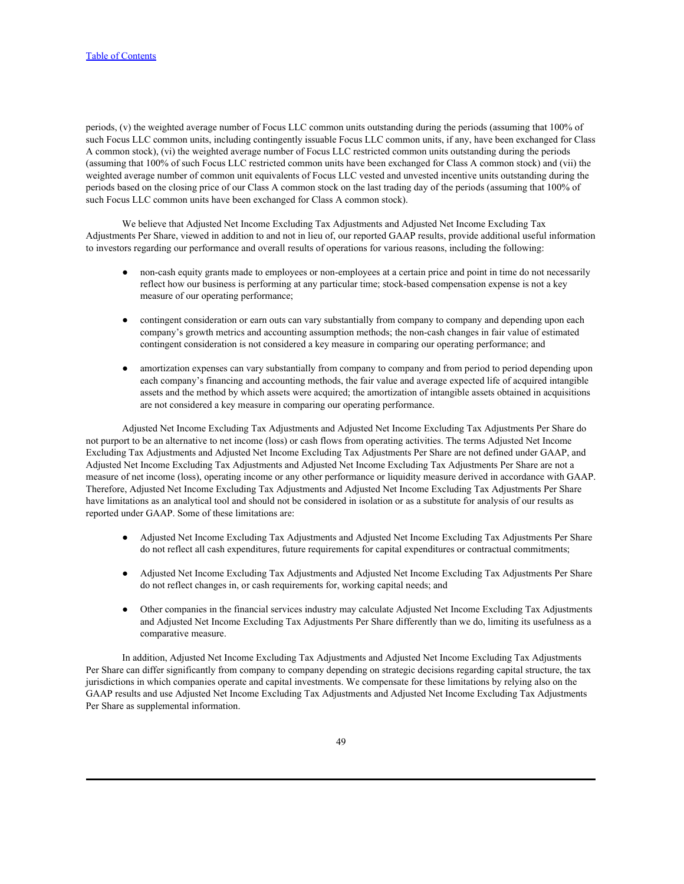periods, (v) the weighted average number of Focus LLC common units outstanding during the periods (assuming that 100% of such Focus LLC common units, including contingently issuable Focus LLC common units, if any, have been exchanged for Class A common stock), (vi) the weighted average number of Focus LLC restricted common units outstanding during the periods (assuming that 100% of such Focus LLC restricted common units have been exchanged for Class A common stock) and (vii) the weighted average number of common unit equivalents of Focus LLC vested and unvested incentive units outstanding during the periods based on the closing price of our Class A common stock on the last trading day of the periods (assuming that 100% of such Focus LLC common units have been exchanged for Class A common stock).

We believe that Adjusted Net Income Excluding Tax Adjustments and Adjusted Net Income Excluding Tax Adjustments Per Share, viewed in addition to and not in lieu of, our reported GAAP results, provide additional useful information to investors regarding our performance and overall results of operations for various reasons, including the following:

- non-cash equity grants made to employees or non-employees at a certain price and point in time do not necessarily reflect how our business is performing at any particular time; stock-based compensation expense is not a key measure of our operating performance;
- contingent consideration or earn outs can vary substantially from company to company and depending upon each company's growth metrics and accounting assumption methods; the non-cash changes in fair value of estimated contingent consideration is not considered a key measure in comparing our operating performance; and
- amortization expenses can vary substantially from company to company and from period to period depending upon each company's financing and accounting methods, the fair value and average expected life of acquired intangible assets and the method by which assets were acquired; the amortization of intangible assets obtained in acquisitions are not considered a key measure in comparing our operating performance.

Adjusted Net Income Excluding Tax Adjustments and Adjusted Net Income Excluding Tax Adjustments Per Share do not purport to be an alternative to net income (loss) or cash flows from operating activities. The terms Adjusted Net Income Excluding Tax Adjustments and Adjusted Net Income Excluding Tax Adjustments Per Share are not defined under GAAP, and Adjusted Net Income Excluding Tax Adjustments and Adjusted Net Income Excluding Tax Adjustments Per Share are not a measure of net income (loss), operating income or any other performance or liquidity measure derived in accordance with GAAP. Therefore, Adjusted Net Income Excluding Tax Adjustments and Adjusted Net Income Excluding Tax Adjustments Per Share have limitations as an analytical tool and should not be considered in isolation or as a substitute for analysis of our results as reported under GAAP. Some of these limitations are:

- Adjusted Net Income Excluding Tax Adjustments and Adjusted Net Income Excluding Tax Adjustments Per Share do not reflect all cash expenditures, future requirements for capital expenditures or contractual commitments;
- Adjusted Net Income Excluding Tax Adjustments and Adjusted Net Income Excluding Tax Adjustments Per Share do not reflect changes in, or cash requirements for, working capital needs; and
- Other companies in the financial services industry may calculate Adjusted Net Income Excluding Tax Adjustments and Adjusted Net Income Excluding Tax Adjustments Per Share differently than we do, limiting its usefulness as a comparative measure.

In addition, Adjusted Net Income Excluding Tax Adjustments and Adjusted Net Income Excluding Tax Adjustments Per Share can differ significantly from company to company depending on strategic decisions regarding capital structure, the tax jurisdictions in which companies operate and capital investments. We compensate for these limitations by relying also on the GAAP results and use Adjusted Net Income Excluding Tax Adjustments and Adjusted Net Income Excluding Tax Adjustments Per Share as supplemental information.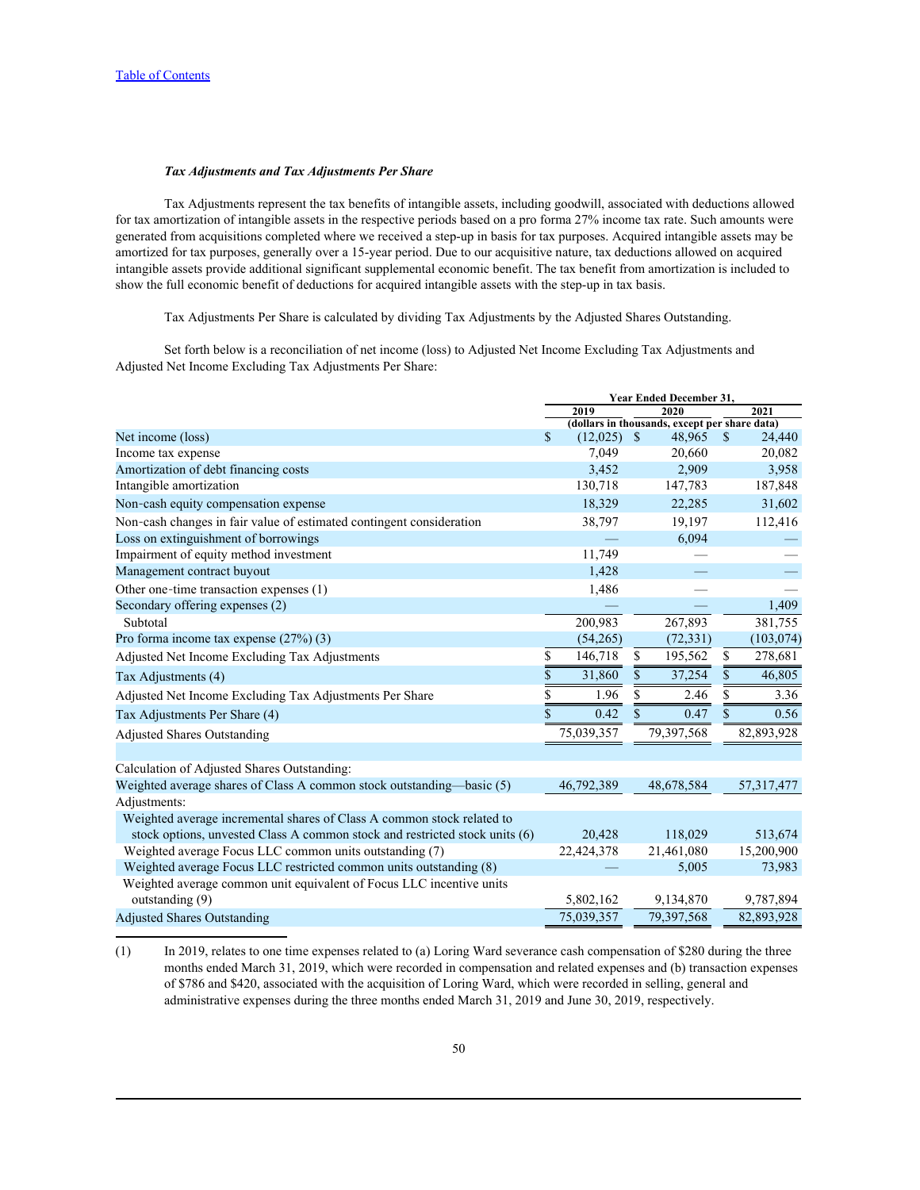### *Tax Adjustments and Tax Adjustments Per Share*

Tax Adjustments represent the tax benefits of intangible assets, including goodwill, associated with deductions allowed for tax amortization of intangible assets in the respective periods based on a pro forma 27% income tax rate. Such amounts were generated from acquisitions completed where we received a step-up in basis for tax purposes. Acquired intangible assets may be amortized for tax purposes, generally over a 15-year period. Due to our acquisitive nature, tax deductions allowed on acquired intangible assets provide additional significant supplemental economic benefit. The tax benefit from amortization is included to show the full economic benefit of deductions for acquired intangible assets with the step-up in tax basis.

Tax Adjustments Per Share is calculated by dividing Tax Adjustments by the Adjusted Shares Outstanding.

Set forth below is a reconciliation of net income (loss) to Adjusted Net Income Excluding Tax Adjustments and Adjusted Net Income Excluding Tax Adjustments Per Share:

| | Year Ended December 31, | | |
|---|---|---|---|
| | 2019 | 2020 | 2021 |
| | (dollars in thousands, except per share data) | | |
| Net income (loss) | $ (12,025) | $ 48,965 | $ 24,440 |
| Income tax expense | 7,049 | 20,660 | 20,082 |
| Amortization of debt financing costs | 3,452 | 2,909 | 3,958 |
| Intangible amortization | 130,718 | 147,783 | 187,848 |
| Non-cash equity compensation expense | 18,329 | 22,285 | 31,602 |
| Non-cash changes in fair value of estimated contingent consideration | 38,797 | 19,197 | 112,416 |
| Loss on extinguishment of borrowings | — | 6,094 | — |
| Impairment of equity method investment | 11,749 | — | — |
| Management contract buyout | 1,428 | — | — |
| Other one-time transaction expenses (1) | 1,486 | — | — |
| Secondary offering expenses (2) | — | — | 1,409 |
| Subtotal | 200,983 | 267,893 | 381,755 |
| Pro forma income tax expense (27%) (3) | (54,265) | (72,331) | (103,074) |
| Adjusted Net Income Excluding Tax Adjustments | $ 146,718 | $ 195,562 | $ 278,681 |
| Tax Adjustments (4) | $ 31,860 | $ 37,254 | $ 46,805 |
| Adjusted Net Income Excluding Tax Adjustments Per Share | $ 1.96 | $ 2.46 | $ 3.36 |
| Tax Adjustments Per Share (4) | $ 0.42 | $ 0.47 | $ 0.56 |
| Adjusted Shares Outstanding | 75,039,357 | 79,397,568 | 82,893,928 |
| | | | |
| Calculation of Adjusted Shares Outstanding: | | | |
| Weighted average shares of Class A common stock outstanding—basic (5) | 46,792,389 | 48,678,584 | 57,317,477 |
| Adjustments: | | | |
| Weighted average incremental shares of Class A common stock related to stock options, unvested Class A common stock and restricted stock units (6) | 20,428 | 118,029 | 513,674 |
| Weighted average Focus LLC common units outstanding (7) | 22,424,378 | 21,461,080 | 15,200,900 |
| Weighted average Focus LLC restricted common units outstanding (8) | — | 5,005 | 73,983 |
| Weighted average common unit equivalent of Focus LLC incentive units outstanding (9) | 5,802,162 | 9,134,870 | 9,787,894 |
| Adjusted Shares Outstanding | 75,039,357 | 79,397,568 | 82,893,928 |

(1) In 2019, relates to one time expenses related to (a) Loring Ward severance cash compensation of $280 during the three months ended March 31, 2019, which were recorded in compensation and related expenses and (b) transaction expenses of $786 and $420, associated with the acquisition of Loring Ward, which were recorded in selling, general and administrative expenses during the three months ended March 31, 2019 and June 30, 2019, respectively.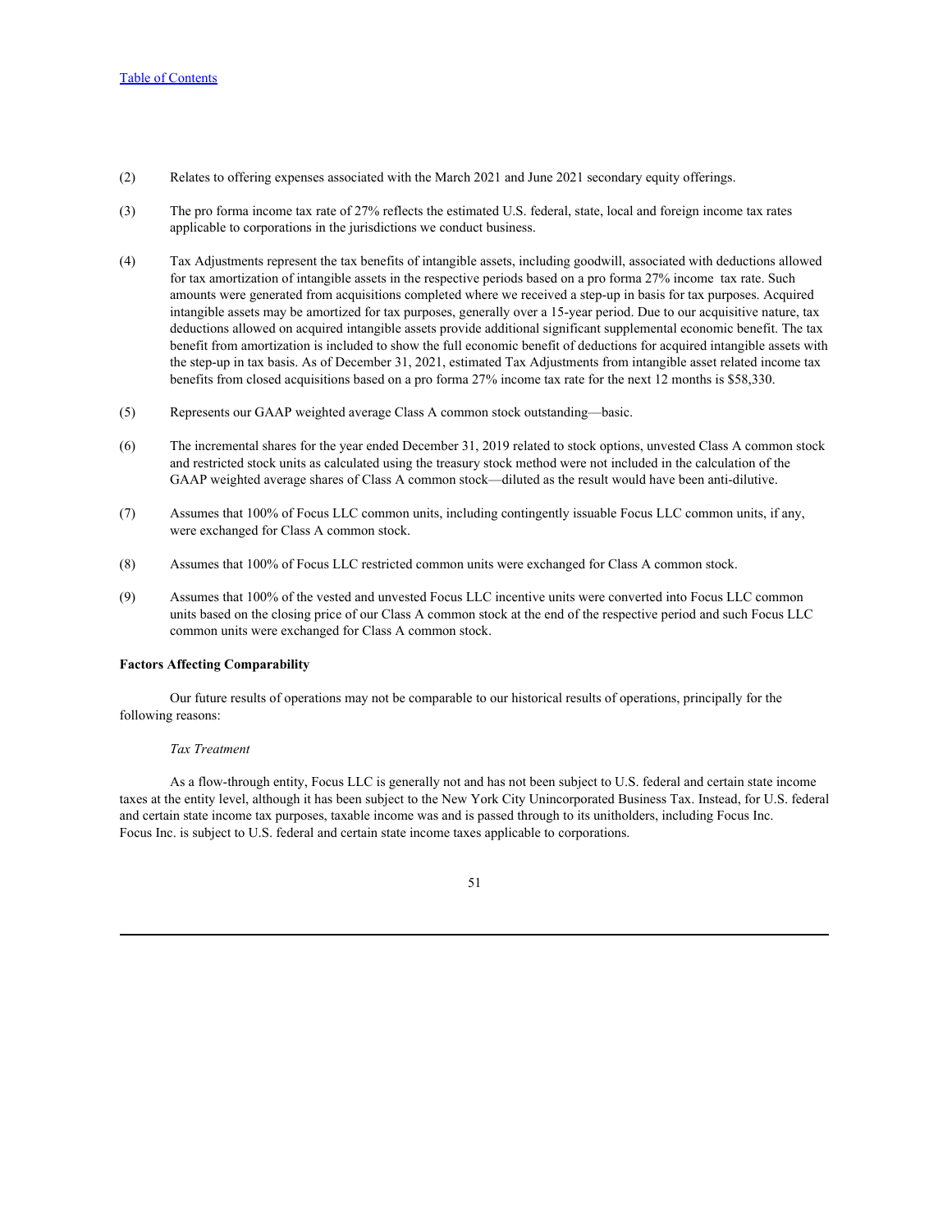(2) Relates to offering expenses associated with the March 2021 and June 2021 secondary equity offerings.

(3) The pro forma income tax rate of 27% reflects the estimated U.S. federal, state, local and foreign income tax rates applicable to corporations in the jurisdictions we conduct business.

(4) Tax Adjustments represent the tax benefits of intangible assets, including goodwill, associated with deductions allowed for tax amortization of intangible assets in the respective periods based on a pro forma 27% income tax rate. Such amounts were generated from acquisitions completed where we received a step-up in basis for tax purposes. Acquired intangible assets may be amortized for tax purposes, generally over a 15-year period. Due to our acquisitive nature, tax deductions allowed on acquired intangible assets provide additional significant supplemental economic benefit. The tax benefit from amortization is included to show the full economic benefit of deductions for acquired intangible assets with the step-up in tax basis. As of December 31, 2021, estimated Tax Adjustments from intangible asset related income tax benefits from closed acquisitions based on a pro forma 27% income tax rate for the next 12 months is $58,330.

(5) Represents our GAAP weighted average Class A common stock outstanding—basic.

(6) The incremental shares for the year ended December 31, 2019 related to stock options, unvested Class A common stock and restricted stock units as calculated using the treasury stock method were not included in the calculation of the GAAP weighted average shares of Class A common stock—diluted as the result would have been anti-dilutive.

(7) Assumes that 100% of Focus LLC common units, including contingently issuable Focus LLC common units, if any, were exchanged for Class A common stock.

(8) Assumes that 100% of Focus LLC restricted common units were exchanged for Class A common stock.

(9) Assumes that 100% of the vested and unvested Focus LLC incentive units were converted into Focus LLC common units based on the closing price of our Class A common stock at the end of the respective period and such Focus LLC common units were exchanged for Class A common stock.

**Factors Affecting Comparability**

Our future results of operations may not be comparable to our historical results of operations, principally for the following reasons:

*Tax Treatment*

As a flow-through entity, Focus LLC is generally not and has not been subject to U.S. federal and certain state income taxes at the entity level, although it has been subject to the New York City Unincorporated Business Tax. Instead, for U.S. federal and certain state income tax purposes, taxable income was and is passed through to its unitholders, including Focus Inc. Focus Inc. is subject to U.S. federal and certain state income taxes applicable to corporations.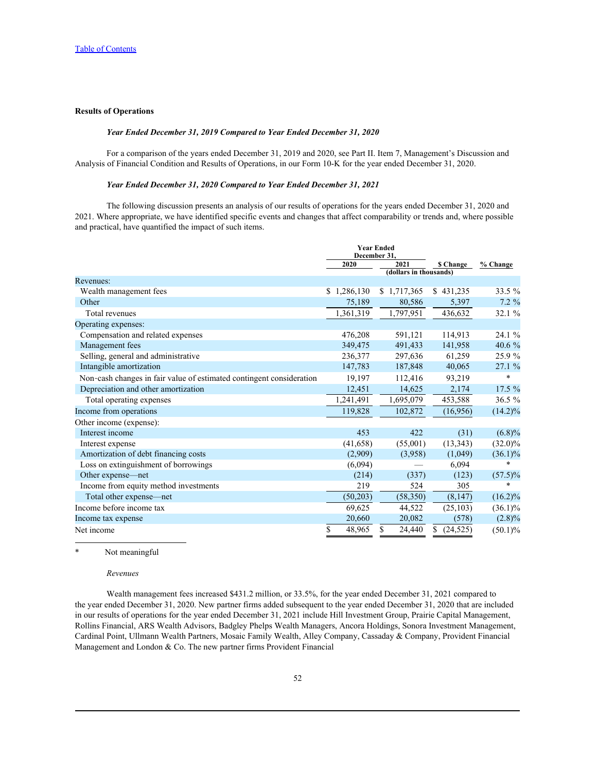[Table of Contents](#)

## Results of Operations

### *Year Ended December 31, 2019 Compared to Year Ended December 31, 2020*

For a comparison of the years ended December 31, 2019 and 2020, see Part II. Item 7, Management's Discussion and Analysis of Financial Condition and Results of Operations, in our Form 10-K for the year ended December 31, 2020.

### *Year Ended December 31, 2020 Compared to Year Ended December 31, 2021*

The following discussion presents an analysis of our results of operations for the years ended December 31, 2020 and 2021. Where appropriate, we have identified specific events and changes that affect comparability or trends and, where possible and practical, have quantified the impact of such items.

| | Year Ended December 31, | | | |
|---|---|---|---|---|
| | 2020 | 2021 | $ Change | % Change |
| | (dollars in thousands) | | | |
| Revenues: | | | | |
| Wealth management fees | $ 1,286,130 | $ 1,717,365 | $ 431,235 | 33.5 % |
| Other | 75,189 | 80,586 | 5,397 | 7.2 % |
| Total revenues | 1,361,319 | 1,797,951 | 436,632 | 32.1 % |
| Operating expenses: | | | | |
| Compensation and related expenses | 476,208 | 591,121 | 114,913 | 24.1 % |
| Management fees | 349,475 | 491,433 | 141,958 | 40.6 % |
| Selling, general and administrative | 236,377 | 297,636 | 61,259 | 25.9 % |
| Intangible amortization | 147,783 | 187,848 | 40,065 | 27.1 % |
| Non-cash changes in fair value of estimated contingent consideration | 19,197 | 112,416 | 93,219 | * |
| Depreciation and other amortization | 12,451 | 14,625 | 2,174 | 17.5 % |
| Total operating expenses | 1,241,491 | 1,695,079 | 453,588 | 36.5 % |
| Income from operations | 119,828 | 102,872 | (16,956) | (14.2)% |
| Other income (expense): | | | | |
| Interest income | 453 | 422 | (31) | (6.8)% |
| Interest expense | (41,658) | (55,001) | (13,343) | (32.0)% |
| Amortization of debt financing costs | (2,909) | (3,958) | (1,049) | (36.1)% |
| Loss on extinguishment of borrowings | (6,094) | — | 6,094 | * |
| Other expense—net | (214) | (337) | (123) | (57.5)% |
| Income from equity method investments | 219 | 524 | 305 | * |
| Total other expense—net | (50,203) | (58,350) | (8,147) | (16.2)% |
| Income before income tax | 69,625 | 44,522 | (25,103) | (36.1)% |
| Income tax expense | 20,660 | 20,082 | (578) | (2.8)% |
| Net income | $ 48,965 | $ 24,440 | $ (24,525) | (50.1)% |

\* Not meaningful

*Revenues*

Wealth management fees increased $431.2 million, or 33.5%, for the year ended December 31, 2021 compared to the year ended December 31, 2020. New partner firms added subsequent to the year ended December 31, 2020 that are included in our results of operations for the year ended December 31, 2021 include Hill Investment Group, Prairie Capital Management, Rollins Financial, ARS Wealth Advisors, Badgley Phelps Wealth Managers, Ancora Holdings, Sonora Investment Management, Cardinal Point, Ullmann Wealth Partners, Mosaic Family Wealth, Alley Company, Cassaday & Company, Provident Financial Management and London & Co. The new partner firms Provident Financial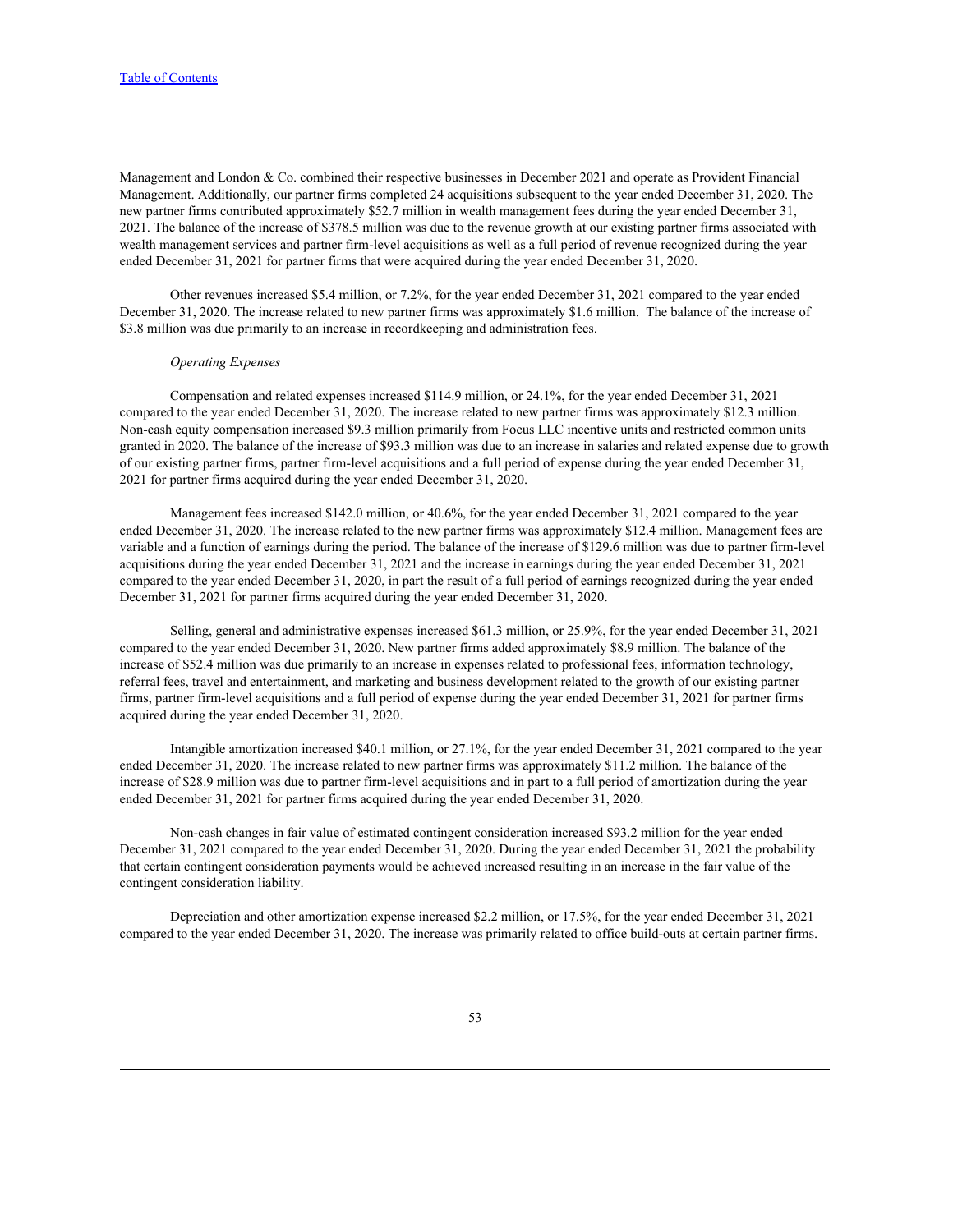Management and London & Co. combined their respective businesses in December 2021 and operate as Provident Financial Management. Additionally, our partner firms completed 24 acquisitions subsequent to the year ended December 31, 2020. The new partner firms contributed approximately $52.7 million in wealth management fees during the year ended December 31, 2021. The balance of the increase of $378.5 million was due to the revenue growth at our existing partner firms associated with wealth management services and partner firm-level acquisitions as well as a full period of revenue recognized during the year ended December 31, 2021 for partner firms that were acquired during the year ended December 31, 2020.

Other revenues increased $5.4 million, or 7.2%, for the year ended December 31, 2021 compared to the year ended December 31, 2020. The increase related to new partner firms was approximately $1.6 million. The balance of the increase of $3.8 million was due primarily to an increase in recordkeeping and administration fees.

*Operating Expenses*

Compensation and related expenses increased $114.9 million, or 24.1%, for the year ended December 31, 2021 compared to the year ended December 31, 2020. The increase related to new partner firms was approximately $12.3 million. Non-cash equity compensation increased $9.3 million primarily from Focus LLC incentive units and restricted common units granted in 2020. The balance of the increase of $93.3 million was due to an increase in salaries and related expense due to growth of our existing partner firms, partner firm-level acquisitions and a full period of expense during the year ended December 31, 2021 for partner firms acquired during the year ended December 31, 2020.

Management fees increased $142.0 million, or 40.6%, for the year ended December 31, 2021 compared to the year ended December 31, 2020. The increase related to the new partner firms was approximately $12.4 million. Management fees are variable and a function of earnings during the period. The balance of the increase of $129.6 million was due to partner firm-level acquisitions during the year ended December 31, 2021 and the increase in earnings during the year ended December 31, 2021 compared to the year ended December 31, 2020, in part the result of a full period of earnings recognized during the year ended December 31, 2021 for partner firms acquired during the year ended December 31, 2020.

Selling, general and administrative expenses increased $61.3 million, or 25.9%, for the year ended December 31, 2021 compared to the year ended December 31, 2020. New partner firms added approximately $8.9 million. The balance of the increase of $52.4 million was due primarily to an increase in expenses related to professional fees, information technology, referral fees, travel and entertainment, and marketing and business development related to the growth of our existing partner firms, partner firm-level acquisitions and a full period of expense during the year ended December 31, 2021 for partner firms acquired during the year ended December 31, 2020.

Intangible amortization increased $40.1 million, or 27.1%, for the year ended December 31, 2021 compared to the year ended December 31, 2020. The increase related to new partner firms was approximately $11.2 million. The balance of the increase of $28.9 million was due to partner firm-level acquisitions and in part to a full period of amortization during the year ended December 31, 2021 for partner firms acquired during the year ended December 31, 2020.

Non-cash changes in fair value of estimated contingent consideration increased $93.2 million for the year ended December 31, 2021 compared to the year ended December 31, 2020. During the year ended December 31, 2021 the probability that certain contingent consideration payments would be achieved increased resulting in an increase in the fair value of the contingent consideration liability.

Depreciation and other amortization expense increased $2.2 million, or 17.5%, for the year ended December 31, 2021 compared to the year ended December 31, 2020. The increase was primarily related to office build-outs at certain partner firms.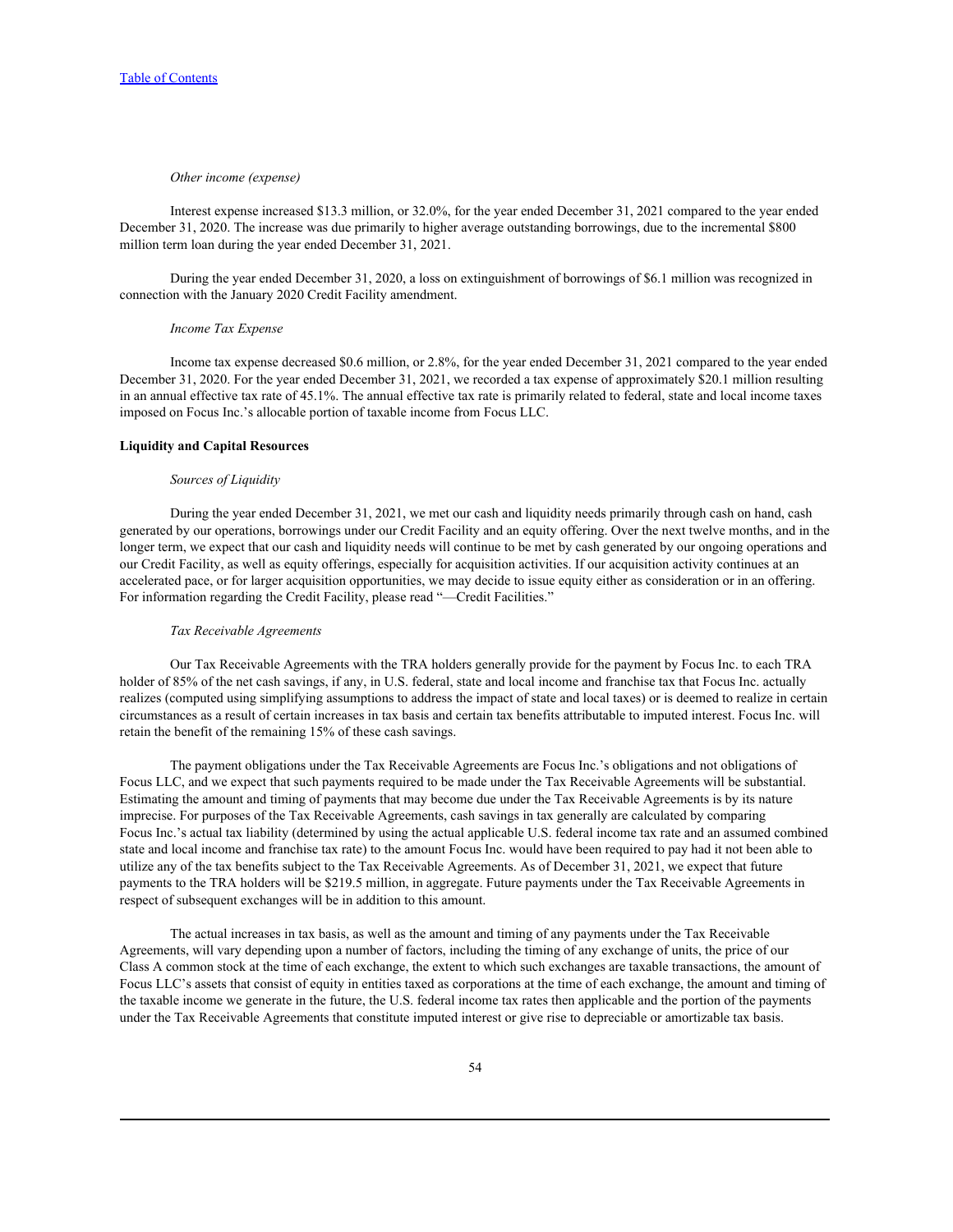*Other income (expense)*

Interest expense increased $13.3 million, or 32.0%, for the year ended December 31, 2021 compared to the year ended December 31, 2020. The increase was due primarily to higher average outstanding borrowings, due to the incremental $800 million term loan during the year ended December 31, 2021.

During the year ended December 31, 2020, a loss on extinguishment of borrowings of $6.1 million was recognized in connection with the January 2020 Credit Facility amendment.

*Income Tax Expense*

Income tax expense decreased $0.6 million, or 2.8%, for the year ended December 31, 2021 compared to the year ended December 31, 2020. For the year ended December 31, 2021, we recorded a tax expense of approximately $20.1 million resulting in an annual effective tax rate of 45.1%. The annual effective tax rate is primarily related to federal, state and local income taxes imposed on Focus Inc.'s allocable portion of taxable income from Focus LLC.

**Liquidity and Capital Resources**

*Sources of Liquidity*

During the year ended December 31, 2021, we met our cash and liquidity needs primarily through cash on hand, cash generated by our operations, borrowings under our Credit Facility and an equity offering. Over the next twelve months, and in the longer term, we expect that our cash and liquidity needs will continue to be met by cash generated by our ongoing operations and our Credit Facility, as well as equity offerings, especially for acquisition activities. If our acquisition activity continues at an accelerated pace, or for larger acquisition opportunities, we may decide to issue equity either as consideration or in an offering. For information regarding the Credit Facility, please read "—Credit Facilities."

*Tax Receivable Agreements*

Our Tax Receivable Agreements with the TRA holders generally provide for the payment by Focus Inc. to each TRA holder of 85% of the net cash savings, if any, in U.S. federal, state and local income and franchise tax that Focus Inc. actually realizes (computed using simplifying assumptions to address the impact of state and local taxes) or is deemed to realize in certain circumstances as a result of certain increases in tax basis and certain tax benefits attributable to imputed interest. Focus Inc. will retain the benefit of the remaining 15% of these cash savings.

The payment obligations under the Tax Receivable Agreements are Focus Inc.'s obligations and not obligations of Focus LLC, and we expect that such payments required to be made under the Tax Receivable Agreements will be substantial. Estimating the amount and timing of payments that may become due under the Tax Receivable Agreements is by its nature imprecise. For purposes of the Tax Receivable Agreements, cash savings in tax generally are calculated by comparing Focus Inc.'s actual tax liability (determined by using the actual applicable U.S. federal income tax rate and an assumed combined state and local income and franchise tax rate) to the amount Focus Inc. would have been required to pay had it not been able to utilize any of the tax benefits subject to the Tax Receivable Agreements. As of December 31, 2021, we expect that future payments to the TRA holders will be $219.5 million, in aggregate. Future payments under the Tax Receivable Agreements in respect of subsequent exchanges will be in addition to this amount.

The actual increases in tax basis, as well as the amount and timing of any payments under the Tax Receivable Agreements, will vary depending upon a number of factors, including the timing of any exchange of units, the price of our Class A common stock at the time of each exchange, the extent to which such exchanges are taxable transactions, the amount of Focus LLC's assets that consist of equity in entities taxed as corporations at the time of each exchange, the amount and timing of the taxable income we generate in the future, the U.S. federal income tax rates then applicable and the portion of the payments under the Tax Receivable Agreements that constitute imputed interest or give rise to depreciable or amortizable tax basis.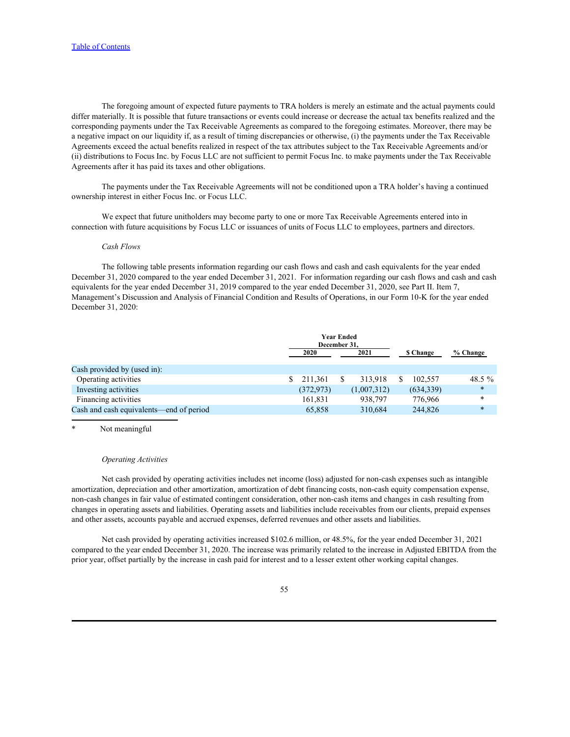The foregoing amount of expected future payments to TRA holders is merely an estimate and the actual payments could differ materially. It is possible that future transactions or events could increase or decrease the actual tax benefits realized and the corresponding payments under the Tax Receivable Agreements as compared to the foregoing estimates. Moreover, there may be a negative impact on our liquidity if, as a result of timing discrepancies or otherwise, (i) the payments under the Tax Receivable Agreements exceed the actual benefits realized in respect of the tax attributes subject to the Tax Receivable Agreements and/or (ii) distributions to Focus Inc. by Focus LLC are not sufficient to permit Focus Inc. to make payments under the Tax Receivable Agreements after it has paid its taxes and other obligations.

The payments under the Tax Receivable Agreements will not be conditioned upon a TRA holder's having a continued ownership interest in either Focus Inc. or Focus LLC.

We expect that future unitholders may become party to one or more Tax Receivable Agreements entered into in connection with future acquisitions by Focus LLC or issuances of units of Focus LLC to employees, partners and directors.

*Cash Flows*

The following table presents information regarding our cash flows and cash and cash equivalents for the year ended December 31, 2020 compared to the year ended December 31, 2021. For information regarding our cash flows and cash and cash equivalents for the year ended December 31, 2019 compared to the year ended December 31, 2020, see Part II. Item 7, Management's Discussion and Analysis of Financial Condition and Results of Operations, in our Form 10-K for the year ended December 31, 2020:

| | Year Ended December 31, | | | |
|---|---|---|---|---|
| | 2020 | 2021 | $ Change | % Change |
| Cash provided by (used in): | | | | |
| Operating activities | $ 211,361 | $ 313,918 | $ 102,557 | 48.5 % |
| Investing activities | (372,973) | (1,007,312) | (634,339) | * |
| Financing activities | 161,831 | 938,797 | 776,966 | * |
| Cash and cash equivalents—end of period | 65,858 | 310,684 | 244,826 | * |

\* Not meaningful

*Operating Activities*

Net cash provided by operating activities includes net income (loss) adjusted for non-cash expenses such as intangible amortization, depreciation and other amortization, amortization of debt financing costs, non-cash equity compensation expense, non-cash changes in fair value of estimated contingent consideration, other non-cash items and changes in cash resulting from changes in operating assets and liabilities. Operating assets and liabilities include receivables from our clients, prepaid expenses and other assets, accounts payable and accrued expenses, deferred revenues and other assets and liabilities.

Net cash provided by operating activities increased $102.6 million, or 48.5%, for the year ended December 31, 2021 compared to the year ended December 31, 2020. The increase was primarily related to the increase in Adjusted EBITDA from the prior year, offset partially by the increase in cash paid for interest and to a lesser extent other working capital changes.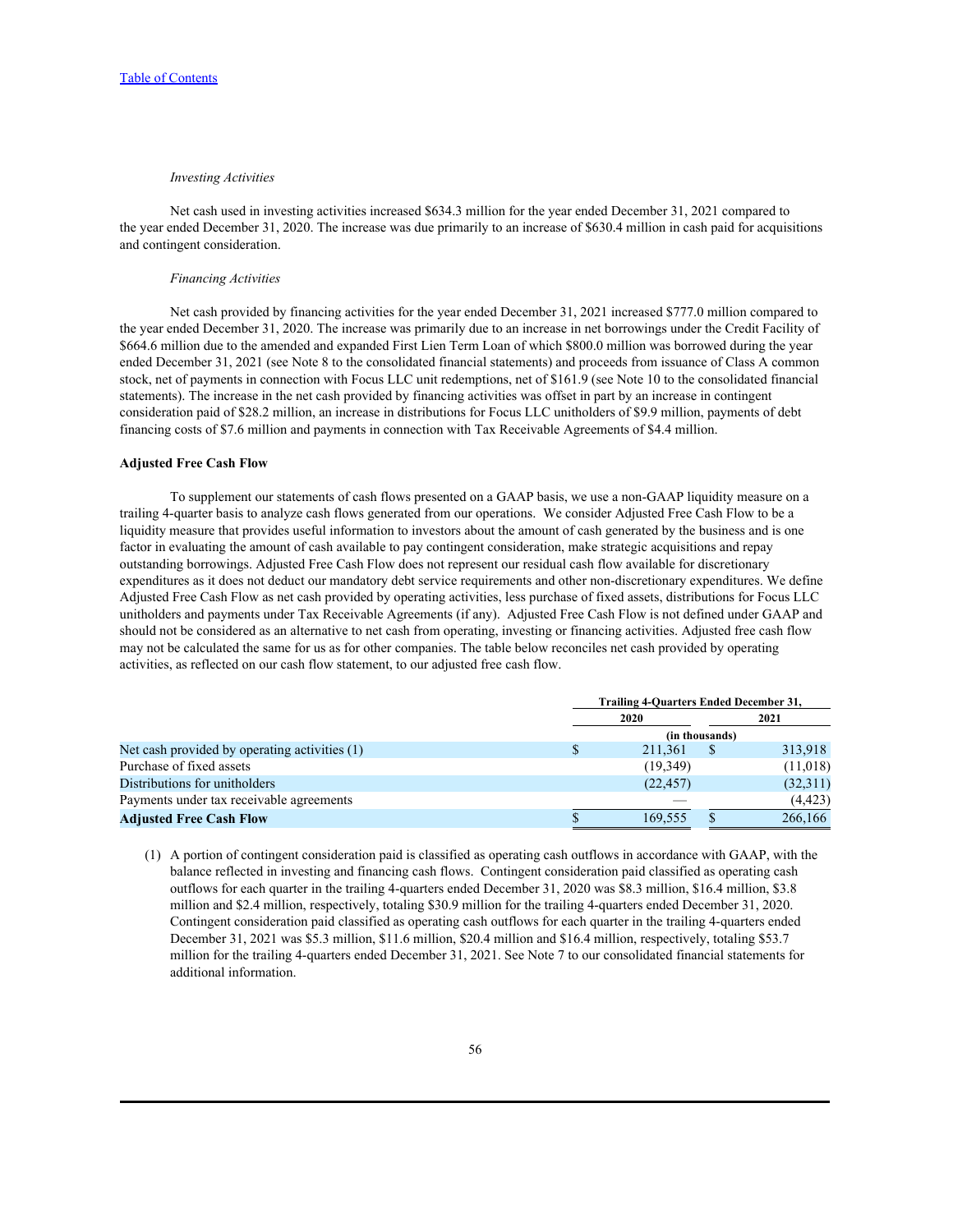*Investing Activities*

Net cash used in investing activities increased $634.3 million for the year ended December 31, 2021 compared to the year ended December 31, 2020. The increase was due primarily to an increase of $630.4 million in cash paid for acquisitions and contingent consideration.

*Financing Activities*

Net cash provided by financing activities for the year ended December 31, 2021 increased $777.0 million compared to the year ended December 31, 2020. The increase was primarily due to an increase in net borrowings under the Credit Facility of $664.6 million due to the amended and expanded First Lien Term Loan of which $800.0 million was borrowed during the year ended December 31, 2021 (see Note 8 to the consolidated financial statements) and proceeds from issuance of Class A common stock, net of payments in connection with Focus LLC unit redemptions, net of $161.9 (see Note 10 to the consolidated financial statements). The increase in the net cash provided by financing activities was offset in part by an increase in contingent consideration paid of $28.2 million, an increase in distributions for Focus LLC unitholders of $9.9 million, payments of debt financing costs of $7.6 million and payments in connection with Tax Receivable Agreements of $4.4 million.

**Adjusted Free Cash Flow**

To supplement our statements of cash flows presented on a GAAP basis, we use a non-GAAP liquidity measure on a trailing 4-quarter basis to analyze cash flows generated from our operations. We consider Adjusted Free Cash Flow to be a liquidity measure that provides useful information to investors about the amount of cash generated by the business and is one factor in evaluating the amount of cash available to pay contingent consideration, make strategic acquisitions and repay outstanding borrowings. Adjusted Free Cash Flow does not represent our residual cash flow available for discretionary expenditures as it does not deduct our mandatory debt service requirements and other non-discretionary expenditures. We define Adjusted Free Cash Flow as net cash provided by operating activities, less purchase of fixed assets, distributions for Focus LLC unitholders and payments under Tax Receivable Agreements (if any). Adjusted Free Cash Flow is not defined under GAAP and should not be considered as an alternative to net cash from operating, investing or financing activities. Adjusted free cash flow may not be calculated the same for us as for other companies. The table below reconciles net cash provided by operating activities, as reflected on our cash flow statement, to our adjusted free cash flow.

| | Trailing 4-Quarters Ended December 31, | |
|---|---|---|
| | 2020 | 2021 |
| | (in thousands) | |
| Net cash provided by operating activities (1) | $ 211,361 | $ 313,918 |
| Purchase of fixed assets | (19,349) | (11,018) |
| Distributions for unitholders | (22,457) | (32,311) |
| Payments under tax receivable agreements | — | (4,423) |
| **Adjusted Free Cash Flow** | $ 169,555 | $ 266,166 |

(1) A portion of contingent consideration paid is classified as operating cash outflows in accordance with GAAP, with the balance reflected in investing and financing cash flows. Contingent consideration paid classified as operating cash outflows for each quarter in the trailing 4-quarters ended December 31, 2020 was $8.3 million, $16.4 million, $3.8 million and $2.4 million, respectively, totaling $30.9 million for the trailing 4-quarters ended December 31, 2020. Contingent consideration paid classified as operating cash outflows for each quarter in the trailing 4-quarters ended December 31, 2021 was $5.3 million, $11.6 million, $20.4 million and $16.4 million, respectively, totaling $53.7 million for the trailing 4-quarters ended December 31, 2021. See Note 7 to our consolidated financial statements for additional information.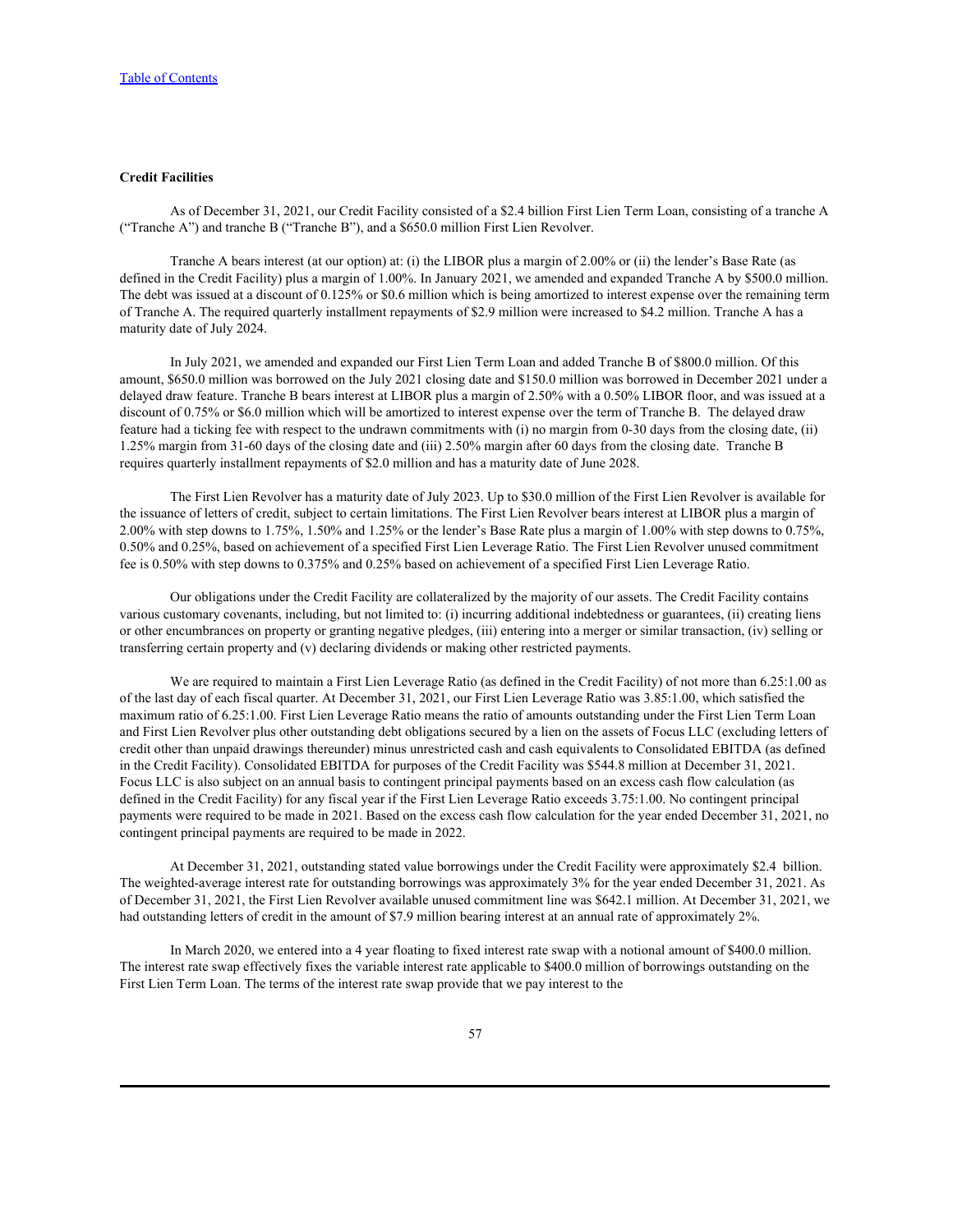**Credit Facilities**

As of December 31, 2021, our Credit Facility consisted of a $2.4 billion First Lien Term Loan, consisting of a tranche A ("Tranche A") and tranche B ("Tranche B"), and a $650.0 million First Lien Revolver.

Tranche A bears interest (at our option) at: (i) the LIBOR plus a margin of 2.00% or (ii) the lender's Base Rate (as defined in the Credit Facility) plus a margin of 1.00%. In January 2021, we amended and expanded Tranche A by $500.0 million. The debt was issued at a discount of 0.125% or $0.6 million which is being amortized to interest expense over the remaining term of Tranche A. The required quarterly installment repayments of $2.9 million were increased to $4.2 million. Tranche A has a maturity date of July 2024.

In July 2021, we amended and expanded our First Lien Term Loan and added Tranche B of $800.0 million. Of this amount, $650.0 million was borrowed on the July 2021 closing date and $150.0 million was borrowed in December 2021 under a delayed draw feature. Tranche B bears interest at LIBOR plus a margin of 2.50% with a 0.50% LIBOR floor, and was issued at a discount of 0.75% or $6.0 million which will be amortized to interest expense over the term of Tranche B. The delayed draw feature had a ticking fee with respect to the undrawn commitments with (i) no margin from 0-30 days from the closing date, (ii) 1.25% margin from 31-60 days of the closing date and (iii) 2.50% margin after 60 days from the closing date. Tranche B requires quarterly installment repayments of $2.0 million and has a maturity date of June 2028.

The First Lien Revolver has a maturity date of July 2023. Up to $30.0 million of the First Lien Revolver is available for the issuance of letters of credit, subject to certain limitations. The First Lien Revolver bears interest at LIBOR plus a margin of 2.00% with step downs to 1.75%, 1.50% and 1.25% or the lender's Base Rate plus a margin of 1.00% with step downs to 0.75%, 0.50% and 0.25%, based on achievement of a specified First Lien Leverage Ratio. The First Lien Revolver unused commitment fee is 0.50% with step downs to 0.375% and 0.25% based on achievement of a specified First Lien Leverage Ratio.

Our obligations under the Credit Facility are collateralized by the majority of our assets. The Credit Facility contains various customary covenants, including, but not limited to: (i) incurring additional indebtedness or guarantees, (ii) creating liens or other encumbrances on property or granting negative pledges, (iii) entering into a merger or similar transaction, (iv) selling or transferring certain property and (v) declaring dividends or making other restricted payments.

We are required to maintain a First Lien Leverage Ratio (as defined in the Credit Facility) of not more than 6.25:1.00 as of the last day of each fiscal quarter. At December 31, 2021, our First Lien Leverage Ratio was 3.85:1.00, which satisfied the maximum ratio of 6.25:1.00. First Lien Leverage Ratio means the ratio of amounts outstanding under the First Lien Term Loan and First Lien Revolver plus other outstanding debt obligations secured by a lien on the assets of Focus LLC (excluding letters of credit other than unpaid drawings thereunder) minus unrestricted cash and cash equivalents to Consolidated EBITDA (as defined in the Credit Facility). Consolidated EBITDA for purposes of the Credit Facility was $544.8 million at December 31, 2021. Focus LLC is also subject on an annual basis to contingent principal payments based on an excess cash flow calculation (as defined in the Credit Facility) for any fiscal year if the First Lien Leverage Ratio exceeds 3.75:1.00. No contingent principal payments were required to be made in 2021. Based on the excess cash flow calculation for the year ended December 31, 2021, no contingent principal payments are required to be made in 2022.

At December 31, 2021, outstanding stated value borrowings under the Credit Facility were approximately $2.4 billion. The weighted-average interest rate for outstanding borrowings was approximately 3% for the year ended December 31, 2021. As of December 31, 2021, the First Lien Revolver available unused commitment line was $642.1 million. At December 31, 2021, we had outstanding letters of credit in the amount of $7.9 million bearing interest at an annual rate of approximately 2%.

In March 2020, we entered into a 4 year floating to fixed interest rate swap with a notional amount of $400.0 million. The interest rate swap effectively fixes the variable interest rate applicable to $400.0 million of borrowings outstanding on the First Lien Term Loan. The terms of the interest rate swap provide that we pay interest to the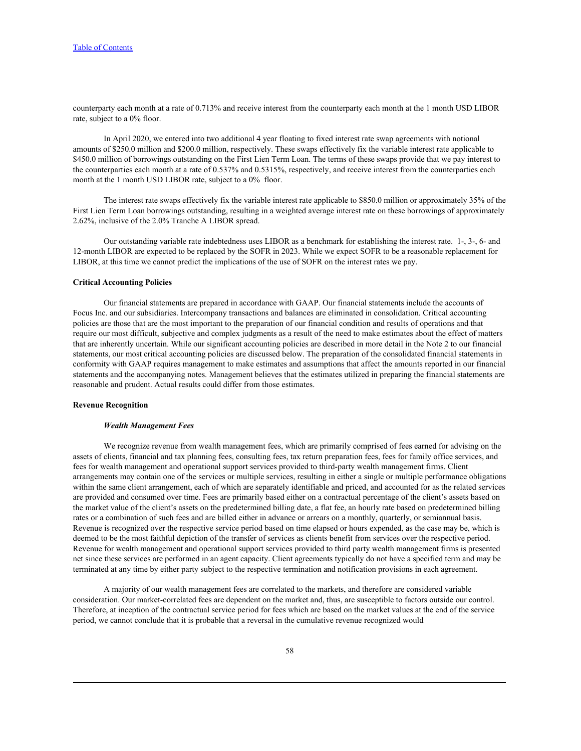counterparty each month at a rate of 0.713% and receive interest from the counterparty each month at the 1 month USD LIBOR rate, subject to a 0% floor.

In April 2020, we entered into two additional 4 year floating to fixed interest rate swap agreements with notional amounts of $250.0 million and $200.0 million, respectively. These swaps effectively fix the variable interest rate applicable to $450.0 million of borrowings outstanding on the First Lien Term Loan. The terms of these swaps provide that we pay interest to the counterparties each month at a rate of 0.537% and 0.5315%, respectively, and receive interest from the counterparties each month at the 1 month USD LIBOR rate, subject to a 0% floor.

The interest rate swaps effectively fix the variable interest rate applicable to $850.0 million or approximately 35% of the First Lien Term Loan borrowings outstanding, resulting in a weighted average interest rate on these borrowings of approximately 2.62%, inclusive of the 2.0% Tranche A LIBOR spread.

Our outstanding variable rate indebtedness uses LIBOR as a benchmark for establishing the interest rate. 1-, 3-, 6- and 12-month LIBOR are expected to be replaced by the SOFR in 2023. While we expect SOFR to be a reasonable replacement for LIBOR, at this time we cannot predict the implications of the use of SOFR on the interest rates we pay.

### Critical Accounting Policies

Our financial statements are prepared in accordance with GAAP. Our financial statements include the accounts of Focus Inc. and our subsidiaries. Intercompany transactions and balances are eliminated in consolidation. Critical accounting policies are those that are the most important to the preparation of our financial condition and results of operations and that require our most difficult, subjective and complex judgments as a result of the need to make estimates about the effect of matters that are inherently uncertain. While our significant accounting policies are described in more detail in the Note 2 to our financial statements, our most critical accounting policies are discussed below. The preparation of the consolidated financial statements in conformity with GAAP requires management to make estimates and assumptions that affect the amounts reported in our financial statements and the accompanying notes. Management believes that the estimates utilized in preparing the financial statements are reasonable and prudent. Actual results could differ from those estimates.

### Revenue Recognition

#### *Wealth Management Fees*

We recognize revenue from wealth management fees, which are primarily comprised of fees earned for advising on the assets of clients, financial and tax planning fees, consulting fees, tax return preparation fees, fees for family office services, and fees for wealth management and operational support services provided to third-party wealth management firms. Client arrangements may contain one of the services or multiple services, resulting in either a single or multiple performance obligations within the same client arrangement, each of which are separately identifiable and priced, and accounted for as the related services are provided and consumed over time. Fees are primarily based either on a contractual percentage of the client's assets based on the market value of the client's assets on the predetermined billing date, a flat fee, an hourly rate based on predetermined billing rates or a combination of such fees and are billed either in advance or arrears on a monthly, quarterly, or semiannual basis. Revenue is recognized over the respective service period based on time elapsed or hours expended, as the case may be, which is deemed to be the most faithful depiction of the transfer of services as clients benefit from services over the respective period. Revenue for wealth management and operational support services provided to third party wealth management firms is presented net since these services are performed in an agent capacity. Client agreements typically do not have a specified term and may be terminated at any time by either party subject to the respective termination and notification provisions in each agreement.

A majority of our wealth management fees are correlated to the markets, and therefore are considered variable consideration. Our market-correlated fees are dependent on the market and, thus, are susceptible to factors outside our control. Therefore, at inception of the contractual service period for fees which are based on the market values at the end of the service period, we cannot conclude that it is probable that a reversal in the cumulative revenue recognized would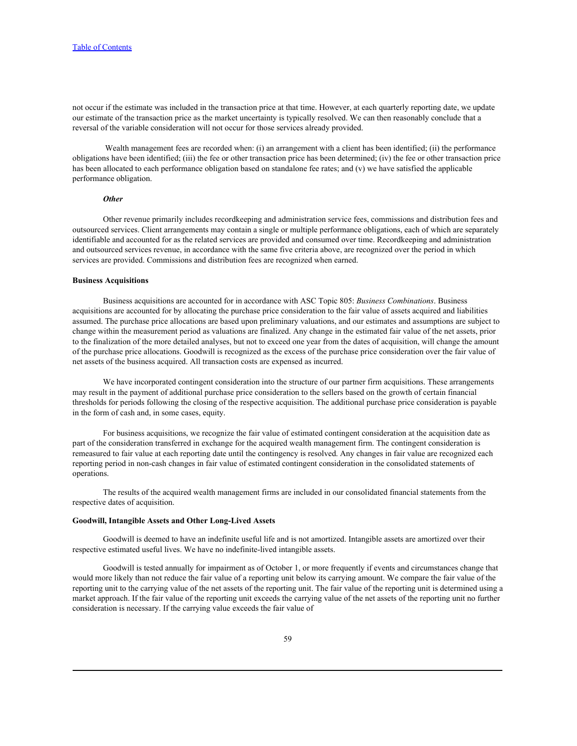not occur if the estimate was included in the transaction price at that time. However, at each quarterly reporting date, we update our estimate of the transaction price as the market uncertainty is typically resolved. We can then reasonably conclude that a reversal of the variable consideration will not occur for those services already provided.

Wealth management fees are recorded when: (i) an arrangement with a client has been identified; (ii) the performance obligations have been identified; (iii) the fee or other transaction price has been determined; (iv) the fee or other transaction price has been allocated to each performance obligation based on standalone fee rates; and (v) we have satisfied the applicable performance obligation.

***Other***

Other revenue primarily includes recordkeeping and administration service fees, commissions and distribution fees and outsourced services. Client arrangements may contain a single or multiple performance obligations, each of which are separately identifiable and accounted for as the related services are provided and consumed over time. Recordkeeping and administration and outsourced services revenue, in accordance with the same five criteria above, are recognized over the period in which services are provided. Commissions and distribution fees are recognized when earned.

**Business Acquisitions**

Business acquisitions are accounted for in accordance with ASC Topic 805: *Business Combinations*. Business acquisitions are accounted for by allocating the purchase price consideration to the fair value of assets acquired and liabilities assumed. The purchase price allocations are based upon preliminary valuations, and our estimates and assumptions are subject to change within the measurement period as valuations are finalized. Any change in the estimated fair value of the net assets, prior to the finalization of the more detailed analyses, but not to exceed one year from the dates of acquisition, will change the amount of the purchase price allocations. Goodwill is recognized as the excess of the purchase price consideration over the fair value of net assets of the business acquired. All transaction costs are expensed as incurred.

We have incorporated contingent consideration into the structure of our partner firm acquisitions. These arrangements may result in the payment of additional purchase price consideration to the sellers based on the growth of certain financial thresholds for periods following the closing of the respective acquisition. The additional purchase price consideration is payable in the form of cash and, in some cases, equity.

For business acquisitions, we recognize the fair value of estimated contingent consideration at the acquisition date as part of the consideration transferred in exchange for the acquired wealth management firm. The contingent consideration is remeasured to fair value at each reporting date until the contingency is resolved. Any changes in fair value are recognized each reporting period in non-cash changes in fair value of estimated contingent consideration in the consolidated statements of operations.

The results of the acquired wealth management firms are included in our consolidated financial statements from the respective dates of acquisition.

**Goodwill, Intangible Assets and Other Long-Lived Assets**

Goodwill is deemed to have an indefinite useful life and is not amortized. Intangible assets are amortized over their respective estimated useful lives. We have no indefinite-lived intangible assets.

Goodwill is tested annually for impairment as of October 1, or more frequently if events and circumstances change that would more likely than not reduce the fair value of a reporting unit below its carrying amount. We compare the fair value of the reporting unit to the carrying value of the net assets of the reporting unit. The fair value of the reporting unit is determined using a market approach. If the fair value of the reporting unit exceeds the carrying value of the net assets of the reporting unit no further consideration is necessary. If the carrying value exceeds the fair value of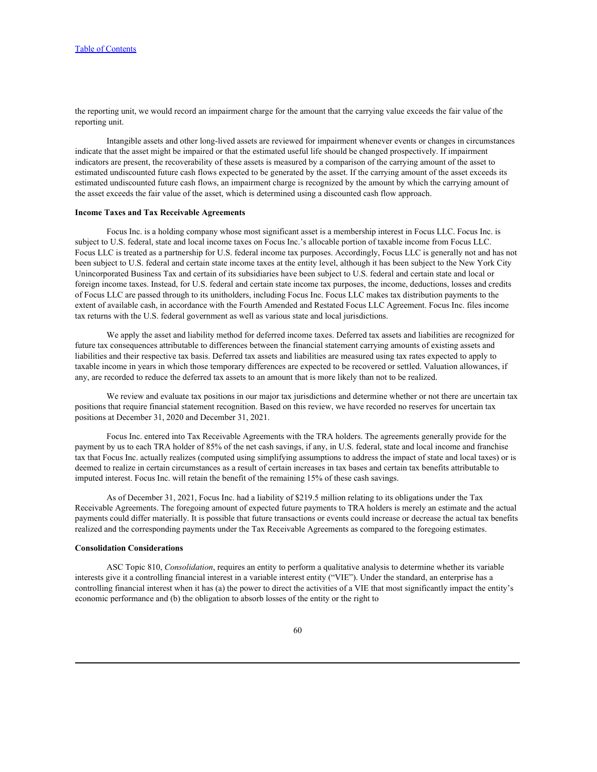the reporting unit, we would record an impairment charge for the amount that the carrying value exceeds the fair value of the reporting unit.

Intangible assets and other long-lived assets are reviewed for impairment whenever events or changes in circumstances indicate that the asset might be impaired or that the estimated useful life should be changed prospectively. If impairment indicators are present, the recoverability of these assets is measured by a comparison of the carrying amount of the asset to estimated undiscounted future cash flows expected to be generated by the asset. If the carrying amount of the asset exceeds its estimated undiscounted future cash flows, an impairment charge is recognized by the amount by which the carrying amount of the asset exceeds the fair value of the asset, which is determined using a discounted cash flow approach.

**Income Taxes and Tax Receivable Agreements**

Focus Inc. is a holding company whose most significant asset is a membership interest in Focus LLC. Focus Inc. is subject to U.S. federal, state and local income taxes on Focus Inc.'s allocable portion of taxable income from Focus LLC. Focus LLC is treated as a partnership for U.S. federal income tax purposes. Accordingly, Focus LLC is generally not and has not been subject to U.S. federal and certain state income taxes at the entity level, although it has been subject to the New York City Unincorporated Business Tax and certain of its subsidiaries have been subject to U.S. federal and certain state and local or foreign income taxes. Instead, for U.S. federal and certain state income tax purposes, the income, deductions, losses and credits of Focus LLC are passed through to its unitholders, including Focus Inc. Focus LLC makes tax distribution payments to the extent of available cash, in accordance with the Fourth Amended and Restated Focus LLC Agreement. Focus Inc. files income tax returns with the U.S. federal government as well as various state and local jurisdictions.

We apply the asset and liability method for deferred income taxes. Deferred tax assets and liabilities are recognized for future tax consequences attributable to differences between the financial statement carrying amounts of existing assets and liabilities and their respective tax basis. Deferred tax assets and liabilities are measured using tax rates expected to apply to taxable income in years in which those temporary differences are expected to be recovered or settled. Valuation allowances, if any, are recorded to reduce the deferred tax assets to an amount that is more likely than not to be realized.

We review and evaluate tax positions in our major tax jurisdictions and determine whether or not there are uncertain tax positions that require financial statement recognition. Based on this review, we have recorded no reserves for uncertain tax positions at December 31, 2020 and December 31, 2021.

Focus Inc. entered into Tax Receivable Agreements with the TRA holders. The agreements generally provide for the payment by us to each TRA holder of 85% of the net cash savings, if any, in U.S. federal, state and local income and franchise tax that Focus Inc. actually realizes (computed using simplifying assumptions to address the impact of state and local taxes) or is deemed to realize in certain circumstances as a result of certain increases in tax bases and certain tax benefits attributable to imputed interest. Focus Inc. will retain the benefit of the remaining 15% of these cash savings.

As of December 31, 2021, Focus Inc. had a liability of $219.5 million relating to its obligations under the Tax Receivable Agreements. The foregoing amount of expected future payments to TRA holders is merely an estimate and the actual payments could differ materially. It is possible that future transactions or events could increase or decrease the actual tax benefits realized and the corresponding payments under the Tax Receivable Agreements as compared to the foregoing estimates.

**Consolidation Considerations**

ASC Topic 810, *Consolidation*, requires an entity to perform a qualitative analysis to determine whether its variable interests give it a controlling financial interest in a variable interest entity ("VIE"). Under the standard, an enterprise has a controlling financial interest when it has (a) the power to direct the activities of a VIE that most significantly impact the entity's economic performance and (b) the obligation to absorb losses of the entity or the right to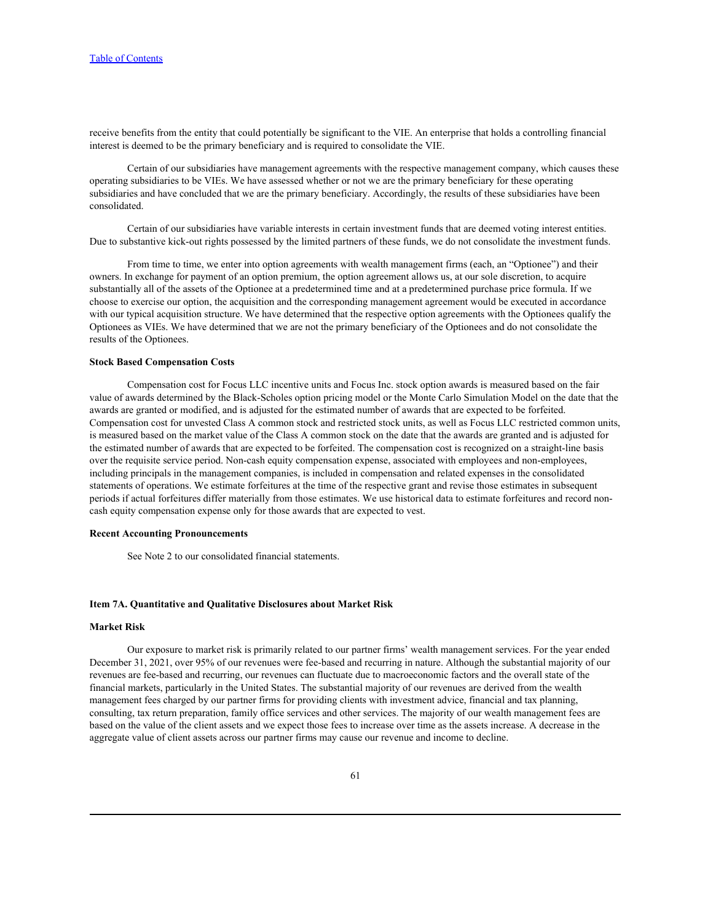receive benefits from the entity that could potentially be significant to the VIE. An enterprise that holds a controlling financial interest is deemed to be the primary beneficiary and is required to consolidate the VIE.

Certain of our subsidiaries have management agreements with the respective management company, which causes these operating subsidiaries to be VIEs. We have assessed whether or not we are the primary beneficiary for these operating subsidiaries and have concluded that we are the primary beneficiary. Accordingly, the results of these subsidiaries have been consolidated.

Certain of our subsidiaries have variable interests in certain investment funds that are deemed voting interest entities. Due to substantive kick-out rights possessed by the limited partners of these funds, we do not consolidate the investment funds.

From time to time, we enter into option agreements with wealth management firms (each, an "Optionee") and their owners. In exchange for payment of an option premium, the option agreement allows us, at our sole discretion, to acquire substantially all of the assets of the Optionee at a predetermined time and at a predetermined purchase price formula. If we choose to exercise our option, the acquisition and the corresponding management agreement would be executed in accordance with our typical acquisition structure. We have determined that the respective option agreements with the Optionees qualify the Optionees as VIEs. We have determined that we are not the primary beneficiary of the Optionees and do not consolidate the results of the Optionees.

**Stock Based Compensation Costs**

Compensation cost for Focus LLC incentive units and Focus Inc. stock option awards is measured based on the fair value of awards determined by the Black-Scholes option pricing model or the Monte Carlo Simulation Model on the date that the awards are granted or modified, and is adjusted for the estimated number of awards that are expected to be forfeited. Compensation cost for unvested Class A common stock and restricted stock units, as well as Focus LLC restricted common units, is measured based on the market value of the Class A common stock on the date that the awards are granted and is adjusted for the estimated number of awards that are expected to be forfeited. The compensation cost is recognized on a straight-line basis over the requisite service period. Non-cash equity compensation expense, associated with employees and non-employees, including principals in the management companies, is included in compensation and related expenses in the consolidated statements of operations. We estimate forfeitures at the time of the respective grant and revise those estimates in subsequent periods if actual forfeitures differ materially from those estimates. We use historical data to estimate forfeitures and record non-cash equity compensation expense only for those awards that are expected to vest.

**Recent Accounting Pronouncements**

See Note 2 to our consolidated financial statements.

## Item 7A. Quantitative and Qualitative Disclosures about Market Risk

**Market Risk**

Our exposure to market risk is primarily related to our partner firms' wealth management services. For the year ended December 31, 2021, over 95% of our revenues were fee-based and recurring in nature. Although the substantial majority of our revenues are fee-based and recurring, our revenues can fluctuate due to macroeconomic factors and the overall state of the financial markets, particularly in the United States. The substantial majority of our revenues are derived from the wealth management fees charged by our partner firms for providing clients with investment advice, financial and tax planning, consulting, tax return preparation, family office services and other services. The majority of our wealth management fees are based on the value of the client assets and we expect those fees to increase over time as the assets increase. A decrease in the aggregate value of client assets across our partner firms may cause our revenue and income to decline.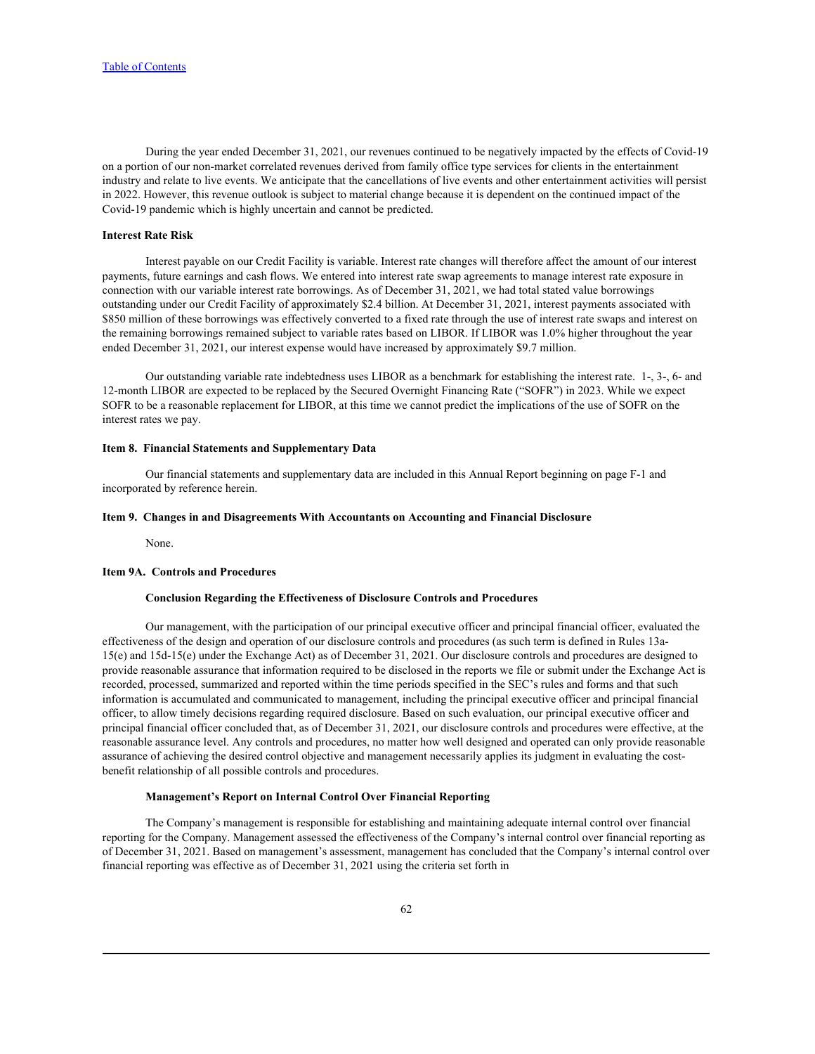During the year ended December 31, 2021, our revenues continued to be negatively impacted by the effects of Covid-19 on a portion of our non-market correlated revenues derived from family office type services for clients in the entertainment industry and relate to live events. We anticipate that the cancellations of live events and other entertainment activities will persist in 2022. However, this revenue outlook is subject to material change because it is dependent on the continued impact of the Covid-19 pandemic which is highly uncertain and cannot be predicted.

**Interest Rate Risk**

Interest payable on our Credit Facility is variable. Interest rate changes will therefore affect the amount of our interest payments, future earnings and cash flows. We entered into interest rate swap agreements to manage interest rate exposure in connection with our variable interest rate borrowings. As of December 31, 2021, we had total stated value borrowings outstanding under our Credit Facility of approximately $2.4 billion. At December 31, 2021, interest payments associated with $850 million of these borrowings was effectively converted to a fixed rate through the use of interest rate swaps and interest on the remaining borrowings remained subject to variable rates based on LIBOR. If LIBOR was 1.0% higher throughout the year ended December 31, 2021, our interest expense would have increased by approximately $9.7 million.

Our outstanding variable rate indebtedness uses LIBOR as a benchmark for establishing the interest rate. 1-, 3-, 6- and 12-month LIBOR are expected to be replaced by the Secured Overnight Financing Rate ("SOFR") in 2023. While we expect SOFR to be a reasonable replacement for LIBOR, at this time we cannot predict the implications of the use of SOFR on the interest rates we pay.

## Item 8. Financial Statements and Supplementary Data

Our financial statements and supplementary data are included in this Annual Report beginning on page F-1 and incorporated by reference herein.

## Item 9. Changes in and Disagreements With Accountants on Accounting and Financial Disclosure

None.

## Item 9A. Controls and Procedures

### Conclusion Regarding the Effectiveness of Disclosure Controls and Procedures

Our management, with the participation of our principal executive officer and principal financial officer, evaluated the effectiveness of the design and operation of our disclosure controls and procedures (as such term is defined in Rules 13a-15(e) and 15d-15(e) under the Exchange Act) as of December 31, 2021. Our disclosure controls and procedures are designed to provide reasonable assurance that information required to be disclosed in the reports we file or submit under the Exchange Act is recorded, processed, summarized and reported within the time periods specified in the SEC's rules and forms and that such information is accumulated and communicated to management, including the principal executive officer and principal financial officer, to allow timely decisions regarding required disclosure. Based on such evaluation, our principal executive officer and principal financial officer concluded that, as of December 31, 2021, our disclosure controls and procedures were effective, at the reasonable assurance level. Any controls and procedures, no matter how well designed and operated can only provide reasonable assurance of achieving the desired control objective and management necessarily applies its judgment in evaluating the cost-benefit relationship of all possible controls and procedures.

### Management's Report on Internal Control Over Financial Reporting

The Company's management is responsible for establishing and maintaining adequate internal control over financial reporting for the Company. Management assessed the effectiveness of the Company's internal control over financial reporting as of December 31, 2021. Based on management's assessment, management has concluded that the Company's internal control over financial reporting was effective as of December 31, 2021 using the criteria set forth in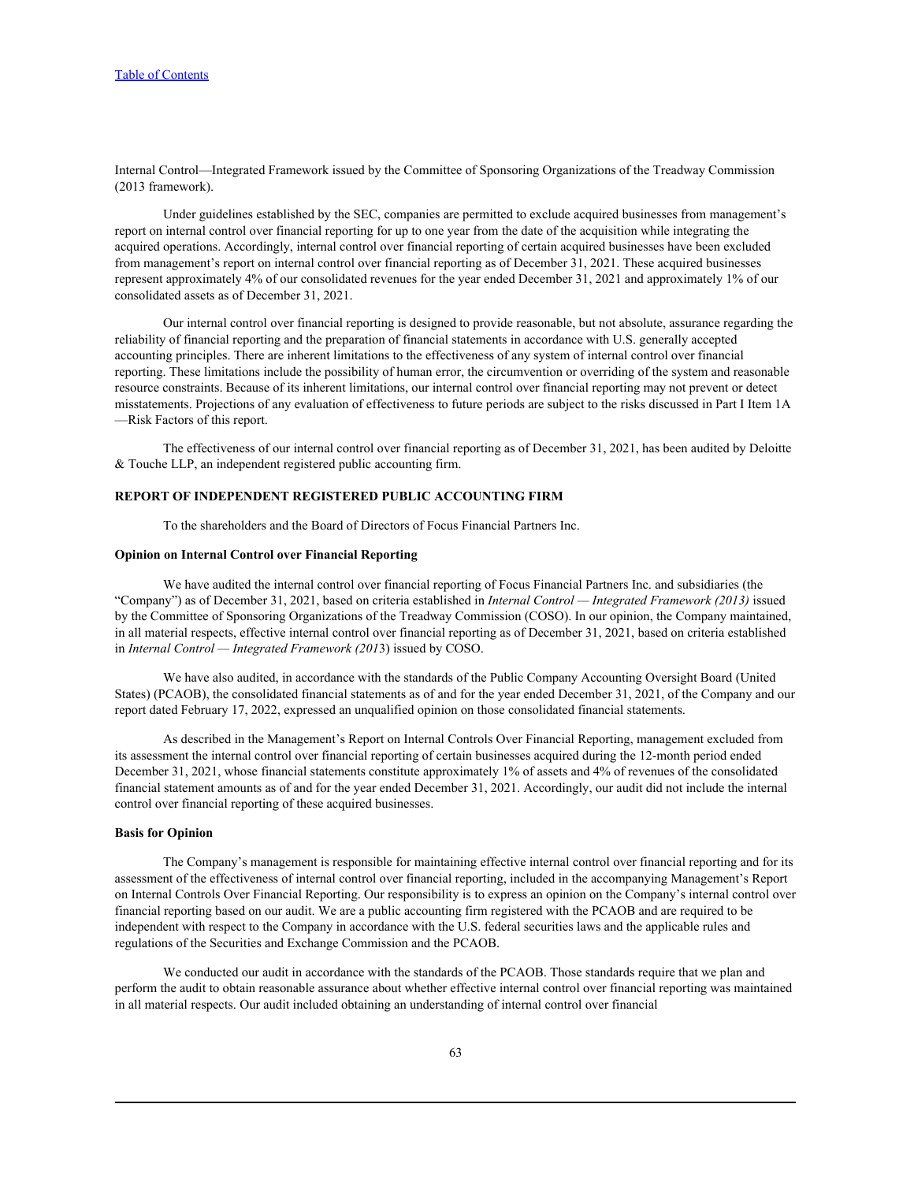Internal Control—Integrated Framework issued by the Committee of Sponsoring Organizations of the Treadway Commission (2013 framework).

Under guidelines established by the SEC, companies are permitted to exclude acquired businesses from management's report on internal control over financial reporting for up to one year from the date of the acquisition while integrating the acquired operations. Accordingly, internal control over financial reporting of certain acquired businesses have been excluded from management's report on internal control over financial reporting as of December 31, 2021. These acquired businesses represent approximately 4% of our consolidated revenues for the year ended December 31, 2021 and approximately 1% of our consolidated assets as of December 31, 2021.

Our internal control over financial reporting is designed to provide reasonable, but not absolute, assurance regarding the reliability of financial reporting and the preparation of financial statements in accordance with U.S. generally accepted accounting principles. There are inherent limitations to the effectiveness of any system of internal control over financial reporting. These limitations include the possibility of human error, the circumvention or overriding of the system and reasonable resource constraints. Because of its inherent limitations, our internal control over financial reporting may not prevent or detect misstatements. Projections of any evaluation of effectiveness to future periods are subject to the risks discussed in Part I Item 1A —Risk Factors of this report.

The effectiveness of our internal control over financial reporting as of December 31, 2021, has been audited by Deloitte & Touche LLP, an independent registered public accounting firm.

**REPORT OF INDEPENDENT REGISTERED PUBLIC ACCOUNTING FIRM**

To the shareholders and the Board of Directors of Focus Financial Partners Inc.

**Opinion on Internal Control over Financial Reporting**

We have audited the internal control over financial reporting of Focus Financial Partners Inc. and subsidiaries (the "Company") as of December 31, 2021, based on criteria established in *Internal Control — Integrated Framework (2013)* issued by the Committee of Sponsoring Organizations of the Treadway Commission (COSO). In our opinion, the Company maintained, in all material respects, effective internal control over financial reporting as of December 31, 2021, based on criteria established in *Internal Control — Integrated Framework (201*3) issued by COSO.

We have also audited, in accordance with the standards of the Public Company Accounting Oversight Board (United States) (PCAOB), the consolidated financial statements as of and for the year ended December 31, 2021, of the Company and our report dated February 17, 2022, expressed an unqualified opinion on those consolidated financial statements.

As described in the Management's Report on Internal Controls Over Financial Reporting, management excluded from its assessment the internal control over financial reporting of certain businesses acquired during the 12-month period ended December 31, 2021, whose financial statements constitute approximately 1% of assets and 4% of revenues of the consolidated financial statement amounts as of and for the year ended December 31, 2021. Accordingly, our audit did not include the internal control over financial reporting of these acquired businesses.

**Basis for Opinion**

The Company's management is responsible for maintaining effective internal control over financial reporting and for its assessment of the effectiveness of internal control over financial reporting, included in the accompanying Management's Report on Internal Controls Over Financial Reporting. Our responsibility is to express an opinion on the Company's internal control over financial reporting based on our audit. We are a public accounting firm registered with the PCAOB and are required to be independent with respect to the Company in accordance with the U.S. federal securities laws and the applicable rules and regulations of the Securities and Exchange Commission and the PCAOB.

We conducted our audit in accordance with the standards of the PCAOB. Those standards require that we plan and perform the audit to obtain reasonable assurance about whether effective internal control over financial reporting was maintained in all material respects. Our audit included obtaining an understanding of internal control over financial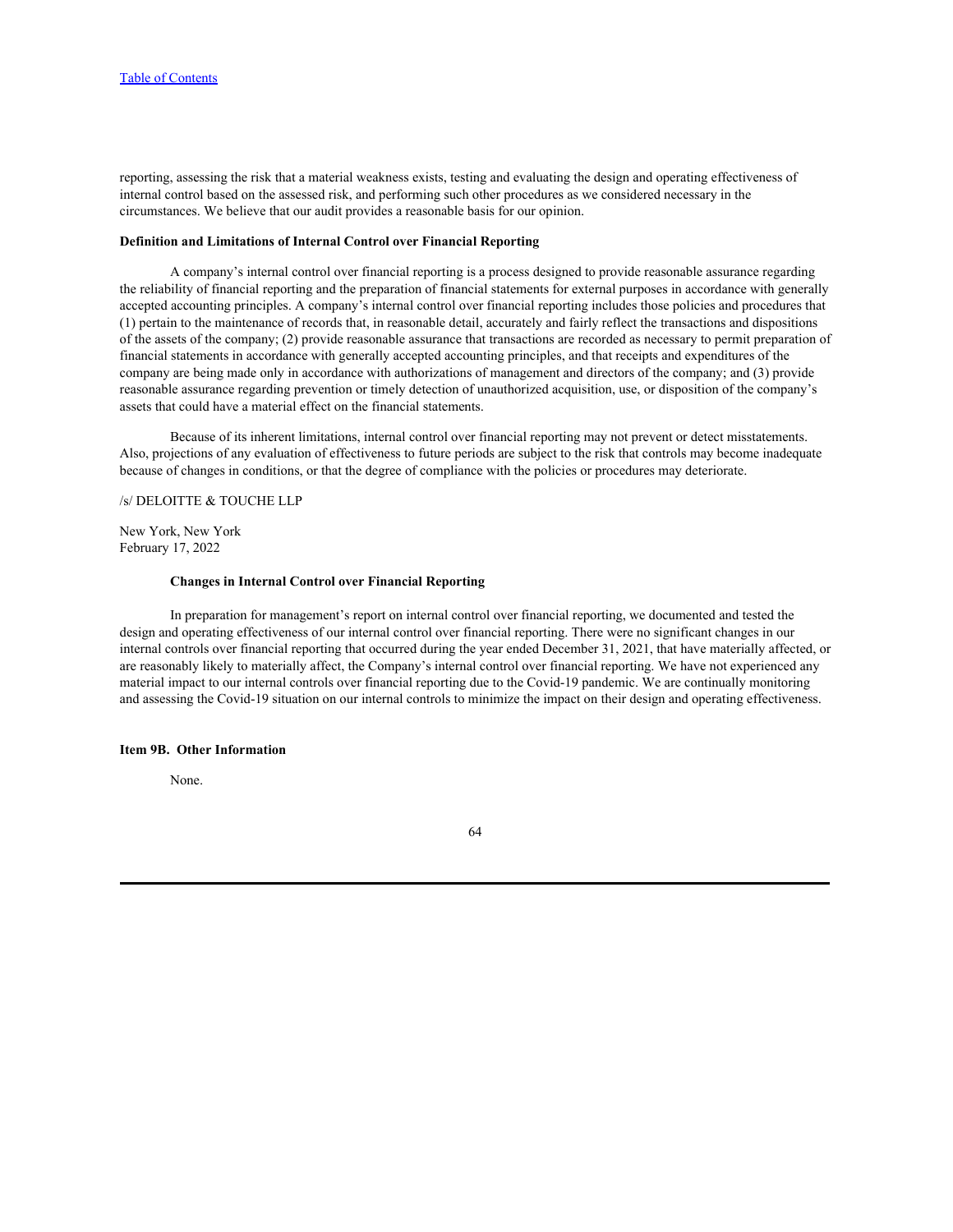reporting, assessing the risk that a material weakness exists, testing and evaluating the design and operating effectiveness of internal control based on the assessed risk, and performing such other procedures as we considered necessary in the circumstances. We believe that our audit provides a reasonable basis for our opinion.

**Definition and Limitations of Internal Control over Financial Reporting**

A company's internal control over financial reporting is a process designed to provide reasonable assurance regarding the reliability of financial reporting and the preparation of financial statements for external purposes in accordance with generally accepted accounting principles. A company's internal control over financial reporting includes those policies and procedures that (1) pertain to the maintenance of records that, in reasonable detail, accurately and fairly reflect the transactions and dispositions of the assets of the company; (2) provide reasonable assurance that transactions are recorded as necessary to permit preparation of financial statements in accordance with generally accepted accounting principles, and that receipts and expenditures of the company are being made only in accordance with authorizations of management and directors of the company; and (3) provide reasonable assurance regarding prevention or timely detection of unauthorized acquisition, use, or disposition of the company's assets that could have a material effect on the financial statements.

Because of its inherent limitations, internal control over financial reporting may not prevent or detect misstatements. Also, projections of any evaluation of effectiveness to future periods are subject to the risk that controls may become inadequate because of changes in conditions, or that the degree of compliance with the policies or procedures may deteriorate.

/s/ DELOITTE & TOUCHE LLP

New York, New York
February 17, 2022

**Changes in Internal Control over Financial Reporting**

In preparation for management's report on internal control over financial reporting, we documented and tested the design and operating effectiveness of our internal control over financial reporting. There were no significant changes in our internal controls over financial reporting that occurred during the year ended December 31, 2021, that have materially affected, or are reasonably likely to materially affect, the Company's internal control over financial reporting. We have not experienced any material impact to our internal controls over financial reporting due to the Covid-19 pandemic. We are continually monitoring and assessing the Covid-19 situation on our internal controls to minimize the impact on their design and operating effectiveness.

**Item 9B. Other Information**

None.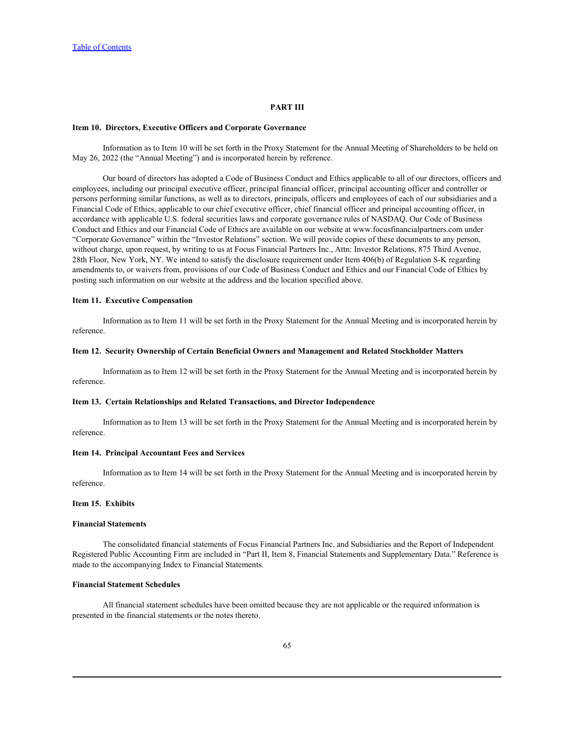## PART III

### Item 10. Directors, Executive Officers and Corporate Governance

Information as to Item 10 will be set forth in the Proxy Statement for the Annual Meeting of Shareholders to be held on May 26, 2022 (the "Annual Meeting") and is incorporated herein by reference.

Our board of directors has adopted a Code of Business Conduct and Ethics applicable to all of our directors, officers and employees, including our principal executive officer, principal financial officer, principal accounting officer and controller or persons performing similar functions, as well as to directors, principals, officers and employees of each of our subsidiaries and a Financial Code of Ethics, applicable to our chief executive officer, chief financial officer and principal accounting officer, in accordance with applicable U.S. federal securities laws and corporate governance rules of NASDAQ. Our Code of Business Conduct and Ethics and our Financial Code of Ethics are available on our website at www.focusfinancialpartners.com under "Corporate Governance" within the "Investor Relations" section. We will provide copies of these documents to any person, without charge, upon request, by writing to us at Focus Financial Partners Inc., Attn: Investor Relations, 875 Third Avenue, 28th Floor, New York, NY. We intend to satisfy the disclosure requirement under Item 406(b) of Regulation S-K regarding amendments to, or waivers from, provisions of our Code of Business Conduct and Ethics and our Financial Code of Ethics by posting such information on our website at the address and the location specified above.

### Item 11. Executive Compensation

Information as to Item 11 will be set forth in the Proxy Statement for the Annual Meeting and is incorporated herein by reference.

### Item 12. Security Ownership of Certain Beneficial Owners and Management and Related Stockholder Matters

Information as to Item 12 will be set forth in the Proxy Statement for the Annual Meeting and is incorporated herein by reference.

### Item 13. Certain Relationships and Related Transactions, and Director Independence

Information as to Item 13 will be set forth in the Proxy Statement for the Annual Meeting and is incorporated herein by reference.

### Item 14. Principal Accountant Fees and Services

Information as to Item 14 will be set forth in the Proxy Statement for the Annual Meeting and is incorporated herein by reference.

### Item 15. Exhibits

**Financial Statements**

The consolidated financial statements of Focus Financial Partners Inc. and Subsidiaries and the Report of Independent Registered Public Accounting Firm are included in "Part II, Item 8, Financial Statements and Supplementary Data." Reference is made to the accompanying Index to Financial Statements.

**Financial Statement Schedules**

All financial statement schedules have been omitted because they are not applicable or the required information is presented in the financial statements or the notes thereto.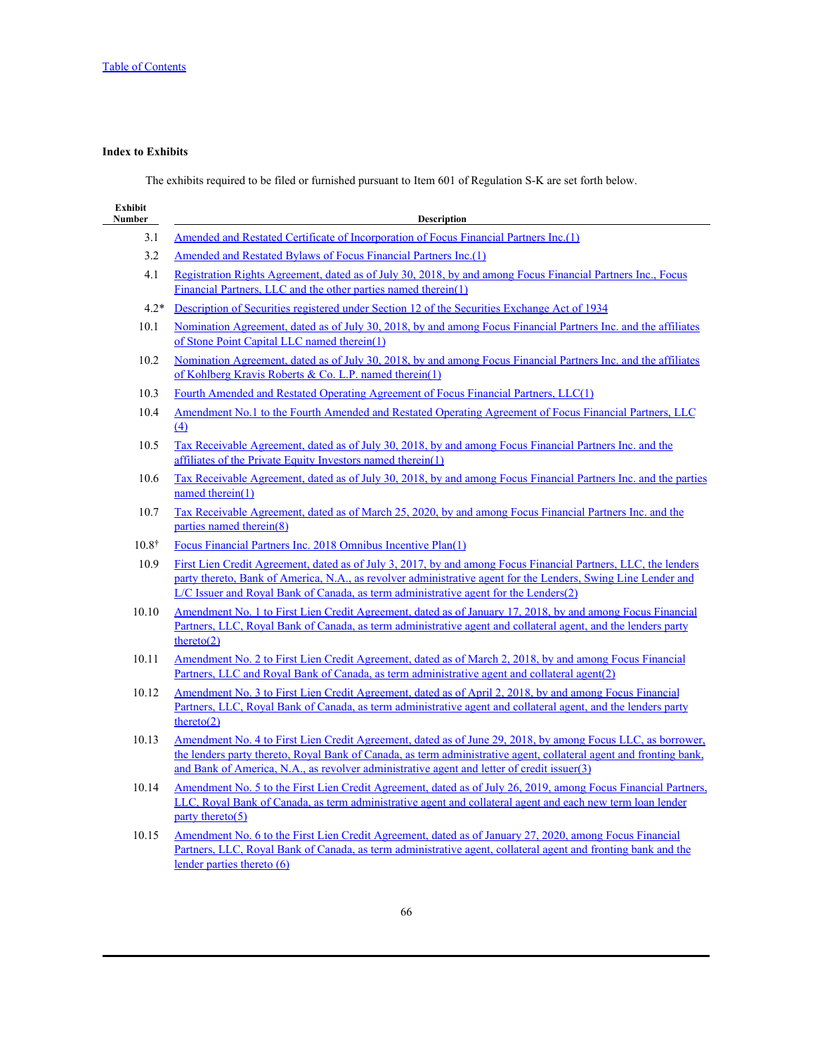**Index to Exhibits**

The exhibits required to be filed or furnished pursuant to Item 601 of Regulation S-K are set forth below.

| Exhibit Number | Description |
|---|---|
| 3.1 | Amended and Restated Certificate of Incorporation of Focus Financial Partners Inc.(1) |
| 3.2 | Amended and Restated Bylaws of Focus Financial Partners Inc.(1) |
| 4.1 | Registration Rights Agreement, dated as of July 30, 2018, by and among Focus Financial Partners Inc., Focus Financial Partners, LLC and the other parties named therein(1) |
| 4.2* | Description of Securities registered under Section 12 of the Securities Exchange Act of 1934 |
| 10.1 | Nomination Agreement, dated as of July 30, 2018, by and among Focus Financial Partners Inc. and the affiliates of Stone Point Capital LLC named therein(1) |
| 10.2 | Nomination Agreement, dated as of July 30, 2018, by and among Focus Financial Partners Inc. and the affiliates of Kohlberg Kravis Roberts & Co. L.P. named therein(1) |
| 10.3 | Fourth Amended and Restated Operating Agreement of Focus Financial Partners, LLC(1) |
| 10.4 | Amendment No.1 to the Fourth Amended and Restated Operating Agreement of Focus Financial Partners, LLC (4) |
| 10.5 | Tax Receivable Agreement, dated as of July 30, 2018, by and among Focus Financial Partners Inc. and the affiliates of the Private Equity Investors named therein(1) |
| 10.6 | Tax Receivable Agreement, dated as of July 30, 2018, by and among Focus Financial Partners Inc. and the parties named therein(1) |
| 10.7 | Tax Receivable Agreement, dated as of March 25, 2020, by and among Focus Financial Partners Inc. and the parties named therein(8) |
| 10.8† | Focus Financial Partners Inc. 2018 Omnibus Incentive Plan(1) |
| 10.9 | First Lien Credit Agreement, dated as of July 3, 2017, by and among Focus Financial Partners, LLC, the lenders party thereto, Bank of America, N.A., as revolver administrative agent for the Lenders, Swing Line Lender and L/C Issuer and Royal Bank of Canada, as term administrative agent for the Lenders(2) |
| 10.10 | Amendment No. 1 to First Lien Credit Agreement, dated as of January 17, 2018, by and among Focus Financial Partners, LLC, Royal Bank of Canada, as term administrative agent and collateral agent, and the lenders party thereto(2) |
| 10.11 | Amendment No. 2 to First Lien Credit Agreement, dated as of March 2, 2018, by and among Focus Financial Partners, LLC and Royal Bank of Canada, as term administrative agent and collateral agent(2) |
| 10.12 | Amendment No. 3 to First Lien Credit Agreement, dated as of April 2, 2018, by and among Focus Financial Partners, LLC, Royal Bank of Canada, as term administrative agent and collateral agent, and the lenders party thereto(2) |
| 10.13 | Amendment No. 4 to First Lien Credit Agreement, dated as of June 29, 2018, by among Focus LLC, as borrower, the lenders party thereto, Royal Bank of Canada, as term administrative agent, collateral agent and fronting bank, and Bank of America, N.A., as revolver administrative agent and letter of credit issuer(3) |
| 10.14 | Amendment No. 5 to the First Lien Credit Agreement, dated as of July 26, 2019, among Focus Financial Partners, LLC, Royal Bank of Canada, as term administrative agent and collateral agent and each new term loan lender party thereto(5) |
| 10.15 | Amendment No. 6 to the First Lien Credit Agreement, dated as of January 27, 2020, among Focus Financial Partners, LLC, Royal Bank of Canada, as term administrative agent, collateral agent and fronting bank and the lender parties thereto (6) |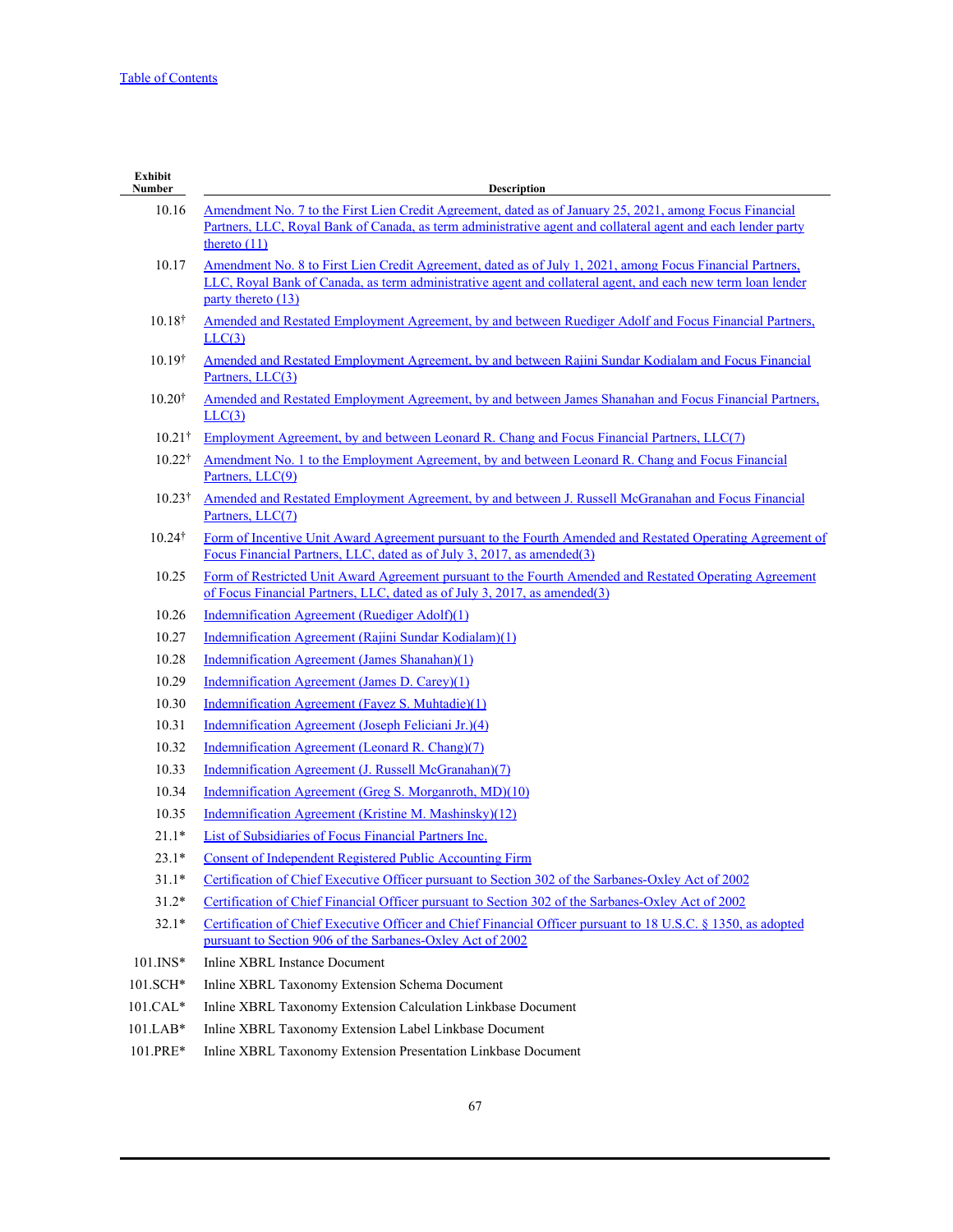| Exhibit Number | Description |
|---|---|
| 10.16 | Amendment No. 7 to the First Lien Credit Agreement, dated as of January 25, 2021, among Focus Financial Partners, LLC, Royal Bank of Canada, as term administrative agent and collateral agent and each lender party thereto (11) |
| 10.17 | Amendment No. 8 to First Lien Credit Agreement, dated as of July 1, 2021, among Focus Financial Partners, LLC, Royal Bank of Canada, as term administrative agent and collateral agent, and each new term loan lender party thereto (13) |
| 10.18† | Amended and Restated Employment Agreement, by and between Ruediger Adolf and Focus Financial Partners, LLC(3) |
| 10.19† | Amended and Restated Employment Agreement, by and between Rajini Sundar Kodialam and Focus Financial Partners, LLC(3) |
| 10.20† | Amended and Restated Employment Agreement, by and between James Shanahan and Focus Financial Partners, LLC(3) |
| 10.21† | Employment Agreement, by and between Leonard R. Chang and Focus Financial Partners, LLC(7) |
| 10.22† | Amendment No. 1 to the Employment Agreement, by and between Leonard R. Chang and Focus Financial Partners, LLC(9) |
| 10.23† | Amended and Restated Employment Agreement, by and between J. Russell McGranahan and Focus Financial Partners, LLC(7) |
| 10.24† | Form of Incentive Unit Award Agreement pursuant to the Fourth Amended and Restated Operating Agreement of Focus Financial Partners, LLC, dated as of July 3, 2017, as amended(3) |
| 10.25 | Form of Restricted Unit Award Agreement pursuant to the Fourth Amended and Restated Operating Agreement of Focus Financial Partners, LLC, dated as of July 3, 2017, as amended(3) |
| 10.26 | Indemnification Agreement (Ruediger Adolf)(1) |
| 10.27 | Indemnification Agreement (Rajini Sundar Kodialam)(1) |
| 10.28 | Indemnification Agreement (James Shanahan)(1) |
| 10.29 | Indemnification Agreement (James D. Carey)(1) |
| 10.30 | Indemnification Agreement (Fayez S. Muhtadie)(1) |
| 10.31 | Indemnification Agreement (Joseph Feliciani Jr.)(4) |
| 10.32 | Indemnification Agreement (Leonard R. Chang)(7) |
| 10.33 | Indemnification Agreement (J. Russell McGranahan)(7) |
| 10.34 | Indemnification Agreement (Greg S. Morganroth, MD)(10) |
| 10.35 | Indemnification Agreement (Kristine M. Mashinsky)(12) |
| 21.1* | List of Subsidiaries of Focus Financial Partners Inc. |
| 23.1* | Consent of Independent Registered Public Accounting Firm |
| 31.1* | Certification of Chief Executive Officer pursuant to Section 302 of the Sarbanes-Oxley Act of 2002 |
| 31.2* | Certification of Chief Financial Officer pursuant to Section 302 of the Sarbanes-Oxley Act of 2002 |
| 32.1* | Certification of Chief Executive Officer and Chief Financial Officer pursuant to 18 U.S.C. § 1350, as adopted pursuant to Section 906 of the Sarbanes-Oxley Act of 2002 |
| 101.INS* | Inline XBRL Instance Document |
| 101.SCH* | Inline XBRL Taxonomy Extension Schema Document |
| 101.CAL* | Inline XBRL Taxonomy Extension Calculation Linkbase Document |
| 101.LAB* | Inline XBRL Taxonomy Extension Label Linkbase Document |
| 101.PRE* | Inline XBRL Taxonomy Extension Presentation Linkbase Document |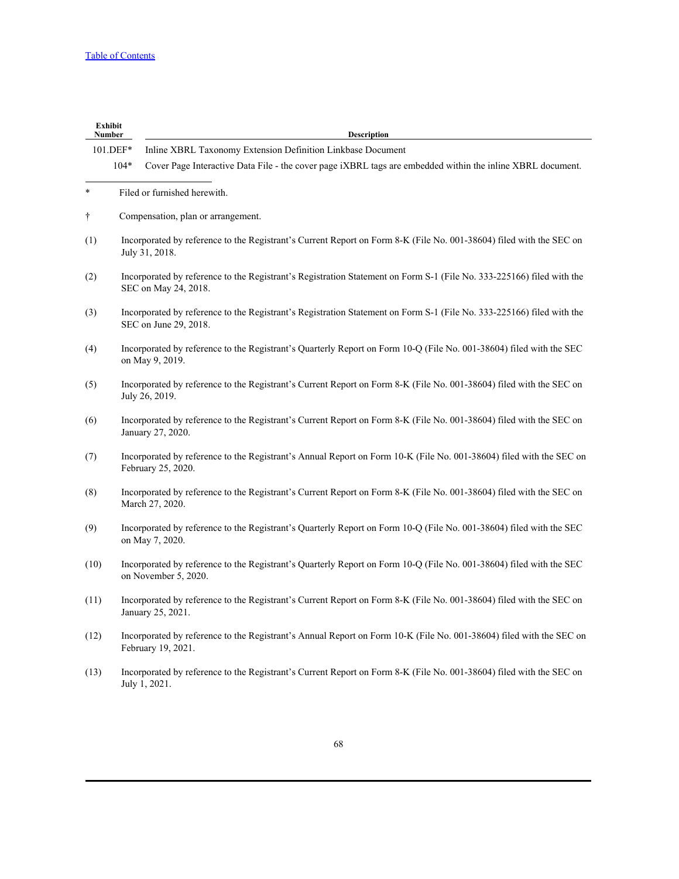| Exhibit Number | Description |
| --- | --- |
| 101.DEF* | Inline XBRL Taxonomy Extension Definition Linkbase Document |
| 104* | Cover Page Interactive Data File - the cover page iXBRL tags are embedded within the inline XBRL document. |

\* Filed or furnished herewith.

† Compensation, plan or arrangement.

(1) Incorporated by reference to the Registrant's Current Report on Form 8-K (File No. 001-38604) filed with the SEC on July 31, 2018.

(2) Incorporated by reference to the Registrant's Registration Statement on Form S-1 (File No. 333-225166) filed with the SEC on May 24, 2018.

(3) Incorporated by reference to the Registrant's Registration Statement on Form S-1 (File No. 333-225166) filed with the SEC on June 29, 2018.

(4) Incorporated by reference to the Registrant's Quarterly Report on Form 10-Q (File No. 001-38604) filed with the SEC on May 9, 2019.

(5) Incorporated by reference to the Registrant's Current Report on Form 8-K (File No. 001-38604) filed with the SEC on July 26, 2019.

(6) Incorporated by reference to the Registrant's Current Report on Form 8-K (File No. 001-38604) filed with the SEC on January 27, 2020.

(7) Incorporated by reference to the Registrant's Annual Report on Form 10-K (File No. 001-38604) filed with the SEC on February 25, 2020.

(8) Incorporated by reference to the Registrant's Current Report on Form 8-K (File No. 001-38604) filed with the SEC on March 27, 2020.

(9) Incorporated by reference to the Registrant's Quarterly Report on Form 10-Q (File No. 001-38604) filed with the SEC on May 7, 2020.

(10) Incorporated by reference to the Registrant's Quarterly Report on Form 10-Q (File No. 001-38604) filed with the SEC on November 5, 2020.

(11) Incorporated by reference to the Registrant's Current Report on Form 8-K (File No. 001-38604) filed with the SEC on January 25, 2021.

(12) Incorporated by reference to the Registrant's Annual Report on Form 10-K (File No. 001-38604) filed with the SEC on February 19, 2021.

(13) Incorporated by reference to the Registrant's Current Report on Form 8-K (File No. 001-38604) filed with the SEC on July 1, 2021.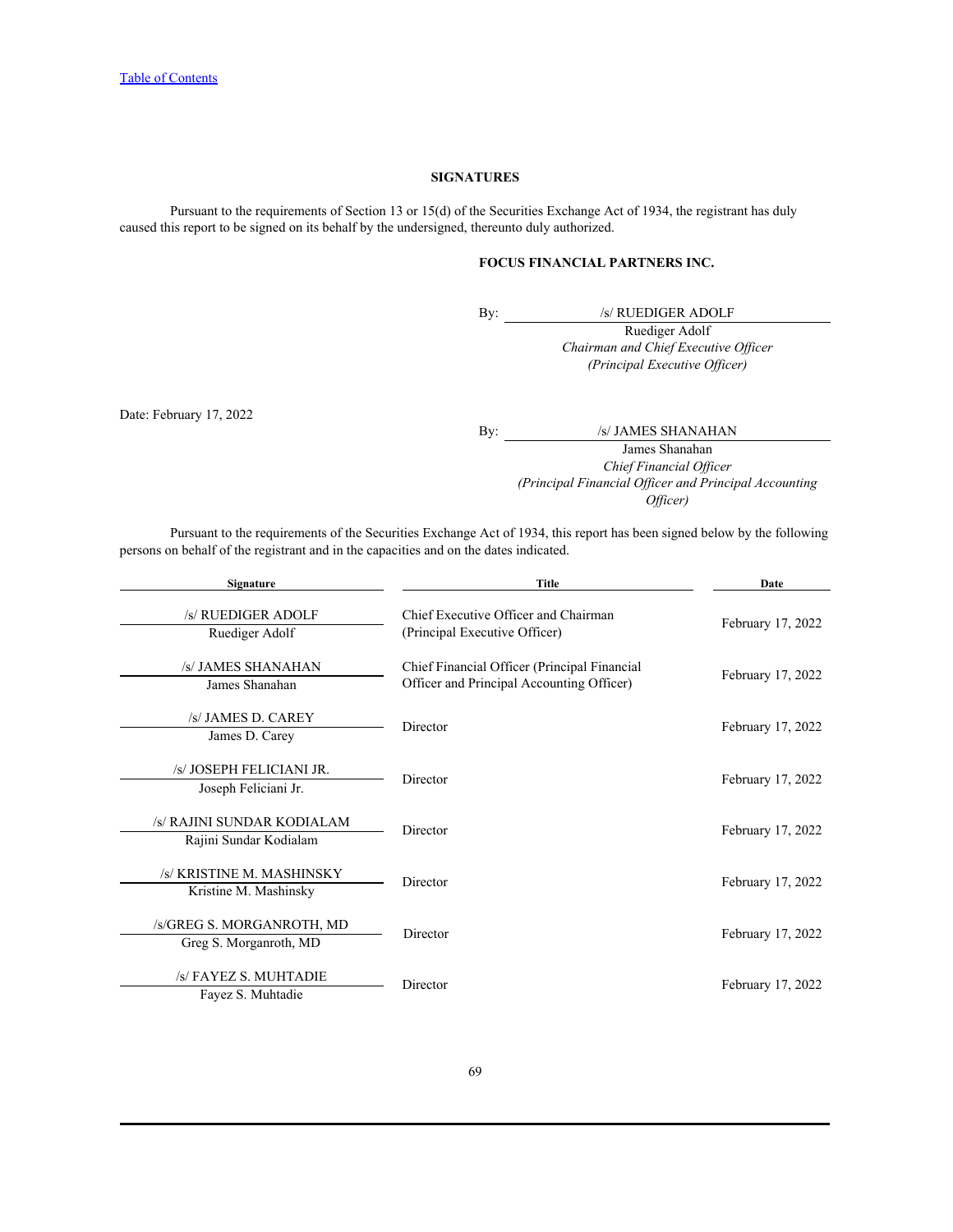[Table of Contents](#)

## SIGNATURES

Pursuant to the requirements of Section 13 or 15(d) of the Securities Exchange Act of 1934, the registrant has duly caused this report to be signed on its behalf by the undersigned, thereunto duly authorized.

**FOCUS FINANCIAL PARTNERS INC.**

By: /s/ RUEDIGER ADOLF
Ruediger Adolf
*Chairman and Chief Executive Officer*
*(Principal Executive Officer)*

Date: February 17, 2022

By: /s/ JAMES SHANAHAN
James Shanahan
*Chief Financial Officer*
*(Principal Financial Officer and Principal Accounting Officer)*

Pursuant to the requirements of the Securities Exchange Act of 1934, this report has been signed below by the following persons on behalf of the registrant and in the capacities and on the dates indicated.

| Signature | Title | Date |
| --- | --- | --- |
| /s/ RUEDIGER ADOLF<br>Ruediger Adolf | Chief Executive Officer and Chairman (Principal Executive Officer) | February 17, 2022 |
| /s/ JAMES SHANAHAN<br>James Shanahan | Chief Financial Officer (Principal Financial Officer and Principal Accounting Officer) | February 17, 2022 |
| /s/ JAMES D. CAREY<br>James D. Carey | Director | February 17, 2022 |
| /s/ JOSEPH FELICIANI JR.<br>Joseph Feliciani Jr. | Director | February 17, 2022 |
| /s/ RAJINI SUNDAR KODIALAM<br>Rajini Sundar Kodialam | Director | February 17, 2022 |
| /s/ KRISTINE M. MASHINSKY<br>Kristine M. Mashinsky | Director | February 17, 2022 |
| /s/GREG S. MORGANROTH, MD<br>Greg S. Morganroth, MD | Director | February 17, 2022 |
| /s/ FAYEZ S. MUHTADIE<br>Fayez S. Muhtadie | Director | February 17, 2022 |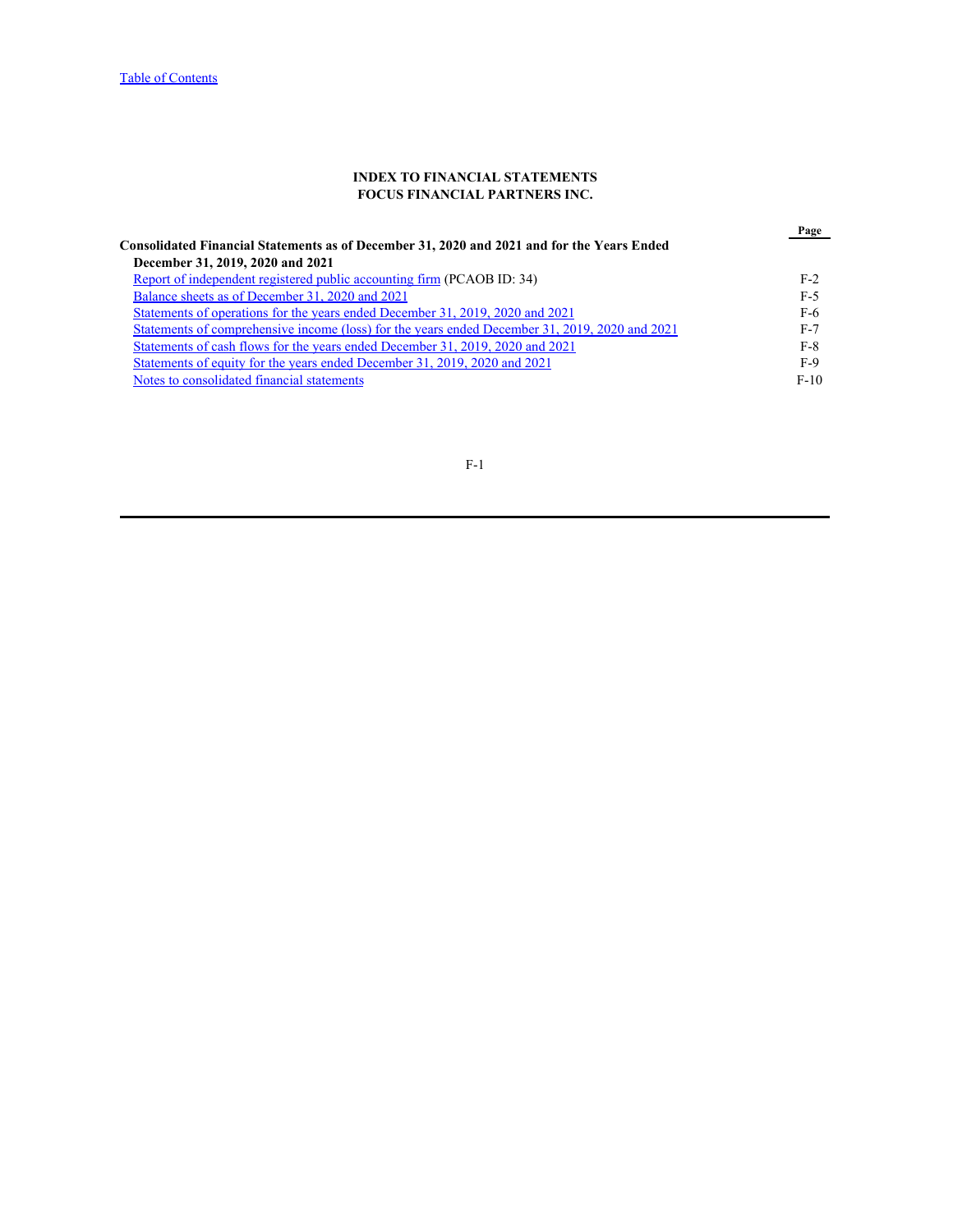**INDEX TO FINANCIAL STATEMENTS**
**FOCUS FINANCIAL PARTNERS INC.**

| | Page |
|---|---|
| **Consolidated Financial Statements as of December 31, 2020 and 2021 and for the Years Ended December 31, 2019, 2020 and 2021** | |
| Report of independent registered public accounting firm (PCAOB ID: 34) | F-2 |
| Balance sheets as of December 31, 2020 and 2021 | F-5 |
| Statements of operations for the years ended December 31, 2019, 2020 and 2021 | F-6 |
| Statements of comprehensive income (loss) for the years ended December 31, 2019, 2020 and 2021 | F-7 |
| Statements of cash flows for the years ended December 31, 2019, 2020 and 2021 | F-8 |
| Statements of equity for the years ended December 31, 2019, 2020 and 2021 | F-9 |
| Notes to consolidated financial statements | F-10 |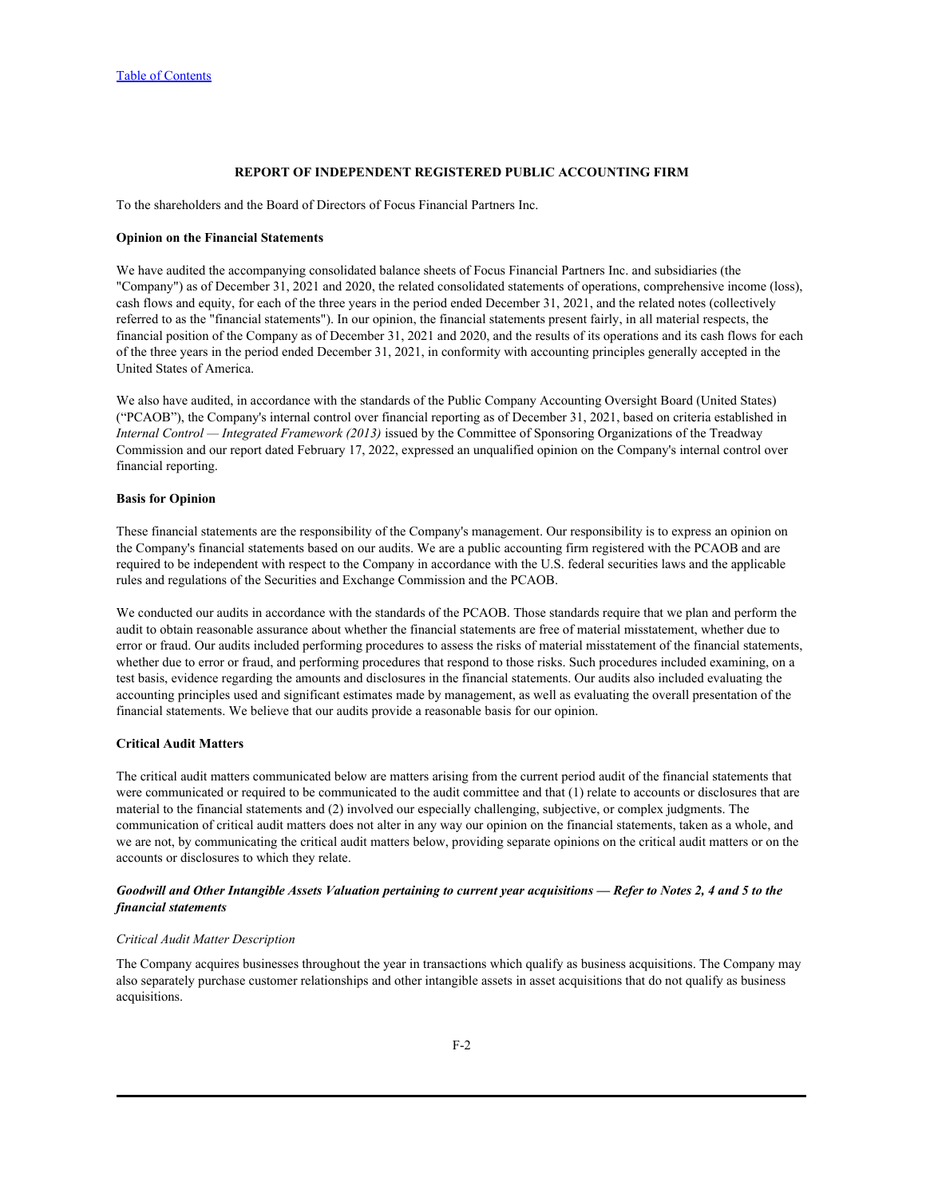## REPORT OF INDEPENDENT REGISTERED PUBLIC ACCOUNTING FIRM

To the shareholders and the Board of Directors of Focus Financial Partners Inc.

### Opinion on the Financial Statements

We have audited the accompanying consolidated balance sheets of Focus Financial Partners Inc. and subsidiaries (the "Company") as of December 31, 2021 and 2020, the related consolidated statements of operations, comprehensive income (loss), cash flows and equity, for each of the three years in the period ended December 31, 2021, and the related notes (collectively referred to as the "financial statements"). In our opinion, the financial statements present fairly, in all material respects, the financial position of the Company as of December 31, 2021 and 2020, and the results of its operations and its cash flows for each of the three years in the period ended December 31, 2021, in conformity with accounting principles generally accepted in the United States of America.

We also have audited, in accordance with the standards of the Public Company Accounting Oversight Board (United States) ("PCAOB"), the Company's internal control over financial reporting as of December 31, 2021, based on criteria established in *Internal Control — Integrated Framework (2013)* issued by the Committee of Sponsoring Organizations of the Treadway Commission and our report dated February 17, 2022, expressed an unqualified opinion on the Company's internal control over financial reporting.

### Basis for Opinion

These financial statements are the responsibility of the Company's management. Our responsibility is to express an opinion on the Company's financial statements based on our audits. We are a public accounting firm registered with the PCAOB and are required to be independent with respect to the Company in accordance with the U.S. federal securities laws and the applicable rules and regulations of the Securities and Exchange Commission and the PCAOB.

We conducted our audits in accordance with the standards of the PCAOB. Those standards require that we plan and perform the audit to obtain reasonable assurance about whether the financial statements are free of material misstatement, whether due to error or fraud. Our audits included performing procedures to assess the risks of material misstatement of the financial statements, whether due to error or fraud, and performing procedures that respond to those risks. Such procedures included examining, on a test basis, evidence regarding the amounts and disclosures in the financial statements. Our audits also included evaluating the accounting principles used and significant estimates made by management, as well as evaluating the overall presentation of the financial statements. We believe that our audits provide a reasonable basis for our opinion.

### Critical Audit Matters

The critical audit matters communicated below are matters arising from the current period audit of the financial statements that were communicated or required to be communicated to the audit committee and that (1) relate to accounts or disclosures that are material to the financial statements and (2) involved our especially challenging, subjective, or complex judgments. The communication of critical audit matters does not alter in any way our opinion on the financial statements, taken as a whole, and we are not, by communicating the critical audit matters below, providing separate opinions on the critical audit matters or on the accounts or disclosures to which they relate.

#### *Goodwill and Other Intangible Assets Valuation pertaining to current year acquisitions — Refer to Notes 2, 4 and 5 to the financial statements*

*Critical Audit Matter Description*

The Company acquires businesses throughout the year in transactions which qualify as business acquisitions. The Company may also separately purchase customer relationships and other intangible assets in asset acquisitions that do not qualify as business acquisitions.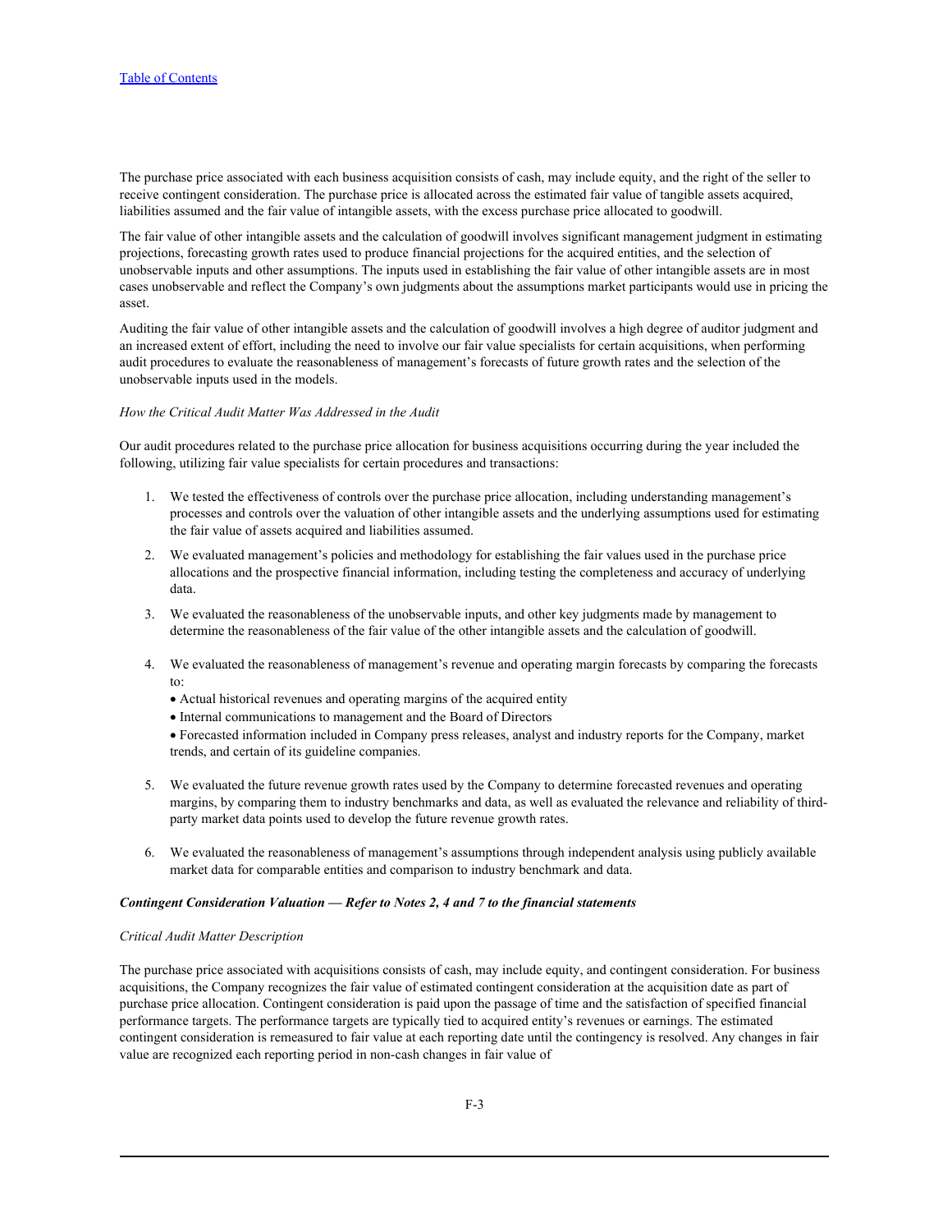The purchase price associated with each business acquisition consists of cash, may include equity, and the right of the seller to receive contingent consideration. The purchase price is allocated across the estimated fair value of tangible assets acquired, liabilities assumed and the fair value of intangible assets, with the excess purchase price allocated to goodwill.

The fair value of other intangible assets and the calculation of goodwill involves significant management judgment in estimating projections, forecasting growth rates used to produce financial projections for the acquired entities, and the selection of unobservable inputs and other assumptions. The inputs used in establishing the fair value of other intangible assets are in most cases unobservable and reflect the Company's own judgments about the assumptions market participants would use in pricing the asset.

Auditing the fair value of other intangible assets and the calculation of goodwill involves a high degree of auditor judgment and an increased extent of effort, including the need to involve our fair value specialists for certain acquisitions, when performing audit procedures to evaluate the reasonableness of management's forecasts of future growth rates and the selection of the unobservable inputs used in the models.

*How the Critical Audit Matter Was Addressed in the Audit*

Our audit procedures related to the purchase price allocation for business acquisitions occurring during the year included the following, utilizing fair value specialists for certain procedures and transactions:

1. We tested the effectiveness of controls over the purchase price allocation, including understanding management's processes and controls over the valuation of other intangible assets and the underlying assumptions used for estimating the fair value of assets acquired and liabilities assumed.
2. We evaluated management's policies and methodology for establishing the fair values used in the purchase price allocations and the prospective financial information, including testing the completeness and accuracy of underlying data.
3. We evaluated the reasonableness of the unobservable inputs, and other key judgments made by management to determine the reasonableness of the fair value of the other intangible assets and the calculation of goodwill.
4. We evaluated the reasonableness of management's revenue and operating margin forecasts by comparing the forecasts to:
   - Actual historical revenues and operating margins of the acquired entity
   - Internal communications to management and the Board of Directors
   - Forecasted information included in Company press releases, analyst and industry reports for the Company, market trends, and certain of its guideline companies.
5. We evaluated the future revenue growth rates used by the Company to determine forecasted revenues and operating margins, by comparing them to industry benchmarks and data, as well as evaluated the relevance and reliability of third-party market data points used to develop the future revenue growth rates.
6. We evaluated the reasonableness of management's assumptions through independent analysis using publicly available market data for comparable entities and comparison to industry benchmark and data.

***Contingent Consideration Valuation — Refer to Notes 2, 4 and 7 to the financial statements***

*Critical Audit Matter Description*

The purchase price associated with acquisitions consists of cash, may include equity, and contingent consideration. For business acquisitions, the Company recognizes the fair value of estimated contingent consideration at the acquisition date as part of purchase price allocation. Contingent consideration is paid upon the passage of time and the satisfaction of specified financial performance targets. The performance targets are typically tied to acquired entity's revenues or earnings. The estimated contingent consideration is remeasured to fair value at each reporting date until the contingency is resolved. Any changes in fair value are recognized each reporting period in non-cash changes in fair value of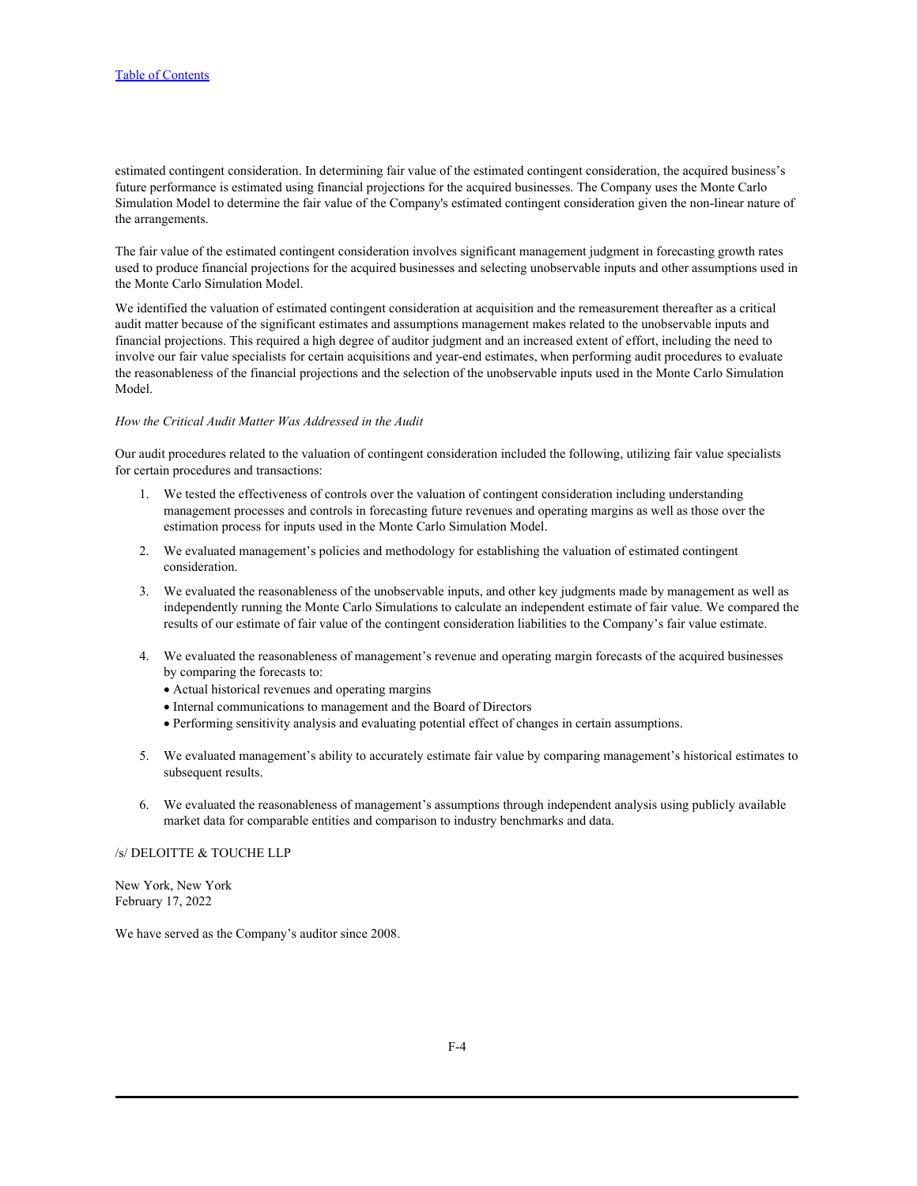estimated contingent consideration. In determining fair value of the estimated contingent consideration, the acquired business's future performance is estimated using financial projections for the acquired businesses. The Company uses the Monte Carlo Simulation Model to determine the fair value of the Company's estimated contingent consideration given the non-linear nature of the arrangements.

The fair value of the estimated contingent consideration involves significant management judgment in forecasting growth rates used to produce financial projections for the acquired businesses and selecting unobservable inputs and other assumptions used in the Monte Carlo Simulation Model.

We identified the valuation of estimated contingent consideration at acquisition and the remeasurement thereafter as a critical audit matter because of the significant estimates and assumptions management makes related to the unobservable inputs and financial projections. This required a high degree of auditor judgment and an increased extent of effort, including the need to involve our fair value specialists for certain acquisitions and year-end estimates, when performing audit procedures to evaluate the reasonableness of the financial projections and the selection of the unobservable inputs used in the Monte Carlo Simulation Model.

*How the Critical Audit Matter Was Addressed in the Audit*

Our audit procedures related to the valuation of contingent consideration included the following, utilizing fair value specialists for certain procedures and transactions:

1. We tested the effectiveness of controls over the valuation of contingent consideration including understanding management processes and controls in forecasting future revenues and operating margins as well as those over the estimation process for inputs used in the Monte Carlo Simulation Model.
2. We evaluated management's policies and methodology for establishing the valuation of estimated contingent consideration.
3. We evaluated the reasonableness of the unobservable inputs, and other key judgments made by management as well as independently running the Monte Carlo Simulations to calculate an independent estimate of fair value. We compared the results of our estimate of fair value of the contingent consideration liabilities to the Company's fair value estimate.
4. We evaluated the reasonableness of management's revenue and operating margin forecasts of the acquired businesses by comparing the forecasts to:
   - Actual historical revenues and operating margins
   - Internal communications to management and the Board of Directors
   - Performing sensitivity analysis and evaluating potential effect of changes in certain assumptions.
5. We evaluated management's ability to accurately estimate fair value by comparing management's historical estimates to subsequent results.
6. We evaluated the reasonableness of management's assumptions through independent analysis using publicly available market data for comparable entities and comparison to industry benchmarks and data.

/s/ DELOITTE & TOUCHE LLP

New York, New York
February 17, 2022

We have served as the Company's auditor since 2008.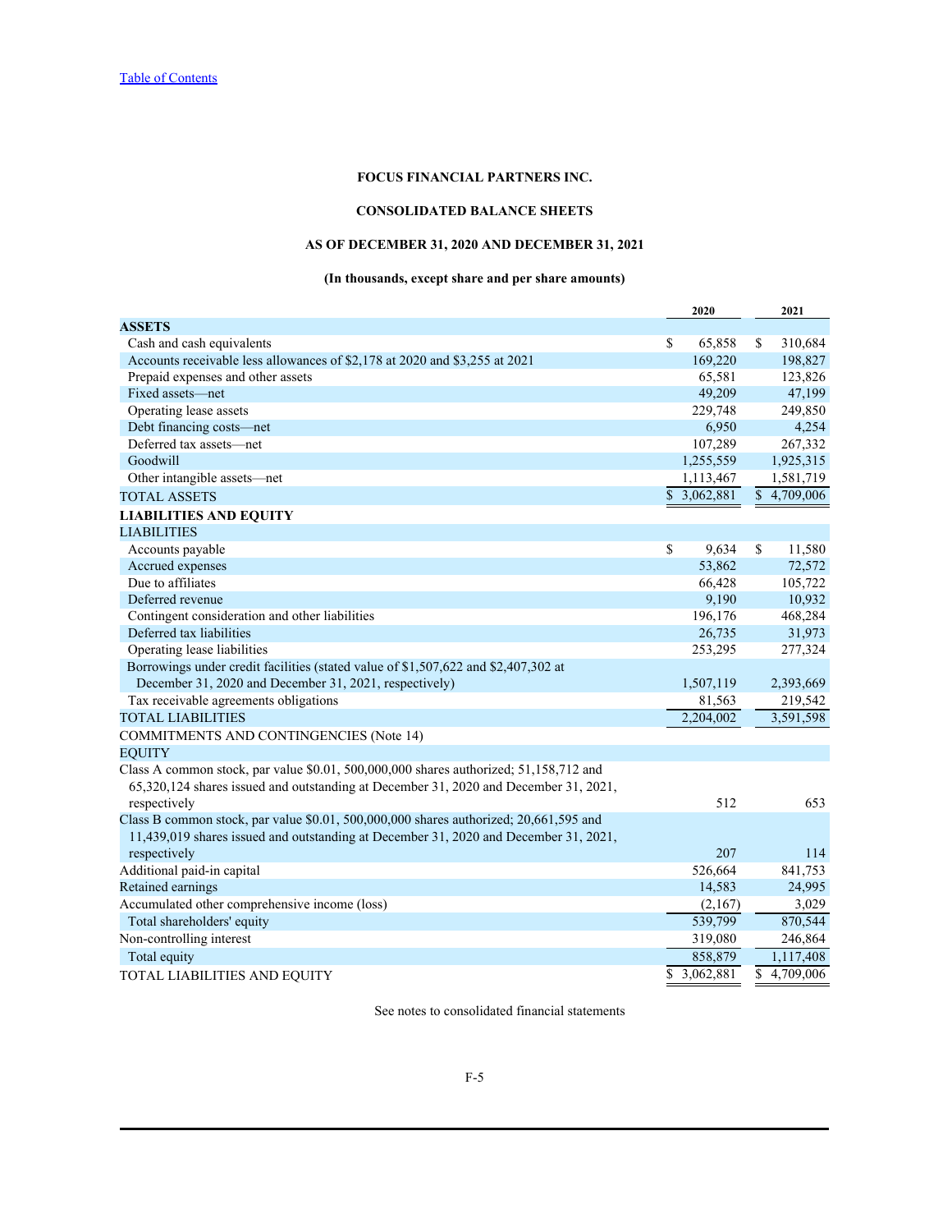Table of Contents

**FOCUS FINANCIAL PARTNERS INC.**

**CONSOLIDATED BALANCE SHEETS**

**AS OF DECEMBER 31, 2020 AND DECEMBER 31, 2021**

**(In thousands, except share and per share amounts)**

| | 2020 | 2021 |
|---|---|---|
| **ASSETS** | | |
| Cash and cash equivalents | $ 65,858 | $ 310,684 |
| Accounts receivable less allowances of $2,178 at 2020 and $3,255 at 2021 | 169,220 | 198,827 |
| Prepaid expenses and other assets | 65,581 | 123,826 |
| Fixed assets—net | 49,209 | 47,199 |
| Operating lease assets | 229,748 | 249,850 |
| Debt financing costs—net | 6,950 | 4,254 |
| Deferred tax assets—net | 107,289 | 267,332 |
| Goodwill | 1,255,559 | 1,925,315 |
| Other intangible assets—net | 1,113,467 | 1,581,719 |
| TOTAL ASSETS | $ 3,062,881 | $ 4,709,006 |
| **LIABILITIES AND EQUITY** | | |
| LIABILITIES | | |
| Accounts payable | $ 9,634 | $ 11,580 |
| Accrued expenses | 53,862 | 72,572 |
| Due to affiliates | 66,428 | 105,722 |
| Deferred revenue | 9,190 | 10,932 |
| Contingent consideration and other liabilities | 196,176 | 468,284 |
| Deferred tax liabilities | 26,735 | 31,973 |
| Operating lease liabilities | 253,295 | 277,324 |
| Borrowings under credit facilities (stated value of $1,507,622 and $2,407,302 at December 31, 2020 and December 31, 2021, respectively) | 1,507,119 | 2,393,669 |
| Tax receivable agreements obligations | 81,563 | 219,542 |
| TOTAL LIABILITIES | 2,204,002 | 3,591,598 |
| COMMITMENTS AND CONTINGENCIES (Note 14) | | |
| EQUITY | | |
| Class A common stock, par value $0.01, 500,000,000 shares authorized; 51,158,712 and 65,320,124 shares issued and outstanding at December 31, 2020 and December 31, 2021, respectively | 512 | 653 |
| Class B common stock, par value $0.01, 500,000,000 shares authorized; 20,661,595 and 11,439,019 shares issued and outstanding at December 31, 2020 and December 31, 2021, respectively | 207 | 114 |
| Additional paid-in capital | 526,664 | 841,753 |
| Retained earnings | 14,583 | 24,995 |
| Accumulated other comprehensive income (loss) | (2,167) | 3,029 |
| Total shareholders' equity | 539,799 | 870,544 |
| Non-controlling interest | 319,080 | 246,864 |
| Total equity | 858,879 | 1,117,408 |
| TOTAL LIABILITIES AND EQUITY | $ 3,062,881 | $ 4,709,006 |

See notes to consolidated financial statements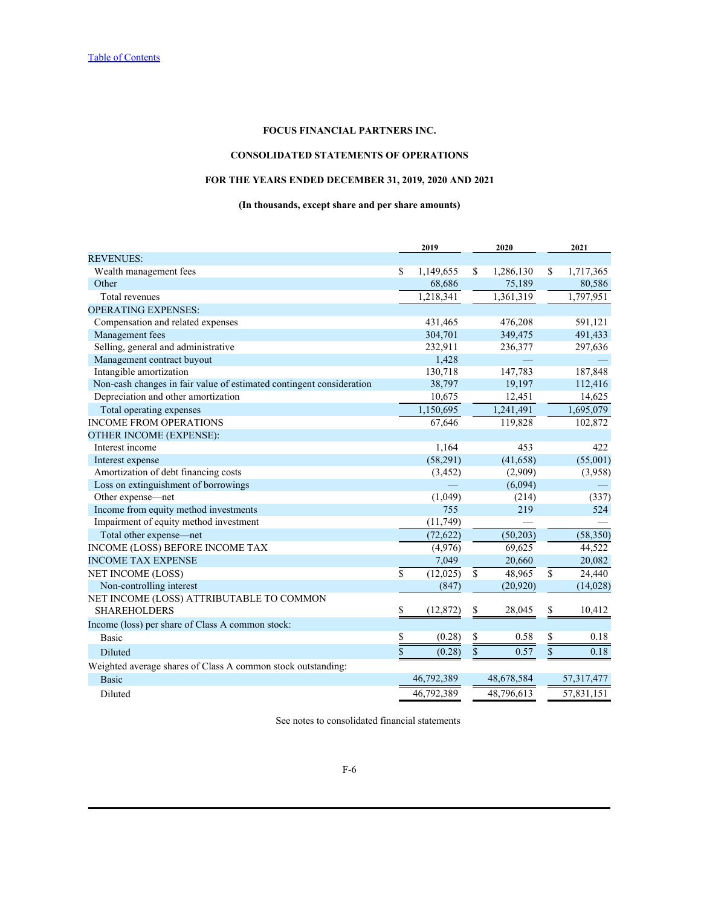Table of Contents

**FOCUS FINANCIAL PARTNERS INC.**

**CONSOLIDATED STATEMENTS OF OPERATIONS**

**FOR THE YEARS ENDED DECEMBER 31, 2019, 2020 AND 2021**

**(In thousands, except share and per share amounts)**

| | 2019 | 2020 | 2021 |
|---|---|---|---|
| REVENUES: | | | |
| Wealth management fees | $ 1,149,655 | $ 1,286,130 | $ 1,717,365 |
| Other | 68,686 | 75,189 | 80,586 |
| Total revenues | 1,218,341 | 1,361,319 | 1,797,951 |
| OPERATING EXPENSES: | | | |
| Compensation and related expenses | 431,465 | 476,208 | 591,121 |
| Management fees | 304,701 | 349,475 | 491,433 |
| Selling, general and administrative | 232,911 | 236,377 | 297,636 |
| Management contract buyout | 1,428 | — | — |
| Intangible amortization | 130,718 | 147,783 | 187,848 |
| Non-cash changes in fair value of estimated contingent consideration | 38,797 | 19,197 | 112,416 |
| Depreciation and other amortization | 10,675 | 12,451 | 14,625 |
| Total operating expenses | 1,150,695 | 1,241,491 | 1,695,079 |
| INCOME FROM OPERATIONS | 67,646 | 119,828 | 102,872 |
| OTHER INCOME (EXPENSE): | | | |
| Interest income | 1,164 | 453 | 422 |
| Interest expense | (58,291) | (41,658) | (55,001) |
| Amortization of debt financing costs | (3,452) | (2,909) | (3,958) |
| Loss on extinguishment of borrowings | — | (6,094) | — |
| Other expense—net | (1,049) | (214) | (337) |
| Income from equity method investments | 755 | 219 | 524 |
| Impairment of equity method investment | (11,749) | — | — |
| Total other expense—net | (72,622) | (50,203) | (58,350) |
| INCOME (LOSS) BEFORE INCOME TAX | (4,976) | 69,625 | 44,522 |
| INCOME TAX EXPENSE | 7,049 | 20,660 | 20,082 |
| NET INCOME (LOSS) | $ (12,025) | $ 48,965 | $ 24,440 |
| Non-controlling interest | (847) | (20,920) | (14,028) |
| NET INCOME (LOSS) ATTRIBUTABLE TO COMMON SHAREHOLDERS | $ (12,872) | $ 28,045 | $ 10,412 |
| Income (loss) per share of Class A common stock: | | | |
| Basic | $ (0.28) | $ 0.58 | $ 0.18 |
| Diluted | $ (0.28) | $ 0.57 | $ 0.18 |
| Weighted average shares of Class A common stock outstanding: | | | |
| Basic | 46,792,389 | 48,678,584 | 57,317,477 |
| Diluted | 46,792,389 | 48,796,613 | 57,831,151 |

See notes to consolidated financial statements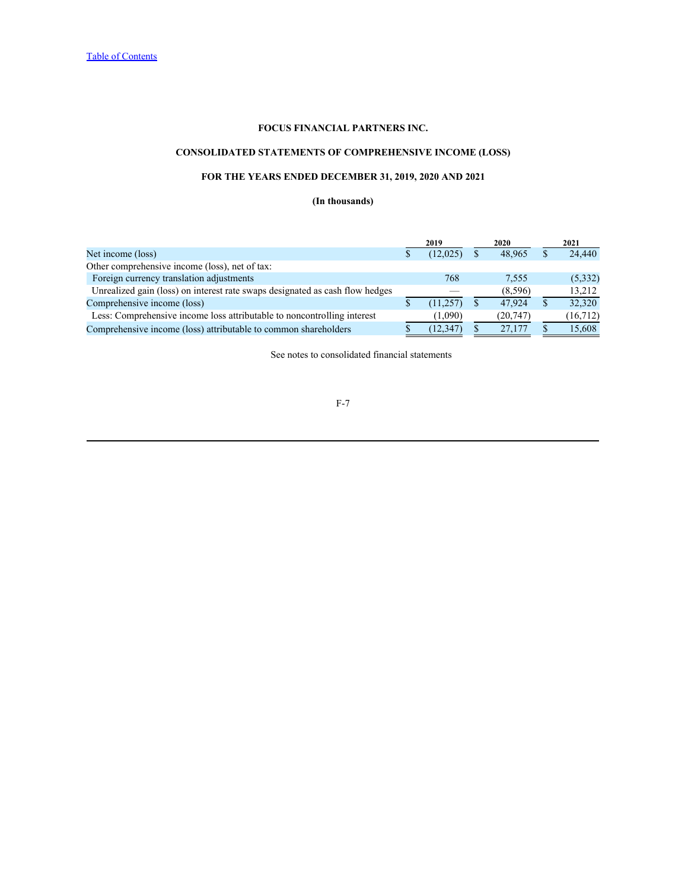Table of Contents

**FOCUS FINANCIAL PARTNERS INC.**

**CONSOLIDATED STATEMENTS OF COMPREHENSIVE INCOME (LOSS)**

**FOR THE YEARS ENDED DECEMBER 31, 2019, 2020 AND 2021**

**(In thousands)**

| | 2019 | 2020 | 2021 |
|---|---|---|---|
| Net income (loss) | $ (12,025) | $ 48,965 | $ 24,440 |
| Other comprehensive income (loss), net of tax: | | | |
| Foreign currency translation adjustments | 768 | 7,555 | (5,332) |
| Unrealized gain (loss) on interest rate swaps designated as cash flow hedges | — | (8,596) | 13,212 |
| Comprehensive income (loss) | $ (11,257) | $ 47,924 | $ 32,320 |
| Less: Comprehensive income loss attributable to noncontrolling interest | (1,090) | (20,747) | (16,712) |
| Comprehensive income (loss) attributable to common shareholders | $ (12,347) | $ 27,177 | $ 15,608 |

See notes to consolidated financial statements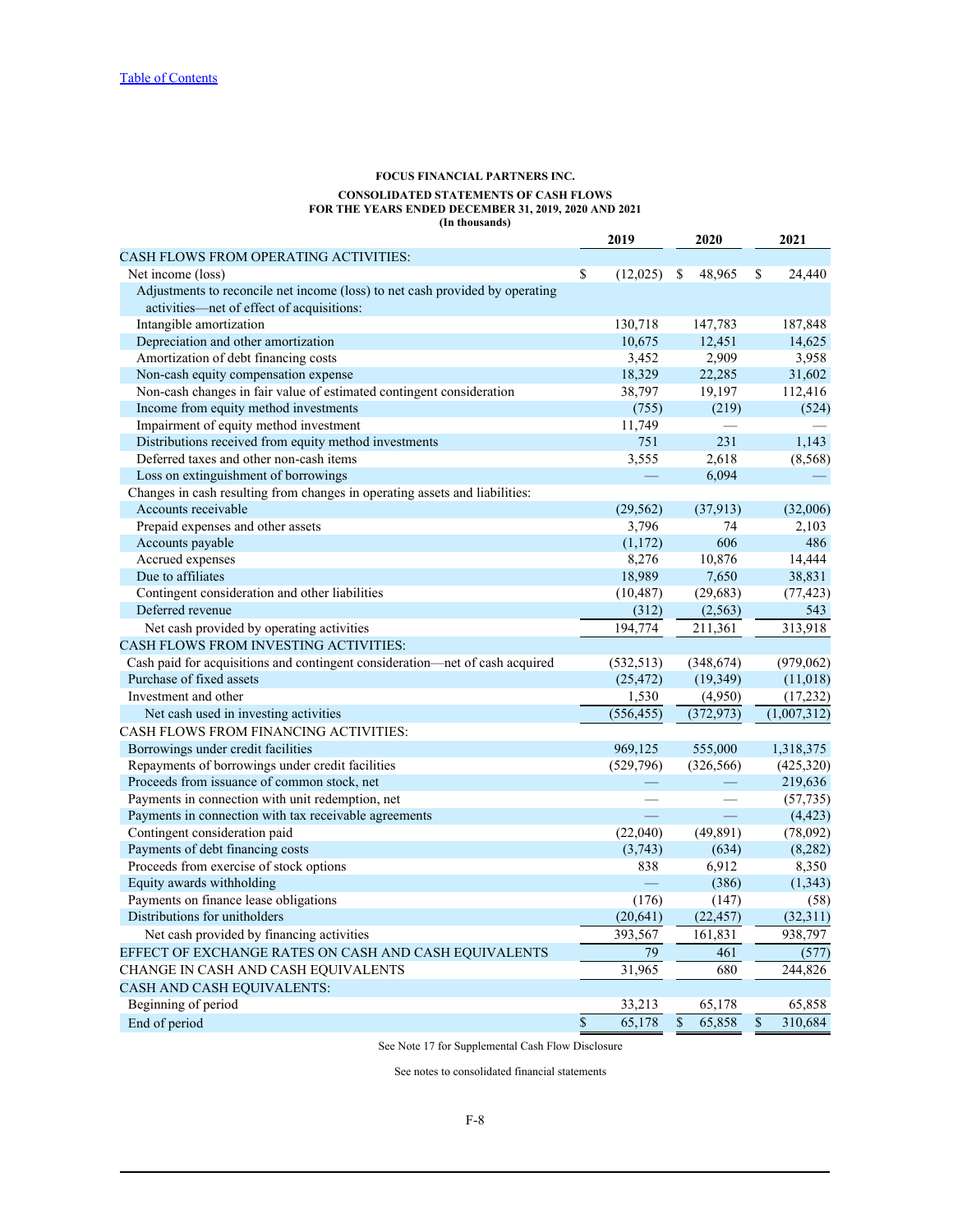**FOCUS FINANCIAL PARTNERS INC.**

**CONSOLIDATED STATEMENTS OF CASH FLOWS**
**FOR THE YEARS ENDED DECEMBER 31, 2019, 2020 AND 2021**
**(In thousands)**

| | 2019 | 2020 | 2021 |
|---|---|---|---|
| CASH FLOWS FROM OPERATING ACTIVITIES: | | | |
| Net income (loss) | $ (12,025) | $ 48,965 | $ 24,440 |
| Adjustments to reconcile net income (loss) to net cash provided by operating activities—net of effect of acquisitions: | | | |
| Intangible amortization | 130,718 | 147,783 | 187,848 |
| Depreciation and other amortization | 10,675 | 12,451 | 14,625 |
| Amortization of debt financing costs | 3,452 | 2,909 | 3,958 |
| Non-cash equity compensation expense | 18,329 | 22,285 | 31,602 |
| Non-cash changes in fair value of estimated contingent consideration | 38,797 | 19,197 | 112,416 |
| Income from equity method investments | (755) | (219) | (524) |
| Impairment of equity method investment | 11,749 | — | — |
| Distributions received from equity method investments | 751 | 231 | 1,143 |
| Deferred taxes and other non-cash items | 3,555 | 2,618 | (8,568) |
| Loss on extinguishment of borrowings | — | 6,094 | — |
| Changes in cash resulting from changes in operating assets and liabilities: | | | |
| Accounts receivable | (29,562) | (37,913) | (32,006) |
| Prepaid expenses and other assets | 3,796 | 74 | 2,103 |
| Accounts payable | (1,172) | 606 | 486 |
| Accrued expenses | 8,276 | 10,876 | 14,444 |
| Due to affiliates | 18,989 | 7,650 | 38,831 |
| Contingent consideration and other liabilities | (10,487) | (29,683) | (77,423) |
| Deferred revenue | (312) | (2,563) | 543 |
| Net cash provided by operating activities | 194,774 | 211,361 | 313,918 |
| CASH FLOWS FROM INVESTING ACTIVITIES: | | | |
| Cash paid for acquisitions and contingent consideration—net of cash acquired | (532,513) | (348,674) | (979,062) |
| Purchase of fixed assets | (25,472) | (19,349) | (11,018) |
| Investment and other | 1,530 | (4,950) | (17,232) |
| Net cash used in investing activities | (556,455) | (372,973) | (1,007,312) |
| CASH FLOWS FROM FINANCING ACTIVITIES: | | | |
| Borrowings under credit facilities | 969,125 | 555,000 | 1,318,375 |
| Repayments of borrowings under credit facilities | (529,796) | (326,566) | (425,320) |
| Proceeds from issuance of common stock, net | — | — | 219,636 |
| Payments in connection with unit redemption, net | — | — | (57,735) |
| Payments in connection with tax receivable agreements | — | — | (4,423) |
| Contingent consideration paid | (22,040) | (49,891) | (78,092) |
| Payments of debt financing costs | (3,743) | (634) | (8,282) |
| Proceeds from exercise of stock options | 838 | 6,912 | 8,350 |
| Equity awards withholding | — | (386) | (1,343) |
| Payments on finance lease obligations | (176) | (147) | (58) |
| Distributions for unitholders | (20,641) | (22,457) | (32,311) |
| Net cash provided by financing activities | 393,567 | 161,831 | 938,797 |
| EFFECT OF EXCHANGE RATES ON CASH AND CASH EQUIVALENTS | 79 | 461 | (577) |
| CHANGE IN CASH AND CASH EQUIVALENTS | 31,965 | 680 | 244,826 |
| CASH AND CASH EQUIVALENTS: | | | |
| Beginning of period | 33,213 | 65,178 | 65,858 |
| End of period | $ 65,178 | $ 65,858 | $ 310,684 |

See Note 17 for Supplemental Cash Flow Disclosure

See notes to consolidated financial statements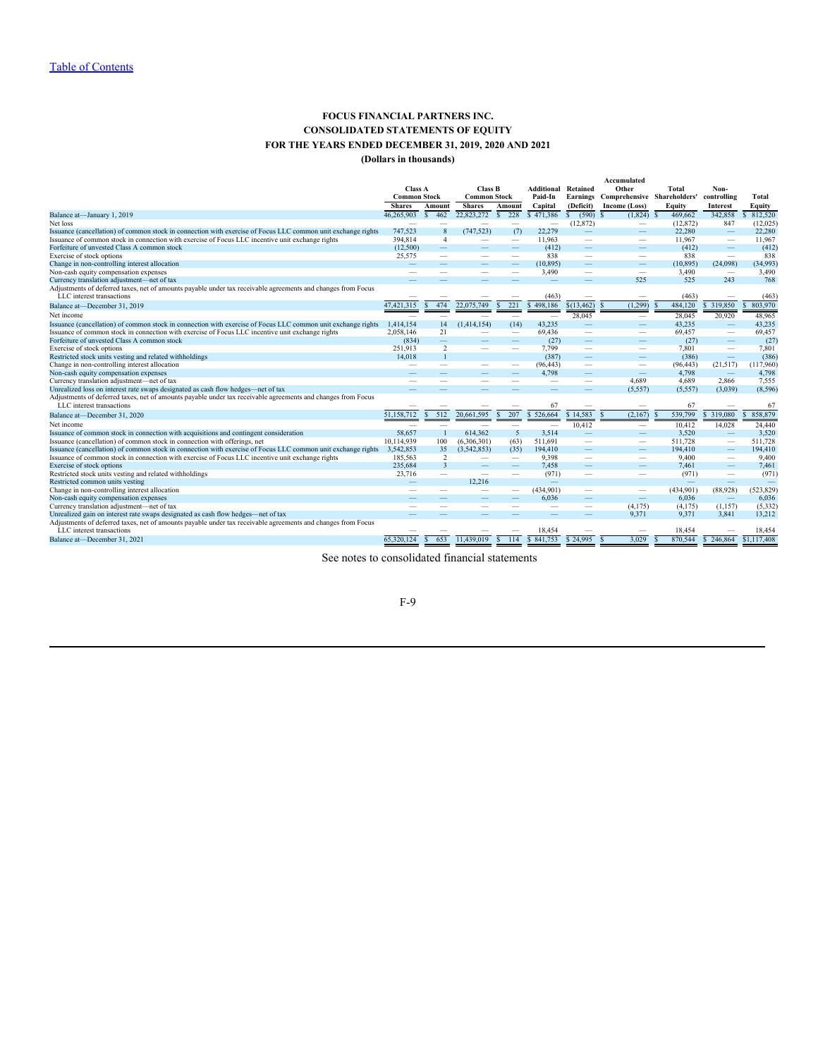[Table of Contents](#)

# FOCUS FINANCIAL PARTNERS INC.
## CONSOLIDATED STATEMENTS OF EQUITY
## FOR THE YEARS ENDED DECEMBER 31, 2019, 2020 AND 2021
### (Dollars in thousands)

| | Class A Common Stock | | Class B Common Stock | | Additional Paid-In Capital | Retained Earnings (Deficit) | Accumulated Other Comprehensive Income (Loss) | Total Shareholders' Equity | Non-controlling Interest | Total Equity |
|---|---|---|---|---|---|---|---|---|---|---|
| | Shares | Amount | Shares | Amount | | | | | | |
| Balance at—January 1, 2019 | 46,265,903 | $ 462 | 22,823,272 | $ 228 | $ 471,386 | $ (590) | $ (1,824) | $ 469,662 | 342,858 | $ 812,520 |
| Net loss | — | — | — | — | — | (12,872) | — | (12,872) | 847 | (12,025) |
| Issuance (cancellation) of common stock in connection with exercise of Focus LLC common unit exchange rights | 747,523 | 8 | (747,523) | (7) | 22,279 | — | — | 22,280 | — | 22,280 |
| Issuance of common stock in connection with exercise of Focus LLC incentive unit exchange rights | 394,814 | 4 | — | — | 11,963 | — | — | 11,967 | — | 11,967 |
| Forfeiture of unvested Class A common stock | (12,500) | — | — | — | (412) | — | — | (412) | — | (412) |
| Exercise of stock options | 25,575 | — | — | — | 838 | — | — | 838 | — | 838 |
| Change in non-controlling interest allocation | — | — | — | — | (10,895) | — | — | (10,895) | (24,098) | (34,993) |
| Non-cash equity compensation expenses | — | — | — | — | 3,490 | — | — | 3,490 | — | 3,490 |
| Currency translation adjustment—net of tax | — | — | — | — | — | — | 525 | 525 | 243 | 768 |
| Adjustments of deferred taxes, net of amounts payable under tax receivable agreements and changes from Focus LLC interest transactions | — | — | — | — | (463) | — | — | (463) | — | (463) |
| Balance at—December 31, 2019 | 47,421,315 | $ 474 | 22,075,749 | $ 221 | $ 498,186 | $ (13,462) | $ (1,299) | $ 484,120 | $ 319,850 | $ 803,970 |
| Net income | — | — | — | — | — | 28,045 | — | 28,045 | 20,920 | 48,965 |
| Issuance (cancellation) of common stock in connection with exercise of Focus LLC common unit exchange rights | 1,414,154 | 14 | (1,414,154) | (14) | 43,235 | — | — | 43,235 | — | 43,235 |
| Issuance of common stock in connection with exercise of Focus LLC incentive unit exchange rights | 2,058,146 | 21 | — | — | 69,436 | — | — | 69,457 | — | 69,457 |
| Forfeiture of unvested Class A common stock | (834) | — | — | — | (27) | — | — | (27) | — | (27) |
| Exercise of stock options | 251,913 | 2 | — | — | 7,799 | — | — | 7,801 | — | 7,801 |
| Restricted stock units vesting and related withholdings | 14,018 | 1 | | | (387) | — | — | (386) | — | (386) |
| Change in non-controlling interest allocation | — | — | — | — | (96,443) | — | — | (96,443) | (21,517) | (117,960) |
| Non-cash equity compensation expenses | — | — | — | — | 4,798 | — | — | 4,798 | — | 4,798 |
| Currency translation adjustment—net of tax | — | — | — | — | — | — | 4,689 | 4,689 | 2,866 | 7,555 |
| Unrealized loss on interest rate swaps designated as cash flow hedges—net of tax | — | — | — | — | — | — | (5,557) | (5,557) | (3,039) | (8,596) |
| Adjustments of deferred taxes, net of amounts payable under tax receivable agreements and changes from Focus LLC interest transactions | — | — | — | — | 67 | — | — | 67 | — | 67 |
| Balance at—December 31, 2020 | 51,158,712 | $ 512 | 20,661,595 | $ 207 | $ 526,664 | $ 14,583 | $ (2,167) | $ 539,799 | $ 319,080 | $ 858,879 |
| Net income | — | — | — | — | — | 10,412 | — | 10,412 | 14,028 | 24,440 |
| Issuance of common stock in connection with acquisitions and contingent consideration | 58,657 | 1 | 614,362 | 5 | 3,514 | — | — | 3,520 | — | 3,520 |
| Issuance (cancellation) of common stock in connection with offerings, net | 10,114,939 | 100 | (6,306,301) | (63) | 511,691 | — | — | 511,728 | — | 511,728 |
| Issuance (cancellation) of common stock in connection with exercise of Focus LLC common unit exchange rights | 3,542,853 | 35 | (3,542,853) | (35) | 194,410 | — | — | 194,410 | — | 194,410 |
| Issuance of common stock in connection with exercise of Focus LLC incentive unit exchange rights | 185,563 | 2 | — | — | 9,398 | — | — | 9,400 | — | 9,400 |
| Exercise of stock options | 235,684 | 3 | — | — | 7,458 | — | — | 7,461 | — | 7,461 |
| Restricted stock units vesting and related withholdings | 23,716 | — | — | — | (971) | — | — | (971) | — | (971) |
| Restricted common units vesting | — | — | 12,216 | | — | | | — | — | — |
| Change in non-controlling interest allocation | — | — | — | — | (434,901) | — | — | (434,901) | (88,928) | (523,829) |
| Non-cash equity compensation expenses | — | — | — | — | 6,036 | — | — | 6,036 | — | 6,036 |
| Currency translation adjustment—net of tax | — | — | — | — | — | — | (4,175) | (4,175) | (1,157) | (5,332) |
| Unrealized gain on interest rate swaps designated as cash flow hedges—net of tax | — | — | — | — | — | — | 9,371 | 9,371 | 3,841 | 13,212 |
| Adjustments of deferred taxes, net of amounts payable under tax receivable agreements and changes from Focus LLC interest transactions | — | — | — | — | 18,454 | — | — | 18,454 | — | 18,454 |
| Balance at—December 31, 2021 | 65,320,124 | $ 653 | 11,439,019 | $ 114 | $ 841,753 | $ 24,995 | $ 3,029 | $ 870,544 | $ 246,864 | $1,117,408 |

See notes to consolidated financial statements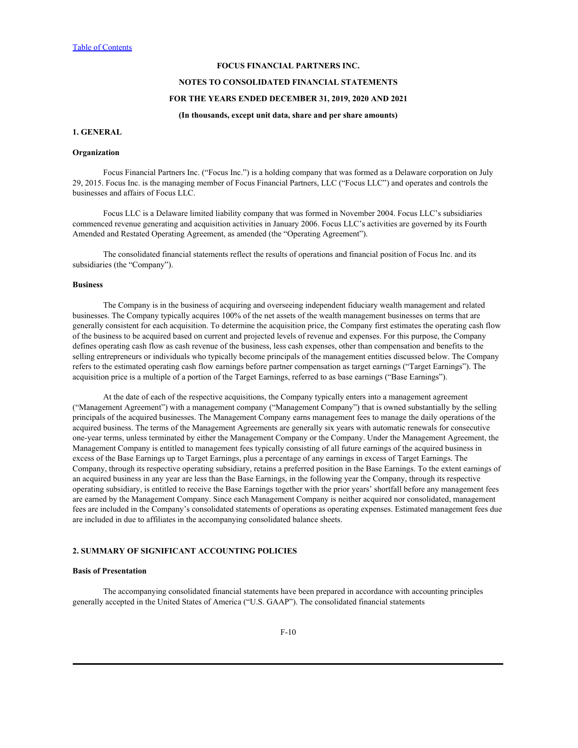# FOCUS FINANCIAL PARTNERS INC.

## NOTES TO CONSOLIDATED FINANCIAL STATEMENTS

## FOR THE YEARS ENDED DECEMBER 31, 2019, 2020 AND 2021

**(In thousands, except unit data, share and per share amounts)**

### 1. GENERAL

#### Organization

Focus Financial Partners Inc. ("Focus Inc.") is a holding company that was formed as a Delaware corporation on July 29, 2015. Focus Inc. is the managing member of Focus Financial Partners, LLC ("Focus LLC") and operates and controls the businesses and affairs of Focus LLC.

Focus LLC is a Delaware limited liability company that was formed in November 2004. Focus LLC's subsidiaries commenced revenue generating and acquisition activities in January 2006. Focus LLC's activities are governed by its Fourth Amended and Restated Operating Agreement, as amended (the "Operating Agreement").

The consolidated financial statements reflect the results of operations and financial position of Focus Inc. and its subsidiaries (the "Company").

#### Business

The Company is in the business of acquiring and overseeing independent fiduciary wealth management and related businesses. The Company typically acquires 100% of the net assets of the wealth management businesses on terms that are generally consistent for each acquisition. To determine the acquisition price, the Company first estimates the operating cash flow of the business to be acquired based on current and projected levels of revenue and expenses. For this purpose, the Company defines operating cash flow as cash revenue of the business, less cash expenses, other than compensation and benefits to the selling entrepreneurs or individuals who typically become principals of the management entities discussed below. The Company refers to the estimated operating cash flow earnings before partner compensation as target earnings ("Target Earnings"). The acquisition price is a multiple of a portion of the Target Earnings, referred to as base earnings ("Base Earnings").

At the date of each of the respective acquisitions, the Company typically enters into a management agreement ("Management Agreement") with a management company ("Management Company") that is owned substantially by the selling principals of the acquired businesses. The Management Company earns management fees to manage the daily operations of the acquired business. The terms of the Management Agreements are generally six years with automatic renewals for consecutive one-year terms, unless terminated by either the Management Company or the Company. Under the Management Agreement, the Management Company is entitled to management fees typically consisting of all future earnings of the acquired business in excess of the Base Earnings up to Target Earnings, plus a percentage of any earnings in excess of Target Earnings. The Company, through its respective operating subsidiary, retains a preferred position in the Base Earnings. To the extent earnings of an acquired business in any year are less than the Base Earnings, in the following year the Company, through its respective operating subsidiary, is entitled to receive the Base Earnings together with the prior years' shortfall before any management fees are earned by the Management Company. Since each Management Company is neither acquired nor consolidated, management fees are included in the Company's consolidated statements of operations as operating expenses. Estimated management fees due are included in due to affiliates in the accompanying consolidated balance sheets.

### 2. SUMMARY OF SIGNIFICANT ACCOUNTING POLICIES

#### Basis of Presentation

The accompanying consolidated financial statements have been prepared in accordance with accounting principles generally accepted in the United States of America ("U.S. GAAP"). The consolidated financial statements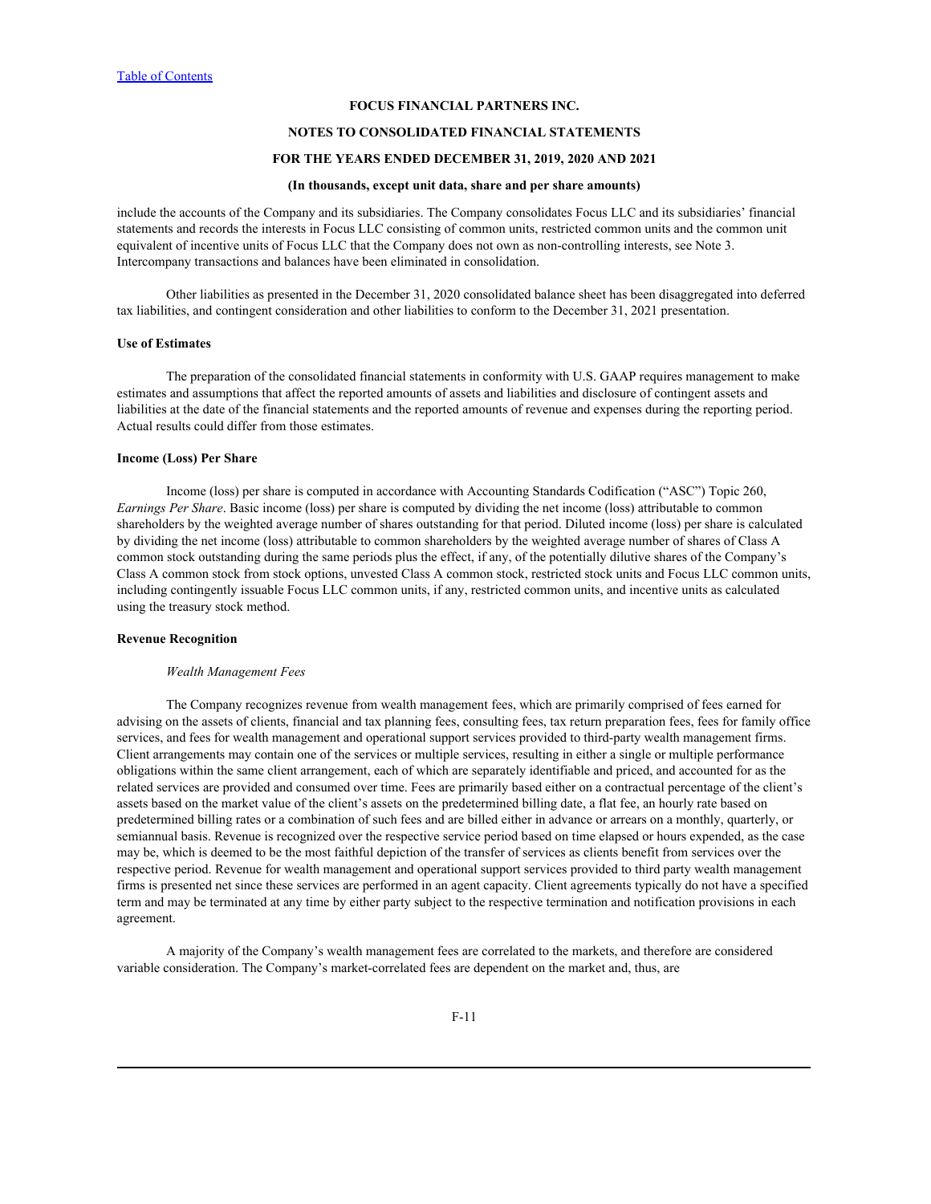include the accounts of the Company and its subsidiaries. The Company consolidates Focus LLC and its subsidiaries' financial statements and records the interests in Focus LLC consisting of common units, restricted common units and the common unit equivalent of incentive units of Focus LLC that the Company does not own as non-controlling interests, see Note 3. Intercompany transactions and balances have been eliminated in consolidation.

Other liabilities as presented in the December 31, 2020 consolidated balance sheet has been disaggregated into deferred tax liabilities, and contingent consideration and other liabilities to conform to the December 31, 2021 presentation.

**Use of Estimates**

The preparation of the consolidated financial statements in conformity with U.S. GAAP requires management to make estimates and assumptions that affect the reported amounts of assets and liabilities and disclosure of contingent assets and liabilities at the date of the financial statements and the reported amounts of revenue and expenses during the reporting period. Actual results could differ from those estimates.

**Income (Loss) Per Share**

Income (loss) per share is computed in accordance with Accounting Standards Codification ("ASC") Topic 260, *Earnings Per Share*. Basic income (loss) per share is computed by dividing the net income (loss) attributable to common shareholders by the weighted average number of shares outstanding for that period. Diluted income (loss) per share is calculated by dividing the net income (loss) attributable to common shareholders by the weighted average number of shares of Class A common stock outstanding during the same periods plus the effect, if any, of the potentially dilutive shares of the Company's Class A common stock from stock options, unvested Class A common stock, restricted stock units and Focus LLC common units, including contingently issuable Focus LLC common units, if any, restricted common units, and incentive units as calculated using the treasury stock method.

**Revenue Recognition**

*Wealth Management Fees*

The Company recognizes revenue from wealth management fees, which are primarily comprised of fees earned for advising on the assets of clients, financial and tax planning fees, consulting fees, tax return preparation fees, fees for family office services, and fees for wealth management and operational support services provided to third-party wealth management firms. Client arrangements may contain one of the services or multiple services, resulting in either a single or multiple performance obligations within the same client arrangement, each of which are separately identifiable and priced, and accounted for as the related services are provided and consumed over time. Fees are primarily based either on a contractual percentage of the client's assets based on the market value of the client's assets on the predetermined billing date, a flat fee, an hourly rate based on predetermined billing rates or a combination of such fees and are billed either in advance or arrears on a monthly, quarterly, or semiannual basis. Revenue is recognized over the respective service period based on time elapsed or hours expended, as the case may be, which is deemed to be the most faithful depiction of the transfer of services as clients benefit from services over the respective period. Revenue for wealth management and operational support services provided to third party wealth management firms is presented net since these services are performed in an agent capacity. Client agreements typically do not have a specified term and may be terminated at any time by either party subject to the respective termination and notification provisions in each agreement.

A majority of the Company's wealth management fees are correlated to the markets, and therefore are considered variable consideration. The Company's market-correlated fees are dependent on the market and, thus, are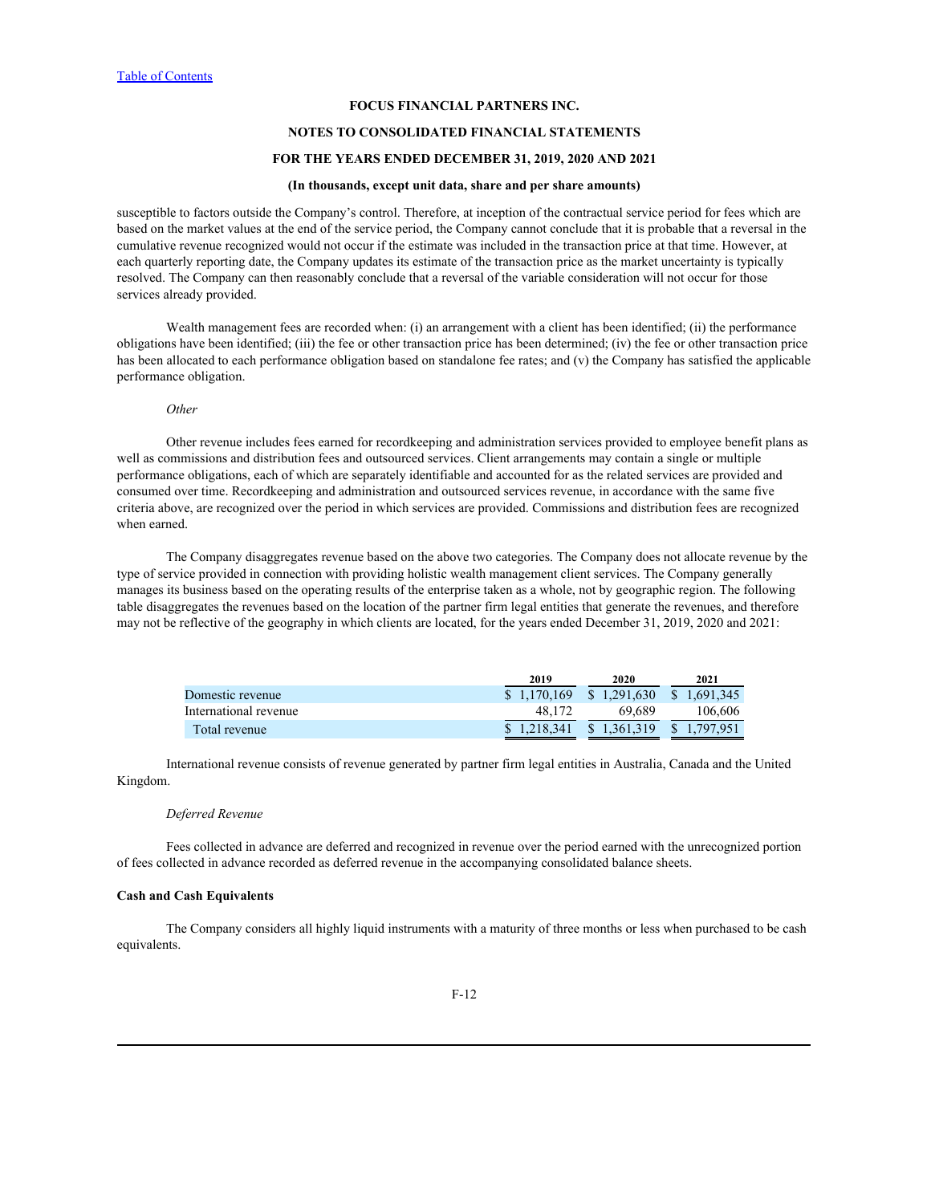susceptible to factors outside the Company's control. Therefore, at inception of the contractual service period for fees which are based on the market values at the end of the service period, the Company cannot conclude that it is probable that a reversal in the cumulative revenue recognized would not occur if the estimate was included in the transaction price at that time. However, at each quarterly reporting date, the Company updates its estimate of the transaction price as the market uncertainty is typically resolved. The Company can then reasonably conclude that a reversal of the variable consideration will not occur for those services already provided.

Wealth management fees are recorded when: (i) an arrangement with a client has been identified; (ii) the performance obligations have been identified; (iii) the fee or other transaction price has been determined; (iv) the fee or other transaction price has been allocated to each performance obligation based on standalone fee rates; and (v) the Company has satisfied the applicable performance obligation.

*Other*

Other revenue includes fees earned for recordkeeping and administration services provided to employee benefit plans as well as commissions and distribution fees and outsourced services. Client arrangements may contain a single or multiple performance obligations, each of which are separately identifiable and accounted for as the related services are provided and consumed over time. Recordkeeping and administration and outsourced services revenue, in accordance with the same five criteria above, are recognized over the period in which services are provided. Commissions and distribution fees are recognized when earned.

The Company disaggregates revenue based on the above two categories. The Company does not allocate revenue by the type of service provided in connection with providing holistic wealth management client services. The Company generally manages its business based on the operating results of the enterprise taken as a whole, not by geographic region. The following table disaggregates the revenues based on the location of the partner firm legal entities that generate the revenues, and therefore may not be reflective of the geography in which clients are located, for the years ended December 31, 2019, 2020 and 2021:

| | 2019 | 2020 | 2021 |
|---|---|---|---|
| Domestic revenue | $ 1,170,169 | $ 1,291,630 | $ 1,691,345 |
| International revenue | 48,172 | 69,689 | 106,606 |
| Total revenue | $ 1,218,341 | $ 1,361,319 | $ 1,797,951 |

International revenue consists of revenue generated by partner firm legal entities in Australia, Canada and the United Kingdom.

*Deferred Revenue*

Fees collected in advance are deferred and recognized in revenue over the period earned with the unrecognized portion of fees collected in advance recorded as deferred revenue in the accompanying consolidated balance sheets.

**Cash and Cash Equivalents**

The Company considers all highly liquid instruments with a maturity of three months or less when purchased to be cash equivalents.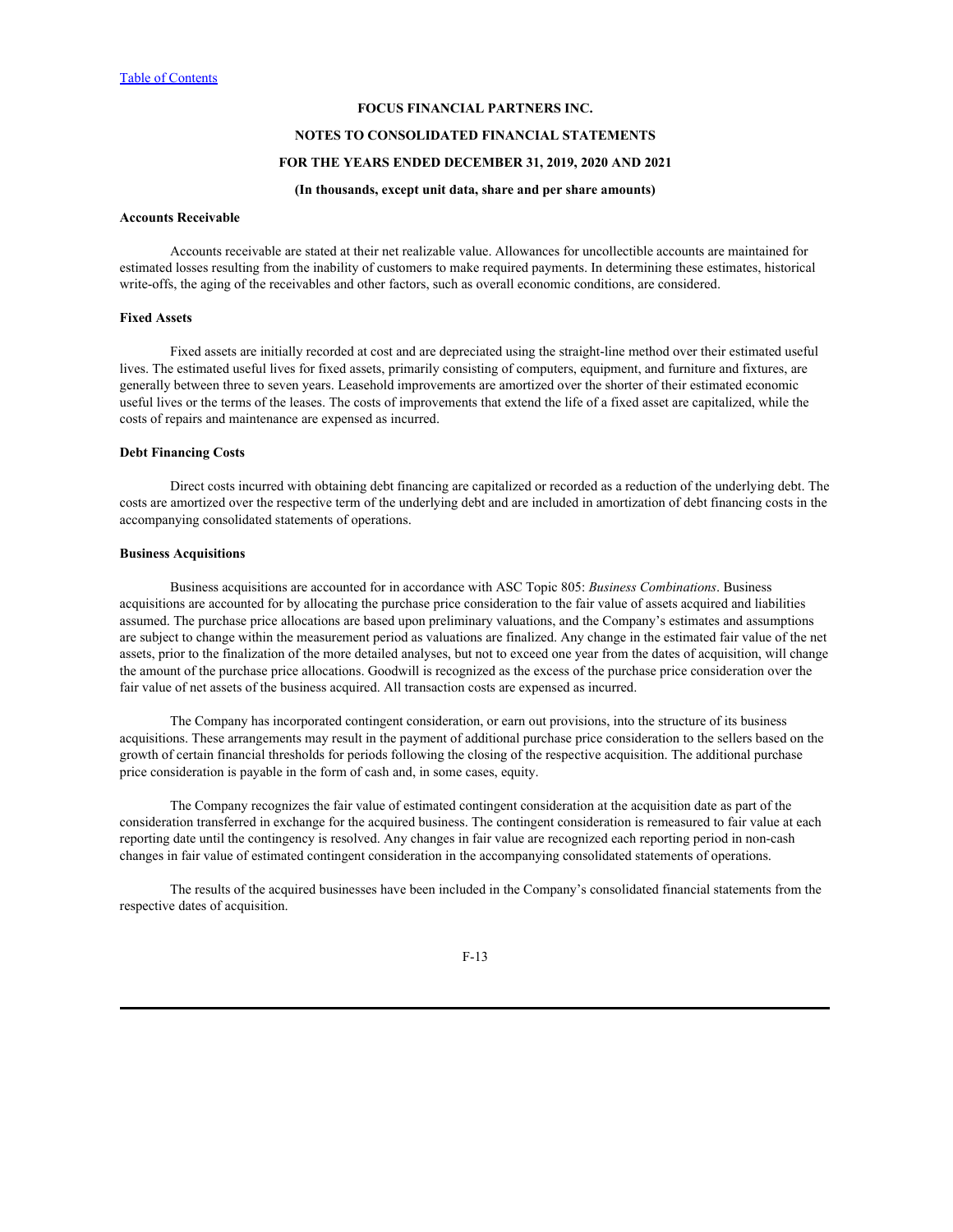**FOCUS FINANCIAL PARTNERS INC.**

**NOTES TO CONSOLIDATED FINANCIAL STATEMENTS**

**FOR THE YEARS ENDED DECEMBER 31, 2019, 2020 AND 2021**

**(In thousands, except unit data, share and per share amounts)**

#### Accounts Receivable

Accounts receivable are stated at their net realizable value. Allowances for uncollectible accounts are maintained for estimated losses resulting from the inability of customers to make required payments. In determining these estimates, historical write-offs, the aging of the receivables and other factors, such as overall economic conditions, are considered.

#### Fixed Assets

Fixed assets are initially recorded at cost and are depreciated using the straight-line method over their estimated useful lives. The estimated useful lives for fixed assets, primarily consisting of computers, equipment, and furniture and fixtures, are generally between three to seven years. Leasehold improvements are amortized over the shorter of their estimated economic useful lives or the terms of the leases. The costs of improvements that extend the life of a fixed asset are capitalized, while the costs of repairs and maintenance are expensed as incurred.

#### Debt Financing Costs

Direct costs incurred with obtaining debt financing are capitalized or recorded as a reduction of the underlying debt. The costs are amortized over the respective term of the underlying debt and are included in amortization of debt financing costs in the accompanying consolidated statements of operations.

#### Business Acquisitions

Business acquisitions are accounted for in accordance with ASC Topic 805: *Business Combinations*. Business acquisitions are accounted for by allocating the purchase price consideration to the fair value of assets acquired and liabilities assumed. The purchase price allocations are based upon preliminary valuations, and the Company's estimates and assumptions are subject to change within the measurement period as valuations are finalized. Any change in the estimated fair value of the net assets, prior to the finalization of the more detailed analyses, but not to exceed one year from the dates of acquisition, will change the amount of the purchase price allocations. Goodwill is recognized as the excess of the purchase price consideration over the fair value of net assets of the business acquired. All transaction costs are expensed as incurred.

The Company has incorporated contingent consideration, or earn out provisions, into the structure of its business acquisitions. These arrangements may result in the payment of additional purchase price consideration to the sellers based on the growth of certain financial thresholds for periods following the closing of the respective acquisition. The additional purchase price consideration is payable in the form of cash and, in some cases, equity.

The Company recognizes the fair value of estimated contingent consideration at the acquisition date as part of the consideration transferred in exchange for the acquired business. The contingent consideration is remeasured to fair value at each reporting date until the contingency is resolved. Any changes in fair value are recognized each reporting period in non-cash changes in fair value of estimated contingent consideration in the accompanying consolidated statements of operations.

The results of the acquired businesses have been included in the Company's consolidated financial statements from the respective dates of acquisition.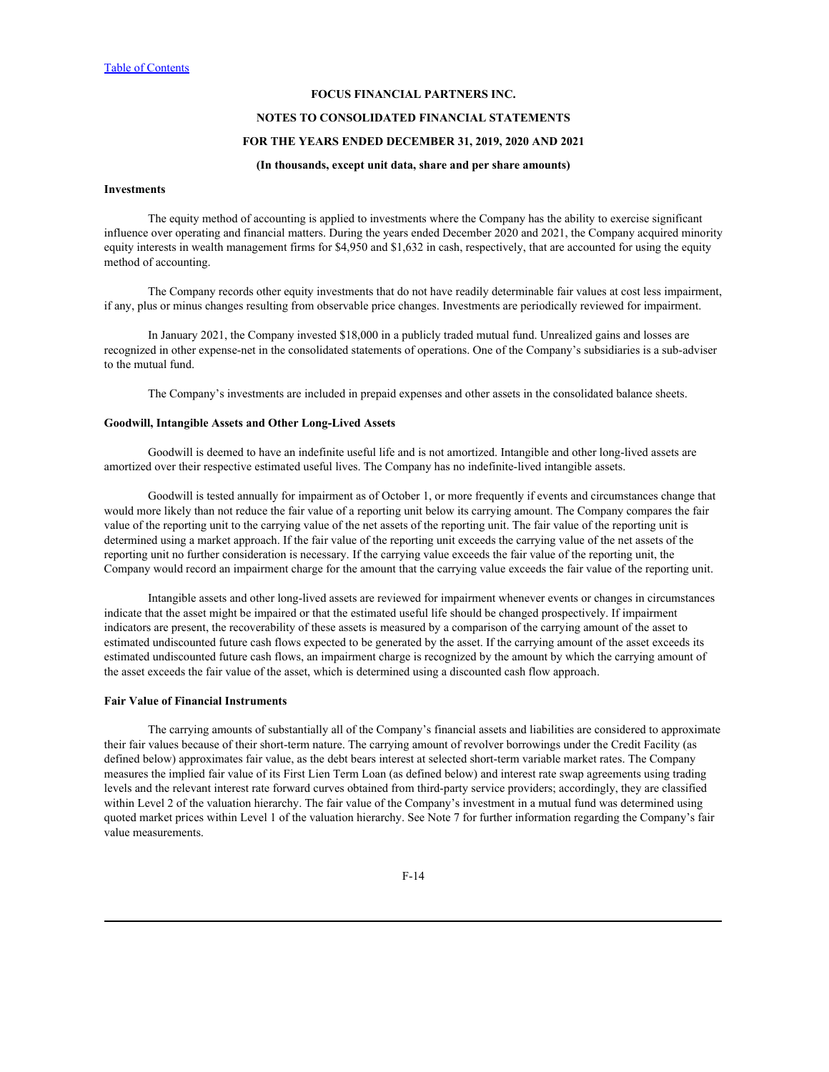**FOCUS FINANCIAL PARTNERS INC.**

**NOTES TO CONSOLIDATED FINANCIAL STATEMENTS**

**FOR THE YEARS ENDED DECEMBER 31, 2019, 2020 AND 2021**

**(In thousands, except unit data, share and per share amounts)**

**Investments**

The equity method of accounting is applied to investments where the Company has the ability to exercise significant influence over operating and financial matters. During the years ended December 2020 and 2021, the Company acquired minority equity interests in wealth management firms for $4,950 and $1,632 in cash, respectively, that are accounted for using the equity method of accounting.

The Company records other equity investments that do not have readily determinable fair values at cost less impairment, if any, plus or minus changes resulting from observable price changes. Investments are periodically reviewed for impairment.

In January 2021, the Company invested $18,000 in a publicly traded mutual fund. Unrealized gains and losses are recognized in other expense-net in the consolidated statements of operations. One of the Company's subsidiaries is a sub-adviser to the mutual fund.

The Company's investments are included in prepaid expenses and other assets in the consolidated balance sheets.

**Goodwill, Intangible Assets and Other Long-Lived Assets**

Goodwill is deemed to have an indefinite useful life and is not amortized. Intangible and other long-lived assets are amortized over their respective estimated useful lives. The Company has no indefinite-lived intangible assets.

Goodwill is tested annually for impairment as of October 1, or more frequently if events and circumstances change that would more likely than not reduce the fair value of a reporting unit below its carrying amount. The Company compares the fair value of the reporting unit to the carrying value of the net assets of the reporting unit. The fair value of the reporting unit is determined using a market approach. If the fair value of the reporting unit exceeds the carrying value of the net assets of the reporting unit no further consideration is necessary. If the carrying value exceeds the fair value of the reporting unit, the Company would record an impairment charge for the amount that the carrying value exceeds the fair value of the reporting unit.

Intangible assets and other long-lived assets are reviewed for impairment whenever events or changes in circumstances indicate that the asset might be impaired or that the estimated useful life should be changed prospectively. If impairment indicators are present, the recoverability of these assets is measured by a comparison of the carrying amount of the asset to estimated undiscounted future cash flows expected to be generated by the asset. If the carrying amount of the asset exceeds its estimated undiscounted future cash flows, an impairment charge is recognized by the amount by which the carrying amount of the asset exceeds the fair value of the asset, which is determined using a discounted cash flow approach.

**Fair Value of Financial Instruments**

The carrying amounts of substantially all of the Company's financial assets and liabilities are considered to approximate their fair values because of their short-term nature. The carrying amount of revolver borrowings under the Credit Facility (as defined below) approximates fair value, as the debt bears interest at selected short-term variable market rates. The Company measures the implied fair value of its First Lien Term Loan (as defined below) and interest rate swap agreements using trading levels and the relevant interest rate forward curves obtained from third-party service providers; accordingly, they are classified within Level 2 of the valuation hierarchy. The fair value of the Company's investment in a mutual fund was determined using quoted market prices within Level 1 of the valuation hierarchy. See Note 7 for further information regarding the Company's fair value measurements.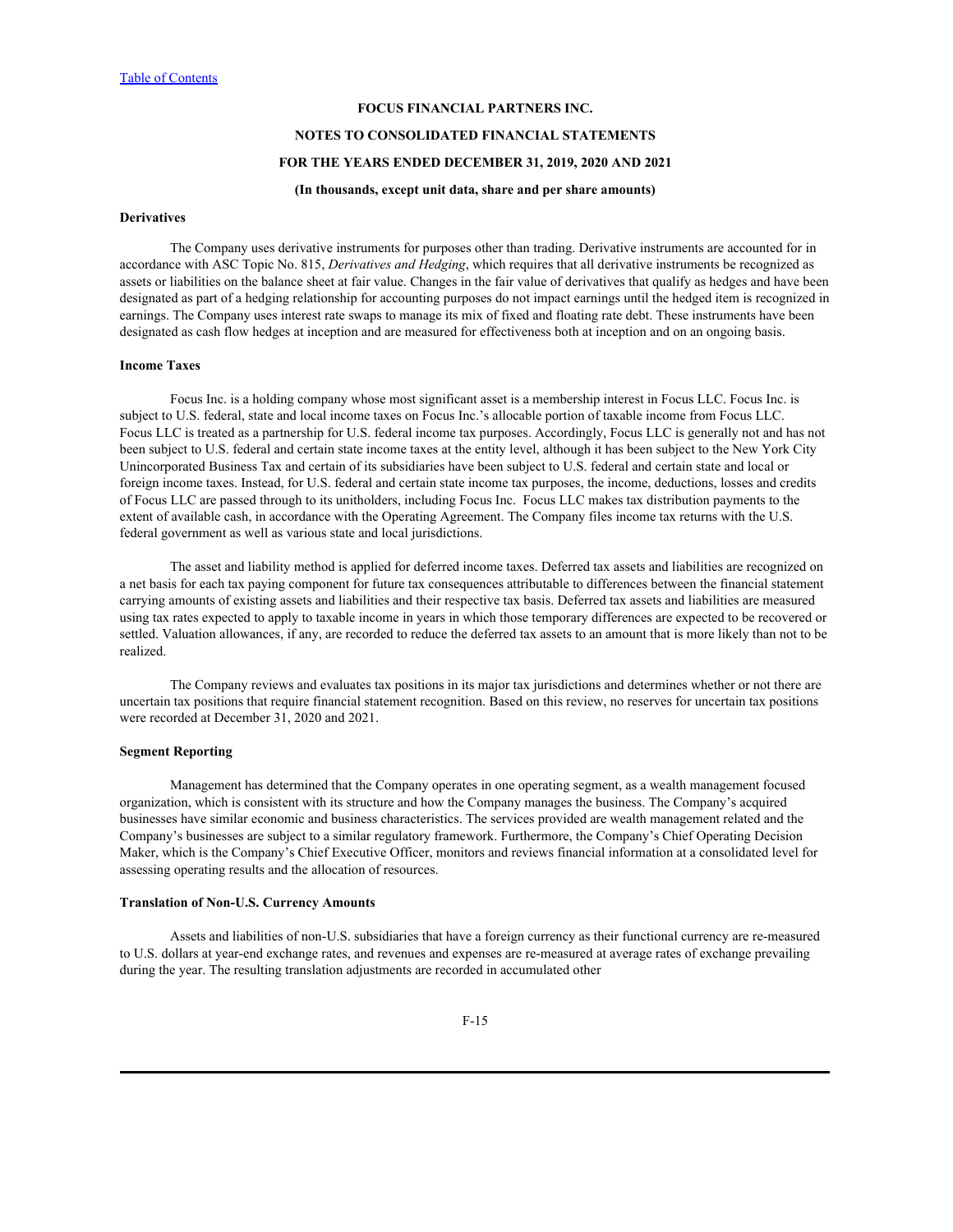#### Derivatives

The Company uses derivative instruments for purposes other than trading. Derivative instruments are accounted for in accordance with ASC Topic No. 815, *Derivatives and Hedging*, which requires that all derivative instruments be recognized as assets or liabilities on the balance sheet at fair value. Changes in the fair value of derivatives that qualify as hedges and have been designated as part of a hedging relationship for accounting purposes do not impact earnings until the hedged item is recognized in earnings. The Company uses interest rate swaps to manage its mix of fixed and floating rate debt. These instruments have been designated as cash flow hedges at inception and are measured for effectiveness both at inception and on an ongoing basis.

#### Income Taxes

Focus Inc. is a holding company whose most significant asset is a membership interest in Focus LLC. Focus Inc. is subject to U.S. federal, state and local income taxes on Focus Inc.'s allocable portion of taxable income from Focus LLC. Focus LLC is treated as a partnership for U.S. federal income tax purposes. Accordingly, Focus LLC is generally not and has not been subject to U.S. federal and certain state income taxes at the entity level, although it has been subject to the New York City Unincorporated Business Tax and certain of its subsidiaries have been subject to U.S. federal and certain state and local or foreign income taxes. Instead, for U.S. federal and certain state income tax purposes, the income, deductions, losses and credits of Focus LLC are passed through to its unitholders, including Focus Inc. Focus LLC makes tax distribution payments to the extent of available cash, in accordance with the Operating Agreement. The Company files income tax returns with the U.S. federal government as well as various state and local jurisdictions.

The asset and liability method is applied for deferred income taxes. Deferred tax assets and liabilities are recognized on a net basis for each tax paying component for future tax consequences attributable to differences between the financial statement carrying amounts of existing assets and liabilities and their respective tax basis. Deferred tax assets and liabilities are measured using tax rates expected to apply to taxable income in years in which those temporary differences are expected to be recovered or settled. Valuation allowances, if any, are recorded to reduce the deferred tax assets to an amount that is more likely than not to be realized.

The Company reviews and evaluates tax positions in its major tax jurisdictions and determines whether or not there are uncertain tax positions that require financial statement recognition. Based on this review, no reserves for uncertain tax positions were recorded at December 31, 2020 and 2021.

#### Segment Reporting

Management has determined that the Company operates in one operating segment, as a wealth management focused organization, which is consistent with its structure and how the Company manages the business. The Company's acquired businesses have similar economic and business characteristics. The services provided are wealth management related and the Company's businesses are subject to a similar regulatory framework. Furthermore, the Company's Chief Operating Decision Maker, which is the Company's Chief Executive Officer, monitors and reviews financial information at a consolidated level for assessing operating results and the allocation of resources.

#### Translation of Non-U.S. Currency Amounts

Assets and liabilities of non-U.S. subsidiaries that have a foreign currency as their functional currency are re-measured to U.S. dollars at year-end exchange rates, and revenues and expenses are re-measured at average rates of exchange prevailing during the year. The resulting translation adjustments are recorded in accumulated other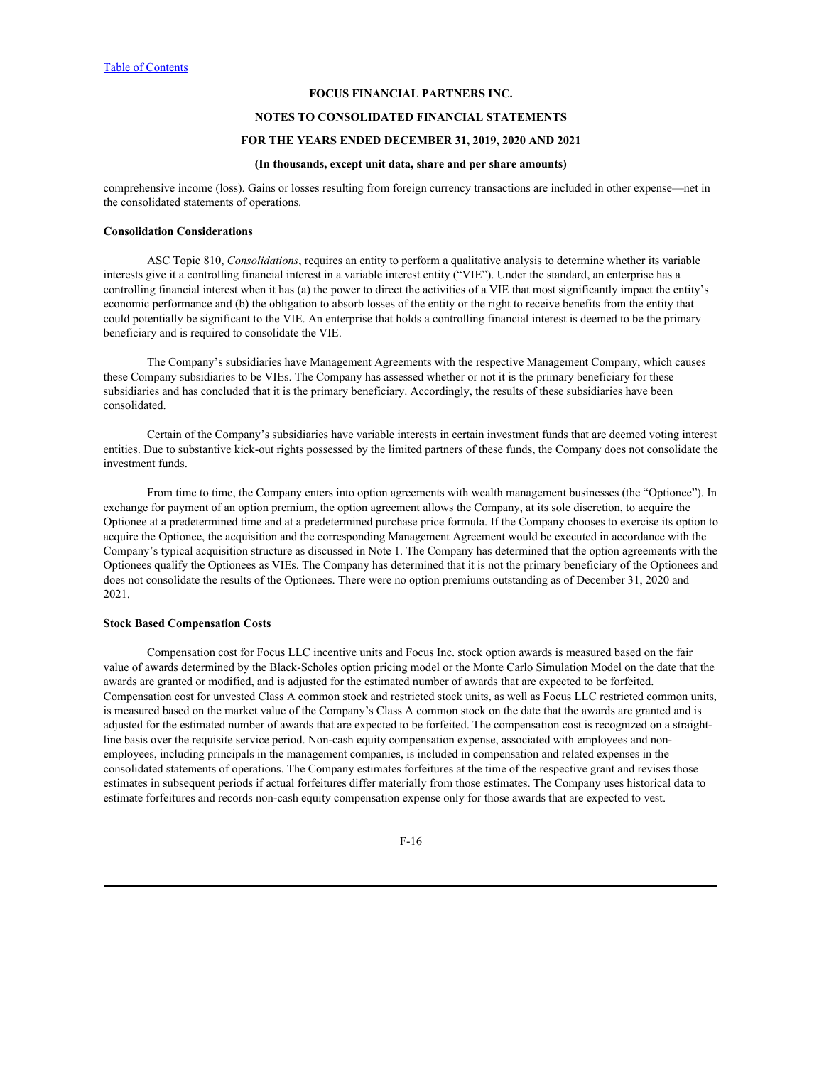comprehensive income (loss). Gains or losses resulting from foreign currency transactions are included in other expense—net in the consolidated statements of operations.

**Consolidation Considerations**

ASC Topic 810, *Consolidations*, requires an entity to perform a qualitative analysis to determine whether its variable interests give it a controlling financial interest in a variable interest entity ("VIE"). Under the standard, an enterprise has a controlling financial interest when it has (a) the power to direct the activities of a VIE that most significantly impact the entity's economic performance and (b) the obligation to absorb losses of the entity or the right to receive benefits from the entity that could potentially be significant to the VIE. An enterprise that holds a controlling financial interest is deemed to be the primary beneficiary and is required to consolidate the VIE.

The Company's subsidiaries have Management Agreements with the respective Management Company, which causes these Company subsidiaries to be VIEs. The Company has assessed whether or not it is the primary beneficiary for these subsidiaries and has concluded that it is the primary beneficiary. Accordingly, the results of these subsidiaries have been consolidated.

Certain of the Company's subsidiaries have variable interests in certain investment funds that are deemed voting interest entities. Due to substantive kick-out rights possessed by the limited partners of these funds, the Company does not consolidate the investment funds.

From time to time, the Company enters into option agreements with wealth management businesses (the "Optionee"). In exchange for payment of an option premium, the option agreement allows the Company, at its sole discretion, to acquire the Optionee at a predetermined time and at a predetermined purchase price formula. If the Company chooses to exercise its option to acquire the Optionee, the acquisition and the corresponding Management Agreement would be executed in accordance with the Company's typical acquisition structure as discussed in Note 1. The Company has determined that the option agreements with the Optionees qualify the Optionees as VIEs. The Company has determined that it is not the primary beneficiary of the Optionees and does not consolidate the results of the Optionees. There were no option premiums outstanding as of December 31, 2020 and 2021.

**Stock Based Compensation Costs**

Compensation cost for Focus LLC incentive units and Focus Inc. stock option awards is measured based on the fair value of awards determined by the Black-Scholes option pricing model or the Monte Carlo Simulation Model on the date that the awards are granted or modified, and is adjusted for the estimated number of awards that are expected to be forfeited. Compensation cost for unvested Class A common stock and restricted stock units, as well as Focus LLC restricted common units, is measured based on the market value of the Company's Class A common stock on the date that the awards are granted and is adjusted for the estimated number of awards that are expected to be forfeited. The compensation cost is recognized on a straight-line basis over the requisite service period. Non-cash equity compensation expense, associated with employees and non-employees, including principals in the management companies, is included in compensation and related expenses in the consolidated statements of operations. The Company estimates forfeitures at the time of the respective grant and revises those estimates in subsequent periods if actual forfeitures differ materially from those estimates. The Company uses historical data to estimate forfeitures and records non-cash equity compensation expense only for those awards that are expected to vest.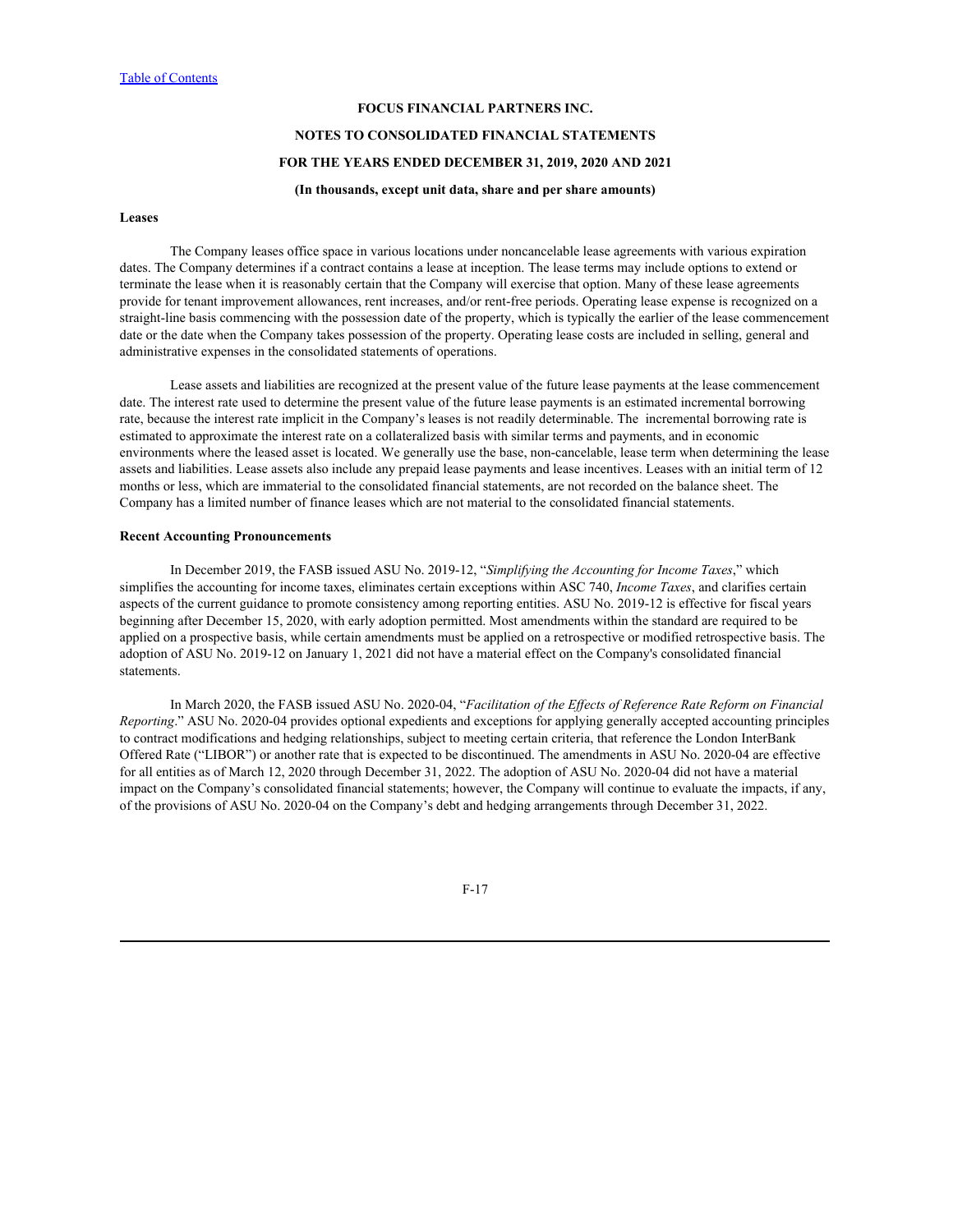**FOCUS FINANCIAL PARTNERS INC.**

**NOTES TO CONSOLIDATED FINANCIAL STATEMENTS**

**FOR THE YEARS ENDED DECEMBER 31, 2019, 2020 AND 2021**

**(In thousands, except unit data, share and per share amounts)**

**Leases**

The Company leases office space in various locations under noncancelable lease agreements with various expiration dates. The Company determines if a contract contains a lease at inception. The lease terms may include options to extend or terminate the lease when it is reasonably certain that the Company will exercise that option. Many of these lease agreements provide for tenant improvement allowances, rent increases, and/or rent-free periods. Operating lease expense is recognized on a straight-line basis commencing with the possession date of the property, which is typically the earlier of the lease commencement date or the date when the Company takes possession of the property. Operating lease costs are included in selling, general and administrative expenses in the consolidated statements of operations.

Lease assets and liabilities are recognized at the present value of the future lease payments at the lease commencement date. The interest rate used to determine the present value of the future lease payments is an estimated incremental borrowing rate, because the interest rate implicit in the Company's leases is not readily determinable. The incremental borrowing rate is estimated to approximate the interest rate on a collateralized basis with similar terms and payments, and in economic environments where the leased asset is located. We generally use the base, non-cancelable, lease term when determining the lease assets and liabilities. Lease assets also include any prepaid lease payments and lease incentives. Leases with an initial term of 12 months or less, which are immaterial to the consolidated financial statements, are not recorded on the balance sheet. The Company has a limited number of finance leases which are not material to the consolidated financial statements.

**Recent Accounting Pronouncements**

In December 2019, the FASB issued ASU No. 2019-12, "*Simplifying the Accounting for Income Taxes*," which simplifies the accounting for income taxes, eliminates certain exceptions within ASC 740, *Income Taxes*, and clarifies certain aspects of the current guidance to promote consistency among reporting entities. ASU No. 2019-12 is effective for fiscal years beginning after December 15, 2020, with early adoption permitted. Most amendments within the standard are required to be applied on a prospective basis, while certain amendments must be applied on a retrospective or modified retrospective basis. The adoption of ASU No. 2019-12 on January 1, 2021 did not have a material effect on the Company's consolidated financial statements.

In March 2020, the FASB issued ASU No. 2020-04, "*Facilitation of the Effects of Reference Rate Reform on Financial Reporting*." ASU No. 2020-04 provides optional expedients and exceptions for applying generally accepted accounting principles to contract modifications and hedging relationships, subject to meeting certain criteria, that reference the London InterBank Offered Rate ("LIBOR") or another rate that is expected to be discontinued. The amendments in ASU No. 2020-04 are effective for all entities as of March 12, 2020 through December 31, 2022. The adoption of ASU No. 2020-04 did not have a material impact on the Company's consolidated financial statements; however, the Company will continue to evaluate the impacts, if any, of the provisions of ASU No. 2020-04 on the Company's debt and hedging arrangements through December 31, 2022.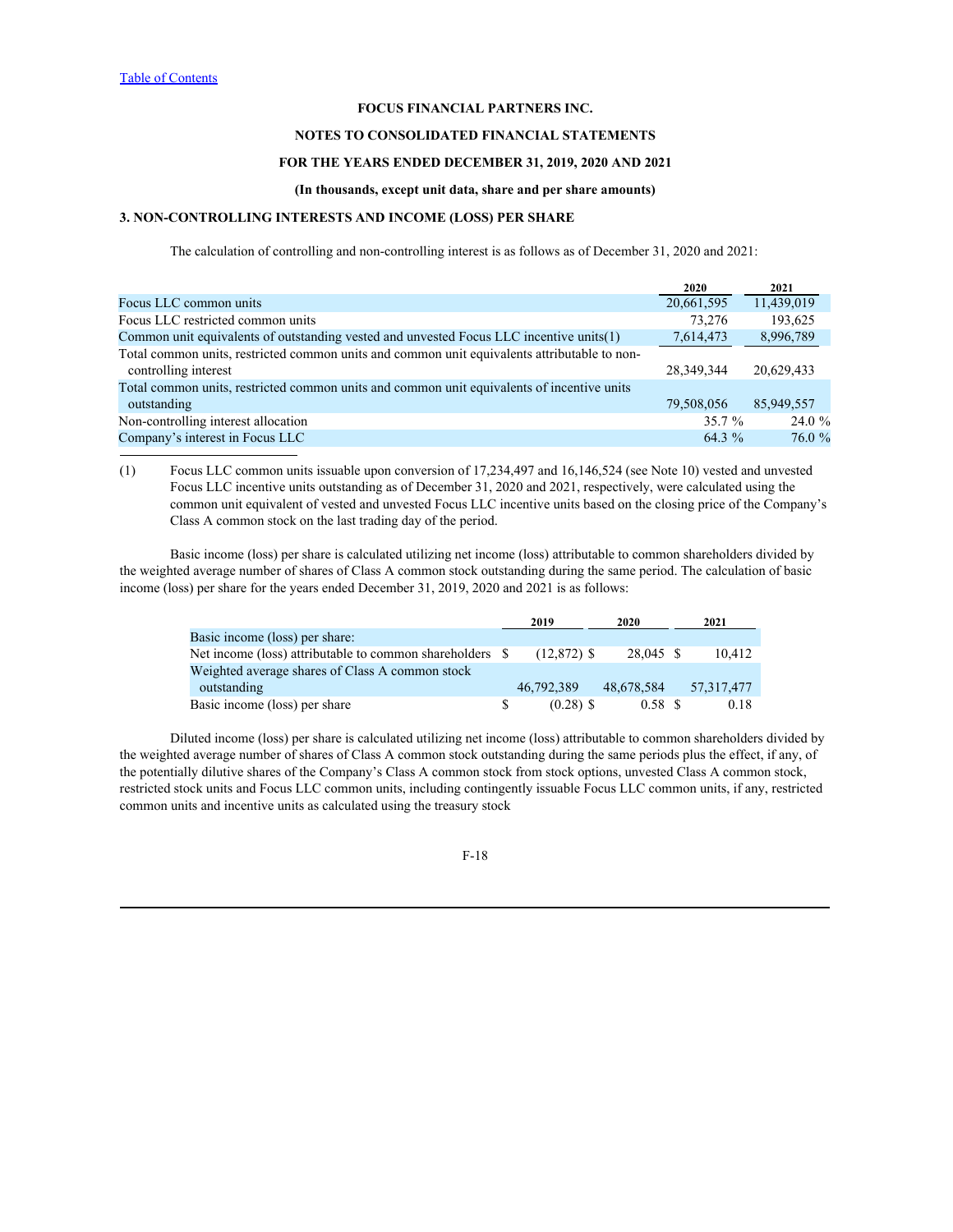FOCUS FINANCIAL PARTNERS INC.

NOTES TO CONSOLIDATED FINANCIAL STATEMENTS

FOR THE YEARS ENDED DECEMBER 31, 2019, 2020 AND 2021

(In thousands, except unit data, share and per share amounts)

## 3. NON-CONTROLLING INTERESTS AND INCOME (LOSS) PER SHARE

The calculation of controlling and non-controlling interest is as follows as of December 31, 2020 and 2021:

| | 2020 | 2021 |
|---|---|---|
| Focus LLC common units | 20,661,595 | 11,439,019 |
| Focus LLC restricted common units | 73,276 | 193,625 |
| Common unit equivalents of outstanding vested and unvested Focus LLC incentive units(1) | 7,614,473 | 8,996,789 |
| Total common units, restricted common units and common unit equivalents attributable to non-controlling interest | 28,349,344 | 20,629,433 |
| Total common units, restricted common units and common unit equivalents of incentive units outstanding | 79,508,056 | 85,949,557 |
| Non-controlling interest allocation | 35.7 % | 24.0 % |
| Company's interest in Focus LLC | 64.3 % | 76.0 % |

(1) Focus LLC common units issuable upon conversion of 17,234,497 and 16,146,524 (see Note 10) vested and unvested Focus LLC incentive units outstanding as of December 31, 2020 and 2021, respectively, were calculated using the common unit equivalent of vested and unvested Focus LLC incentive units based on the closing price of the Company's Class A common stock on the last trading day of the period.

Basic income (loss) per share is calculated utilizing net income (loss) attributable to common shareholders divided by the weighted average number of shares of Class A common stock outstanding during the same period. The calculation of basic income (loss) per share for the years ended December 31, 2019, 2020 and 2021 is as follows:

| | 2019 | 2020 | 2021 |
|---|---|---|---|
| Basic income (loss) per share: | | | |
| Net income (loss) attributable to common shareholders | $ (12,872) | $ 28,045 | $ 10,412 |
| Weighted average shares of Class A common stock outstanding | 46,792,389 | 48,678,584 | 57,317,477 |
| Basic income (loss) per share | $ (0.28) | $ 0.58 | $ 0.18 |

Diluted income (loss) per share is calculated utilizing net income (loss) attributable to common shareholders divided by the weighted average number of shares of Class A common stock outstanding during the same periods plus the effect, if any, of the potentially dilutive shares of the Company's Class A common stock from stock options, unvested Class A common stock, restricted stock units and Focus LLC common units, including contingently issuable Focus LLC common units, if any, restricted common units and incentive units as calculated using the treasury stock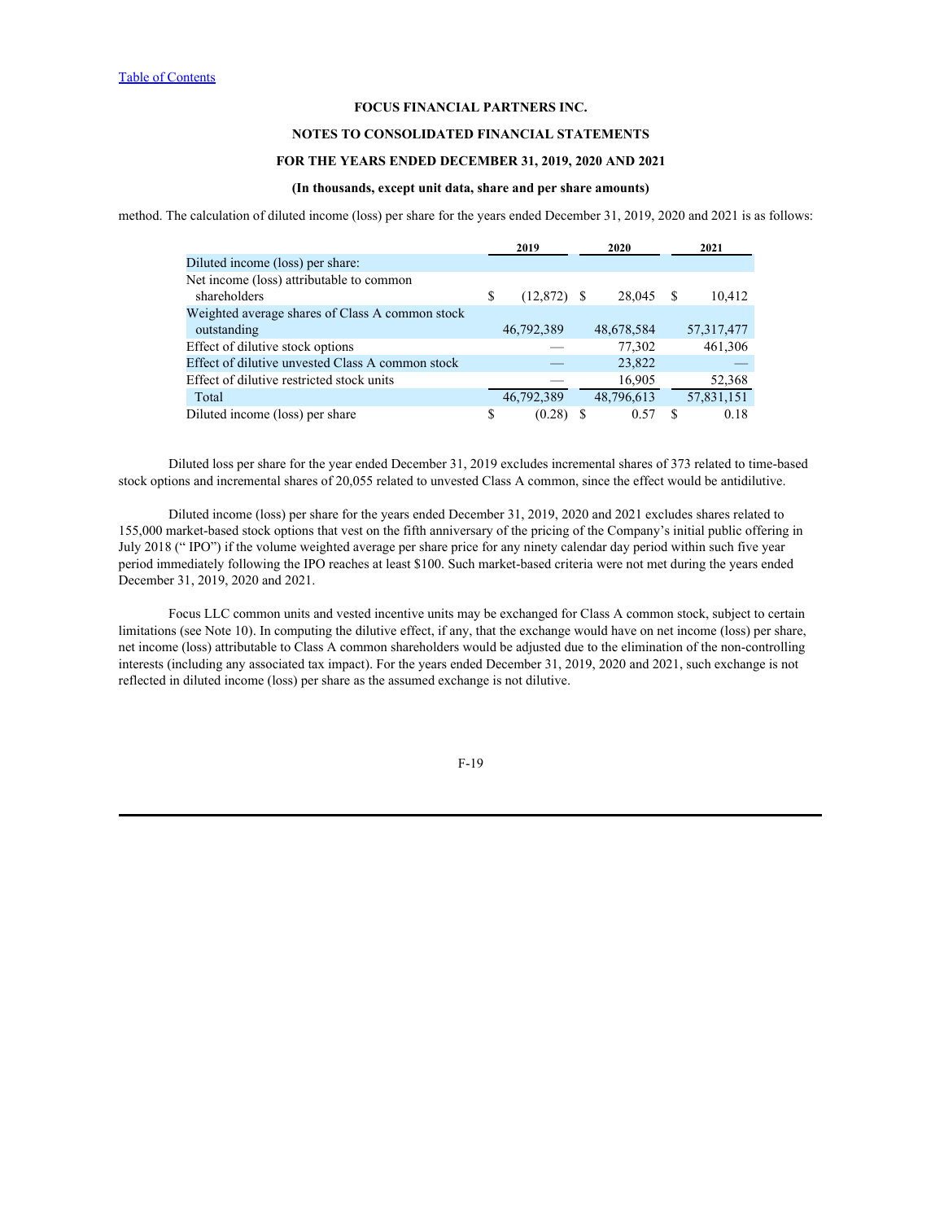method. The calculation of diluted income (loss) per share for the years ended December 31, 2019, 2020 and 2021 is as follows:

| | 2019 | 2020 | 2021 |
|---|---|---|---|
| Diluted income (loss) per share: | | | |
| Net income (loss) attributable to common shareholders | $ (12,872) | $ 28,045 | $ 10,412 |
| Weighted average shares of Class A common stock outstanding | 46,792,389 | 48,678,584 | 57,317,477 |
| Effect of dilutive stock options | — | 77,302 | 461,306 |
| Effect of dilutive unvested Class A common stock | — | 23,822 | — |
| Effect of dilutive restricted stock units | — | 16,905 | 52,368 |
| Total | 46,792,389 | 48,796,613 | 57,831,151 |
| Diluted income (loss) per share | $ (0.28) | $ 0.57 | $ 0.18 |

Diluted loss per share for the year ended December 31, 2019 excludes incremental shares of 373 related to time-based stock options and incremental shares of 20,055 related to unvested Class A common, since the effect would be antidilutive.

Diluted income (loss) per share for the years ended December 31, 2019, 2020 and 2021 excludes shares related to 155,000 market-based stock options that vest on the fifth anniversary of the pricing of the Company's initial public offering in July 2018 (" IPO") if the volume weighted average per share price for any ninety calendar day period within such five year period immediately following the IPO reaches at least $100. Such market-based criteria were not met during the years ended December 31, 2019, 2020 and 2021.

Focus LLC common units and vested incentive units may be exchanged for Class A common stock, subject to certain limitations (see Note 10). In computing the dilutive effect, if any, that the exchange would have on net income (loss) per share, net income (loss) attributable to Class A common shareholders would be adjusted due to the elimination of the non-controlling interests (including any associated tax impact). For the years ended December 31, 2019, 2020 and 2021, such exchange is not reflected in diluted income (loss) per share as the assumed exchange is not dilutive.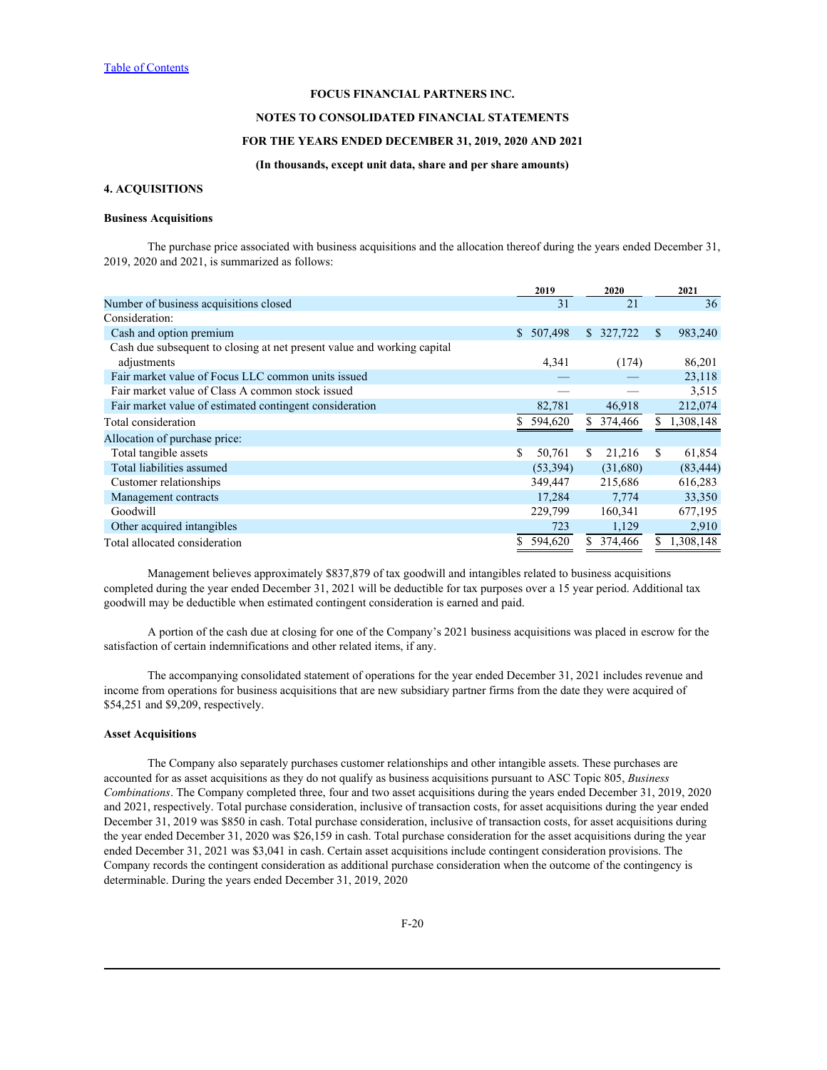**FOCUS FINANCIAL PARTNERS INC.**

**NOTES TO CONSOLIDATED FINANCIAL STATEMENTS**

**FOR THE YEARS ENDED DECEMBER 31, 2019, 2020 AND 2021**

**(In thousands, except unit data, share and per share amounts)**

## 4. ACQUISITIONS

### Business Acquisitions

The purchase price associated with business acquisitions and the allocation thereof during the years ended December 31, 2019, 2020 and 2021, is summarized as follows:

| | 2019 | 2020 | 2021 |
|---|---|---|---|
| Number of business acquisitions closed | 31 | 21 | 36 |
| Consideration: | | | |
| Cash and option premium | $ 507,498 | $ 327,722 | $ 983,240 |
| Cash due subsequent to closing at net present value and working capital adjustments | 4,341 | (174) | 86,201 |
| Fair market value of Focus LLC common units issued | — | — | 23,118 |
| Fair market value of Class A common stock issued | — | — | 3,515 |
| Fair market value of estimated contingent consideration | 82,781 | 46,918 | 212,074 |
| Total consideration | $ 594,620 | $ 374,466 | $ 1,308,148 |
| Allocation of purchase price: | | | |
| Total tangible assets | $ 50,761 | $ 21,216 | $ 61,854 |
| Total liabilities assumed | (53,394) | (31,680) | (83,444) |
| Customer relationships | 349,447 | 215,686 | 616,283 |
| Management contracts | 17,284 | 7,774 | 33,350 |
| Goodwill | 229,799 | 160,341 | 677,195 |
| Other acquired intangibles | 723 | 1,129 | 2,910 |
| Total allocated consideration | $ 594,620 | $ 374,466 | $ 1,308,148 |

Management believes approximately $837,879 of tax goodwill and intangibles related to business acquisitions completed during the year ended December 31, 2021 will be deductible for tax purposes over a 15 year period. Additional tax goodwill may be deductible when estimated contingent consideration is earned and paid.

A portion of the cash due at closing for one of the Company's 2021 business acquisitions was placed in escrow for the satisfaction of certain indemnifications and other related items, if any.

The accompanying consolidated statement of operations for the year ended December 31, 2021 includes revenue and income from operations for business acquisitions that are new subsidiary partner firms from the date they were acquired of $54,251 and $9,209, respectively.

### Asset Acquisitions

The Company also separately purchases customer relationships and other intangible assets. These purchases are accounted for as asset acquisitions as they do not qualify as business acquisitions pursuant to ASC Topic 805, *Business Combinations*. The Company completed three, four and two asset acquisitions during the years ended December 31, 2019, 2020 and 2021, respectively. Total purchase consideration, inclusive of transaction costs, for asset acquisitions during the year ended December 31, 2019 was $850 in cash. Total purchase consideration, inclusive of transaction costs, for asset acquisitions during the year ended December 31, 2020 was $26,159 in cash. Total purchase consideration for the asset acquisitions during the year ended December 31, 2021 was $3,041 in cash. Certain asset acquisitions include contingent consideration provisions. The Company records the contingent consideration as additional purchase consideration when the outcome of the contingency is determinable. During the years ended December 31, 2019, 2020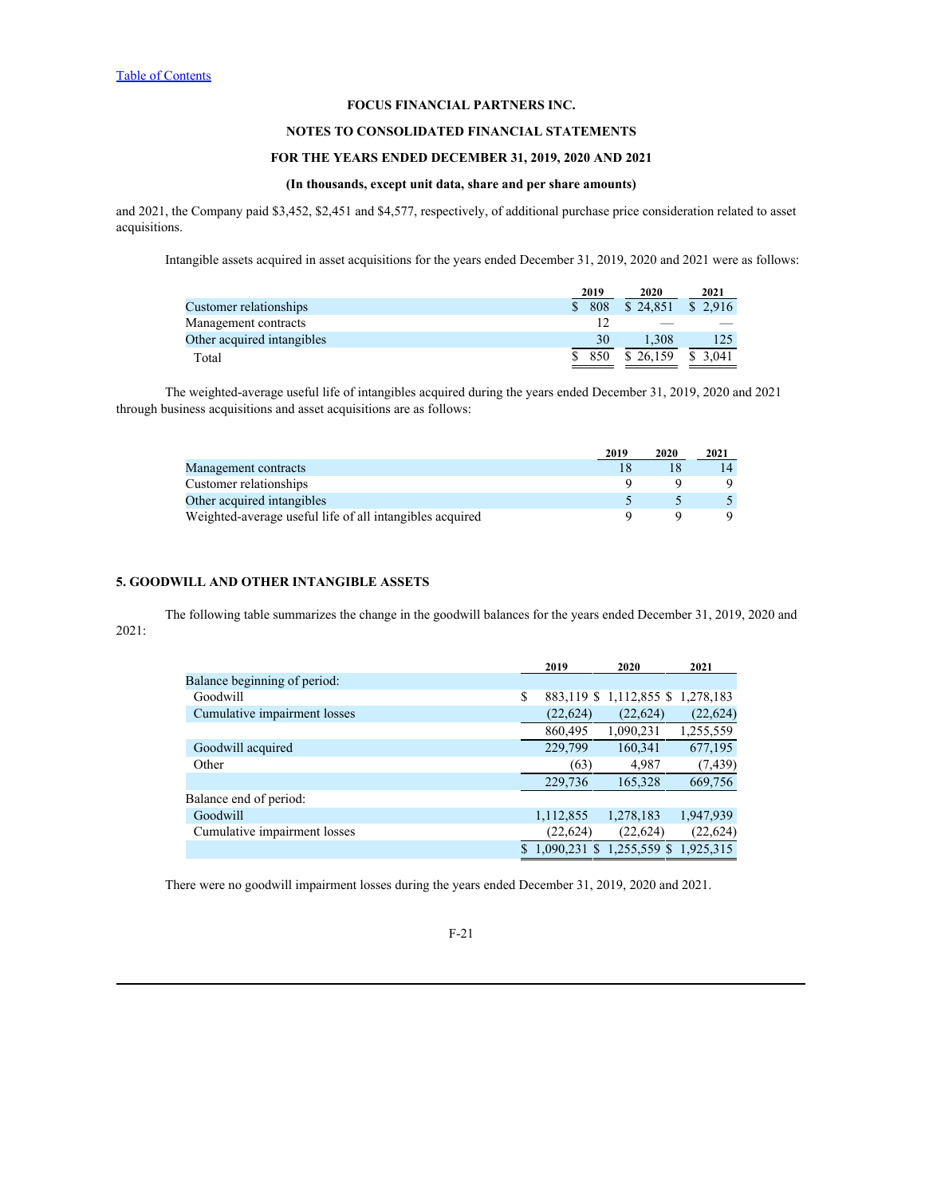and 2021, the Company paid $3,452, $2,451 and $4,577, respectively, of additional purchase price consideration related to asset acquisitions.

Intangible assets acquired in asset acquisitions for the years ended December 31, 2019, 2020 and 2021 were as follows:

| | 2019 | 2020 | 2021 |
|---|---|---|---|
| Customer relationships | $ 808 | $ 24,851 | $ 2,916 |
| Management contracts | 12 | — | — |
| Other acquired intangibles | 30 | 1,308 | 125 |
| Total | $ 850 | $ 26,159 | $ 3,041 |

The weighted-average useful life of intangibles acquired during the years ended December 31, 2019, 2020 and 2021 through business acquisitions and asset acquisitions are as follows:

| | 2019 | 2020 | 2021 |
|---|---|---|---|
| Management contracts | 18 | 18 | 14 |
| Customer relationships | 9 | 9 | 9 |
| Other acquired intangibles | 5 | 5 | 5 |
| Weighted-average useful life of all intangibles acquired | 9 | 9 | 9 |

## 5. GOODWILL AND OTHER INTANGIBLE ASSETS

The following table summarizes the change in the goodwill balances for the years ended December 31, 2019, 2020 and 2021:

| | 2019 | 2020 | 2021 |
|---|---|---|---|
| Balance beginning of period: | | | |
| Goodwill | $ 883,119 | $ 1,112,855 | $ 1,278,183 |
| Cumulative impairment losses | (22,624) | (22,624) | (22,624) |
| | 860,495 | 1,090,231 | 1,255,559 |
| Goodwill acquired | 229,799 | 160,341 | 677,195 |
| Other | (63) | 4,987 | (7,439) |
| | 229,736 | 165,328 | 669,756 |
| Balance end of period: | | | |
| Goodwill | 1,112,855 | 1,278,183 | 1,947,939 |
| Cumulative impairment losses | (22,624) | (22,624) | (22,624) |
| | $ 1,090,231 | $ 1,255,559 | $ 1,925,315 |

There were no goodwill impairment losses during the years ended December 31, 2019, 2020 and 2021.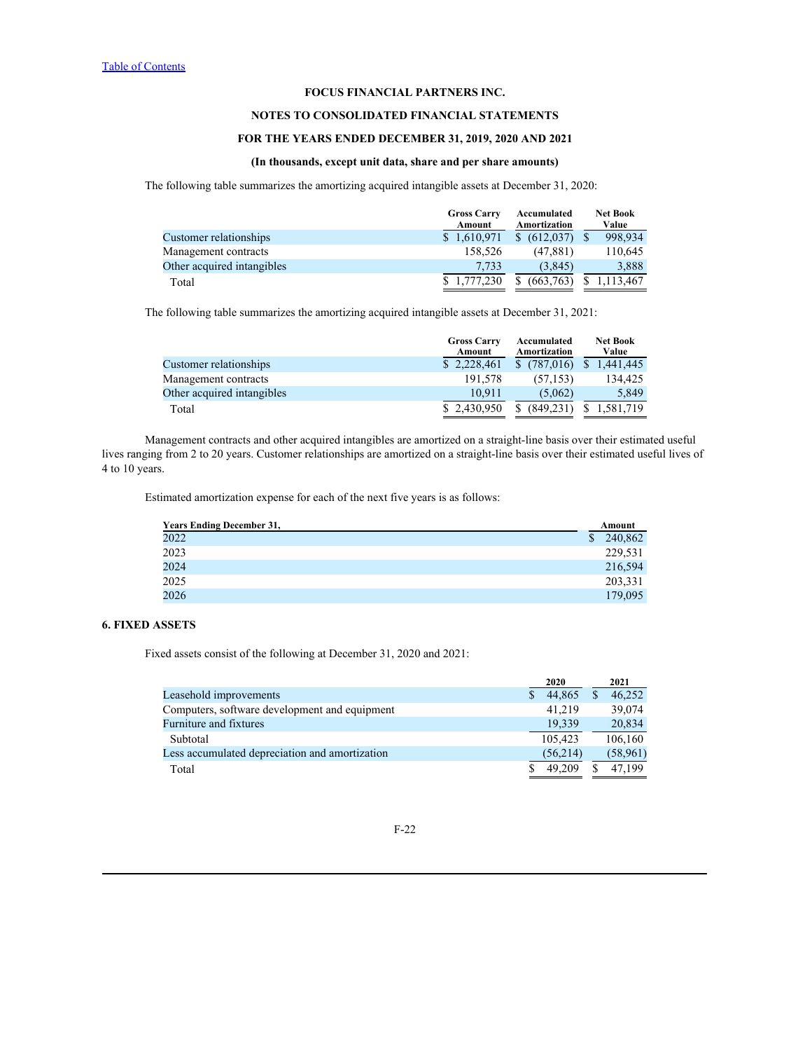The following table summarizes the amortizing acquired intangible assets at December 31, 2020:

| | Gross Carry Amount | Accumulated Amortization | Net Book Value |
|---|---|---|---|
| Customer relationships | $ 1,610,971 | $ (612,037) | $ 998,934 |
| Management contracts | 158,526 | (47,881) | 110,645 |
| Other acquired intangibles | 7,733 | (3,845) | 3,888 |
| Total | $ 1,777,230 | $ (663,763) | $ 1,113,467 |

The following table summarizes the amortizing acquired intangible assets at December 31, 2021:

| | Gross Carry Amount | Accumulated Amortization | Net Book Value |
|---|---|---|---|
| Customer relationships | $ 2,228,461 | $ (787,016) | $ 1,441,445 |
| Management contracts | 191,578 | (57,153) | 134,425 |
| Other acquired intangibles | 10,911 | (5,062) | 5,849 |
| Total | $ 2,430,950 | $ (849,231) | $ 1,581,719 |

Management contracts and other acquired intangibles are amortized on a straight-line basis over their estimated useful lives ranging from 2 to 20 years. Customer relationships are amortized on a straight-line basis over their estimated useful lives of 4 to 10 years.

Estimated amortization expense for each of the next five years is as follows:

| Years Ending December 31, | Amount |
|---|---|
| 2022 | $ 240,862 |
| 2023 | 229,531 |
| 2024 | 216,594 |
| 2025 | 203,331 |
| 2026 | 179,095 |

## 6. FIXED ASSETS

Fixed assets consist of the following at December 31, 2020 and 2021:

| | 2020 | 2021 |
|---|---|---|
| Leasehold improvements | $ 44,865 | $ 46,252 |
| Computers, software development and equipment | 41,219 | 39,074 |
| Furniture and fixtures | 19,339 | 20,834 |
| Subtotal | 105,423 | 106,160 |
| Less accumulated depreciation and amortization | (56,214) | (58,961) |
| Total | $ 49,209 | $ 47,199 |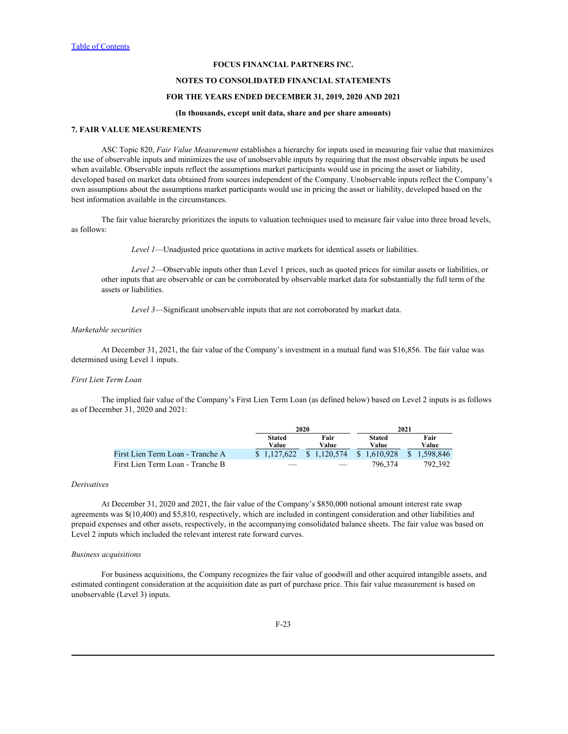**FOCUS FINANCIAL PARTNERS INC.**

**NOTES TO CONSOLIDATED FINANCIAL STATEMENTS**

**FOR THE YEARS ENDED DECEMBER 31, 2019, 2020 AND 2021**

**(In thousands, except unit data, share and per share amounts)**

## 7. FAIR VALUE MEASUREMENTS

ASC Topic 820, *Fair Value Measurement* establishes a hierarchy for inputs used in measuring fair value that maximizes the use of observable inputs and minimizes the use of unobservable inputs by requiring that the most observable inputs be used when available. Observable inputs reflect the assumptions market participants would use in pricing the asset or liability, developed based on market data obtained from sources independent of the Company. Unobservable inputs reflect the Company's own assumptions about the assumptions market participants would use in pricing the asset or liability, developed based on the best information available in the circumstances.

The fair value hierarchy prioritizes the inputs to valuation techniques used to measure fair value into three broad levels, as follows:

*Level 1*—Unadjusted price quotations in active markets for identical assets or liabilities.

*Level 2*—Observable inputs other than Level 1 prices, such as quoted prices for similar assets or liabilities, or other inputs that are observable or can be corroborated by observable market data for substantially the full term of the assets or liabilities.

*Level 3*—Significant unobservable inputs that are not corroborated by market data.

*Marketable securities*

At December 31, 2021, the fair value of the Company's investment in a mutual fund was $16,856. The fair value was determined using Level 1 inputs.

*First Lien Term Loan*

The implied fair value of the Company's First Lien Term Loan (as defined below) based on Level 2 inputs is as follows as of December 31, 2020 and 2021:

| | 2020 | | 2021 | |
|---|---|---|---|---|
| | Stated Value | Fair Value | Stated Value | Fair Value |
| First Lien Term Loan - Tranche A | $ 1,127,622 | $ 1,120,574 | $ 1,610,928 | $ 1,598,846 |
| First Lien Term Loan - Tranche B | — | — | 796,374 | 792,392 |

*Derivatives*

At December 31, 2020 and 2021, the fair value of the Company's $850,000 notional amount interest rate swap agreements was $(10,400) and $5,810, respectively, which are included in contingent consideration and other liabilities and prepaid expenses and other assets, respectively, in the accompanying consolidated balance sheets. The fair value was based on Level 2 inputs which included the relevant interest rate forward curves.

*Business acquisitions*

For business acquisitions, the Company recognizes the fair value of goodwill and other acquired intangible assets, and estimated contingent consideration at the acquisition date as part of purchase price. This fair value measurement is based on unobservable (Level 3) inputs.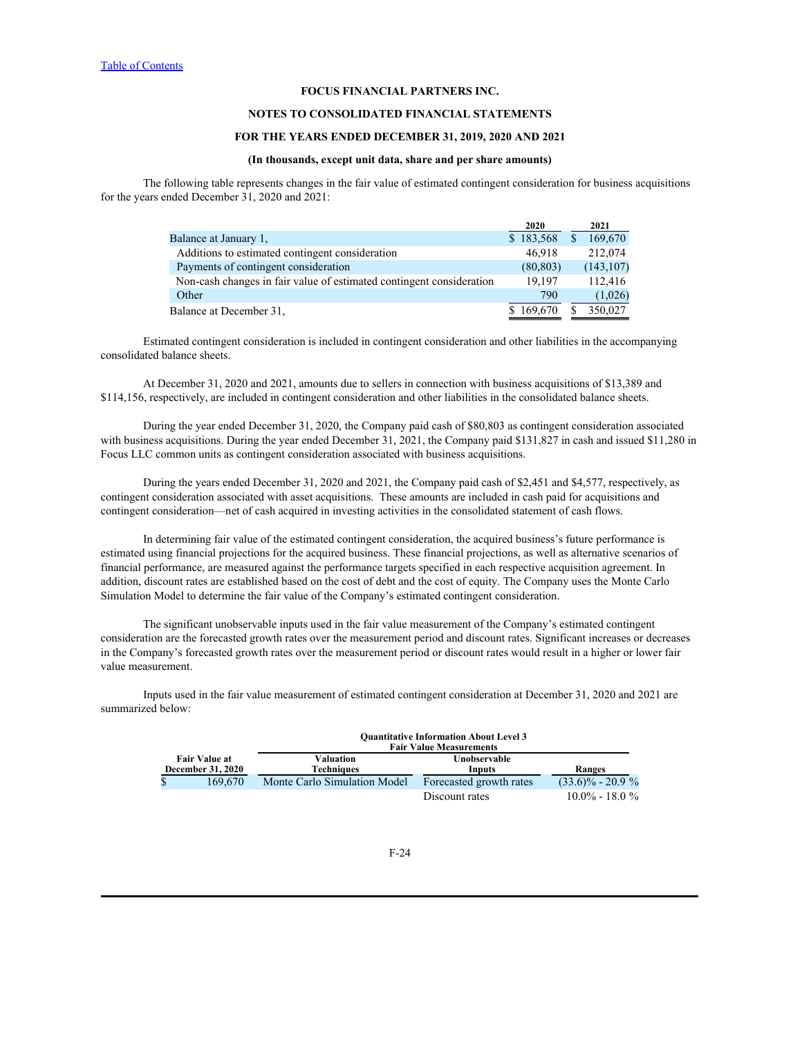FOCUS FINANCIAL PARTNERS INC.

NOTES TO CONSOLIDATED FINANCIAL STATEMENTS

FOR THE YEARS ENDED DECEMBER 31, 2019, 2020 AND 2021

(In thousands, except unit data, share and per share amounts)

The following table represents changes in the fair value of estimated contingent consideration for business acquisitions for the years ended December 31, 2020 and 2021:

| | 2020 | 2021 |
|---|---|---|
| Balance at January 1, | $ 183,568 | $ 169,670 |
| Additions to estimated contingent consideration | 46,918 | 212,074 |
| Payments of contingent consideration | (80,803) | (143,107) |
| Non-cash changes in fair value of estimated contingent consideration | 19,197 | 112,416 |
| Other | 790 | (1,026) |
| Balance at December 31, | $ 169,670 | $ 350,027 |

Estimated contingent consideration is included in contingent consideration and other liabilities in the accompanying consolidated balance sheets.

At December 31, 2020 and 2021, amounts due to sellers in connection with business acquisitions of $13,389 and $114,156, respectively, are included in contingent consideration and other liabilities in the consolidated balance sheets.

During the year ended December 31, 2020, the Company paid cash of $80,803 as contingent consideration associated with business acquisitions. During the year ended December 31, 2021, the Company paid $131,827 in cash and issued $11,280 in Focus LLC common units as contingent consideration associated with business acquisitions.

During the years ended December 31, 2020 and 2021, the Company paid cash of $2,451 and $4,577, respectively, as contingent consideration associated with asset acquisitions. These amounts are included in cash paid for acquisitions and contingent consideration—net of cash acquired in investing activities in the consolidated statement of cash flows.

In determining fair value of the estimated contingent consideration, the acquired business's future performance is estimated using financial projections for the acquired business. These financial projections, as well as alternative scenarios of financial performance, are measured against the performance targets specified in each respective acquisition agreement. In addition, discount rates are established based on the cost of debt and the cost of equity. The Company uses the Monte Carlo Simulation Model to determine the fair value of the Company's estimated contingent consideration.

The significant unobservable inputs used in the fair value measurement of the Company's estimated contingent consideration are the forecasted growth rates over the measurement period and discount rates. Significant increases or decreases in the Company's forecasted growth rates over the measurement period or discount rates would result in a higher or lower fair value measurement.

Inputs used in the fair value measurement of estimated contingent consideration at December 31, 2020 and 2021 are summarized below:

| | Quantitative Information About Level 3 Fair Value Measurements | | |
|---|---|---|---|
| Fair Value at December 31, 2020 | Valuation Techniques | Unobservable Inputs | Ranges |
| $ 169,670 | Monte Carlo Simulation Model | Forecasted growth rates | (33.6)% - 20.9 % |
| | | Discount rates | 10.0% - 18.0 % |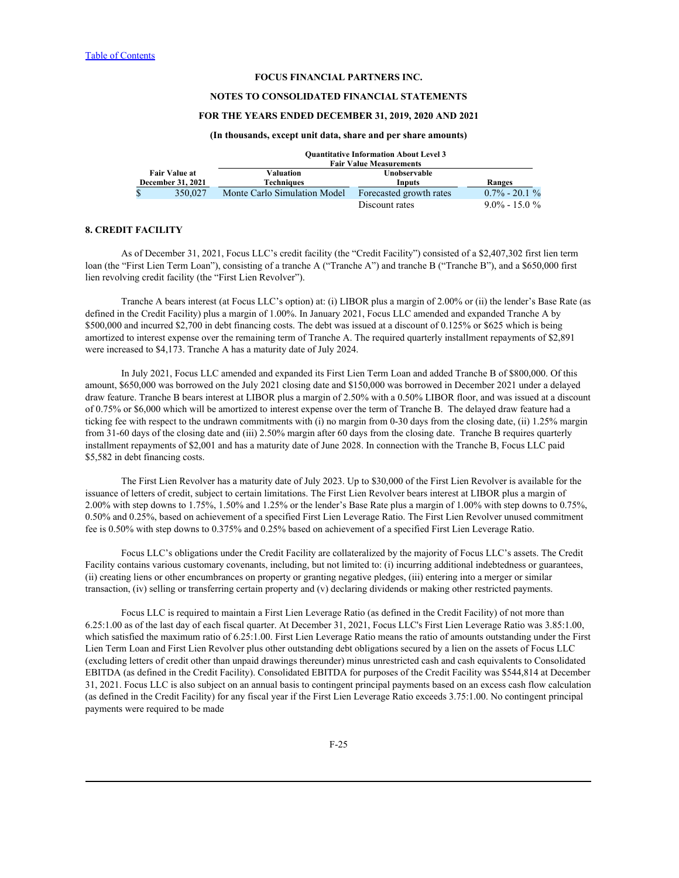| Fair Value at December 31, 2021 | Valuation Techniques | Unobservable Inputs | Ranges |
|---|---|---|---|
| | Quantitative Information About Level 3 Fair Value Measurements | | |
| $ 350,027 | Monte Carlo Simulation Model | Forecasted growth rates | 0.7% - 20.1 % |
| | | Discount rates | 9.0% - 15.0 % |

## 8. CREDIT FACILITY

As of December 31, 2021, Focus LLC's credit facility (the "Credit Facility") consisted of a $2,407,302 first lien term loan (the "First Lien Term Loan"), consisting of a tranche A ("Tranche A") and tranche B ("Tranche B"), and a $650,000 first lien revolving credit facility (the "First Lien Revolver").

Tranche A bears interest (at Focus LLC's option) at: (i) LIBOR plus a margin of 2.00% or (ii) the lender's Base Rate (as defined in the Credit Facility) plus a margin of 1.00%. In January 2021, Focus LLC amended and expanded Tranche A by $500,000 and incurred $2,700 in debt financing costs. The debt was issued at a discount of 0.125% or $625 which is being amortized to interest expense over the remaining term of Tranche A. The required quarterly installment repayments of $2,891 were increased to $4,173. Tranche A has a maturity date of July 2024.

In July 2021, Focus LLC amended and expanded its First Lien Term Loan and added Tranche B of $800,000. Of this amount, $650,000 was borrowed on the July 2021 closing date and $150,000 was borrowed in December 2021 under a delayed draw feature. Tranche B bears interest at LIBOR plus a margin of 2.50% with a 0.50% LIBOR floor, and was issued at a discount of 0.75% or $6,000 which will be amortized to interest expense over the term of Tranche B. The delayed draw feature had a ticking fee with respect to the undrawn commitments with (i) no margin from 0-30 days from the closing date, (ii) 1.25% margin from 31-60 days of the closing date and (iii) 2.50% margin after 60 days from the closing date. Tranche B requires quarterly installment repayments of $2,001 and has a maturity date of June 2028. In connection with the Tranche B, Focus LLC paid $5,582 in debt financing costs.

The First Lien Revolver has a maturity date of July 2023. Up to $30,000 of the First Lien Revolver is available for the issuance of letters of credit, subject to certain limitations. The First Lien Revolver bears interest at LIBOR plus a margin of 2.00% with step downs to 1.75%, 1.50% and 1.25% or the lender's Base Rate plus a margin of 1.00% with step downs to 0.75%, 0.50% and 0.25%, based on achievement of a specified First Lien Leverage Ratio. The First Lien Revolver unused commitment fee is 0.50% with step downs to 0.375% and 0.25% based on achievement of a specified First Lien Leverage Ratio.

Focus LLC's obligations under the Credit Facility are collateralized by the majority of Focus LLC's assets. The Credit Facility contains various customary covenants, including, but not limited to: (i) incurring additional indebtedness or guarantees, (ii) creating liens or other encumbrances on property or granting negative pledges, (iii) entering into a merger or similar transaction, (iv) selling or transferring certain property and (v) declaring dividends or making other restricted payments.

Focus LLC is required to maintain a First Lien Leverage Ratio (as defined in the Credit Facility) of not more than 6.25:1.00 as of the last day of each fiscal quarter. At December 31, 2021, Focus LLC's First Lien Leverage Ratio was 3.85:1.00, which satisfied the maximum ratio of 6.25:1.00. First Lien Leverage Ratio means the ratio of amounts outstanding under the First Lien Term Loan and First Lien Revolver plus other outstanding debt obligations secured by a lien on the assets of Focus LLC (excluding letters of credit other than unpaid drawings thereunder) minus unrestricted cash and cash equivalents to Consolidated EBITDA (as defined in the Credit Facility). Consolidated EBITDA for purposes of the Credit Facility was $544,814 at December 31, 2021. Focus LLC is also subject on an annual basis to contingent principal payments based on an excess cash flow calculation (as defined in the Credit Facility) for any fiscal year if the First Lien Leverage Ratio exceeds 3.75:1.00. No contingent principal payments were required to be made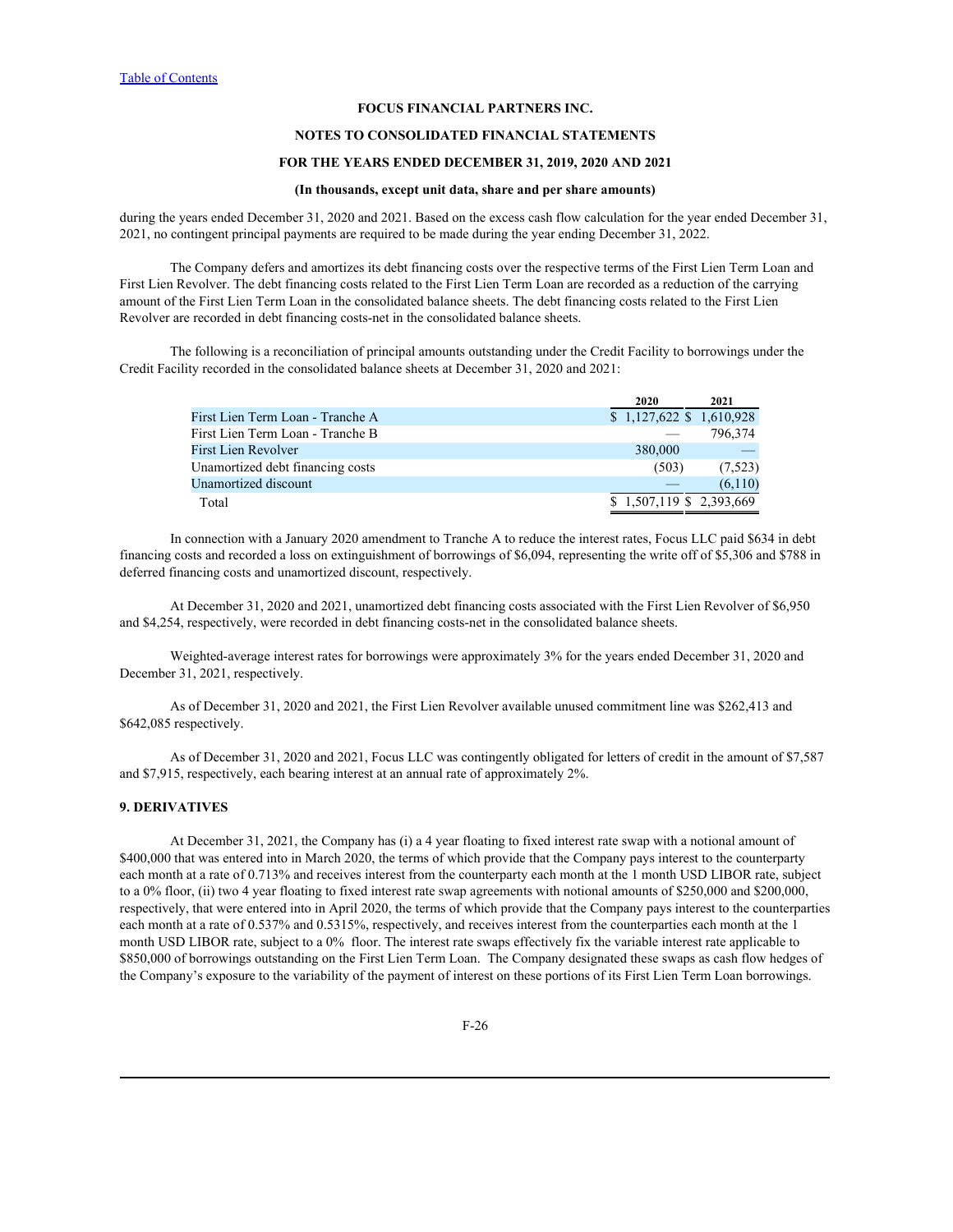during the years ended December 31, 2020 and 2021. Based on the excess cash flow calculation for the year ended December 31, 2021, no contingent principal payments are required to be made during the year ending December 31, 2022.

The Company defers and amortizes its debt financing costs over the respective terms of the First Lien Term Loan and First Lien Revolver. The debt financing costs related to the First Lien Term Loan are recorded as a reduction of the carrying amount of the First Lien Term Loan in the consolidated balance sheets. The debt financing costs related to the First Lien Revolver are recorded in debt financing costs-net in the consolidated balance sheets.

The following is a reconciliation of principal amounts outstanding under the Credit Facility to borrowings under the Credit Facility recorded in the consolidated balance sheets at December 31, 2020 and 2021:

| | 2020 | 2021 |
|---|---|---|
| First Lien Term Loan - Tranche A | $ 1,127,622 | $ 1,610,928 |
| First Lien Term Loan - Tranche B | — | 796,374 |
| First Lien Revolver | 380,000 | — |
| Unamortized debt financing costs | (503) | (7,523) |
| Unamortized discount | — | (6,110) |
| Total | $ 1,507,119 | $ 2,393,669 |

In connection with a January 2020 amendment to Tranche A to reduce the interest rates, Focus LLC paid $634 in debt financing costs and recorded a loss on extinguishment of borrowings of $6,094, representing the write off of $5,306 and $788 in deferred financing costs and unamortized discount, respectively.

At December 31, 2020 and 2021, unamortized debt financing costs associated with the First Lien Revolver of $6,950 and $4,254, respectively, were recorded in debt financing costs-net in the consolidated balance sheets.

Weighted-average interest rates for borrowings were approximately 3% for the years ended December 31, 2020 and December 31, 2021, respectively.

As of December 31, 2020 and 2021, the First Lien Revolver available unused commitment line was $262,413 and $642,085 respectively.

As of December 31, 2020 and 2021, Focus LLC was contingently obligated for letters of credit in the amount of $7,587 and $7,915, respectively, each bearing interest at an annual rate of approximately 2%.

## 9. DERIVATIVES

At December 31, 2021, the Company has (i) a 4 year floating to fixed interest rate swap with a notional amount of $400,000 that was entered into in March 2020, the terms of which provide that the Company pays interest to the counterparty each month at a rate of 0.713% and receives interest from the counterparty each month at the 1 month USD LIBOR rate, subject to a 0% floor, (ii) two 4 year floating to fixed interest rate swap agreements with notional amounts of $250,000 and $200,000, respectively, that were entered into in April 2020, the terms of which provide that the Company pays interest to the counterparties each month at a rate of 0.537% and 0.5315%, respectively, and receives interest from the counterparties each month at the 1 month USD LIBOR rate, subject to a 0% floor. The interest rate swaps effectively fix the variable interest rate applicable to $850,000 of borrowings outstanding on the First Lien Term Loan. The Company designated these swaps as cash flow hedges of the Company's exposure to the variability of the payment of interest on these portions of its First Lien Term Loan borrowings.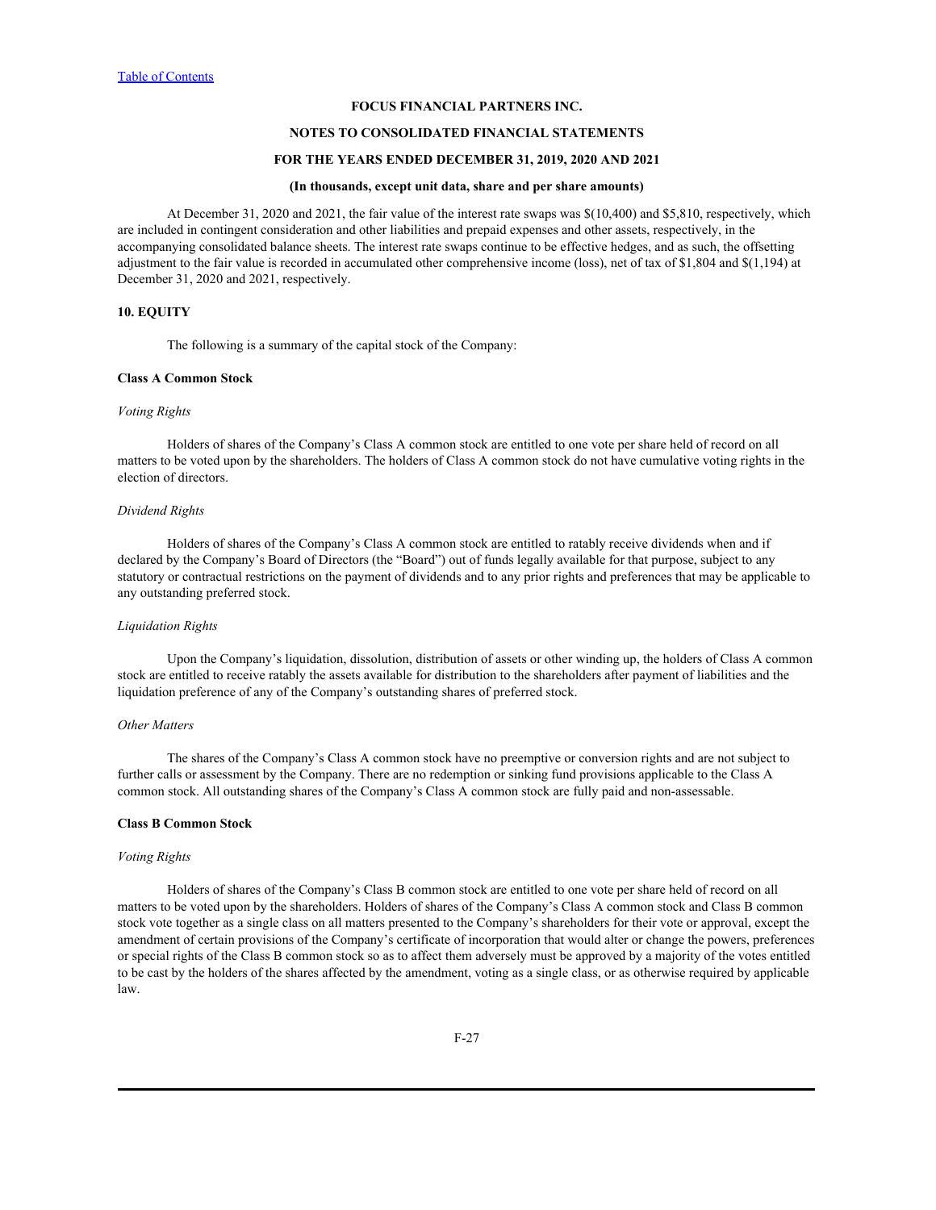At December 31, 2020 and 2021, the fair value of the interest rate swaps was $(10,400) and $5,810, respectively, which are included in contingent consideration and other liabilities and prepaid expenses and other assets, respectively, in the accompanying consolidated balance sheets. The interest rate swaps continue to be effective hedges, and as such, the offsetting adjustment to the fair value is recorded in accumulated other comprehensive income (loss), net of tax of $1,804 and $(1,194) at December 31, 2020 and 2021, respectively.

## 10. EQUITY

The following is a summary of the capital stock of the Company:

### Class A Common Stock

*Voting Rights*

Holders of shares of the Company's Class A common stock are entitled to one vote per share held of record on all matters to be voted upon by the shareholders. The holders of Class A common stock do not have cumulative voting rights in the election of directors.

*Dividend Rights*

Holders of shares of the Company's Class A common stock are entitled to ratably receive dividends when and if declared by the Company's Board of Directors (the "Board") out of funds legally available for that purpose, subject to any statutory or contractual restrictions on the payment of dividends and to any prior rights and preferences that may be applicable to any outstanding preferred stock.

*Liquidation Rights*

Upon the Company's liquidation, dissolution, distribution of assets or other winding up, the holders of Class A common stock are entitled to receive ratably the assets available for distribution to the shareholders after payment of liabilities and the liquidation preference of any of the Company's outstanding shares of preferred stock.

*Other Matters*

The shares of the Company's Class A common stock have no preemptive or conversion rights and are not subject to further calls or assessment by the Company. There are no redemption or sinking fund provisions applicable to the Class A common stock. All outstanding shares of the Company's Class A common stock are fully paid and non-assessable.

### Class B Common Stock

*Voting Rights*

Holders of shares of the Company's Class B common stock are entitled to one vote per share held of record on all matters to be voted upon by the shareholders. Holders of shares of the Company's Class A common stock and Class B common stock vote together as a single class on all matters presented to the Company's shareholders for their vote or approval, except the amendment of certain provisions of the Company's certificate of incorporation that would alter or change the powers, preferences or special rights of the Class B common stock so as to affect them adversely must be approved by a majority of the votes entitled to be cast by the holders of the shares affected by the amendment, voting as a single class, or as otherwise required by applicable law.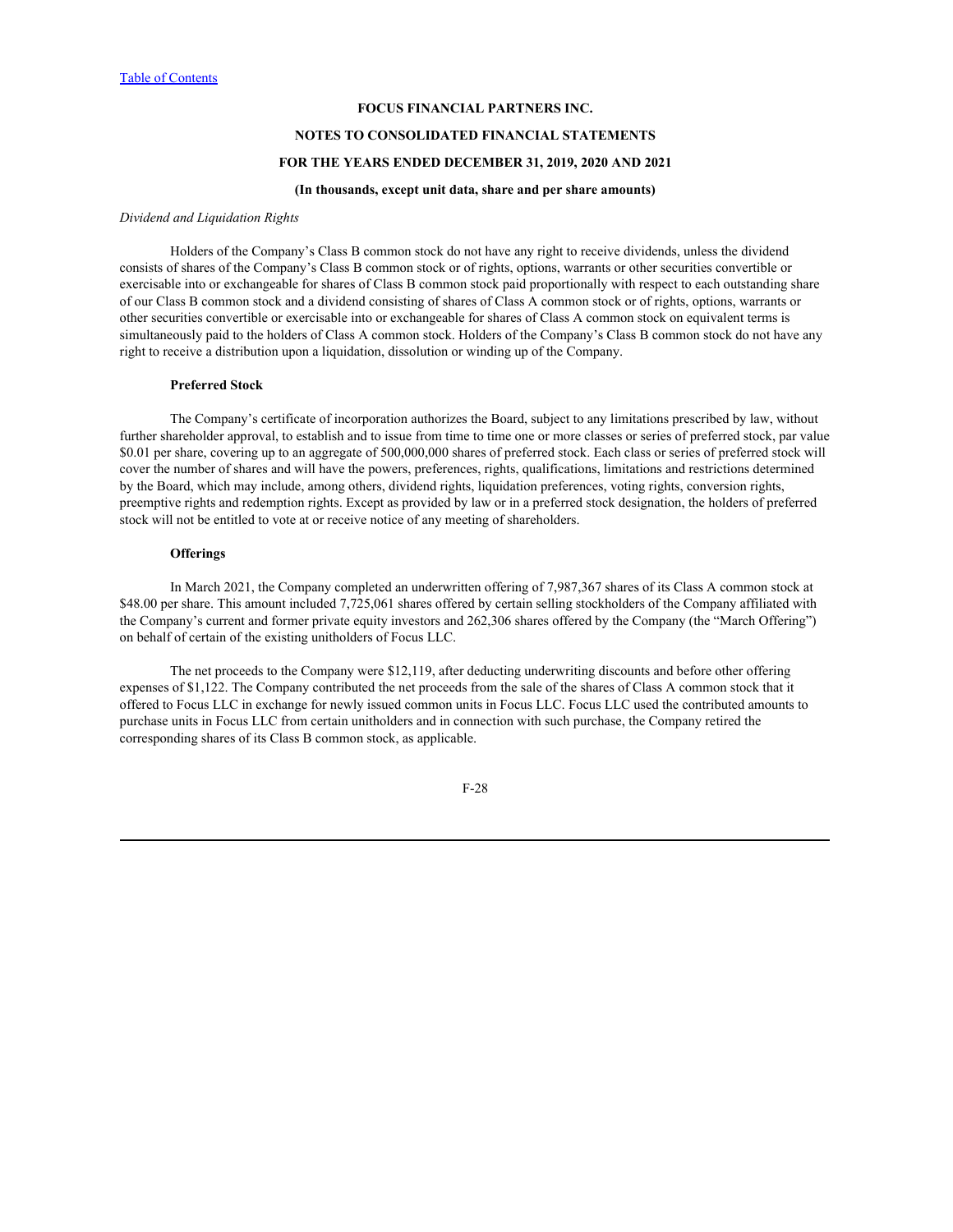*Dividend and Liquidation Rights*

Holders of the Company's Class B common stock do not have any right to receive dividends, unless the dividend consists of shares of the Company's Class B common stock or of rights, options, warrants or other securities convertible or exercisable into or exchangeable for shares of Class B common stock paid proportionally with respect to each outstanding share of our Class B common stock and a dividend consisting of shares of Class A common stock or of rights, options, warrants or other securities convertible or exercisable into or exchangeable for shares of Class A common stock on equivalent terms is simultaneously paid to the holders of Class A common stock. Holders of the Company's Class B common stock do not have any right to receive a distribution upon a liquidation, dissolution or winding up of the Company.

**Preferred Stock**

The Company's certificate of incorporation authorizes the Board, subject to any limitations prescribed by law, without further shareholder approval, to establish and to issue from time to time one or more classes or series of preferred stock, par value $0.01 per share, covering up to an aggregate of 500,000,000 shares of preferred stock. Each class or series of preferred stock will cover the number of shares and will have the powers, preferences, rights, qualifications, limitations and restrictions determined by the Board, which may include, among others, dividend rights, liquidation preferences, voting rights, conversion rights, preemptive rights and redemption rights. Except as provided by law or in a preferred stock designation, the holders of preferred stock will not be entitled to vote at or receive notice of any meeting of shareholders.

**Offerings**

In March 2021, the Company completed an underwritten offering of 7,987,367 shares of its Class A common stock at $48.00 per share. This amount included 7,725,061 shares offered by certain selling stockholders of the Company affiliated with the Company's current and former private equity investors and 262,306 shares offered by the Company (the "March Offering") on behalf of certain of the existing unitholders of Focus LLC.

The net proceeds to the Company were $12,119, after deducting underwriting discounts and before other offering expenses of $1,122. The Company contributed the net proceeds from the sale of the shares of Class A common stock that it offered to Focus LLC in exchange for newly issued common units in Focus LLC. Focus LLC used the contributed amounts to purchase units in Focus LLC from certain unitholders and in connection with such purchase, the Company retired the corresponding shares of its Class B common stock, as applicable.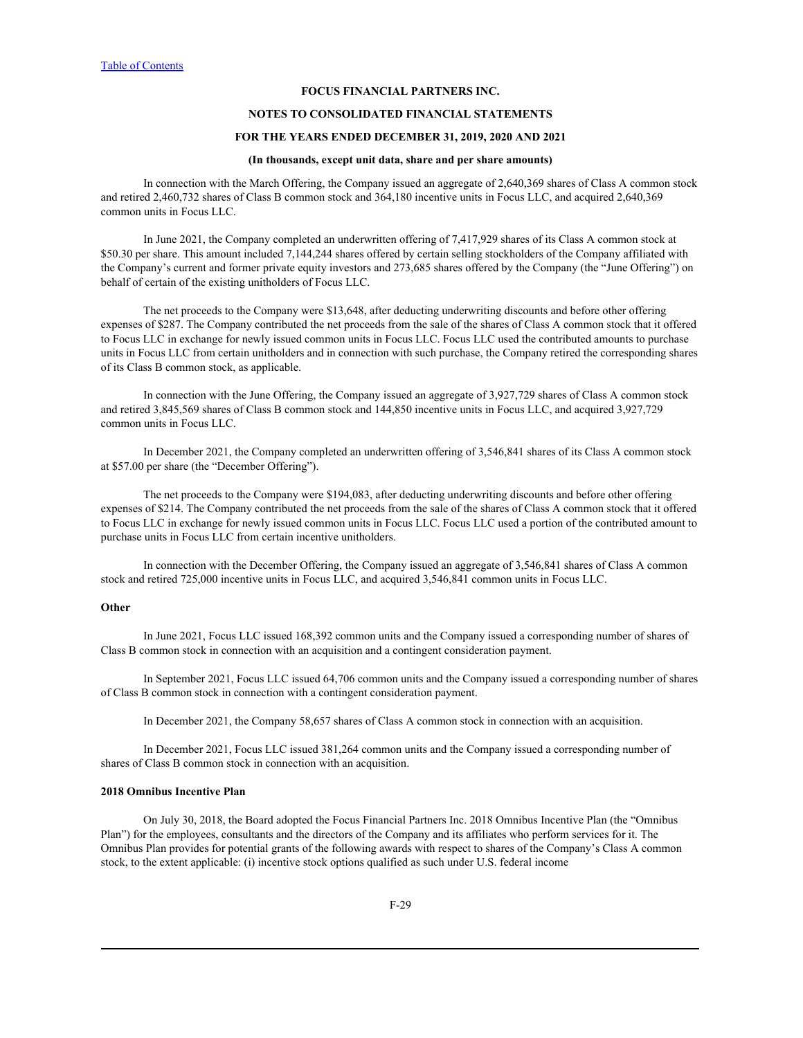In connection with the March Offering, the Company issued an aggregate of 2,640,369 shares of Class A common stock and retired 2,460,732 shares of Class B common stock and 364,180 incentive units in Focus LLC, and acquired 2,640,369 common units in Focus LLC.

In June 2021, the Company completed an underwritten offering of 7,417,929 shares of its Class A common stock at $50.30 per share. This amount included 7,144,244 shares offered by certain selling stockholders of the Company affiliated with the Company's current and former private equity investors and 273,685 shares offered by the Company (the "June Offering") on behalf of certain of the existing unitholders of Focus LLC.

The net proceeds to the Company were $13,648, after deducting underwriting discounts and before other offering expenses of $287. The Company contributed the net proceeds from the sale of the shares of Class A common stock that it offered to Focus LLC in exchange for newly issued common units in Focus LLC. Focus LLC used the contributed amounts to purchase units in Focus LLC from certain unitholders and in connection with such purchase, the Company retired the corresponding shares of its Class B common stock, as applicable.

In connection with the June Offering, the Company issued an aggregate of 3,927,729 shares of Class A common stock and retired 3,845,569 shares of Class B common stock and 144,850 incentive units in Focus LLC, and acquired 3,927,729 common units in Focus LLC.

In December 2021, the Company completed an underwritten offering of 3,546,841 shares of its Class A common stock at $57.00 per share (the "December Offering").

The net proceeds to the Company were $194,083, after deducting underwriting discounts and before other offering expenses of $214. The Company contributed the net proceeds from the sale of the shares of Class A common stock that it offered to Focus LLC in exchange for newly issued common units in Focus LLC. Focus LLC used a portion of the contributed amount to purchase units in Focus LLC from certain incentive unitholders.

In connection with the December Offering, the Company issued an aggregate of 3,546,841 shares of Class A common stock and retired 725,000 incentive units in Focus LLC, and acquired 3,546,841 common units in Focus LLC.

**Other**

In June 2021, Focus LLC issued 168,392 common units and the Company issued a corresponding number of shares of Class B common stock in connection with an acquisition and a contingent consideration payment.

In September 2021, Focus LLC issued 64,706 common units and the Company issued a corresponding number of shares of Class B common stock in connection with a contingent consideration payment.

In December 2021, the Company 58,657 shares of Class A common stock in connection with an acquisition.

In December 2021, Focus LLC issued 381,264 common units and the Company issued a corresponding number of shares of Class B common stock in connection with an acquisition.

**2018 Omnibus Incentive Plan**

On July 30, 2018, the Board adopted the Focus Financial Partners Inc. 2018 Omnibus Incentive Plan (the "Omnibus Plan") for the employees, consultants and the directors of the Company and its affiliates who perform services for it. The Omnibus Plan provides for potential grants of the following awards with respect to shares of the Company's Class A common stock, to the extent applicable: (i) incentive stock options qualified as such under U.S. federal income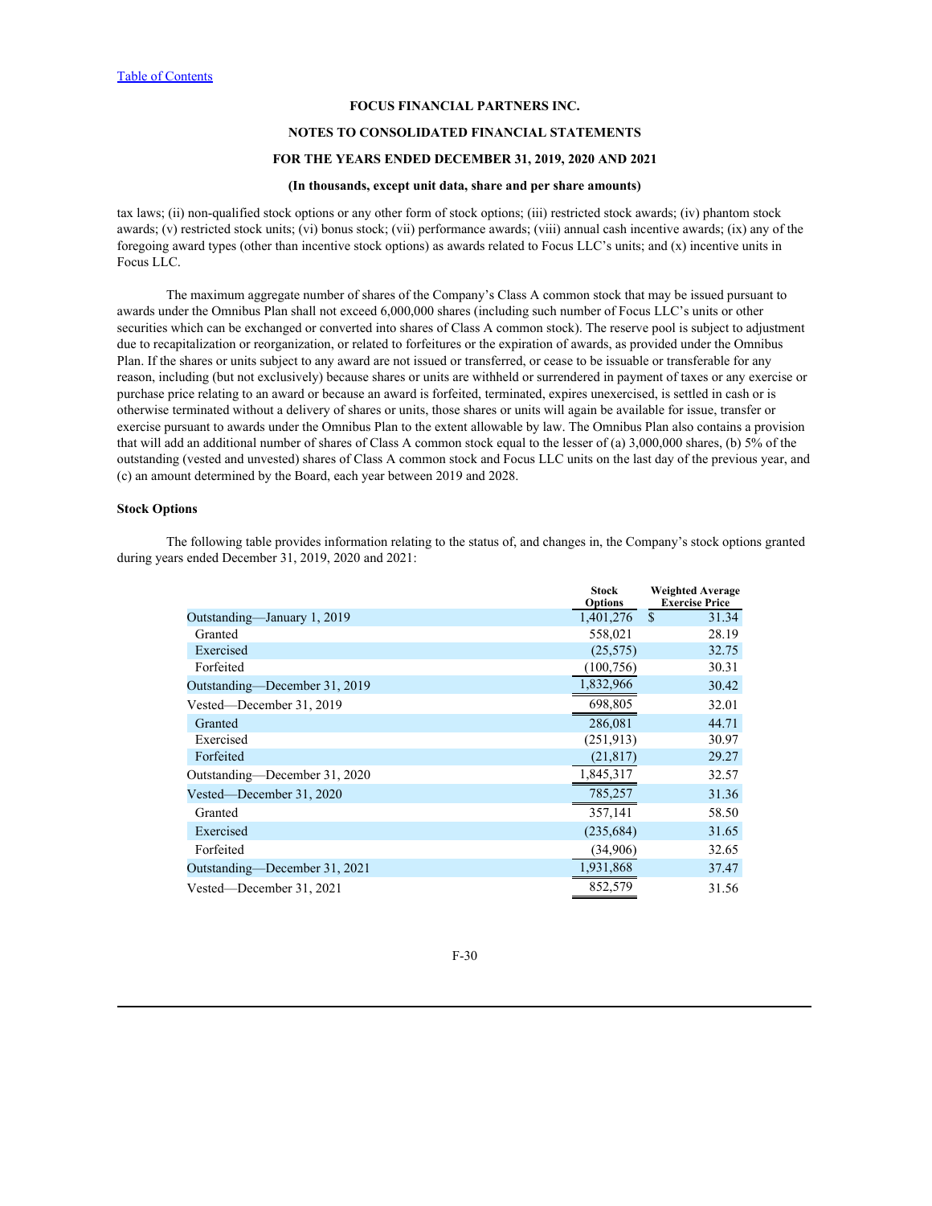tax laws; (ii) non-qualified stock options or any other form of stock options; (iii) restricted stock awards; (iv) phantom stock awards; (v) restricted stock units; (vi) bonus stock; (vii) performance awards; (viii) annual cash incentive awards; (ix) any of the foregoing award types (other than incentive stock options) as awards related to Focus LLC's units; and (x) incentive units in Focus LLC.

The maximum aggregate number of shares of the Company's Class A common stock that may be issued pursuant to awards under the Omnibus Plan shall not exceed 6,000,000 shares (including such number of Focus LLC's units or other securities which can be exchanged or converted into shares of Class A common stock). The reserve pool is subject to adjustment due to recapitalization or reorganization, or related to forfeitures or the expiration of awards, as provided under the Omnibus Plan. If the shares or units subject to any award are not issued or transferred, or cease to be issuable or transferable for any reason, including (but not exclusively) because shares or units are withheld or surrendered in payment of taxes or any exercise or purchase price relating to an award or because an award is forfeited, terminated, expires unexercised, is settled in cash or is otherwise terminated without a delivery of shares or units, those shares or units will again be available for issue, transfer or exercise pursuant to awards under the Omnibus Plan to the extent allowable by law. The Omnibus Plan also contains a provision that will add an additional number of shares of Class A common stock equal to the lesser of (a) 3,000,000 shares, (b) 5% of the outstanding (vested and unvested) shares of Class A common stock and Focus LLC units on the last day of the previous year, and (c) an amount determined by the Board, each year between 2019 and 2028.

**Stock Options**

The following table provides information relating to the status of, and changes in, the Company's stock options granted during years ended December 31, 2019, 2020 and 2021:

| | Stock Options | Weighted Average Exercise Price |
|---|---|---|
| Outstanding—January 1, 2019 | 1,401,276 | $ 31.34 |
| Granted | 558,021 | 28.19 |
| Exercised | (25,575) | 32.75 |
| Forfeited | (100,756) | 30.31 |
| Outstanding—December 31, 2019 | 1,832,966 | 30.42 |
| Vested—December 31, 2019 | 698,805 | 32.01 |
| Granted | 286,081 | 44.71 |
| Exercised | (251,913) | 30.97 |
| Forfeited | (21,817) | 29.27 |
| Outstanding—December 31, 2020 | 1,845,317 | 32.57 |
| Vested—December 31, 2020 | 785,257 | 31.36 |
| Granted | 357,141 | 58.50 |
| Exercised | (235,684) | 31.65 |
| Forfeited | (34,906) | 32.65 |
| Outstanding—December 31, 2021 | 1,931,868 | 37.47 |
| Vested—December 31, 2021 | 852,579 | 31.56 |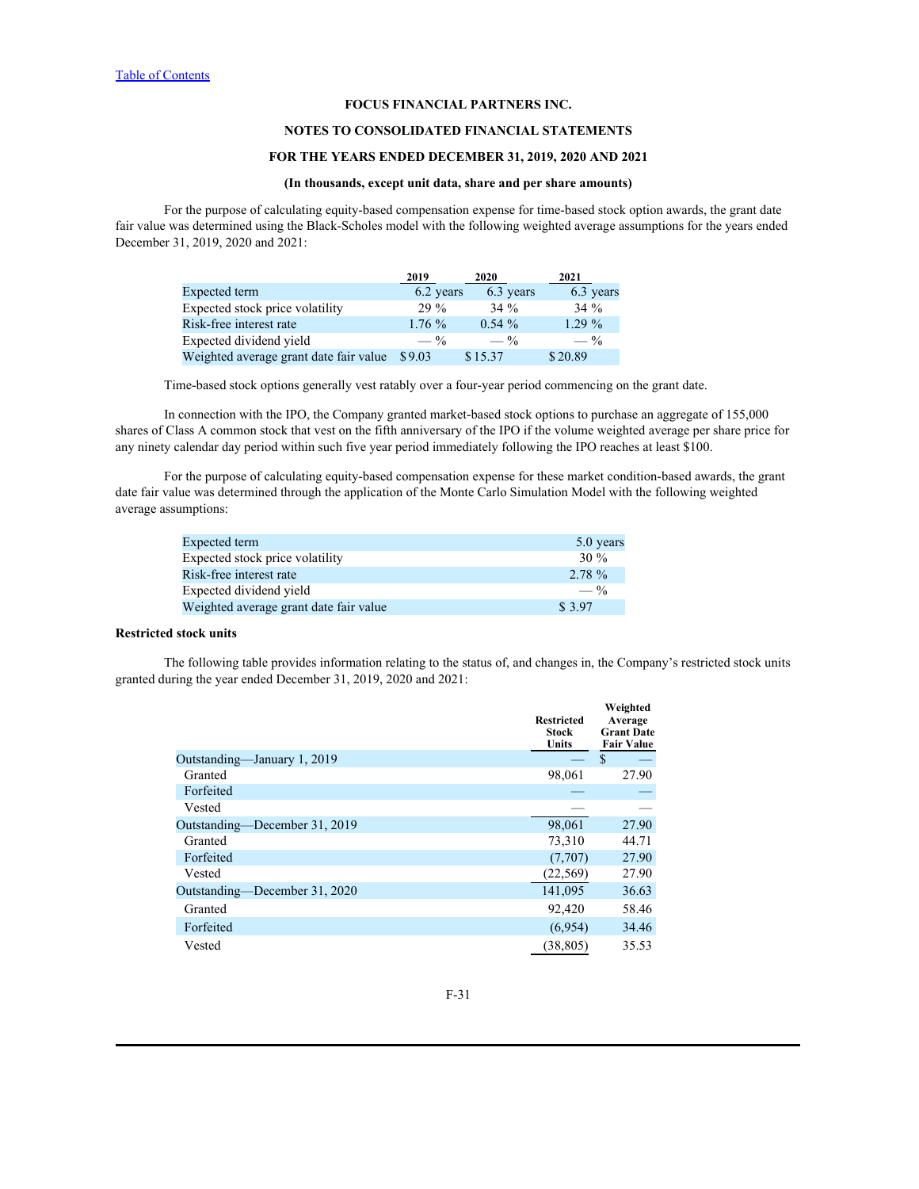FOCUS FINANCIAL PARTNERS INC.

NOTES TO CONSOLIDATED FINANCIAL STATEMENTS

FOR THE YEARS ENDED DECEMBER 31, 2019, 2020 AND 2021

(In thousands, except unit data, share and per share amounts)

For the purpose of calculating equity-based compensation expense for time-based stock option awards, the grant date fair value was determined using the Black-Scholes model with the following weighted average assumptions for the years ended December 31, 2019, 2020 and 2021:

| | 2019 | 2020 | 2021 |
|---|---|---|---|
| Expected term | 6.2 years | 6.3 years | 6.3 years |
| Expected stock price volatility | 29 % | 34 % | 34 % |
| Risk-free interest rate | 1.76 % | 0.54 % | 1.29 % |
| Expected dividend yield | — % | — % | — % |
| Weighted average grant date fair value | $ 9.03 | $ 15.37 | $ 20.89 |

Time-based stock options generally vest ratably over a four-year period commencing on the grant date.

In connection with the IPO, the Company granted market-based stock options to purchase an aggregate of 155,000 shares of Class A common stock that vest on the fifth anniversary of the IPO if the volume weighted average per share price for any ninety calendar day period within such five year period immediately following the IPO reaches at least $100.

For the purpose of calculating equity-based compensation expense for these market condition-based awards, the grant date fair value was determined through the application of the Monte Carlo Simulation Model with the following weighted average assumptions:

| | |
|---|---|
| Expected term | 5.0 years |
| Expected stock price volatility | 30 % |
| Risk-free interest rate | 2.78 % |
| Expected dividend yield | — % |
| Weighted average grant date fair value | $ 3.97 |

**Restricted stock units**

The following table provides information relating to the status of, and changes in, the Company's restricted stock units granted during the year ended December 31, 2019, 2020 and 2021:

| | Restricted Stock Units | Weighted Average Grant Date Fair Value |
|---|---|---|
| Outstanding—January 1, 2019 | — | $ — |
| Granted | 98,061 | 27.90 |
| Forfeited | — | — |
| Vested | — | — |
| Outstanding—December 31, 2019 | 98,061 | 27.90 |
| Granted | 73,310 | 44.71 |
| Forfeited | (7,707) | 27.90 |
| Vested | (22,569) | 27.90 |
| Outstanding—December 31, 2020 | 141,095 | 36.63 |
| Granted | 92,420 | 58.46 |
| Forfeited | (6,954) | 34.46 |
| Vested | (38,805) | 35.53 |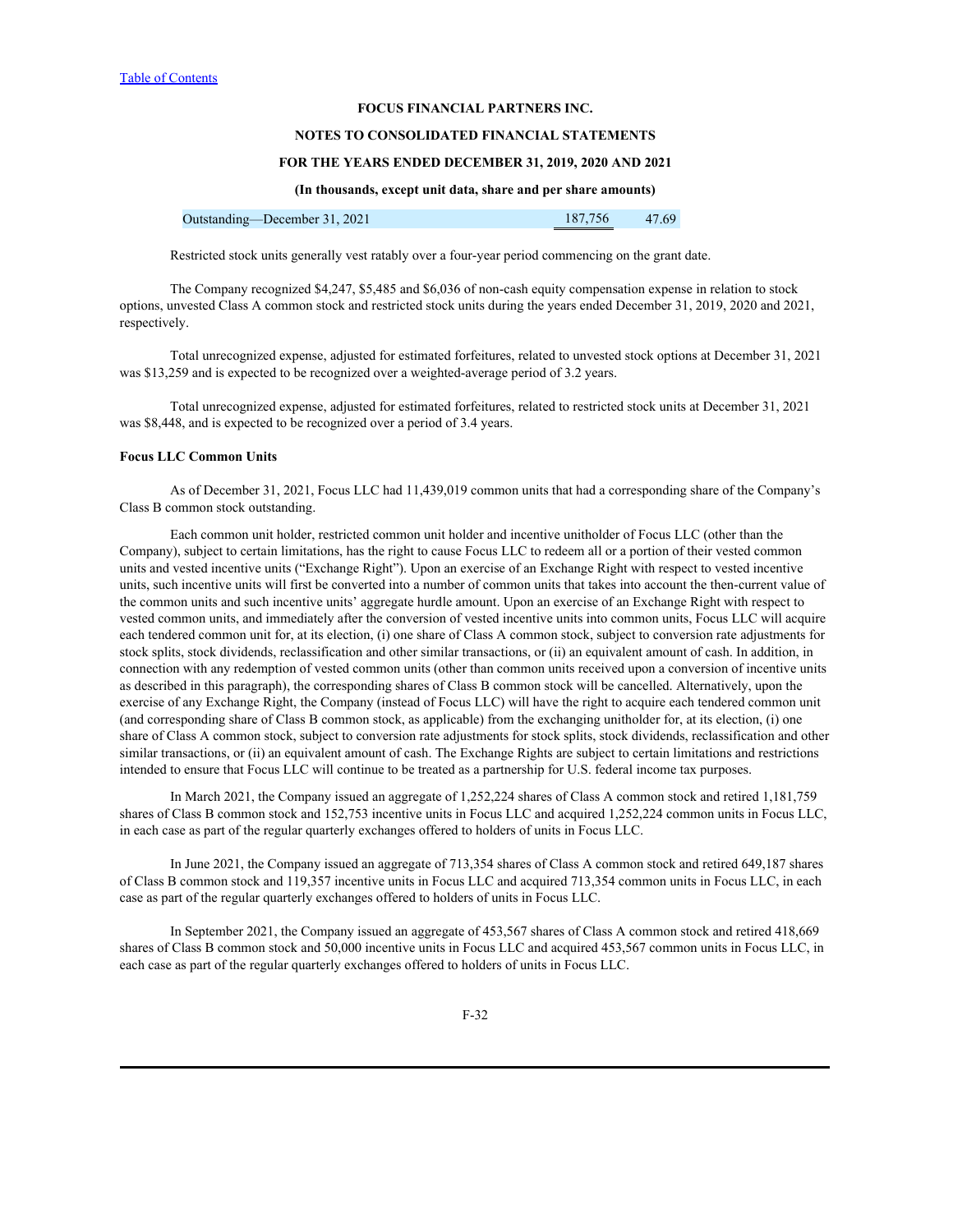| Outstanding—December 31, 2021 | 187,756 | 47.69 |
|---|---|---|

Restricted stock units generally vest ratably over a four-year period commencing on the grant date.

The Company recognized $4,247, $5,485 and $6,036 of non-cash equity compensation expense in relation to stock options, unvested Class A common stock and restricted stock units during the years ended December 31, 2019, 2020 and 2021, respectively.

Total unrecognized expense, adjusted for estimated forfeitures, related to unvested stock options at December 31, 2021 was $13,259 and is expected to be recognized over a weighted-average period of 3.2 years.

Total unrecognized expense, adjusted for estimated forfeitures, related to restricted stock units at December 31, 2021 was $8,448, and is expected to be recognized over a period of 3.4 years.

**Focus LLC Common Units**

As of December 31, 2021, Focus LLC had 11,439,019 common units that had a corresponding share of the Company's Class B common stock outstanding.

Each common unit holder, restricted common unit holder and incentive unitholder of Focus LLC (other than the Company), subject to certain limitations, has the right to cause Focus LLC to redeem all or a portion of their vested common units and vested incentive units ("Exchange Right"). Upon an exercise of an Exchange Right with respect to vested incentive units, such incentive units will first be converted into a number of common units that takes into account the then-current value of the common units and such incentive units' aggregate hurdle amount. Upon an exercise of an Exchange Right with respect to vested common units, and immediately after the conversion of vested incentive units into common units, Focus LLC will acquire each tendered common unit for, at its election, (i) one share of Class A common stock, subject to conversion rate adjustments for stock splits, stock dividends, reclassification and other similar transactions, or (ii) an equivalent amount of cash. In addition, in connection with any redemption of vested common units (other than common units received upon a conversion of incentive units as described in this paragraph), the corresponding shares of Class B common stock will be cancelled. Alternatively, upon the exercise of any Exchange Right, the Company (instead of Focus LLC) will have the right to acquire each tendered common unit (and corresponding share of Class B common stock, as applicable) from the exchanging unitholder for, at its election, (i) one share of Class A common stock, subject to conversion rate adjustments for stock splits, stock dividends, reclassification and other similar transactions, or (ii) an equivalent amount of cash. The Exchange Rights are subject to certain limitations and restrictions intended to ensure that Focus LLC will continue to be treated as a partnership for U.S. federal income tax purposes.

In March 2021, the Company issued an aggregate of 1,252,224 shares of Class A common stock and retired 1,181,759 shares of Class B common stock and 152,753 incentive units in Focus LLC and acquired 1,252,224 common units in Focus LLC, in each case as part of the regular quarterly exchanges offered to holders of units in Focus LLC.

In June 2021, the Company issued an aggregate of 713,354 shares of Class A common stock and retired 649,187 shares of Class B common stock and 119,357 incentive units in Focus LLC and acquired 713,354 common units in Focus LLC, in each case as part of the regular quarterly exchanges offered to holders of units in Focus LLC.

In September 2021, the Company issued an aggregate of 453,567 shares of Class A common stock and retired 418,669 shares of Class B common stock and 50,000 incentive units in Focus LLC and acquired 453,567 common units in Focus LLC, in each case as part of the regular quarterly exchanges offered to holders of units in Focus LLC.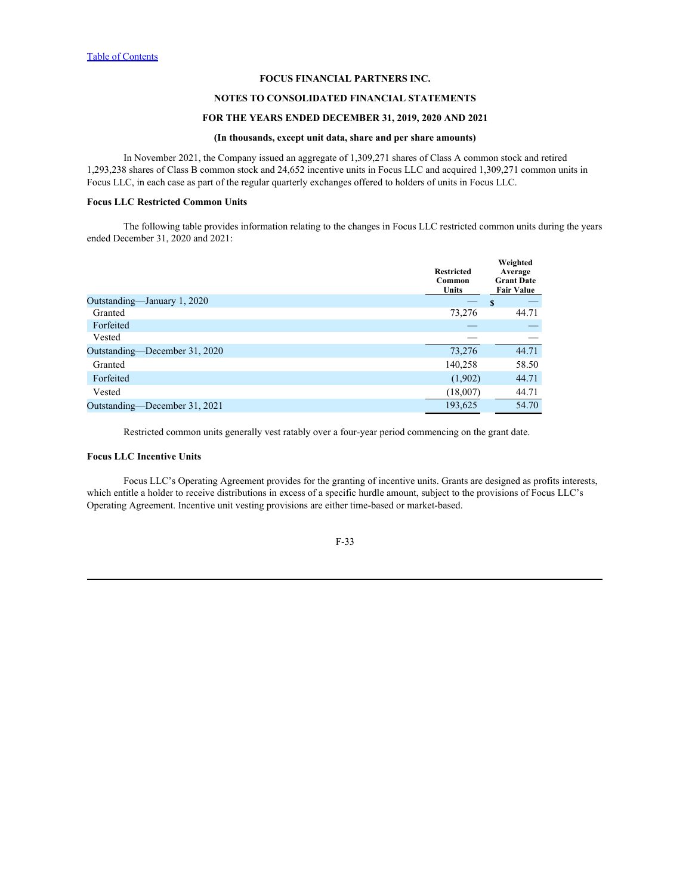In November 2021, the Company issued an aggregate of 1,309,271 shares of Class A common stock and retired 1,293,238 shares of Class B common stock and 24,652 incentive units in Focus LLC and acquired 1,309,271 common units in Focus LLC, in each case as part of the regular quarterly exchanges offered to holders of units in Focus LLC.

**Focus LLC Restricted Common Units**

The following table provides information relating to the changes in Focus LLC restricted common units during the years ended December 31, 2020 and 2021:

| | Restricted Common Units | Weighted Average Grant Date Fair Value |
|---|---|---|
| Outstanding—January 1, 2020 | — | $ — |
| Granted | 73,276 | 44.71 |
| Forfeited | — | — |
| Vested | — | — |
| Outstanding—December 31, 2020 | 73,276 | 44.71 |
| Granted | 140,258 | 58.50 |
| Forfeited | (1,902) | 44.71 |
| Vested | (18,007) | 44.71 |
| Outstanding—December 31, 2021 | 193,625 | 54.70 |

Restricted common units generally vest ratably over a four-year period commencing on the grant date.

**Focus LLC Incentive Units**

Focus LLC's Operating Agreement provides for the granting of incentive units. Grants are designed as profits interests, which entitle a holder to receive distributions in excess of a specific hurdle amount, subject to the provisions of Focus LLC's Operating Agreement. Incentive unit vesting provisions are either time-based or market-based.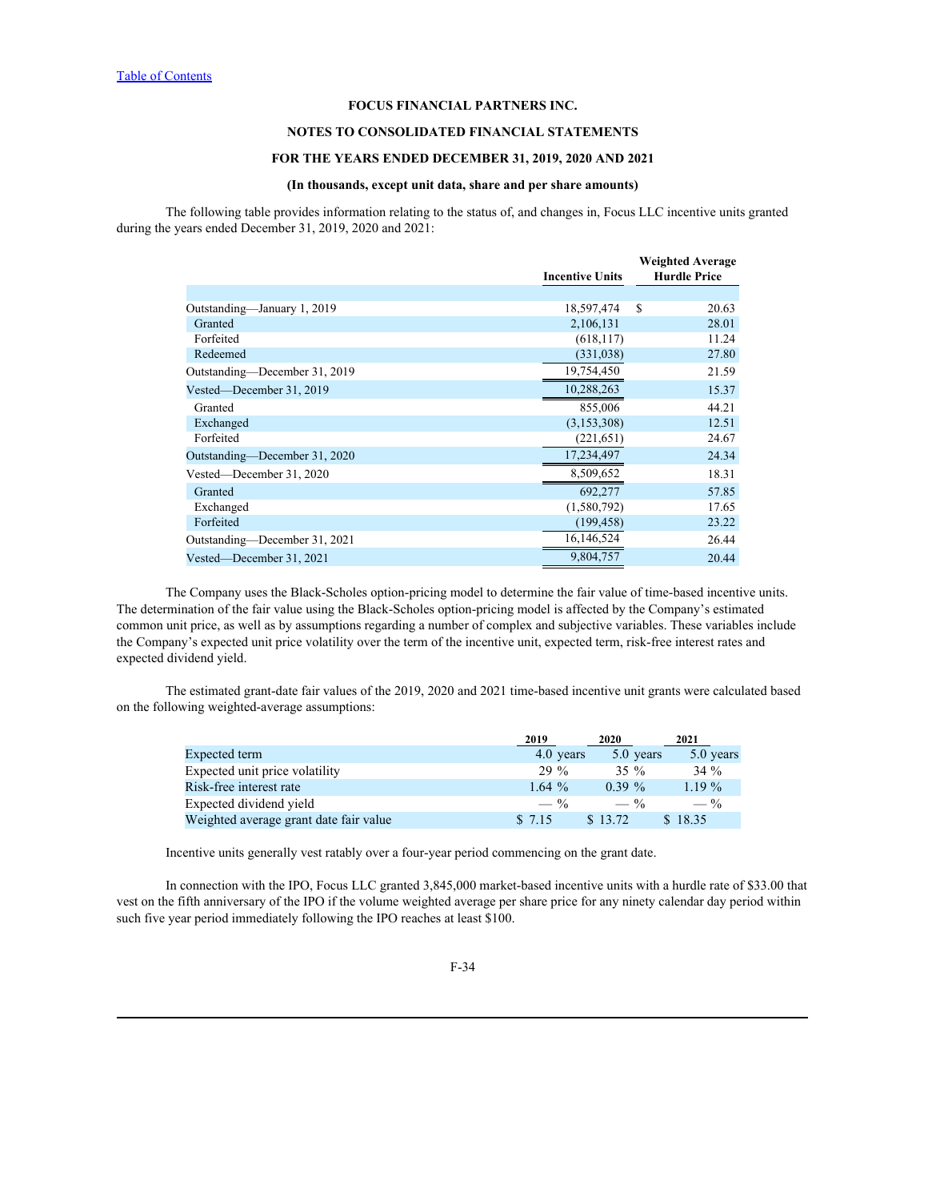FOCUS FINANCIAL PARTNERS INC.

NOTES TO CONSOLIDATED FINANCIAL STATEMENTS

FOR THE YEARS ENDED DECEMBER 31, 2019, 2020 AND 2021

(In thousands, except unit data, share and per share amounts)

The following table provides information relating to the status of, and changes in, Focus LLC incentive units granted during the years ended December 31, 2019, 2020 and 2021:

| | Incentive Units | Weighted Average Hurdle Price |
|---|---|---|
| Outstanding—January 1, 2019 | 18,597,474 | $ 20.63 |
| Granted | 2,106,131 | 28.01 |
| Forfeited | (618,117) | 11.24 |
| Redeemed | (331,038) | 27.80 |
| Outstanding—December 31, 2019 | 19,754,450 | 21.59 |
| Vested—December 31, 2019 | 10,288,263 | 15.37 |
| Granted | 855,006 | 44.21 |
| Exchanged | (3,153,308) | 12.51 |
| Forfeited | (221,651) | 24.67 |
| Outstanding—December 31, 2020 | 17,234,497 | 24.34 |
| Vested—December 31, 2020 | 8,509,652 | 18.31 |
| Granted | 692,277 | 57.85 |
| Exchanged | (1,580,792) | 17.65 |
| Forfeited | (199,458) | 23.22 |
| Outstanding—December 31, 2021 | 16,146,524 | 26.44 |
| Vested—December 31, 2021 | 9,804,757 | 20.44 |

The Company uses the Black-Scholes option-pricing model to determine the fair value of time-based incentive units. The determination of the fair value using the Black-Scholes option-pricing model is affected by the Company's estimated common unit price, as well as by assumptions regarding a number of complex and subjective variables. These variables include the Company's expected unit price volatility over the term of the incentive unit, expected term, risk-free interest rates and expected dividend yield.

The estimated grant-date fair values of the 2019, 2020 and 2021 time-based incentive unit grants were calculated based on the following weighted-average assumptions:

| | 2019 | 2020 | 2021 |
|---|---|---|---|
| Expected term | 4.0 years | 5.0 years | 5.0 years |
| Expected unit price volatility | 29 % | 35 % | 34 % |
| Risk-free interest rate | 1.64 % | 0.39 % | 1.19 % |
| Expected dividend yield | — % | — % | — % |
| Weighted average grant date fair value | $ 7.15 | $ 13.72 | $ 18.35 |

Incentive units generally vest ratably over a four-year period commencing on the grant date.

In connection with the IPO, Focus LLC granted 3,845,000 market-based incentive units with a hurdle rate of $33.00 that vest on the fifth anniversary of the IPO if the volume weighted average per share price for any ninety calendar day period within such five year period immediately following the IPO reaches at least $100.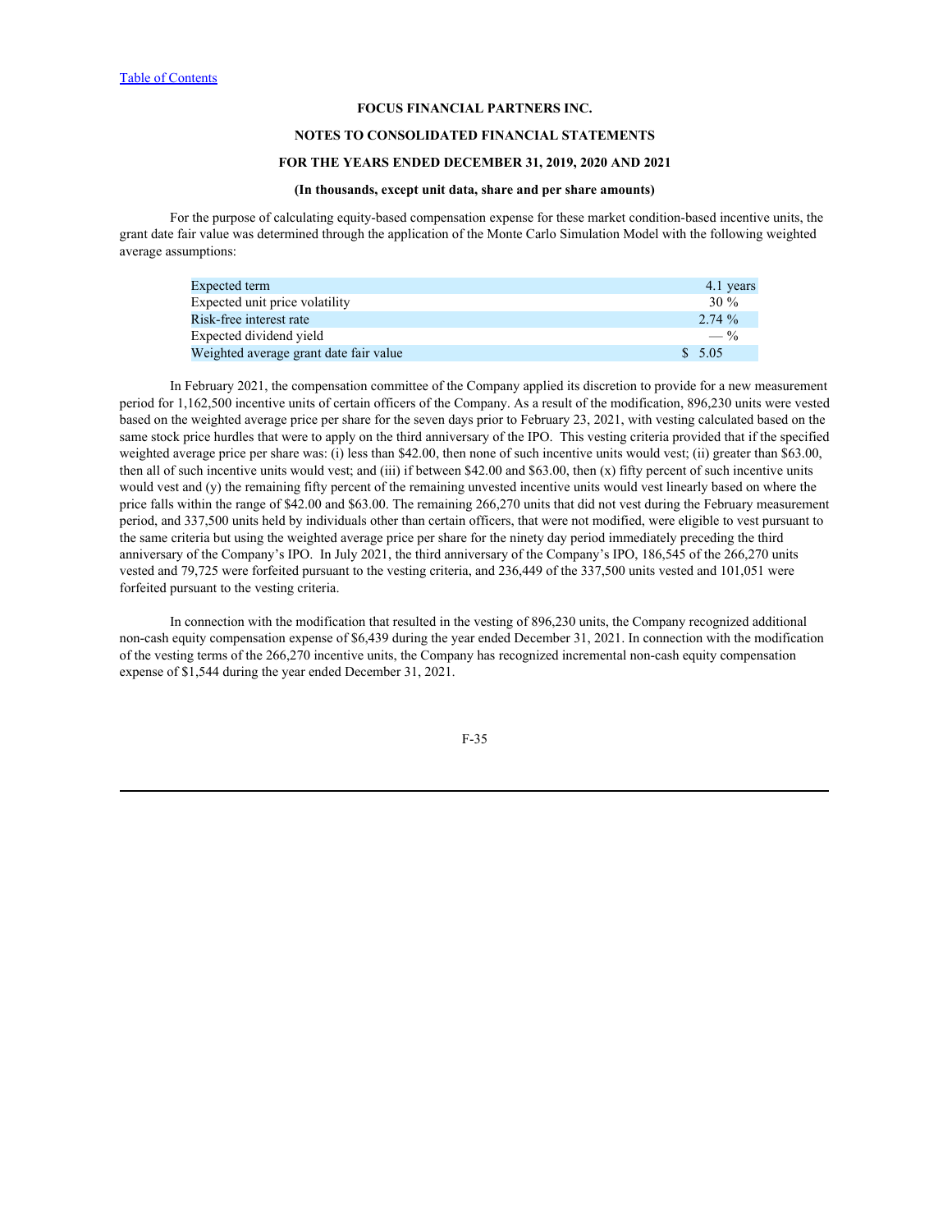For the purpose of calculating equity-based compensation expense for these market condition-based incentive units, the grant date fair value was determined through the application of the Monte Carlo Simulation Model with the following weighted average assumptions:

| | |
|---|---|
| Expected term | 4.1 years |
| Expected unit price volatility | 30 % |
| Risk-free interest rate | 2.74 % |
| Expected dividend yield | — % |
| Weighted average grant date fair value | $ 5.05 |

In February 2021, the compensation committee of the Company applied its discretion to provide for a new measurement period for 1,162,500 incentive units of certain officers of the Company. As a result of the modification, 896,230 units were vested based on the weighted average price per share for the seven days prior to February 23, 2021, with vesting calculated based on the same stock price hurdles that were to apply on the third anniversary of the IPO. This vesting criteria provided that if the specified weighted average price per share was: (i) less than $42.00, then none of such incentive units would vest; (ii) greater than $63.00, then all of such incentive units would vest; and (iii) if between $42.00 and $63.00, then (x) fifty percent of such incentive units would vest and (y) the remaining fifty percent of the remaining unvested incentive units would vest linearly based on where the price falls within the range of $42.00 and $63.00. The remaining 266,270 units that did not vest during the February measurement period, and 337,500 units held by individuals other than certain officers, that were not modified, were eligible to vest pursuant to the same criteria but using the weighted average price per share for the ninety day period immediately preceding the third anniversary of the Company's IPO. In July 2021, the third anniversary of the Company's IPO, 186,545 of the 266,270 units vested and 79,725 were forfeited pursuant to the vesting criteria, and 236,449 of the 337,500 units vested and 101,051 were forfeited pursuant to the vesting criteria.

In connection with the modification that resulted in the vesting of 896,230 units, the Company recognized additional non-cash equity compensation expense of $6,439 during the year ended December 31, 2021. In connection with the modification of the vesting terms of the 266,270 incentive units, the Company has recognized incremental non-cash equity compensation expense of $1,544 during the year ended December 31, 2021.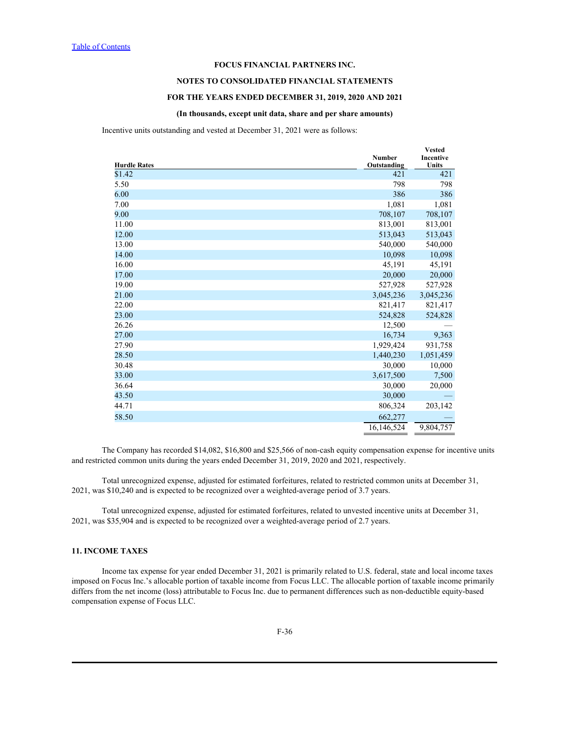Incentive units outstanding and vested at December 31, 2021 were as follows:

| Hurdle Rates | Number Outstanding | Vested Incentive Units |
|---|---|---|
| $1.42 | 421 | 421 |
| 5.50 | 798 | 798 |
| 6.00 | 386 | 386 |
| 7.00 | 1,081 | 1,081 |
| 9.00 | 708,107 | 708,107 |
| 11.00 | 813,001 | 813,001 |
| 12.00 | 513,043 | 513,043 |
| 13.00 | 540,000 | 540,000 |
| 14.00 | 10,098 | 10,098 |
| 16.00 | 45,191 | 45,191 |
| 17.00 | 20,000 | 20,000 |
| 19.00 | 527,928 | 527,928 |
| 21.00 | 3,045,236 | 3,045,236 |
| 22.00 | 821,417 | 821,417 |
| 23.00 | 524,828 | 524,828 |
| 26.26 | 12,500 | — |
| 27.00 | 16,734 | 9,363 |
| 27.90 | 1,929,424 | 931,758 |
| 28.50 | 1,440,230 | 1,051,459 |
| 30.48 | 30,000 | 10,000 |
| 33.00 | 3,617,500 | 7,500 |
| 36.64 | 30,000 | 20,000 |
| 43.50 | 30,000 | — |
| 44.71 | 806,324 | 203,142 |
| 58.50 | 662,277 | — |
| | 16,146,524 | 9,804,757 |

The Company has recorded $14,082, $16,800 and $25,566 of non-cash equity compensation expense for incentive units and restricted common units during the years ended December 31, 2019, 2020 and 2021, respectively.

Total unrecognized expense, adjusted for estimated forfeitures, related to restricted common units at December 31, 2021, was $10,240 and is expected to be recognized over a weighted-average period of 3.7 years.

Total unrecognized expense, adjusted for estimated forfeitures, related to unvested incentive units at December 31, 2021, was $35,904 and is expected to be recognized over a weighted-average period of 2.7 years.

## 11. INCOME TAXES

Income tax expense for year ended December 31, 2021 is primarily related to U.S. federal, state and local income taxes imposed on Focus Inc.'s allocable portion of taxable income from Focus LLC. The allocable portion of taxable income primarily differs from the net income (loss) attributable to Focus Inc. due to permanent differences such as non-deductible equity-based compensation expense of Focus LLC.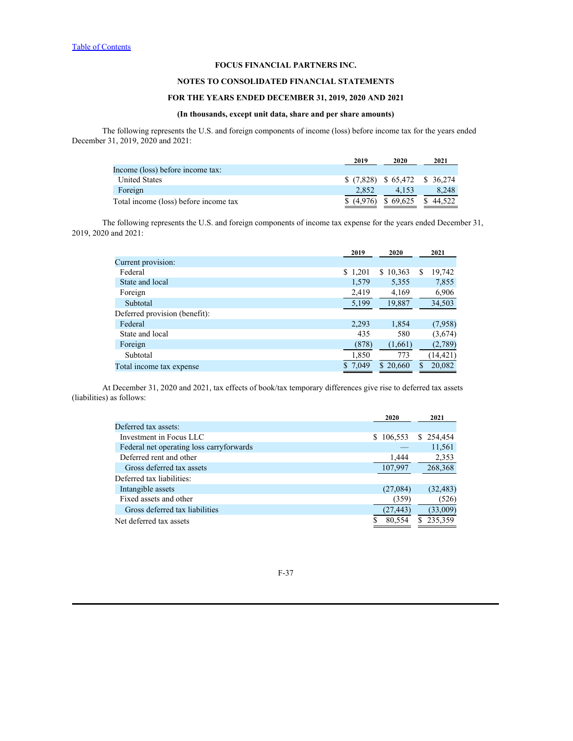FOCUS FINANCIAL PARTNERS INC.

NOTES TO CONSOLIDATED FINANCIAL STATEMENTS

FOR THE YEARS ENDED DECEMBER 31, 2019, 2020 AND 2021

(In thousands, except unit data, share and per share amounts)

The following represents the U.S. and foreign components of income (loss) before income tax for the years ended December 31, 2019, 2020 and 2021:

| | 2019 | 2020 | 2021 |
|---|---|---|---|
| Income (loss) before income tax: | | | |
| United States | $ (7,828) | $ 65,472 | $ 36,274 |
| Foreign | 2,852 | 4,153 | 8,248 |
| Total income (loss) before income tax | $ (4,976) | $ 69,625 | $ 44,522 |

The following represents the U.S. and foreign components of income tax expense for the years ended December 31, 2019, 2020 and 2021:

| | 2019 | 2020 | 2021 |
|---|---|---|---|
| Current provision: | | | |
| Federal | $ 1,201 | $ 10,363 | $ 19,742 |
| State and local | 1,579 | 5,355 | 7,855 |
| Foreign | 2,419 | 4,169 | 6,906 |
| Subtotal | 5,199 | 19,887 | 34,503 |
| Deferred provision (benefit): | | | |
| Federal | 2,293 | 1,854 | (7,958) |
| State and local | 435 | 580 | (3,674) |
| Foreign | (878) | (1,661) | (2,789) |
| Subtotal | 1,850 | 773 | (14,421) |
| Total income tax expense | $ 7,049 | $ 20,660 | $ 20,082 |

At December 31, 2020 and 2021, tax effects of book/tax temporary differences give rise to deferred tax assets (liabilities) as follows:

| | 2020 | 2021 |
|---|---|---|
| Deferred tax assets: | | |
| Investment in Focus LLC | $ 106,553 | $ 254,454 |
| Federal net operating loss carryforwards | — | 11,561 |
| Deferred rent and other | 1,444 | 2,353 |
| Gross deferred tax assets | 107,997 | 268,368 |
| Deferred tax liabilities: | | |
| Intangible assets | (27,084) | (32,483) |
| Fixed assets and other | (359) | (526) |
| Gross deferred tax liabilities | (27,443) | (33,009) |
| Net deferred tax assets | $ 80,554 | $ 235,359 |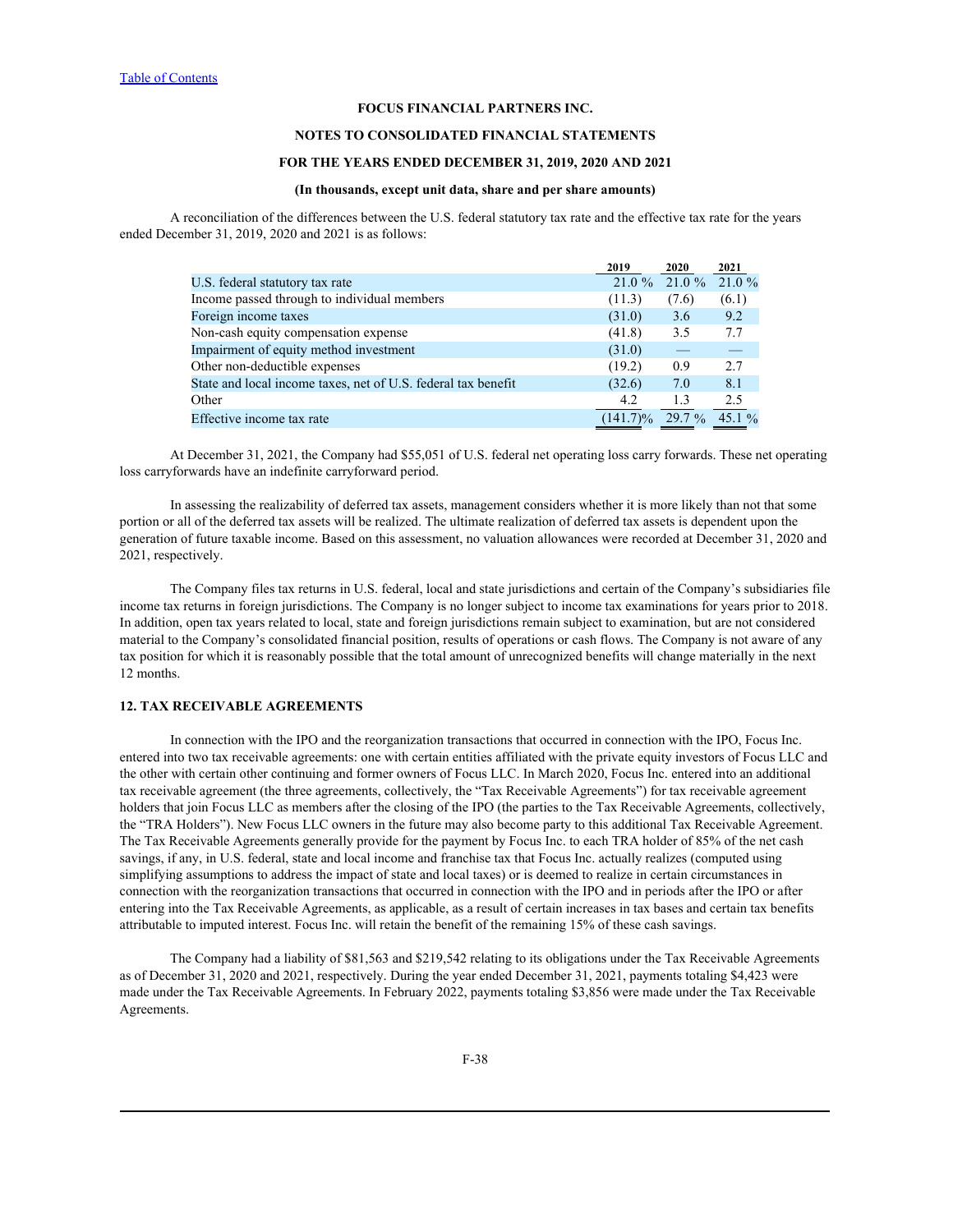**FOCUS FINANCIAL PARTNERS INC.**

**NOTES TO CONSOLIDATED FINANCIAL STATEMENTS**

**FOR THE YEARS ENDED DECEMBER 31, 2019, 2020 AND 2021**

**(In thousands, except unit data, share and per share amounts)**

A reconciliation of the differences between the U.S. federal statutory tax rate and the effective tax rate for the years ended December 31, 2019, 2020 and 2021 is as follows:

| | 2019 | 2020 | 2021 |
|---|---|---|---|
| U.S. federal statutory tax rate | 21.0 % | 21.0 % | 21.0 % |
| Income passed through to individual members | (11.3) | (7.6) | (6.1) |
| Foreign income taxes | (31.0) | 3.6 | 9.2 |
| Non-cash equity compensation expense | (41.8) | 3.5 | 7.7 |
| Impairment of equity method investment | (31.0) | — | — |
| Other non-deductible expenses | (19.2) | 0.9 | 2.7 |
| State and local income taxes, net of U.S. federal tax benefit | (32.6) | 7.0 | 8.1 |
| Other | 4.2 | 1.3 | 2.5 |
| Effective income tax rate | (141.7)% | 29.7 % | 45.1 % |

At December 31, 2021, the Company had $55,051 of U.S. federal net operating loss carry forwards. These net operating loss carryforwards have an indefinite carryforward period.

In assessing the realizability of deferred tax assets, management considers whether it is more likely than not that some portion or all of the deferred tax assets will be realized. The ultimate realization of deferred tax assets is dependent upon the generation of future taxable income. Based on this assessment, no valuation allowances were recorded at December 31, 2020 and 2021, respectively.

The Company files tax returns in U.S. federal, local and state jurisdictions and certain of the Company's subsidiaries file income tax returns in foreign jurisdictions. The Company is no longer subject to income tax examinations for years prior to 2018. In addition, open tax years related to local, state and foreign jurisdictions remain subject to examination, but are not considered material to the Company's consolidated financial position, results of operations or cash flows. The Company is not aware of any tax position for which it is reasonably possible that the total amount of unrecognized benefits will change materially in the next 12 months.

## 12. TAX RECEIVABLE AGREEMENTS

In connection with the IPO and the reorganization transactions that occurred in connection with the IPO, Focus Inc. entered into two tax receivable agreements: one with certain entities affiliated with the private equity investors of Focus LLC and the other with certain other continuing and former owners of Focus LLC. In March 2020, Focus Inc. entered into an additional tax receivable agreement (the three agreements, collectively, the "Tax Receivable Agreements") for tax receivable agreement holders that join Focus LLC as members after the closing of the IPO (the parties to the Tax Receivable Agreements, collectively, the "TRA Holders"). New Focus LLC owners in the future may also become party to this additional Tax Receivable Agreement. The Tax Receivable Agreements generally provide for the payment by Focus Inc. to each TRA holder of 85% of the net cash savings, if any, in U.S. federal, state and local income and franchise tax that Focus Inc. actually realizes (computed using simplifying assumptions to address the impact of state and local taxes) or is deemed to realize in certain circumstances in connection with the reorganization transactions that occurred in connection with the IPO and in periods after the IPO or after entering into the Tax Receivable Agreements, as applicable, as a result of certain increases in tax bases and certain tax benefits attributable to imputed interest. Focus Inc. will retain the benefit of the remaining 15% of these cash savings.

The Company had a liability of $81,563 and $219,542 relating to its obligations under the Tax Receivable Agreements as of December 31, 2020 and 2021, respectively. During the year ended December 31, 2021, payments totaling $4,423 were made under the Tax Receivable Agreements. In February 2022, payments totaling $3,856 were made under the Tax Receivable Agreements.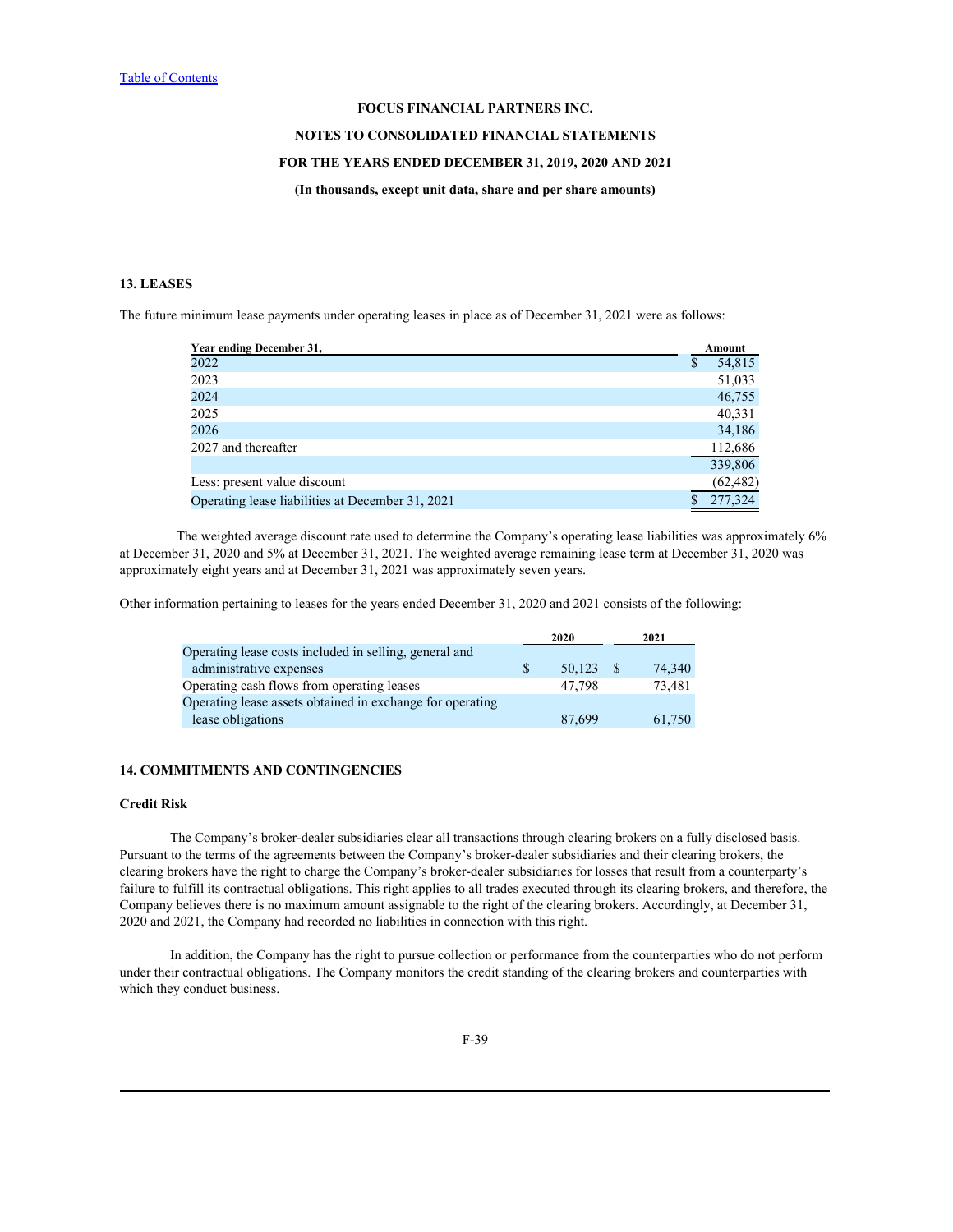Table of Contents

**FOCUS FINANCIAL PARTNERS INC.**

**NOTES TO CONSOLIDATED FINANCIAL STATEMENTS**

**FOR THE YEARS ENDED DECEMBER 31, 2019, 2020 AND 2021**

**(In thousands, except unit data, share and per share amounts)**

## 13. LEASES

The future minimum lease payments under operating leases in place as of December 31, 2021 were as follows:

| Year ending December 31, | Amount |
|---|---|
| 2022 | $ 54,815 |
| 2023 | 51,033 |
| 2024 | 46,755 |
| 2025 | 40,331 |
| 2026 | 34,186 |
| 2027 and thereafter | 112,686 |
| | 339,806 |
| Less: present value discount | (62,482) |
| Operating lease liabilities at December 31, 2021 | $ 277,324 |

The weighted average discount rate used to determine the Company's operating lease liabilities was approximately 6% at December 31, 2020 and 5% at December 31, 2021. The weighted average remaining lease term at December 31, 2020 was approximately eight years and at December 31, 2021 was approximately seven years.

Other information pertaining to leases for the years ended December 31, 2020 and 2021 consists of the following:

| | 2020 | 2021 |
|---|---|---|
| Operating lease costs included in selling, general and administrative expenses | $ 50,123 | $ 74,340 |
| Operating cash flows from operating leases | 47,798 | 73,481 |
| Operating lease assets obtained in exchange for operating lease obligations | 87,699 | 61,750 |

## 14. COMMITMENTS AND CONTINGENCIES

### Credit Risk

The Company's broker-dealer subsidiaries clear all transactions through clearing brokers on a fully disclosed basis. Pursuant to the terms of the agreements between the Company's broker-dealer subsidiaries and their clearing brokers, the clearing brokers have the right to charge the Company's broker-dealer subsidiaries for losses that result from a counterparty's failure to fulfill its contractual obligations. This right applies to all trades executed through its clearing brokers, and therefore, the Company believes there is no maximum amount assignable to the right of the clearing brokers. Accordingly, at December 31, 2020 and 2021, the Company had recorded no liabilities in connection with this right.

In addition, the Company has the right to pursue collection or performance from the counterparties who do not perform under their contractual obligations. The Company monitors the credit standing of the clearing brokers and counterparties with which they conduct business.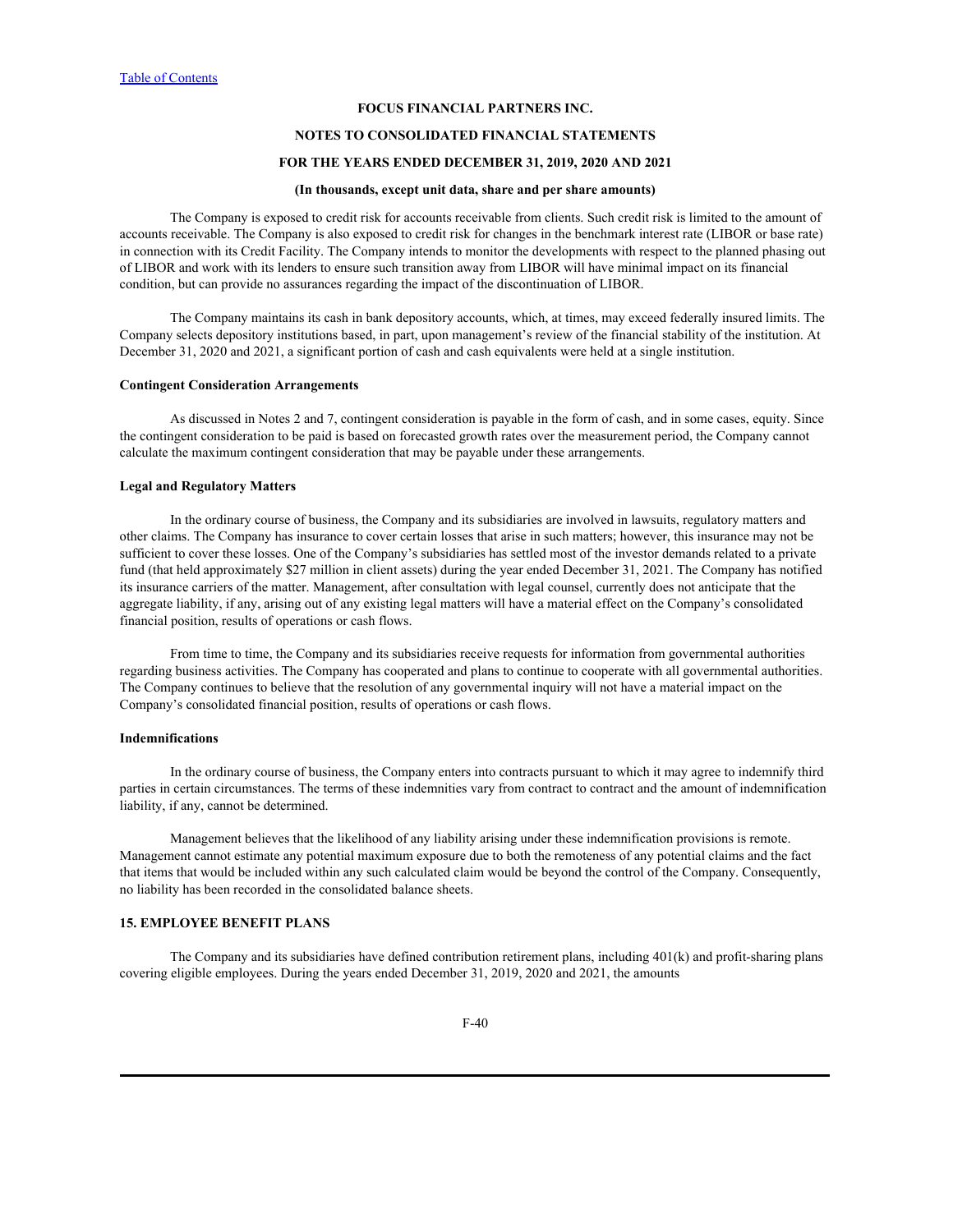The Company is exposed to credit risk for accounts receivable from clients. Such credit risk is limited to the amount of accounts receivable. The Company is also exposed to credit risk for changes in the benchmark interest rate (LIBOR or base rate) in connection with its Credit Facility. The Company intends to monitor the developments with respect to the planned phasing out of LIBOR and work with its lenders to ensure such transition away from LIBOR will have minimal impact on its financial condition, but can provide no assurances regarding the impact of the discontinuation of LIBOR.

The Company maintains its cash in bank depository accounts, which, at times, may exceed federally insured limits. The Company selects depository institutions based, in part, upon management's review of the financial stability of the institution. At December 31, 2020 and 2021, a significant portion of cash and cash equivalents were held at a single institution.

**Contingent Consideration Arrangements**

As discussed in Notes 2 and 7, contingent consideration is payable in the form of cash, and in some cases, equity. Since the contingent consideration to be paid is based on forecasted growth rates over the measurement period, the Company cannot calculate the maximum contingent consideration that may be payable under these arrangements.

**Legal and Regulatory Matters**

In the ordinary course of business, the Company and its subsidiaries are involved in lawsuits, regulatory matters and other claims. The Company has insurance to cover certain losses that arise in such matters; however, this insurance may not be sufficient to cover these losses. One of the Company's subsidiaries has settled most of the investor demands related to a private fund (that held approximately $27 million in client assets) during the year ended December 31, 2021. The Company has notified its insurance carriers of the matter. Management, after consultation with legal counsel, currently does not anticipate that the aggregate liability, if any, arising out of any existing legal matters will have a material effect on the Company's consolidated financial position, results of operations or cash flows.

From time to time, the Company and its subsidiaries receive requests for information from governmental authorities regarding business activities. The Company has cooperated and plans to continue to cooperate with all governmental authorities. The Company continues to believe that the resolution of any governmental inquiry will not have a material impact on the Company's consolidated financial position, results of operations or cash flows.

**Indemnifications**

In the ordinary course of business, the Company enters into contracts pursuant to which it may agree to indemnify third parties in certain circumstances. The terms of these indemnities vary from contract to contract and the amount of indemnification liability, if any, cannot be determined.

Management believes that the likelihood of any liability arising under these indemnification provisions is remote. Management cannot estimate any potential maximum exposure due to both the remoteness of any potential claims and the fact that items that would be included within any such calculated claim would be beyond the control of the Company. Consequently, no liability has been recorded in the consolidated balance sheets.

## 15. EMPLOYEE BENEFIT PLANS

The Company and its subsidiaries have defined contribution retirement plans, including 401(k) and profit-sharing plans covering eligible employees. During the years ended December 31, 2019, 2020 and 2021, the amounts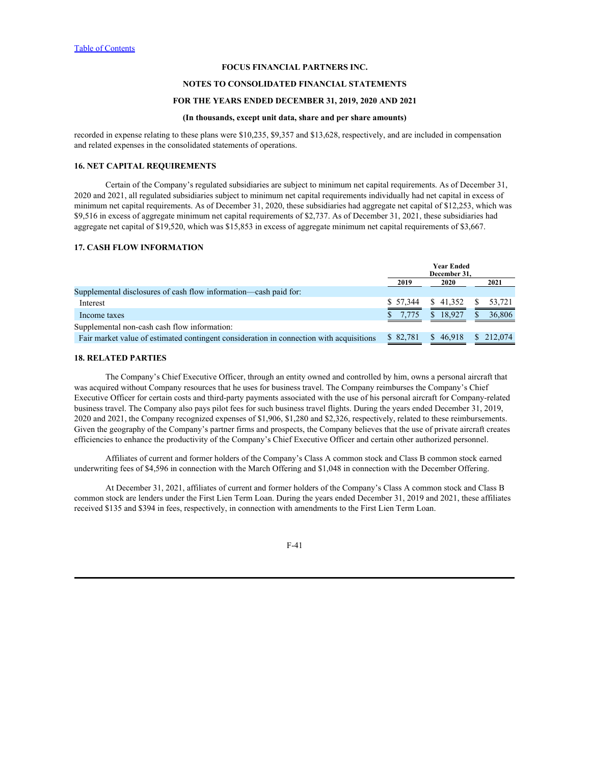recorded in expense relating to these plans were $10,235, $9,357 and $13,628, respectively, and are included in compensation and related expenses in the consolidated statements of operations.

## 16. NET CAPITAL REQUIREMENTS

Certain of the Company's regulated subsidiaries are subject to minimum net capital requirements. As of December 31, 2020 and 2021, all regulated subsidiaries subject to minimum net capital requirements individually had net capital in excess of minimum net capital requirements. As of December 31, 2020, these subsidiaries had aggregate net capital of $12,253, which was $9,516 in excess of aggregate minimum net capital requirements of $2,737. As of December 31, 2021, these subsidiaries had aggregate net capital of $19,520, which was $15,853 in excess of aggregate minimum net capital requirements of $3,667.

## 17. CASH FLOW INFORMATION

| | Year Ended December 31, | | |
|---|---|---|---|
| | 2019 | 2020 | 2021 |
| Supplemental disclosures of cash flow information—cash paid for: | | | |
| Interest | $ 57,344 | $ 41,352 | $ 53,721 |
| Income taxes | $ 7,775 | $ 18,927 | $ 36,806 |
| Supplemental non-cash cash flow information: | | | |
| Fair market value of estimated contingent consideration in connection with acquisitions | $ 82,781 | $ 46,918 | $ 212,074 |

## 18. RELATED PARTIES

The Company's Chief Executive Officer, through an entity owned and controlled by him, owns a personal aircraft that was acquired without Company resources that he uses for business travel. The Company reimburses the Company's Chief Executive Officer for certain costs and third-party payments associated with the use of his personal aircraft for Company-related business travel. The Company also pays pilot fees for such business travel flights. During the years ended December 31, 2019, 2020 and 2021, the Company recognized expenses of $1,906, $1,280 and $2,326, respectively, related to these reimbursements. Given the geography of the Company's partner firms and prospects, the Company believes that the use of private aircraft creates efficiencies to enhance the productivity of the Company's Chief Executive Officer and certain other authorized personnel.

Affiliates of current and former holders of the Company's Class A common stock and Class B common stock earned underwriting fees of $4,596 in connection with the March Offering and $1,048 in connection with the December Offering.

At December 31, 2021, affiliates of current and former holders of the Company's Class A common stock and Class B common stock are lenders under the First Lien Term Loan. During the years ended December 31, 2019 and 2021, these affiliates received $135 and $394 in fees, respectively, in connection with amendments to the First Lien Term Loan.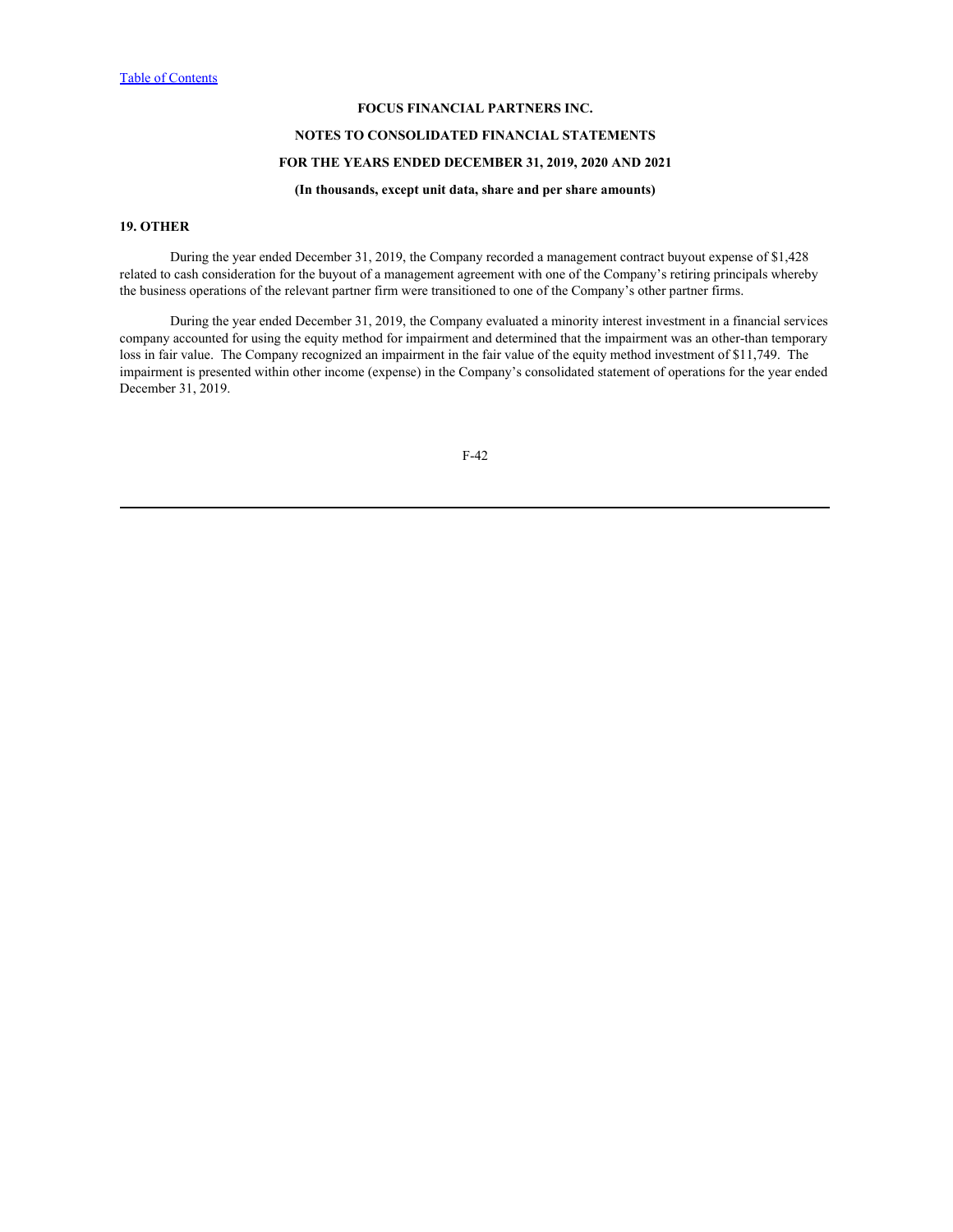# FOCUS FINANCIAL PARTNERS INC.

## NOTES TO CONSOLIDATED FINANCIAL STATEMENTS

## FOR THE YEARS ENDED DECEMBER 31, 2019, 2020 AND 2021

**(In thousands, except unit data, share and per share amounts)**

### 19. OTHER

During the year ended December 31, 2019, the Company recorded a management contract buyout expense of $1,428 related to cash consideration for the buyout of a management agreement with one of the Company's retiring principals whereby the business operations of the relevant partner firm were transitioned to one of the Company's other partner firms.

During the year ended December 31, 2019, the Company evaluated a minority interest investment in a financial services company accounted for using the equity method for impairment and determined that the impairment was an other-than temporary loss in fair value. The Company recognized an impairment in the fair value of the equity method investment of $11,749. The impairment is presented within other income (expense) in the Company's consolidated statement of operations for the year ended December 31, 2019.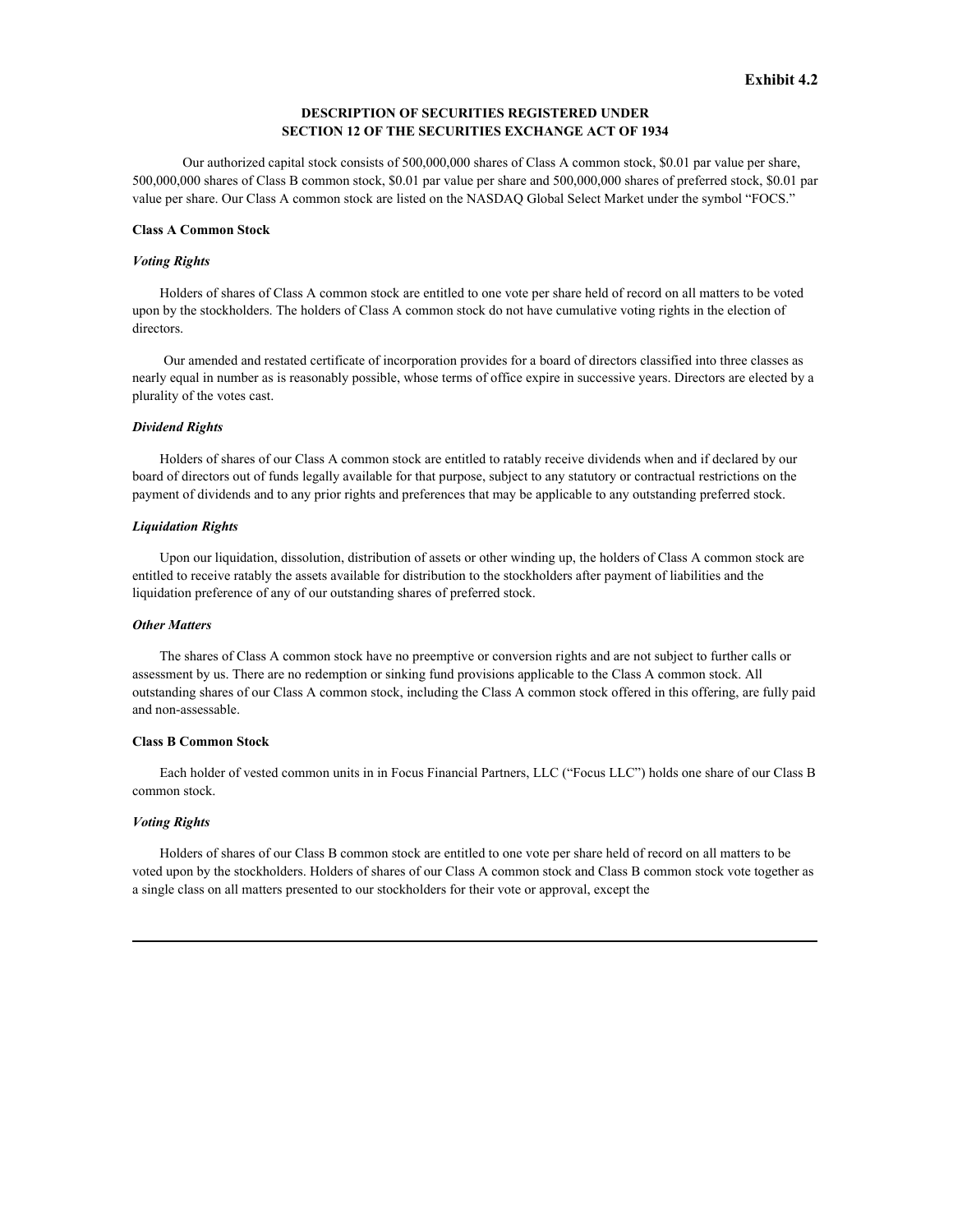Exhibit 4.2

## DESCRIPTION OF SECURITIES REGISTERED UNDER SECTION 12 OF THE SECURITIES EXCHANGE ACT OF 1934

Our authorized capital stock consists of 500,000,000 shares of Class A common stock, $0.01 par value per share, 500,000,000 shares of Class B common stock, $0.01 par value per share and 500,000,000 shares of preferred stock, $0.01 par value per share. Our Class A common stock are listed on the NASDAQ Global Select Market under the symbol "FOCS."

### Class A Common Stock

#### *Voting Rights*

Holders of shares of Class A common stock are entitled to one vote per share held of record on all matters to be voted upon by the stockholders. The holders of Class A common stock do not have cumulative voting rights in the election of directors.

Our amended and restated certificate of incorporation provides for a board of directors classified into three classes as nearly equal in number as is reasonably possible, whose terms of office expire in successive years. Directors are elected by a plurality of the votes cast.

#### *Dividend Rights*

Holders of shares of our Class A common stock are entitled to ratably receive dividends when and if declared by our board of directors out of funds legally available for that purpose, subject to any statutory or contractual restrictions on the payment of dividends and to any prior rights and preferences that may be applicable to any outstanding preferred stock.

#### *Liquidation Rights*

Upon our liquidation, dissolution, distribution of assets or other winding up, the holders of Class A common stock are entitled to receive ratably the assets available for distribution to the stockholders after payment of liabilities and the liquidation preference of any of our outstanding shares of preferred stock.

#### *Other Matters*

The shares of Class A common stock have no preemptive or conversion rights and are not subject to further calls or assessment by us. There are no redemption or sinking fund provisions applicable to the Class A common stock. All outstanding shares of our Class A common stock, including the Class A common stock offered in this offering, are fully paid and non-assessable.

### Class B Common Stock

Each holder of vested common units in in Focus Financial Partners, LLC ("Focus LLC") holds one share of our Class B common stock.

#### *Voting Rights*

Holders of shares of our Class B common stock are entitled to one vote per share held of record on all matters to be voted upon by the stockholders. Holders of shares of our Class A common stock and Class B common stock vote together as a single class on all matters presented to our stockholders for their vote or approval, except the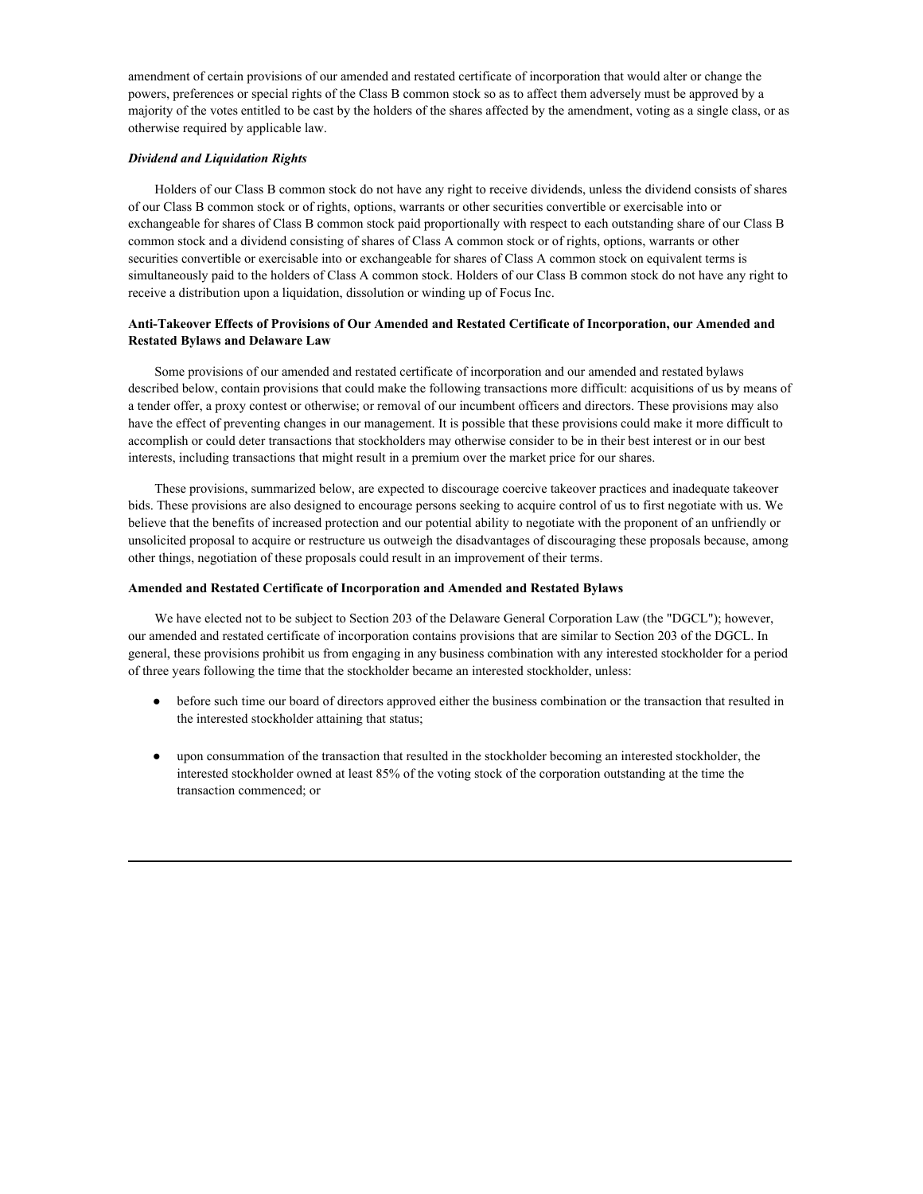amendment of certain provisions of our amended and restated certificate of incorporation that would alter or change the powers, preferences or special rights of the Class B common stock so as to affect them adversely must be approved by a majority of the votes entitled to be cast by the holders of the shares affected by the amendment, voting as a single class, or as otherwise required by applicable law.

***Dividend and Liquidation Rights***

Holders of our Class B common stock do not have any right to receive dividends, unless the dividend consists of shares of our Class B common stock or of rights, options, warrants or other securities convertible or exercisable into or exchangeable for shares of Class B common stock paid proportionally with respect to each outstanding share of our Class B common stock and a dividend consisting of shares of Class A common stock or of rights, options, warrants or other securities convertible or exercisable into or exchangeable for shares of Class A common stock on equivalent terms is simultaneously paid to the holders of Class A common stock. Holders of our Class B common stock do not have any right to receive a distribution upon a liquidation, dissolution or winding up of Focus Inc.

**Anti-Takeover Effects of Provisions of Our Amended and Restated Certificate of Incorporation, our Amended and Restated Bylaws and Delaware Law**

Some provisions of our amended and restated certificate of incorporation and our amended and restated bylaws described below, contain provisions that could make the following transactions more difficult: acquisitions of us by means of a tender offer, a proxy contest or otherwise; or removal of our incumbent officers and directors. These provisions may also have the effect of preventing changes in our management. It is possible that these provisions could make it more difficult to accomplish or could deter transactions that stockholders may otherwise consider to be in their best interest or in our best interests, including transactions that might result in a premium over the market price for our shares.

These provisions, summarized below, are expected to discourage coercive takeover practices and inadequate takeover bids. These provisions are also designed to encourage persons seeking to acquire control of us to first negotiate with us. We believe that the benefits of increased protection and our potential ability to negotiate with the proponent of an unfriendly or unsolicited proposal to acquire or restructure us outweigh the disadvantages of discouraging these proposals because, among other things, negotiation of these proposals could result in an improvement of their terms.

**Amended and Restated Certificate of Incorporation and Amended and Restated Bylaws**

We have elected not to be subject to Section 203 of the Delaware General Corporation Law (the "DGCL"); however, our amended and restated certificate of incorporation contains provisions that are similar to Section 203 of the DGCL. In general, these provisions prohibit us from engaging in any business combination with any interested stockholder for a period of three years following the time that the stockholder became an interested stockholder, unless:

- before such time our board of directors approved either the business combination or the transaction that resulted in the interested stockholder attaining that status;
- upon consummation of the transaction that resulted in the stockholder becoming an interested stockholder, the interested stockholder owned at least 85% of the voting stock of the corporation outstanding at the time the transaction commenced; or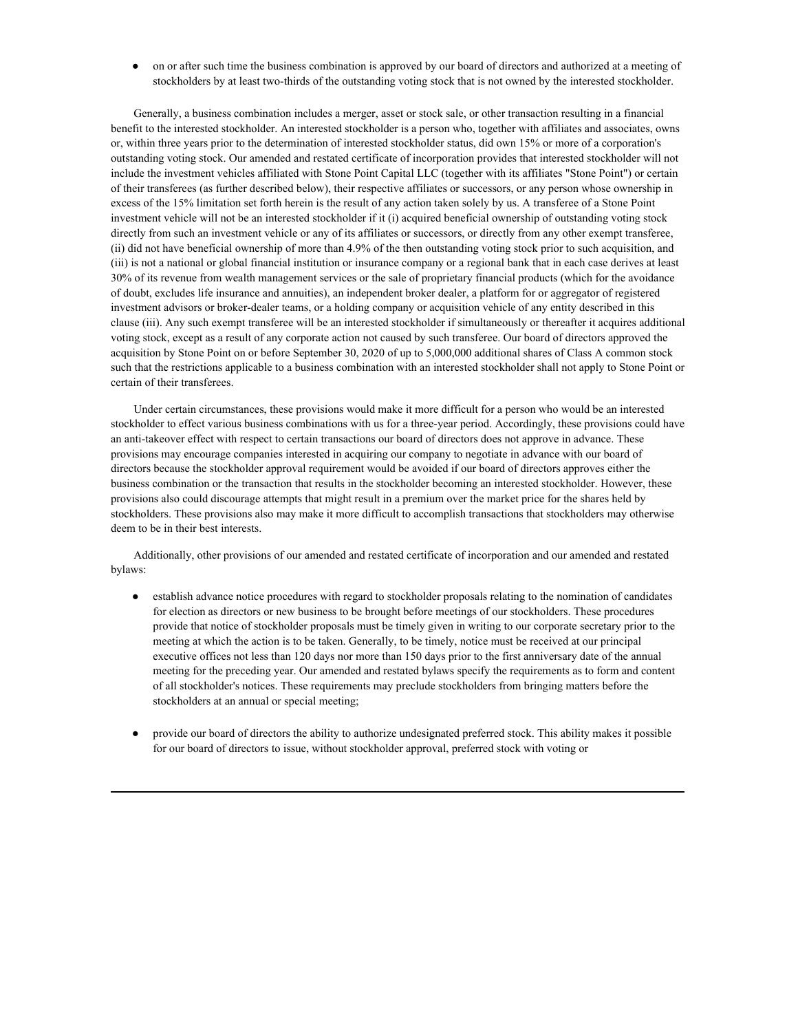- on or after such time the business combination is approved by our board of directors and authorized at a meeting of stockholders by at least two-thirds of the outstanding voting stock that is not owned by the interested stockholder.

Generally, a business combination includes a merger, asset or stock sale, or other transaction resulting in a financial benefit to the interested stockholder. An interested stockholder is a person who, together with affiliates and associates, owns or, within three years prior to the determination of interested stockholder status, did own 15% or more of a corporation's outstanding voting stock. Our amended and restated certificate of incorporation provides that interested stockholder will not include the investment vehicles affiliated with Stone Point Capital LLC (together with its affiliates "Stone Point") or certain of their transferees (as further described below), their respective affiliates or successors, or any person whose ownership in excess of the 15% limitation set forth herein is the result of any action taken solely by us. A transferee of a Stone Point investment vehicle will not be an interested stockholder if it (i) acquired beneficial ownership of outstanding voting stock directly from such an investment vehicle or any of its affiliates or successors, or directly from any other exempt transferee, (ii) did not have beneficial ownership of more than 4.9% of the then outstanding voting stock prior to such acquisition, and (iii) is not a national or global financial institution or insurance company or a regional bank that in each case derives at least 30% of its revenue from wealth management services or the sale of proprietary financial products (which for the avoidance of doubt, excludes life insurance and annuities), an independent broker dealer, a platform for or aggregator of registered investment advisors or broker-dealer teams, or a holding company or acquisition vehicle of any entity described in this clause (iii). Any such exempt transferee will be an interested stockholder if simultaneously or thereafter it acquires additional voting stock, except as a result of any corporate action not caused by such transferee. Our board of directors approved the acquisition by Stone Point on or before September 30, 2020 of up to 5,000,000 additional shares of Class A common stock such that the restrictions applicable to a business combination with an interested stockholder shall not apply to Stone Point or certain of their transferees.

Under certain circumstances, these provisions would make it more difficult for a person who would be an interested stockholder to effect various business combinations with us for a three-year period. Accordingly, these provisions could have an anti-takeover effect with respect to certain transactions our board of directors does not approve in advance. These provisions may encourage companies interested in acquiring our company to negotiate in advance with our board of directors because the stockholder approval requirement would be avoided if our board of directors approves either the business combination or the transaction that results in the stockholder becoming an interested stockholder. However, these provisions also could discourage attempts that might result in a premium over the market price for the shares held by stockholders. These provisions also may make it more difficult to accomplish transactions that stockholders may otherwise deem to be in their best interests.

Additionally, other provisions of our amended and restated certificate of incorporation and our amended and restated bylaws:

- establish advance notice procedures with regard to stockholder proposals relating to the nomination of candidates for election as directors or new business to be brought before meetings of our stockholders. These procedures provide that notice of stockholder proposals must be timely given in writing to our corporate secretary prior to the meeting at which the action is to be taken. Generally, to be timely, notice must be received at our principal executive offices not less than 120 days nor more than 150 days prior to the first anniversary date of the annual meeting for the preceding year. Our amended and restated bylaws specify the requirements as to form and content of all stockholder's notices. These requirements may preclude stockholders from bringing matters before the stockholders at an annual or special meeting;

- provide our board of directors the ability to authorize undesignated preferred stock. This ability makes it possible for our board of directors to issue, without stockholder approval, preferred stock with voting or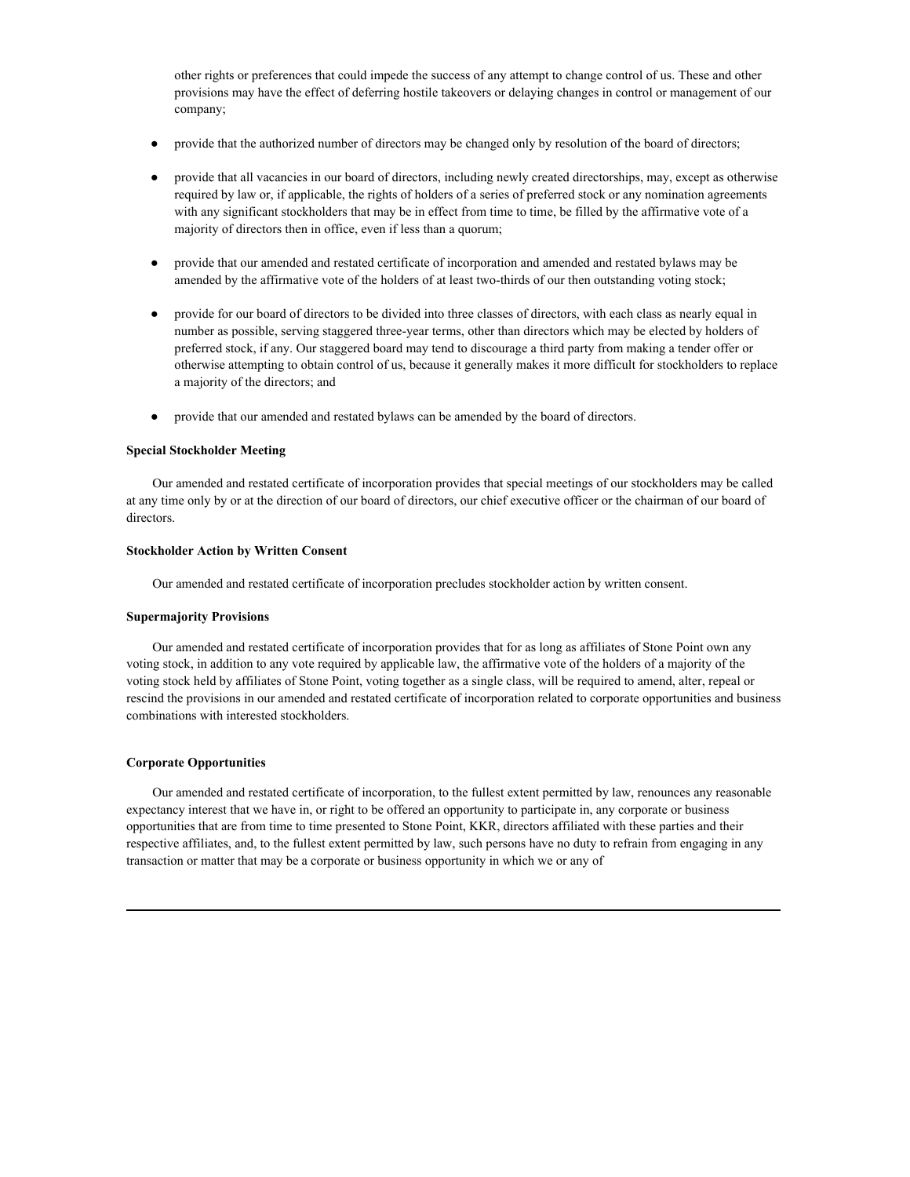other rights or preferences that could impede the success of any attempt to change control of us. These and other provisions may have the effect of deferring hostile takeovers or delaying changes in control or management of our company;

- provide that the authorized number of directors may be changed only by resolution of the board of directors;
- provide that all vacancies in our board of directors, including newly created directorships, may, except as otherwise required by law or, if applicable, the rights of holders of a series of preferred stock or any nomination agreements with any significant stockholders that may be in effect from time to time, be filled by the affirmative vote of a majority of directors then in office, even if less than a quorum;
- provide that our amended and restated certificate of incorporation and amended and restated bylaws may be amended by the affirmative vote of the holders of at least two-thirds of our then outstanding voting stock;
- provide for our board of directors to be divided into three classes of directors, with each class as nearly equal in number as possible, serving staggered three-year terms, other than directors which may be elected by holders of preferred stock, if any. Our staggered board may tend to discourage a third party from making a tender offer or otherwise attempting to obtain control of us, because it generally makes it more difficult for stockholders to replace a majority of the directors; and
- provide that our amended and restated bylaws can be amended by the board of directors.

**Special Stockholder Meeting**

Our amended and restated certificate of incorporation provides that special meetings of our stockholders may be called at any time only by or at the direction of our board of directors, our chief executive officer or the chairman of our board of directors.

**Stockholder Action by Written Consent**

Our amended and restated certificate of incorporation precludes stockholder action by written consent.

**Supermajority Provisions**

Our amended and restated certificate of incorporation provides that for as long as affiliates of Stone Point own any voting stock, in addition to any vote required by applicable law, the affirmative vote of the holders of a majority of the voting stock held by affiliates of Stone Point, voting together as a single class, will be required to amend, alter, repeal or rescind the provisions in our amended and restated certificate of incorporation related to corporate opportunities and business combinations with interested stockholders.

**Corporate Opportunities**

Our amended and restated certificate of incorporation, to the fullest extent permitted by law, renounces any reasonable expectancy interest that we have in, or right to be offered an opportunity to participate in, any corporate or business opportunities that are from time to time presented to Stone Point, KKR, directors affiliated with these parties and their respective affiliates, and, to the fullest extent permitted by law, such persons have no duty to refrain from engaging in any transaction or matter that may be a corporate or business opportunity in which we or any of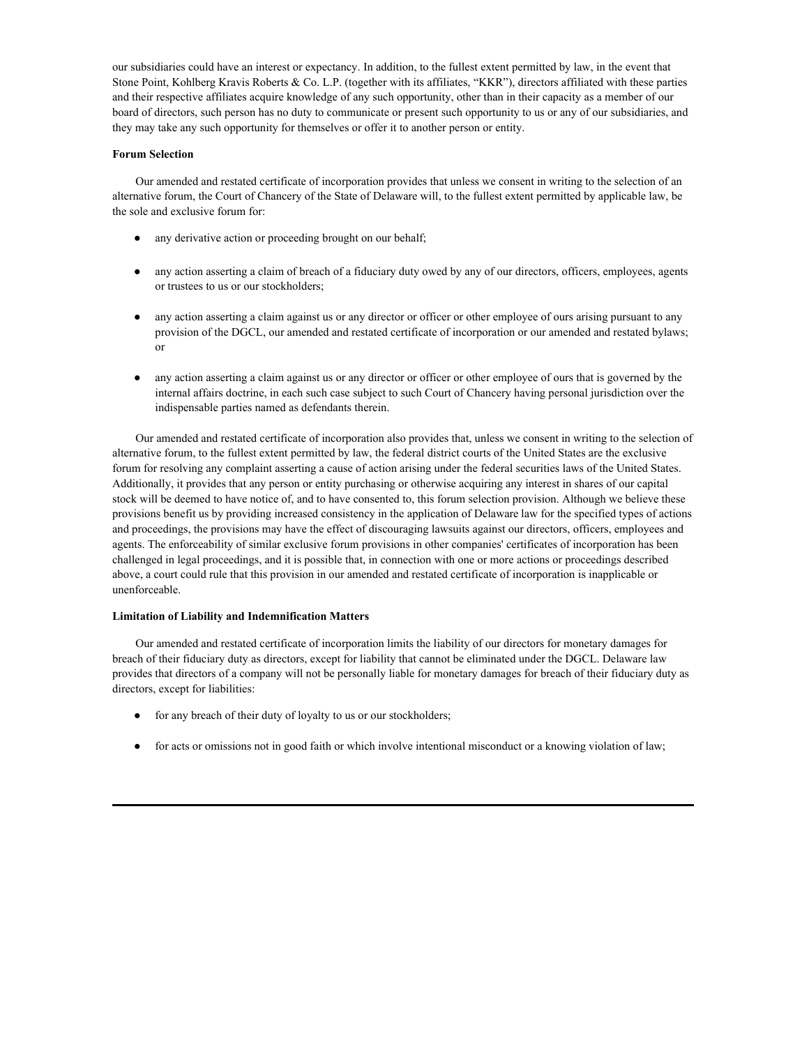our subsidiaries could have an interest or expectancy. In addition, to the fullest extent permitted by law, in the event that Stone Point, Kohlberg Kravis Roberts & Co. L.P. (together with its affiliates, "KKR"), directors affiliated with these parties and their respective affiliates acquire knowledge of any such opportunity, other than in their capacity as a member of our board of directors, such person has no duty to communicate or present such opportunity to us or any of our subsidiaries, and they may take any such opportunity for themselves or offer it to another person or entity.

**Forum Selection**

Our amended and restated certificate of incorporation provides that unless we consent in writing to the selection of an alternative forum, the Court of Chancery of the State of Delaware will, to the fullest extent permitted by applicable law, be the sole and exclusive forum for:

- any derivative action or proceeding brought on our behalf;
- any action asserting a claim of breach of a fiduciary duty owed by any of our directors, officers, employees, agents or trustees to us or our stockholders;
- any action asserting a claim against us or any director or officer or other employee of ours arising pursuant to any provision of the DGCL, our amended and restated certificate of incorporation or our amended and restated bylaws; or
- any action asserting a claim against us or any director or officer or other employee of ours that is governed by the internal affairs doctrine, in each such case subject to such Court of Chancery having personal jurisdiction over the indispensable parties named as defendants therein.

Our amended and restated certificate of incorporation also provides that, unless we consent in writing to the selection of alternative forum, to the fullest extent permitted by law, the federal district courts of the United States are the exclusive forum for resolving any complaint asserting a cause of action arising under the federal securities laws of the United States. Additionally, it provides that any person or entity purchasing or otherwise acquiring any interest in shares of our capital stock will be deemed to have notice of, and to have consented to, this forum selection provision. Although we believe these provisions benefit us by providing increased consistency in the application of Delaware law for the specified types of actions and proceedings, the provisions may have the effect of discouraging lawsuits against our directors, officers, employees and agents. The enforceability of similar exclusive forum provisions in other companies' certificates of incorporation has been challenged in legal proceedings, and it is possible that, in connection with one or more actions or proceedings described above, a court could rule that this provision in our amended and restated certificate of incorporation is inapplicable or unenforceable.

**Limitation of Liability and Indemnification Matters**

Our amended and restated certificate of incorporation limits the liability of our directors for monetary damages for breach of their fiduciary duty as directors, except for liability that cannot be eliminated under the DGCL. Delaware law provides that directors of a company will not be personally liable for monetary damages for breach of their fiduciary duty as directors, except for liabilities:

- for any breach of their duty of loyalty to us or our stockholders;
- for acts or omissions not in good faith or which involve intentional misconduct or a knowing violation of law;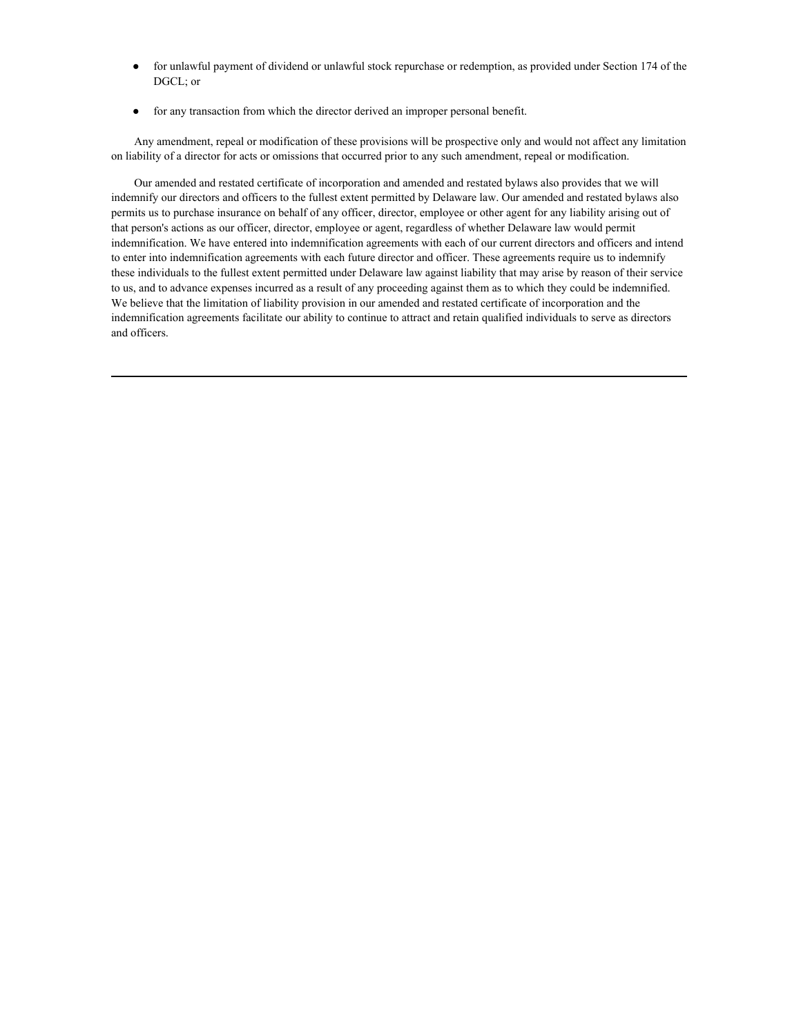- for unlawful payment of dividend or unlawful stock repurchase or redemption, as provided under Section 174 of the DGCL; or
- for any transaction from which the director derived an improper personal benefit.

Any amendment, repeal or modification of these provisions will be prospective only and would not affect any limitation on liability of a director for acts or omissions that occurred prior to any such amendment, repeal or modification.

Our amended and restated certificate of incorporation and amended and restated bylaws also provides that we will indemnify our directors and officers to the fullest extent permitted by Delaware law. Our amended and restated bylaws also permits us to purchase insurance on behalf of any officer, director, employee or other agent for any liability arising out of that person's actions as our officer, director, employee or agent, regardless of whether Delaware law would permit indemnification. We have entered into indemnification agreements with each of our current directors and officers and intend to enter into indemnification agreements with each future director and officer. These agreements require us to indemnify these individuals to the fullest extent permitted under Delaware law against liability that may arise by reason of their service to us, and to advance expenses incurred as a result of any proceeding against them as to which they could be indemnified. We believe that the limitation of liability provision in our amended and restated certificate of incorporation and the indemnification agreements facilitate our ability to continue to attract and retain qualified individuals to serve as directors and officers.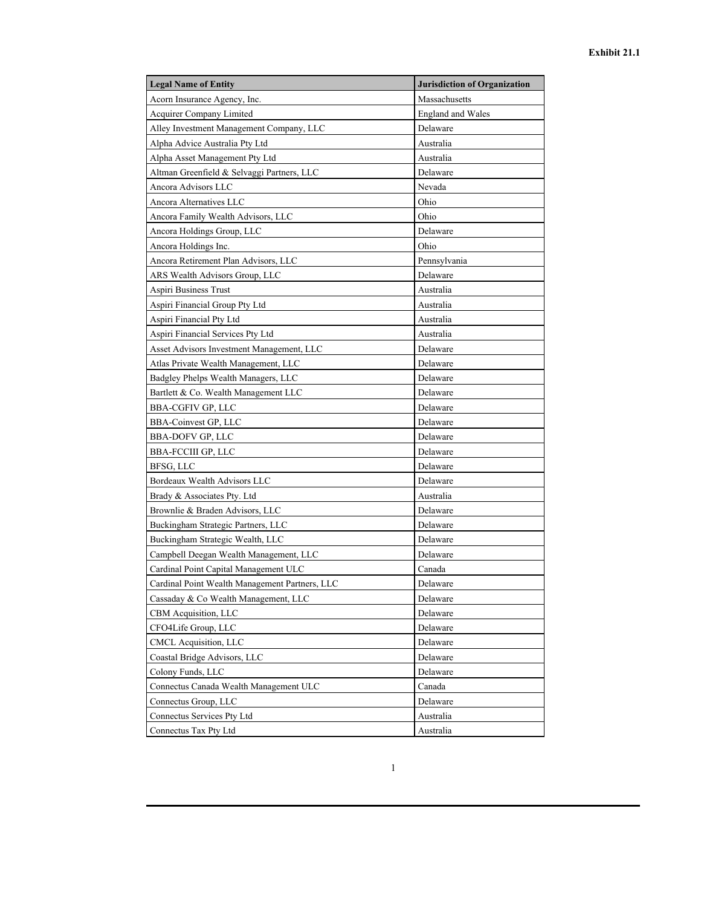**Exhibit 21.1**

| Legal Name of Entity | Jurisdiction of Organization |
|---|---|
| Acorn Insurance Agency, Inc. | Massachusetts |
| Acquirer Company Limited | England and Wales |
| Alley Investment Management Company, LLC | Delaware |
| Alpha Advice Australia Pty Ltd | Australia |
| Alpha Asset Management Pty Ltd | Australia |
| Altman Greenfield & Selvaggi Partners, LLC | Delaware |
| Ancora Advisors LLC | Nevada |
| Ancora Alternatives LLC | Ohio |
| Ancora Family Wealth Advisors, LLC | Ohio |
| Ancora Holdings Group, LLC | Delaware |
| Ancora Holdings Inc. | Ohio |
| Ancora Retirement Plan Advisors, LLC | Pennsylvania |
| ARS Wealth Advisors Group, LLC | Delaware |
| Aspiri Business Trust | Australia |
| Aspiri Financial Group Pty Ltd | Australia |
| Aspiri Financial Pty Ltd | Australia |
| Aspiri Financial Services Pty Ltd | Australia |
| Asset Advisors Investment Management, LLC | Delaware |
| Atlas Private Wealth Management, LLC | Delaware |
| Badgley Phelps Wealth Managers, LLC | Delaware |
| Bartlett & Co. Wealth Management LLC | Delaware |
| BBA-CGFIV GP, LLC | Delaware |
| BBA-Coinvest GP, LLC | Delaware |
| BBA-DOFV GP, LLC | Delaware |
| BBA-FCCIII GP, LLC | Delaware |
| BFSG, LLC | Delaware |
| Bordeaux Wealth Advisors LLC | Delaware |
| Brady & Associates Pty. Ltd | Australia |
| Brownlie & Braden Advisors, LLC | Delaware |
| Buckingham Strategic Partners, LLC | Delaware |
| Buckingham Strategic Wealth, LLC | Delaware |
| Campbell Deegan Wealth Management, LLC | Delaware |
| Cardinal Point Capital Management ULC | Canada |
| Cardinal Point Wealth Management Partners, LLC | Delaware |
| Cassaday & Co Wealth Management, LLC | Delaware |
| CBM Acquisition, LLC | Delaware |
| CFO4Life Group, LLC | Delaware |
| CMCL Acquisition, LLC | Delaware |
| Coastal Bridge Advisors, LLC | Delaware |
| Colony Funds, LLC | Delaware |
| Connectus Canada Wealth Management ULC | Canada |
| Connectus Group, LLC | Delaware |
| Connectus Services Pty Ltd | Australia |
| Connectus Tax Pty Ltd | Australia |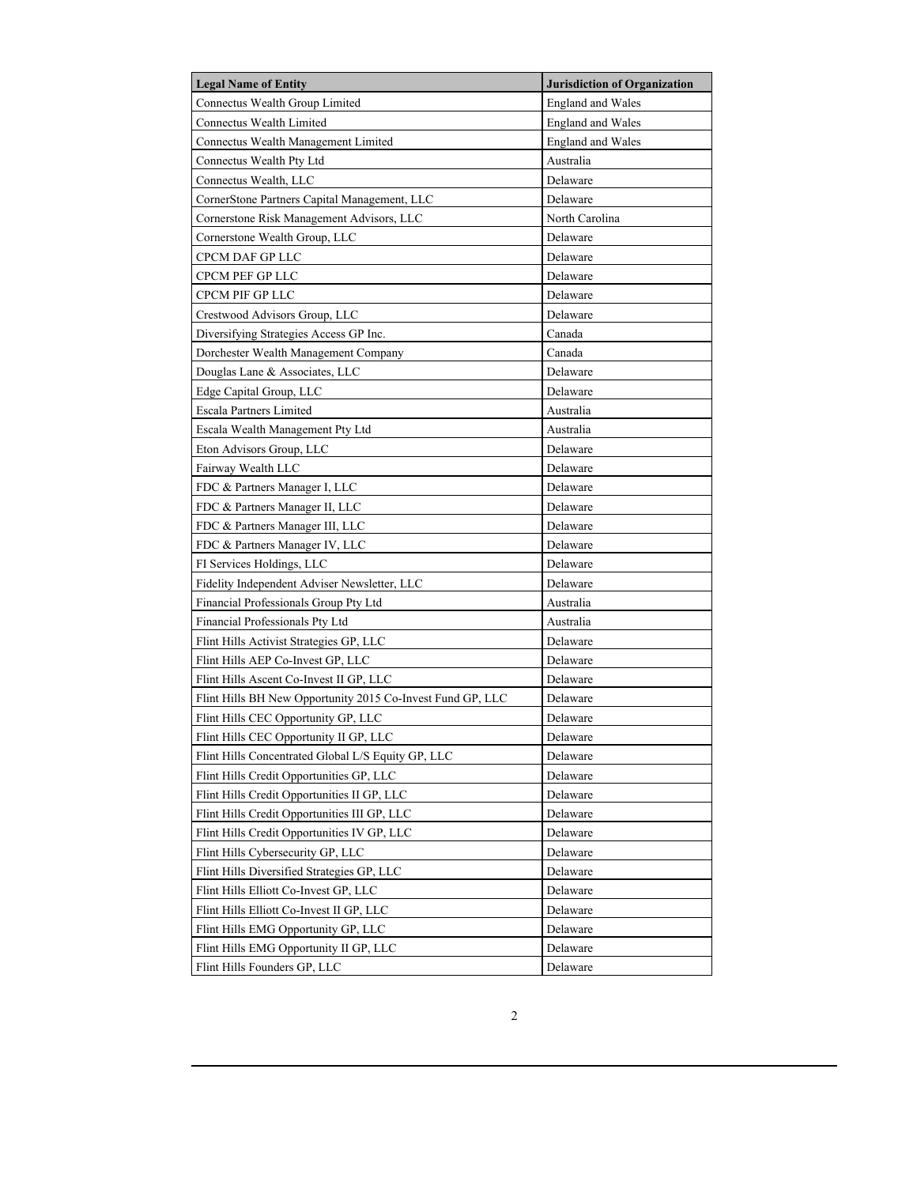| Legal Name of Entity | Jurisdiction of Organization |
| --- | --- |
| Connectus Wealth Group Limited | England and Wales |
| Connectus Wealth Limited | England and Wales |
| Connectus Wealth Management Limited | England and Wales |
| Connectus Wealth Pty Ltd | Australia |
| Connectus Wealth, LLC | Delaware |
| CornerStone Partners Capital Management, LLC | Delaware |
| Cornerstone Risk Management Advisors, LLC | North Carolina |
| Cornerstone Wealth Group, LLC | Delaware |
| CPCM DAF GP LLC | Delaware |
| CPCM PEF GP LLC | Delaware |
| CPCM PIF GP LLC | Delaware |
| Crestwood Advisors Group, LLC | Delaware |
| Diversifying Strategies Access GP Inc. | Canada |
| Dorchester Wealth Management Company | Canada |
| Douglas Lane & Associates, LLC | Delaware |
| Edge Capital Group, LLC | Delaware |
| Escala Partners Limited | Australia |
| Escala Wealth Management Pty Ltd | Australia |
| Eton Advisors Group, LLC | Delaware |
| Fairway Wealth LLC | Delaware |
| FDC & Partners Manager I, LLC | Delaware |
| FDC & Partners Manager II, LLC | Delaware |
| FDC & Partners Manager III, LLC | Delaware |
| FDC & Partners Manager IV, LLC | Delaware |
| FI Services Holdings, LLC | Delaware |
| Fidelity Independent Adviser Newsletter, LLC | Delaware |
| Financial Professionals Group Pty Ltd | Australia |
| Financial Professionals Pty Ltd | Australia |
| Flint Hills Activist Strategies GP, LLC | Delaware |
| Flint Hills AEP Co-Invest GP, LLC | Delaware |
| Flint Hills Ascent Co-Invest II GP, LLC | Delaware |
| Flint Hills BH New Opportunity 2015 Co-Invest Fund GP, LLC | Delaware |
| Flint Hills CEC Opportunity GP, LLC | Delaware |
| Flint Hills CEC Opportunity II GP, LLC | Delaware |
| Flint Hills Concentrated Global L/S Equity GP, LLC | Delaware |
| Flint Hills Credit Opportunities GP, LLC | Delaware |
| Flint Hills Credit Opportunities II GP, LLC | Delaware |
| Flint Hills Credit Opportunities III GP, LLC | Delaware |
| Flint Hills Credit Opportunities IV GP, LLC | Delaware |
| Flint Hills Cybersecurity GP, LLC | Delaware |
| Flint Hills Diversified Strategies GP, LLC | Delaware |
| Flint Hills Elliott Co-Invest GP, LLC | Delaware |
| Flint Hills Elliott Co-Invest II GP, LLC | Delaware |
| Flint Hills EMG Opportunity GP, LLC | Delaware |
| Flint Hills EMG Opportunity II GP, LLC | Delaware |
| Flint Hills Founders GP, LLC | Delaware |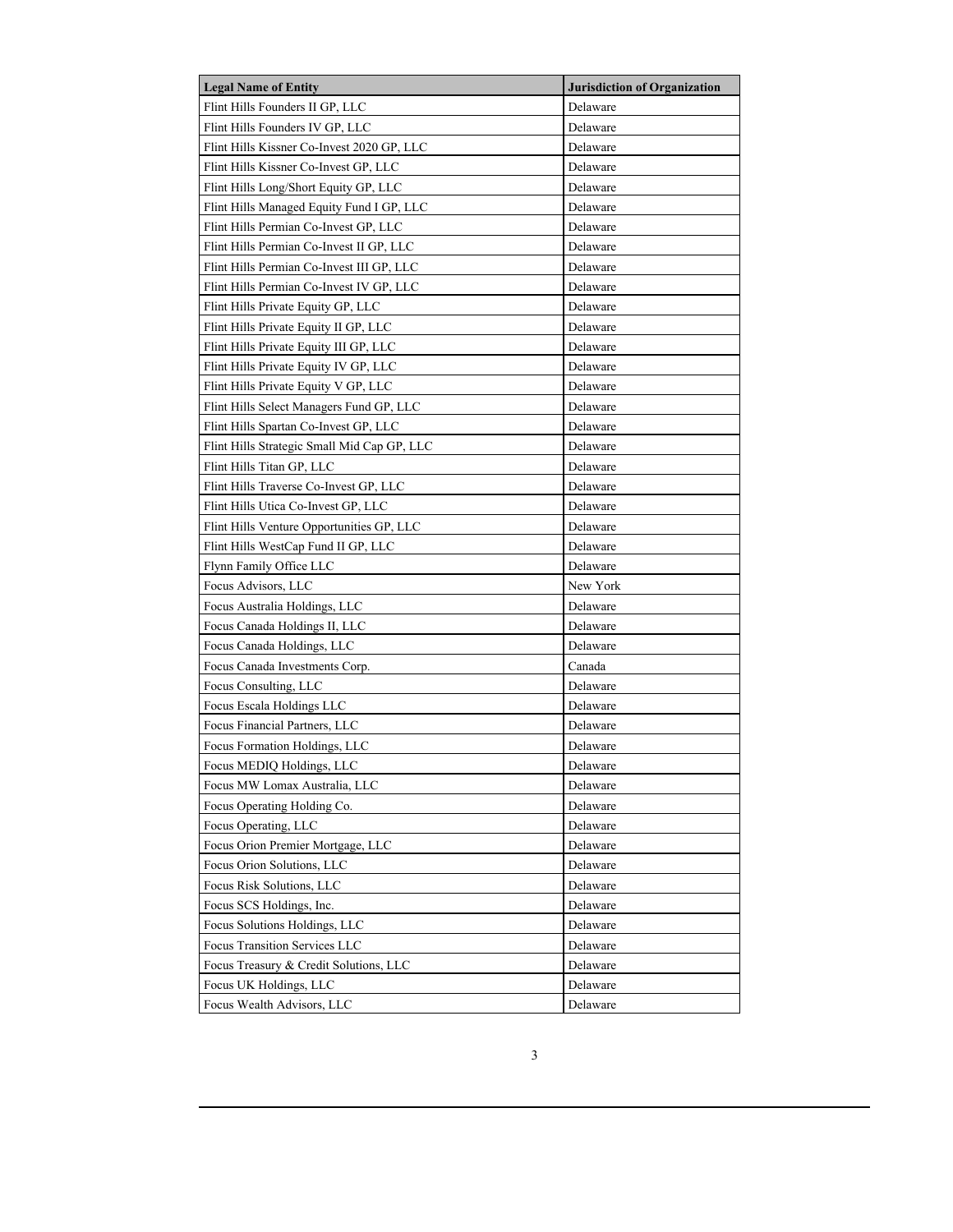| Legal Name of Entity | Jurisdiction of Organization |
|---|---|
| Flint Hills Founders II GP, LLC | Delaware |
| Flint Hills Founders IV GP, LLC | Delaware |
| Flint Hills Kissner Co-Invest 2020 GP, LLC | Delaware |
| Flint Hills Kissner Co-Invest GP, LLC | Delaware |
| Flint Hills Long/Short Equity GP, LLC | Delaware |
| Flint Hills Managed Equity Fund I GP, LLC | Delaware |
| Flint Hills Permian Co-Invest GP, LLC | Delaware |
| Flint Hills Permian Co-Invest II GP, LLC | Delaware |
| Flint Hills Permian Co-Invest III GP, LLC | Delaware |
| Flint Hills Permian Co-Invest IV GP, LLC | Delaware |
| Flint Hills Private Equity GP, LLC | Delaware |
| Flint Hills Private Equity II GP, LLC | Delaware |
| Flint Hills Private Equity III GP, LLC | Delaware |
| Flint Hills Private Equity IV GP, LLC | Delaware |
| Flint Hills Private Equity V GP, LLC | Delaware |
| Flint Hills Select Managers Fund GP, LLC | Delaware |
| Flint Hills Spartan Co-Invest GP, LLC | Delaware |
| Flint Hills Strategic Small Mid Cap GP, LLC | Delaware |
| Flint Hills Titan GP, LLC | Delaware |
| Flint Hills Traverse Co-Invest GP, LLC | Delaware |
| Flint Hills Utica Co-Invest GP, LLC | Delaware |
| Flint Hills Venture Opportunities GP, LLC | Delaware |
| Flint Hills WestCap Fund II GP, LLC | Delaware |
| Flynn Family Office LLC | Delaware |
| Focus Advisors, LLC | New York |
| Focus Australia Holdings, LLC | Delaware |
| Focus Canada Holdings II, LLC | Delaware |
| Focus Canada Holdings, LLC | Delaware |
| Focus Canada Investments Corp. | Canada |
| Focus Consulting, LLC | Delaware |
| Focus Escala Holdings LLC | Delaware |
| Focus Financial Partners, LLC | Delaware |
| Focus Formation Holdings, LLC | Delaware |
| Focus MEDIQ Holdings, LLC | Delaware |
| Focus MW Lomax Australia, LLC | Delaware |
| Focus Operating Holding Co. | Delaware |
| Focus Operating, LLC | Delaware |
| Focus Orion Premier Mortgage, LLC | Delaware |
| Focus Orion Solutions, LLC | Delaware |
| Focus Risk Solutions, LLC | Delaware |
| Focus SCS Holdings, Inc. | Delaware |
| Focus Solutions Holdings, LLC | Delaware |
| Focus Transition Services LLC | Delaware |
| Focus Treasury & Credit Solutions, LLC | Delaware |
| Focus UK Holdings, LLC | Delaware |
| Focus Wealth Advisors, LLC | Delaware |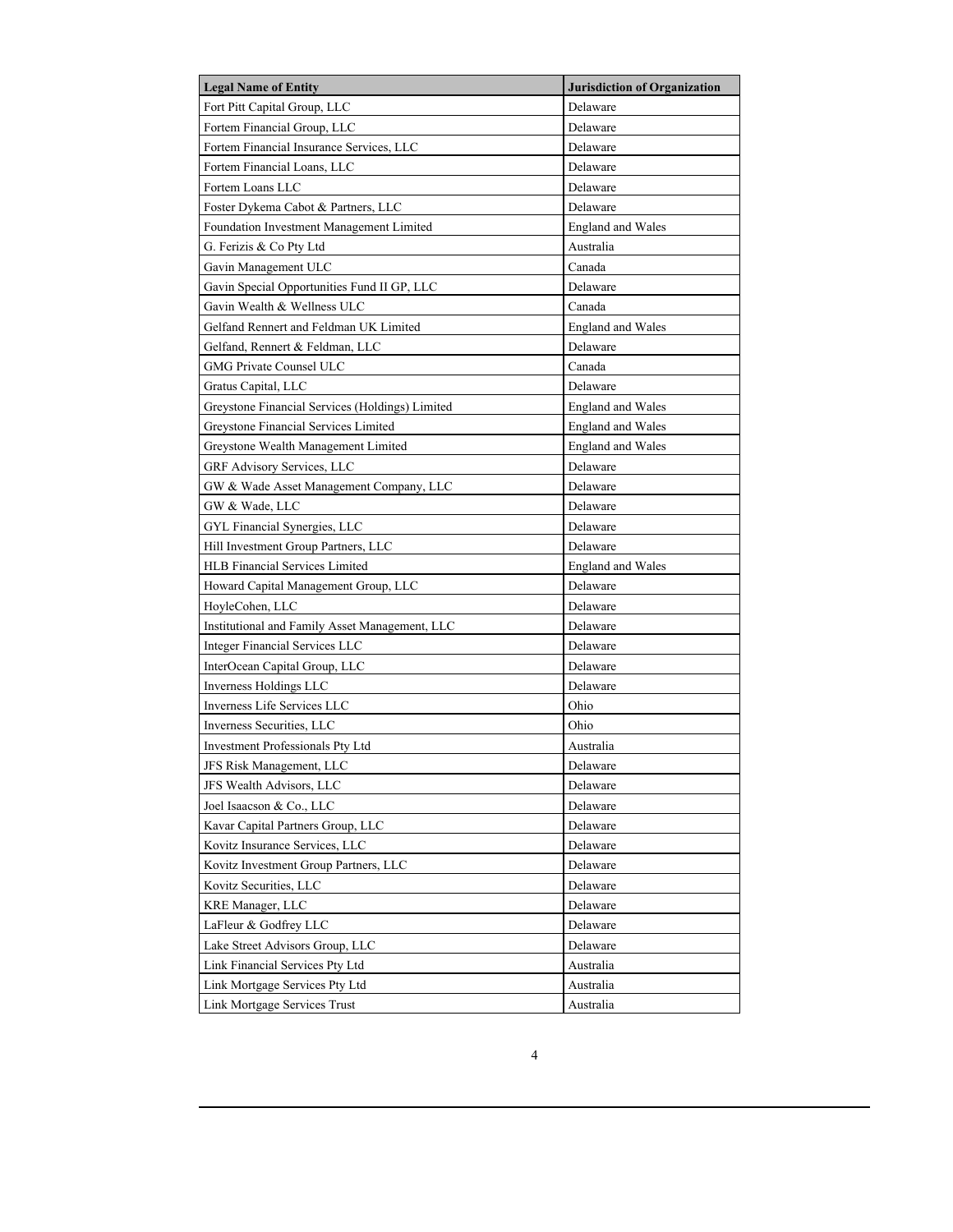| Legal Name of Entity | Jurisdiction of Organization |
|---|---|
| Fort Pitt Capital Group, LLC | Delaware |
| Fortem Financial Group, LLC | Delaware |
| Fortem Financial Insurance Services, LLC | Delaware |
| Fortem Financial Loans, LLC | Delaware |
| Fortem Loans LLC | Delaware |
| Foster Dykema Cabot & Partners, LLC | Delaware |
| Foundation Investment Management Limited | England and Wales |
| G. Ferizis & Co Pty Ltd | Australia |
| Gavin Management ULC | Canada |
| Gavin Special Opportunities Fund II GP, LLC | Delaware |
| Gavin Wealth & Wellness ULC | Canada |
| Gelfand Rennert and Feldman UK Limited | England and Wales |
| Gelfand, Rennert & Feldman, LLC | Delaware |
| GMG Private Counsel ULC | Canada |
| Gratus Capital, LLC | Delaware |
| Greystone Financial Services (Holdings) Limited | England and Wales |
| Greystone Financial Services Limited | England and Wales |
| Greystone Wealth Management Limited | England and Wales |
| GRF Advisory Services, LLC | Delaware |
| GW & Wade Asset Management Company, LLC | Delaware |
| GW & Wade, LLC | Delaware |
| GYL Financial Synergies, LLC | Delaware |
| Hill Investment Group Partners, LLC | Delaware |
| HLB Financial Services Limited | England and Wales |
| Howard Capital Management Group, LLC | Delaware |
| HoyleCohen, LLC | Delaware |
| Institutional and Family Asset Management, LLC | Delaware |
| Integer Financial Services LLC | Delaware |
| InterOcean Capital Group, LLC | Delaware |
| Inverness Holdings LLC | Delaware |
| Inverness Life Services LLC | Ohio |
| Inverness Securities, LLC | Ohio |
| Investment Professionals Pty Ltd | Australia |
| JFS Risk Management, LLC | Delaware |
| JFS Wealth Advisors, LLC | Delaware |
| Joel Isaacson & Co., LLC | Delaware |
| Kavar Capital Partners Group, LLC | Delaware |
| Kovitz Insurance Services, LLC | Delaware |
| Kovitz Investment Group Partners, LLC | Delaware |
| Kovitz Securities, LLC | Delaware |
| KRE Manager, LLC | Delaware |
| LaFleur & Godfrey LLC | Delaware |
| Lake Street Advisors Group, LLC | Delaware |
| Link Financial Services Pty Ltd | Australia |
| Link Mortgage Services Pty Ltd | Australia |
| Link Mortgage Services Trust | Australia |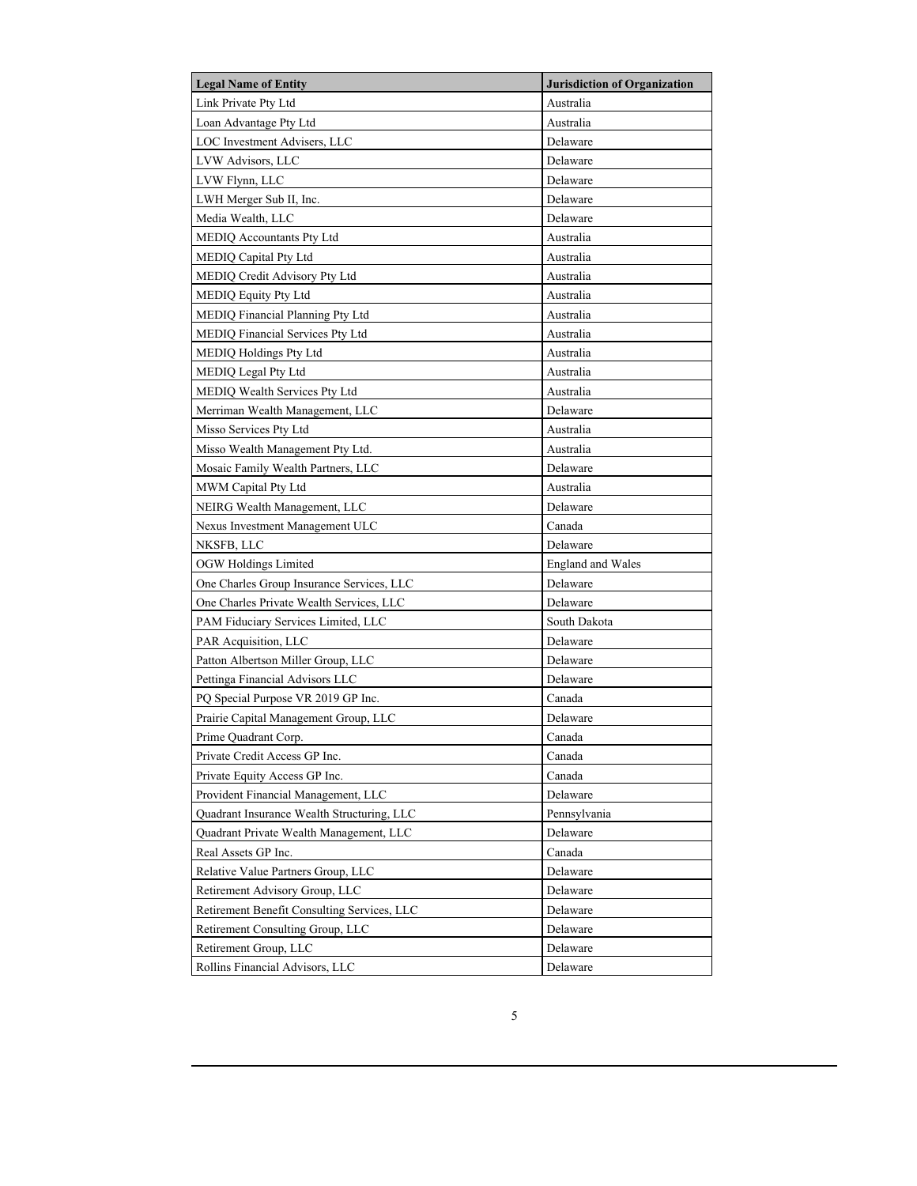| Legal Name of Entity | Jurisdiction of Organization |
|---|---|
| Link Private Pty Ltd | Australia |
| Loan Advantage Pty Ltd | Australia |
| LOC Investment Advisers, LLC | Delaware |
| LVW Advisors, LLC | Delaware |
| LVW Flynn, LLC | Delaware |
| LWH Merger Sub II, Inc. | Delaware |
| Media Wealth, LLC | Delaware |
| MEDIQ Accountants Pty Ltd | Australia |
| MEDIQ Capital Pty Ltd | Australia |
| MEDIQ Credit Advisory Pty Ltd | Australia |
| MEDIQ Equity Pty Ltd | Australia |
| MEDIQ Financial Planning Pty Ltd | Australia |
| MEDIQ Financial Services Pty Ltd | Australia |
| MEDIQ Holdings Pty Ltd | Australia |
| MEDIQ Legal Pty Ltd | Australia |
| MEDIQ Wealth Services Pty Ltd | Australia |
| Merriman Wealth Management, LLC | Delaware |
| Misso Services Pty Ltd | Australia |
| Misso Wealth Management Pty Ltd. | Australia |
| Mosaic Family Wealth Partners, LLC | Delaware |
| MWM Capital Pty Ltd | Australia |
| NEIRG Wealth Management, LLC | Delaware |
| Nexus Investment Management ULC | Canada |
| NKSFB, LLC | Delaware |
| OGW Holdings Limited | England and Wales |
| One Charles Group Insurance Services, LLC | Delaware |
| One Charles Private Wealth Services, LLC | Delaware |
| PAM Fiduciary Services Limited, LLC | South Dakota |
| PAR Acquisition, LLC | Delaware |
| Patton Albertson Miller Group, LLC | Delaware |
| Pettinga Financial Advisors LLC | Delaware |
| PQ Special Purpose VR 2019 GP Inc. | Canada |
| Prairie Capital Management Group, LLC | Delaware |
| Prime Quadrant Corp. | Canada |
| Private Credit Access GP Inc. | Canada |
| Private Equity Access GP Inc. | Canada |
| Provident Financial Management, LLC | Delaware |
| Quadrant Insurance Wealth Structuring, LLC | Pennsylvania |
| Quadrant Private Wealth Management, LLC | Delaware |
| Real Assets GP Inc. | Canada |
| Relative Value Partners Group, LLC | Delaware |
| Retirement Advisory Group, LLC | Delaware |
| Retirement Benefit Consulting Services, LLC | Delaware |
| Retirement Consulting Group, LLC | Delaware |
| Retirement Group, LLC | Delaware |
| Rollins Financial Advisors, LLC | Delaware |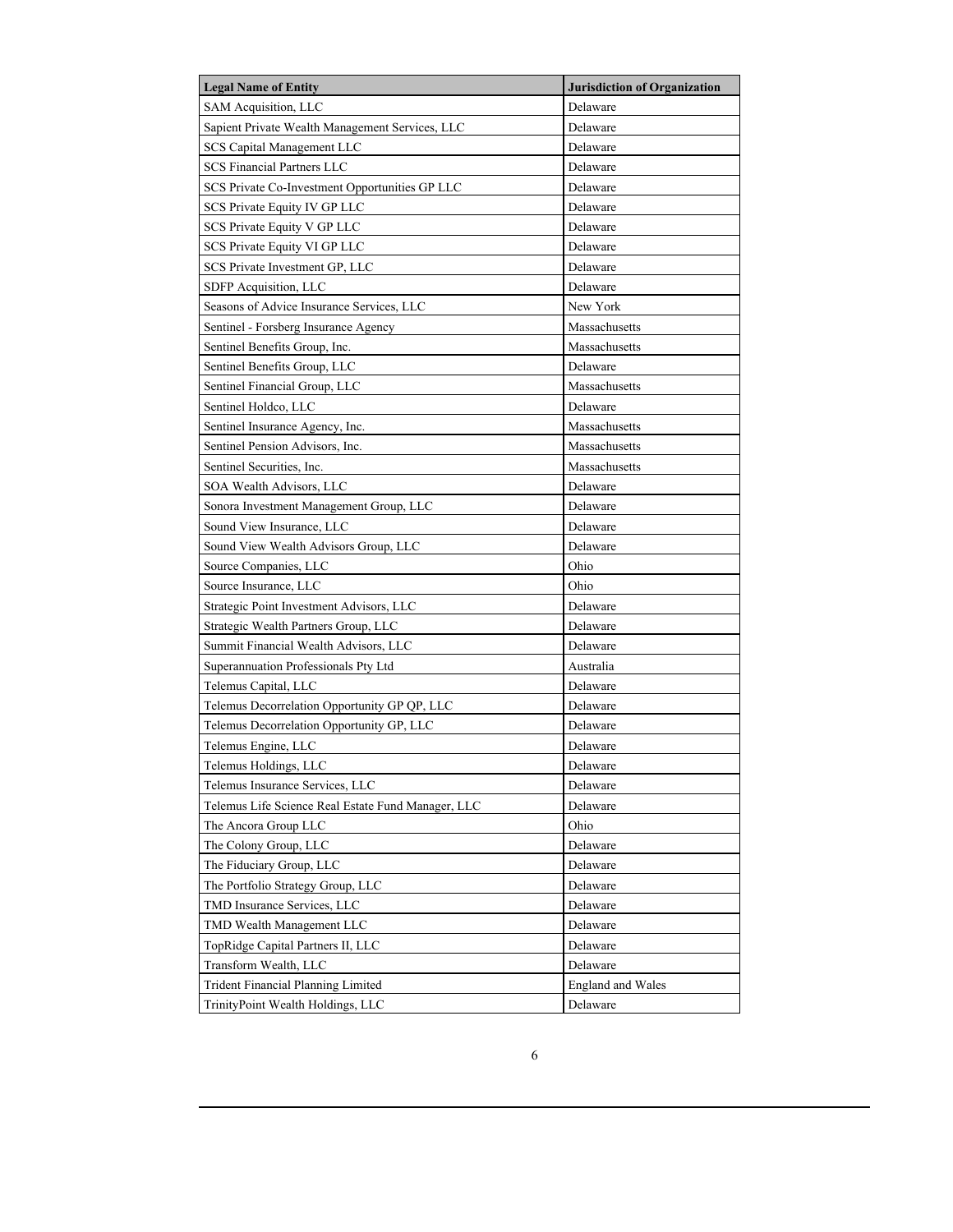| Legal Name of Entity | Jurisdiction of Organization |
| --- | --- |
| SAM Acquisition, LLC | Delaware |
| Sapient Private Wealth Management Services, LLC | Delaware |
| SCS Capital Management LLC | Delaware |
| SCS Financial Partners LLC | Delaware |
| SCS Private Co-Investment Opportunities GP LLC | Delaware |
| SCS Private Equity IV GP LLC | Delaware |
| SCS Private Equity V GP LLC | Delaware |
| SCS Private Equity VI GP LLC | Delaware |
| SCS Private Investment GP, LLC | Delaware |
| SDFP Acquisition, LLC | Delaware |
| Seasons of Advice Insurance Services, LLC | New York |
| Sentinel - Forsberg Insurance Agency | Massachusetts |
| Sentinel Benefits Group, Inc. | Massachusetts |
| Sentinel Benefits Group, LLC | Delaware |
| Sentinel Financial Group, LLC | Massachusetts |
| Sentinel Holdco, LLC | Delaware |
| Sentinel Insurance Agency, Inc. | Massachusetts |
| Sentinel Pension Advisors, Inc. | Massachusetts |
| Sentinel Securities, Inc. | Massachusetts |
| SOA Wealth Advisors, LLC | Delaware |
| Sonora Investment Management Group, LLC | Delaware |
| Sound View Insurance, LLC | Delaware |
| Sound View Wealth Advisors Group, LLC | Delaware |
| Source Companies, LLC | Ohio |
| Source Insurance, LLC | Ohio |
| Strategic Point Investment Advisors, LLC | Delaware |
| Strategic Wealth Partners Group, LLC | Delaware |
| Summit Financial Wealth Advisors, LLC | Delaware |
| Superannuation Professionals Pty Ltd | Australia |
| Telemus Capital, LLC | Delaware |
| Telemus Decorrelation Opportunity GP QP, LLC | Delaware |
| Telemus Decorrelation Opportunity GP, LLC | Delaware |
| Telemus Engine, LLC | Delaware |
| Telemus Holdings, LLC | Delaware |
| Telemus Insurance Services, LLC | Delaware |
| Telemus Life Science Real Estate Fund Manager, LLC | Delaware |
| The Ancora Group LLC | Ohio |
| The Colony Group, LLC | Delaware |
| The Fiduciary Group, LLC | Delaware |
| The Portfolio Strategy Group, LLC | Delaware |
| TMD Insurance Services, LLC | Delaware |
| TMD Wealth Management LLC | Delaware |
| TopRidge Capital Partners II, LLC | Delaware |
| Transform Wealth, LLC | Delaware |
| Trident Financial Planning Limited | England and Wales |
| TrinityPoint Wealth Holdings, LLC | Delaware |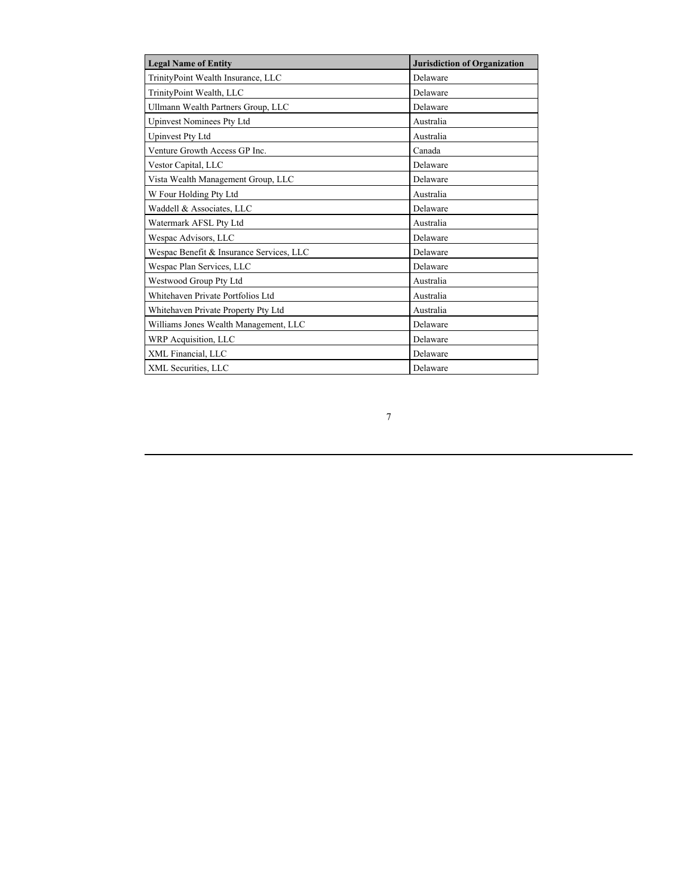| Legal Name of Entity | Jurisdiction of Organization |
| --- | --- |
| TrinityPoint Wealth Insurance, LLC | Delaware |
| TrinityPoint Wealth, LLC | Delaware |
| Ullmann Wealth Partners Group, LLC | Delaware |
| Upinvest Nominees Pty Ltd | Australia |
| Upinvest Pty Ltd | Australia |
| Venture Growth Access GP Inc. | Canada |
| Vestor Capital, LLC | Delaware |
| Vista Wealth Management Group, LLC | Delaware |
| W Four Holding Pty Ltd | Australia |
| Waddell & Associates, LLC | Delaware |
| Watermark AFSL Pty Ltd | Australia |
| Wespac Advisors, LLC | Delaware |
| Wespac Benefit & Insurance Services, LLC | Delaware |
| Wespac Plan Services, LLC | Delaware |
| Westwood Group Pty Ltd | Australia |
| Whitehaven Private Portfolios Ltd | Australia |
| Whitehaven Private Property Pty Ltd | Australia |
| Williams Jones Wealth Management, LLC | Delaware |
| WRP Acquisition, LLC | Delaware |
| XML Financial, LLC | Delaware |
| XML Securities, LLC | Delaware |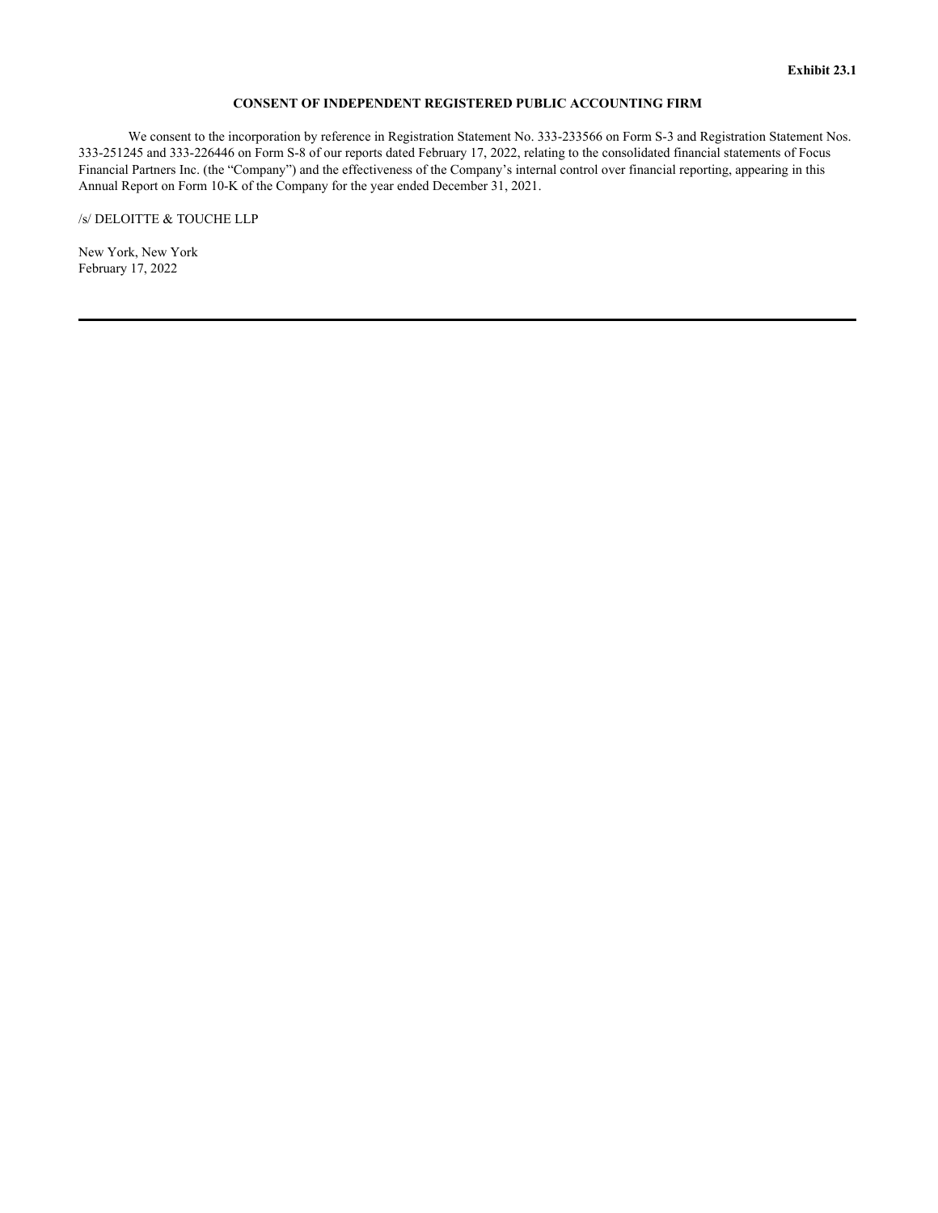**Exhibit 23.1**

**CONSENT OF INDEPENDENT REGISTERED PUBLIC ACCOUNTING FIRM**

We consent to the incorporation by reference in Registration Statement No. 333-233566 on Form S-3 and Registration Statement Nos. 333-251245 and 333-226446 on Form S-8 of our reports dated February 17, 2022, relating to the consolidated financial statements of Focus Financial Partners Inc. (the "Company") and the effectiveness of the Company's internal control over financial reporting, appearing in this Annual Report on Form 10-K of the Company for the year ended December 31, 2021.

/s/ DELOITTE & TOUCHE LLP

New York, New York
February 17, 2022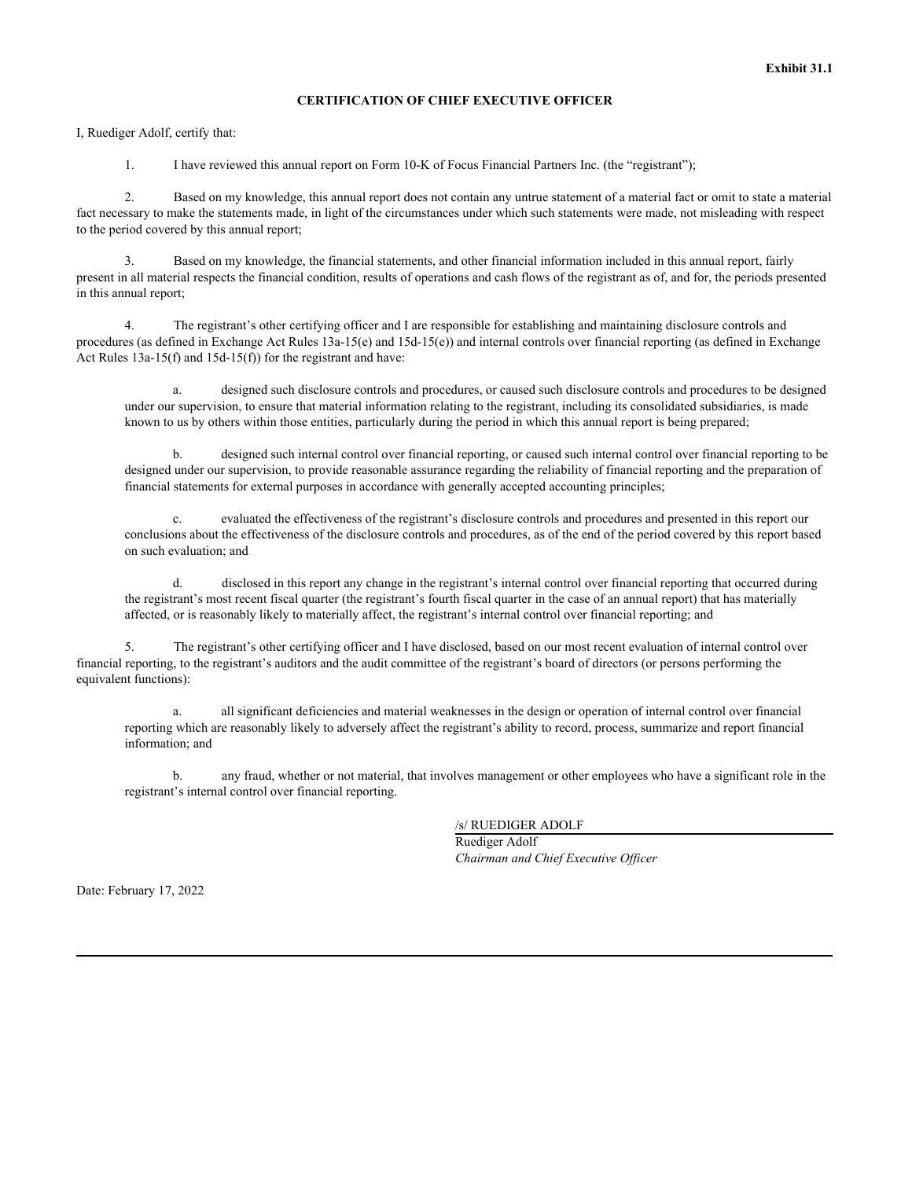**Exhibit 31.1**

**CERTIFICATION OF CHIEF EXECUTIVE OFFICER**

I, Ruediger Adolf, certify that:

1. I have reviewed this annual report on Form 10-K of Focus Financial Partners Inc. (the "registrant");

2. Based on my knowledge, this annual report does not contain any untrue statement of a material fact or omit to state a material fact necessary to make the statements made, in light of the circumstances under which such statements were made, not misleading with respect to the period covered by this annual report;

3. Based on my knowledge, the financial statements, and other financial information included in this annual report, fairly present in all material respects the financial condition, results of operations and cash flows of the registrant as of, and for, the periods presented in this annual report;

4. The registrant's other certifying officer and I are responsible for establishing and maintaining disclosure controls and procedures (as defined in Exchange Act Rules 13a-15(e) and 15d-15(e)) and internal controls over financial reporting (as defined in Exchange Act Rules 13a-15(f) and 15d-15(f)) for the registrant and have:

   a. designed such disclosure controls and procedures, or caused such disclosure controls and procedures to be designed under our supervision, to ensure that material information relating to the registrant, including its consolidated subsidiaries, is made known to us by others within those entities, particularly during the period in which this annual report is being prepared;

   b. designed such internal control over financial reporting, or caused such internal control over financial reporting to be designed under our supervision, to provide reasonable assurance regarding the reliability of financial reporting and the preparation of financial statements for external purposes in accordance with generally accepted accounting principles;

   c. evaluated the effectiveness of the registrant's disclosure controls and procedures and presented in this report our conclusions about the effectiveness of the disclosure controls and procedures, as of the end of the period covered by this report based on such evaluation; and

   d. disclosed in this report any change in the registrant's internal control over financial reporting that occurred during the registrant's most recent fiscal quarter (the registrant's fourth fiscal quarter in the case of an annual report) that has materially affected, or is reasonably likely to materially affect, the registrant's internal control over financial reporting; and

5. The registrant's other certifying officer and I have disclosed, based on our most recent evaluation of internal control over financial reporting, to the registrant's auditors and the audit committee of the registrant's board of directors (or persons performing the equivalent functions):

   a. all significant deficiencies and material weaknesses in the design or operation of internal control over financial reporting which are reasonably likely to adversely affect the registrant's ability to record, process, summarize and report financial information; and

   b. any fraud, whether or not material, that involves management or other employees who have a significant role in the registrant's internal control over financial reporting.

/s/ RUEDIGER ADOLF

Ruediger Adolf

*Chairman and Chief Executive Officer*

Date: February 17, 2022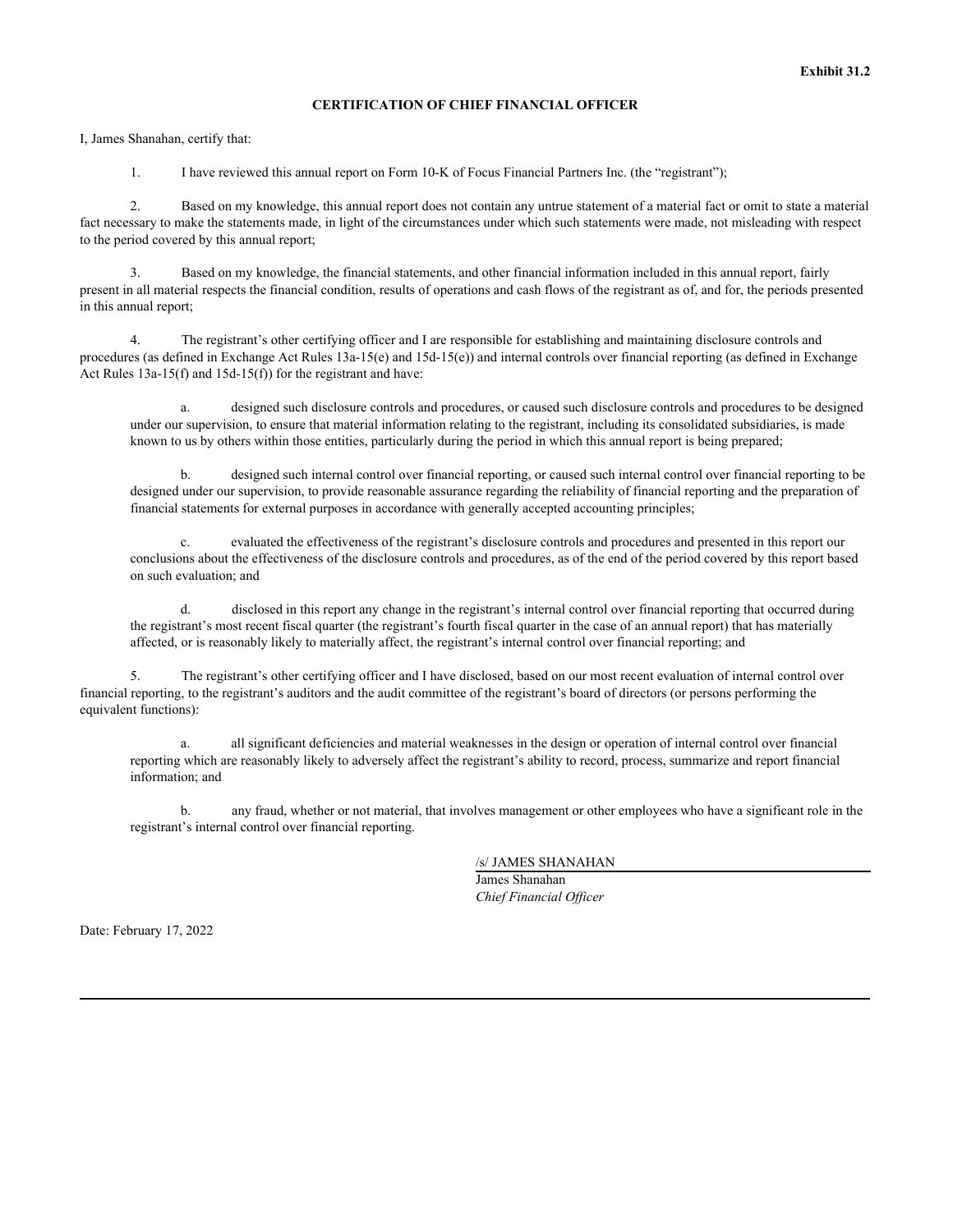**Exhibit 31.2**

**CERTIFICATION OF CHIEF FINANCIAL OFFICER**

I, James Shanahan, certify that:

1. I have reviewed this annual report on Form 10-K of Focus Financial Partners Inc. (the "registrant");

2. Based on my knowledge, this annual report does not contain any untrue statement of a material fact or omit to state a material fact necessary to make the statements made, in light of the circumstances under which such statements were made, not misleading with respect to the period covered by this annual report;

3. Based on my knowledge, the financial statements, and other financial information included in this annual report, fairly present in all material respects the financial condition, results of operations and cash flows of the registrant as of, and for, the periods presented in this annual report;

4. The registrant's other certifying officer and I are responsible for establishing and maintaining disclosure controls and procedures (as defined in Exchange Act Rules 13a-15(e) and 15d-15(e)) and internal controls over financial reporting (as defined in Exchange Act Rules 13a-15(f) and 15d-15(f)) for the registrant and have:

   a. designed such disclosure controls and procedures, or caused such disclosure controls and procedures to be designed under our supervision, to ensure that material information relating to the registrant, including its consolidated subsidiaries, is made known to us by others within those entities, particularly during the period in which this annual report is being prepared;

   b. designed such internal control over financial reporting, or caused such internal control over financial reporting to be designed under our supervision, to provide reasonable assurance regarding the reliability of financial reporting and the preparation of financial statements for external purposes in accordance with generally accepted accounting principles;

   c. evaluated the effectiveness of the registrant's disclosure controls and procedures and presented in this report our conclusions about the effectiveness of the disclosure controls and procedures, as of the end of the period covered by this report based on such evaluation; and

   d. disclosed in this report any change in the registrant's internal control over financial reporting that occurred during the registrant's most recent fiscal quarter (the registrant's fourth fiscal quarter in the case of an annual report) that has materially affected, or is reasonably likely to materially affect, the registrant's internal control over financial reporting; and

5. The registrant's other certifying officer and I have disclosed, based on our most recent evaluation of internal control over financial reporting, to the registrant's auditors and the audit committee of the registrant's board of directors (or persons performing the equivalent functions):

   a. all significant deficiencies and material weaknesses in the design or operation of internal control over financial reporting which are reasonably likely to adversely affect the registrant's ability to record, process, summarize and report financial information; and

   b. any fraud, whether or not material, that involves management or other employees who have a significant role in the registrant's internal control over financial reporting.

/s/ JAMES SHANAHAN
James Shanahan
*Chief Financial Officer*

Date: February 17, 2022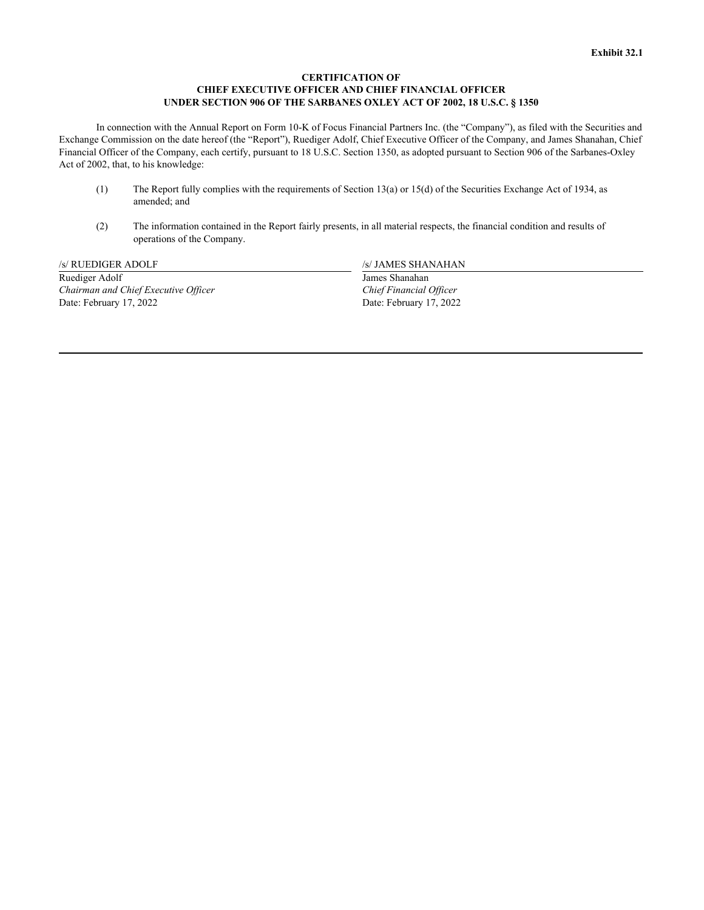**Exhibit 32.1**

**CERTIFICATION OF**
**CHIEF EXECUTIVE OFFICER AND CHIEF FINANCIAL OFFICER**
**UNDER SECTION 906 OF THE SARBANES OXLEY ACT OF 2002, 18 U.S.C. § 1350**

In connection with the Annual Report on Form 10-K of Focus Financial Partners Inc. (the "Company"), as filed with the Securities and Exchange Commission on the date hereof (the "Report"), Ruediger Adolf, Chief Executive Officer of the Company, and James Shanahan, Chief Financial Officer of the Company, each certify, pursuant to 18 U.S.C. Section 1350, as adopted pursuant to Section 906 of the Sarbanes-Oxley Act of 2002, that, to his knowledge:

(1) The Report fully complies with the requirements of Section 13(a) or 15(d) of the Securities Exchange Act of 1934, as amended; and

(2) The information contained in the Report fairly presents, in all material respects, the financial condition and results of operations of the Company.

/s/ RUEDIGER ADOLF
Ruediger Adolf
*Chairman and Chief Executive Officer*
Date: February 17, 2022

/s/ JAMES SHANAHAN
James Shanahan
*Chief Financial Officer*
Date: February 17, 2022